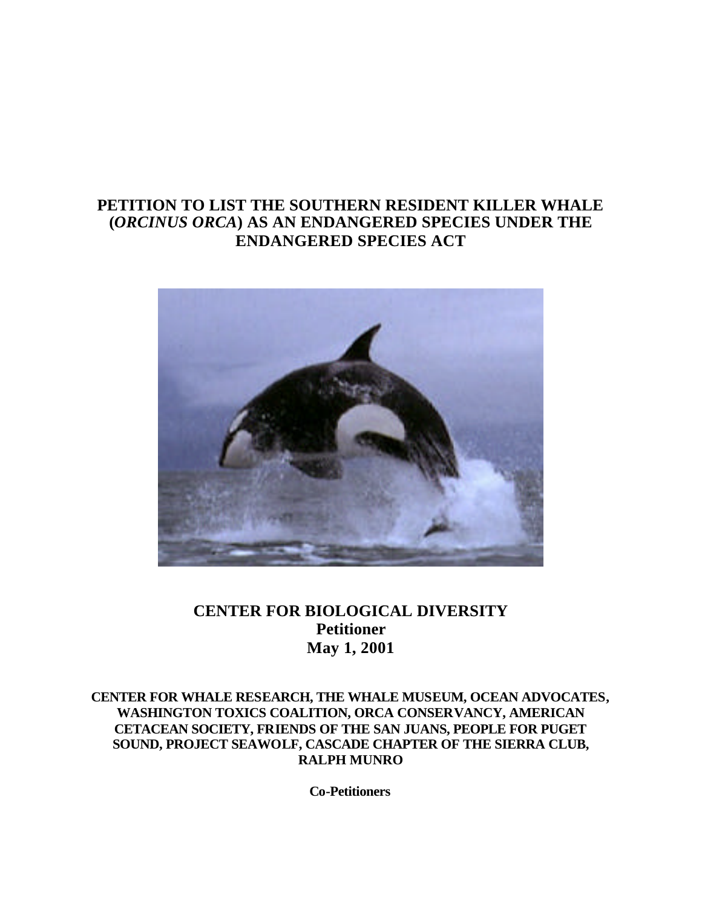# PETITION TO LIST THE SOUTHERN RESIDENT KILLER WHALE (*ORCINUS ORCA*) AS AN ENDANGERED SPECIES UNDER THE ENDANGERED SPECIES ACT

**CENTER FOR BIOLOGICAL DIVERSITY**
**Petitioner**
**May 1, 2001**

**CENTER FOR WHALE RESEARCH, THE WHALE MUSEUM, OCEAN ADVOCATES, WASHINGTON TOXICS COALITION, ORCA CONSERVANCY, AMERICAN CETACEAN SOCIETY, FRIENDS OF THE SAN JUANS, PEOPLE FOR PUGET SOUND, PROJECT SEAWOLF, CASCADE CHAPTER OF THE SIERRA CLUB, RALPH MUNRO**

**Co-Petitioners**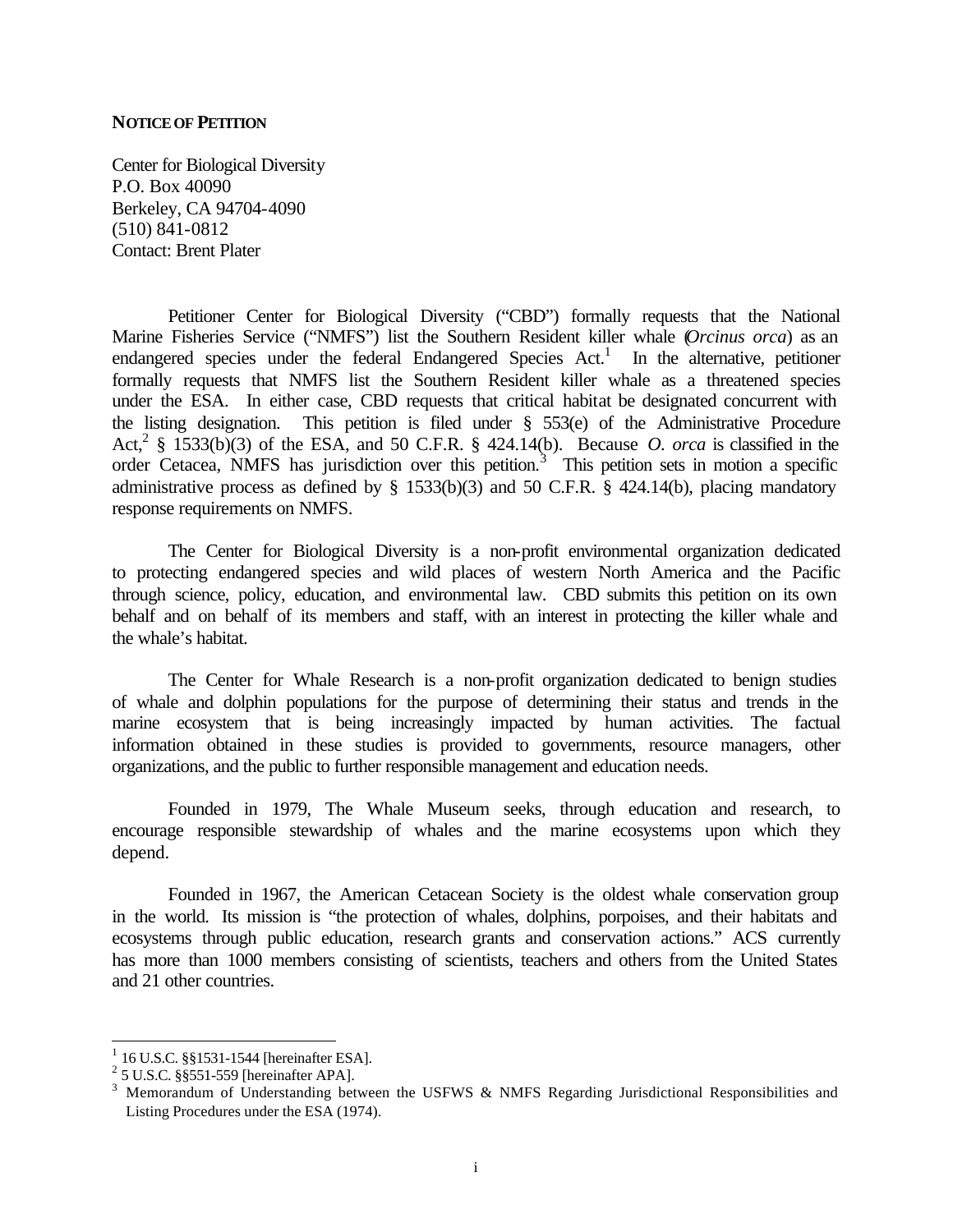**NOTICE OF PETITION**

Center for Biological Diversity
P.O. Box 40090
Berkeley, CA 94704-4090
(510) 841-0812
Contact: Brent Plater

Petitioner Center for Biological Diversity ("CBD") formally requests that the National Marine Fisheries Service ("NMFS") list the Southern Resident killer whale (*Orcinus orca*) as an endangered species under the federal Endangered Species Act.[1] In the alternative, petitioner formally requests that NMFS list the Southern Resident killer whale as a threatened species under the ESA. In either case, CBD requests that critical habitat be designated concurrent with the listing designation. This petition is filed under § 553(e) of the Administrative Procedure Act,[2] § 1533(b)(3) of the ESA, and 50 C.F.R. § 424.14(b). Because *O. orca* is classified in the order Cetacea, NMFS has jurisdiction over this petition.[3] This petition sets in motion a specific administrative process as defined by § 1533(b)(3) and 50 C.F.R. § 424.14(b), placing mandatory response requirements on NMFS.

The Center for Biological Diversity is a non-profit environmental organization dedicated to protecting endangered species and wild places of western North America and the Pacific through science, policy, education, and environmental law. CBD submits this petition on its own behalf and on behalf of its members and staff, with an interest in protecting the killer whale and the whale's habitat.

The Center for Whale Research is a non-profit organization dedicated to benign studies of whale and dolphin populations for the purpose of determining their status and trends in the marine ecosystem that is being increasingly impacted by human activities. The factual information obtained in these studies is provided to governments, resource managers, other organizations, and the public to further responsible management and education needs.

Founded in 1979, The Whale Museum seeks, through education and research, to encourage responsible stewardship of whales and the marine ecosystems upon which they depend.

Founded in 1967, the American Cetacean Society is the oldest whale conservation group in the world. Its mission is "the protection of whales, dolphins, porpoises, and their habitats and ecosystems through public education, research grants and conservation actions." ACS currently has more than 1000 members consisting of scientists, teachers and others from the United States and 21 other countries.

---

[1] 16 U.S.C. §§1531-1544 [hereinafter ESA].
[2] 5 U.S.C. §§551-559 [hereinafter APA].
[3] Memorandum of Understanding between the USFWS & NMFS Regarding Jurisdictional Responsibilities and Listing Procedures under the ESA (1974).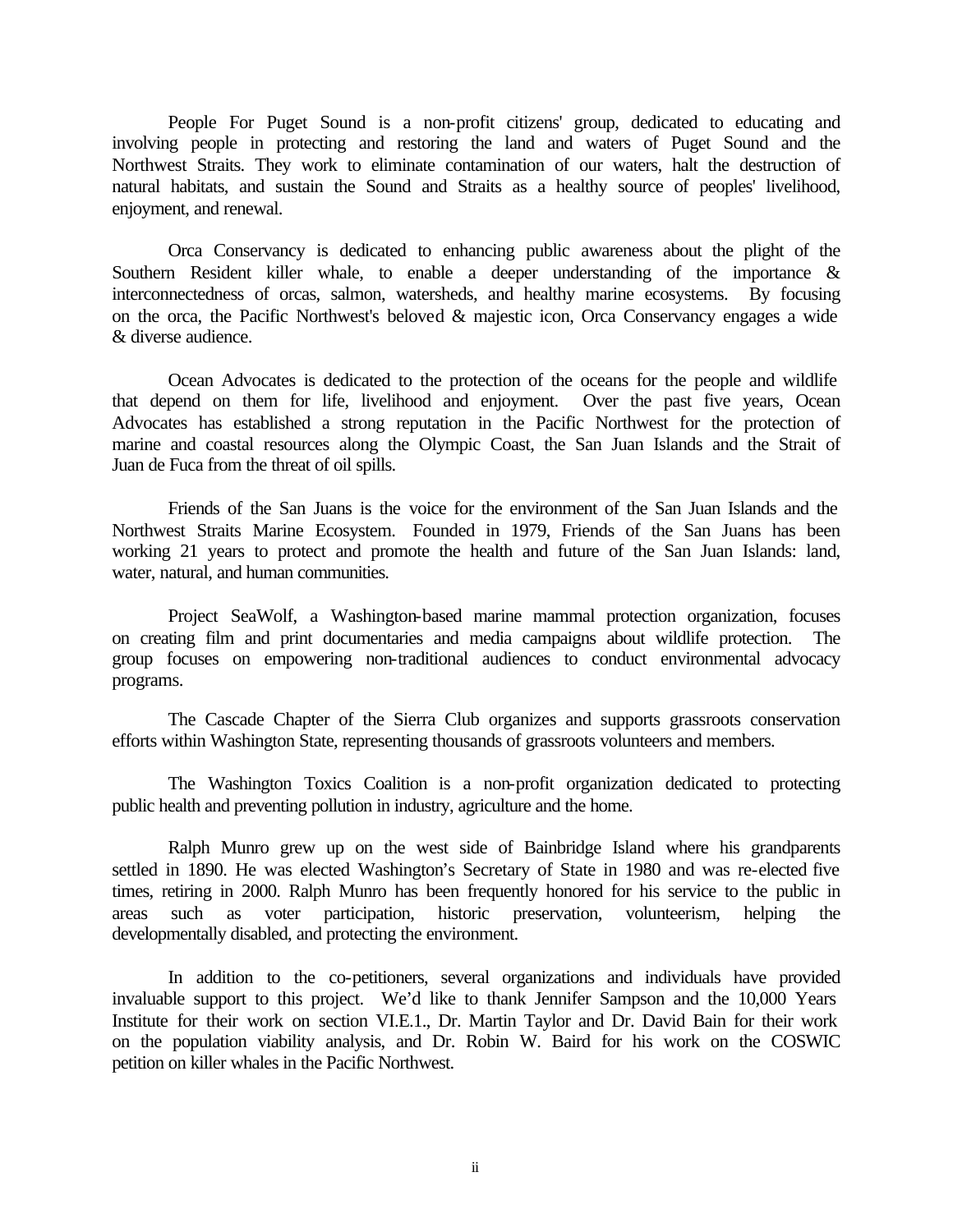People For Puget Sound is a non-profit citizens' group, dedicated to educating and involving people in protecting and restoring the land and waters of Puget Sound and the Northwest Straits. They work to eliminate contamination of our waters, halt the destruction of natural habitats, and sustain the Sound and Straits as a healthy source of peoples' livelihood, enjoyment, and renewal.

Orca Conservancy is dedicated to enhancing public awareness about the plight of the Southern Resident killer whale, to enable a deeper understanding of the importance & interconnectedness of orcas, salmon, watersheds, and healthy marine ecosystems. By focusing on the orca, the Pacific Northwest's beloved & majestic icon, Orca Conservancy engages a wide & diverse audience.

Ocean Advocates is dedicated to the protection of the oceans for the people and wildlife that depend on them for life, livelihood and enjoyment. Over the past five years, Ocean Advocates has established a strong reputation in the Pacific Northwest for the protection of marine and coastal resources along the Olympic Coast, the San Juan Islands and the Strait of Juan de Fuca from the threat of oil spills.

Friends of the San Juans is the voice for the environment of the San Juan Islands and the Northwest Straits Marine Ecosystem. Founded in 1979, Friends of the San Juans has been working 21 years to protect and promote the health and future of the San Juan Islands: land, water, natural, and human communities.

Project SeaWolf, a Washington-based marine mammal protection organization, focuses on creating film and print documentaries and media campaigns about wildlife protection. The group focuses on empowering non-traditional audiences to conduct environmental advocacy programs.

The Cascade Chapter of the Sierra Club organizes and supports grassroots conservation efforts within Washington State, representing thousands of grassroots volunteers and members.

The Washington Toxics Coalition is a non-profit organization dedicated to protecting public health and preventing pollution in industry, agriculture and the home.

Ralph Munro grew up on the west side of Bainbridge Island where his grandparents settled in 1890. He was elected Washington's Secretary of State in 1980 and was re-elected five times, retiring in 2000. Ralph Munro has been frequently honored for his service to the public in areas such as voter participation, historic preservation, volunteerism, helping the developmentally disabled, and protecting the environment.

In addition to the co-petitioners, several organizations and individuals have provided invaluable support to this project. We'd like to thank Jennifer Sampson and the 10,000 Years Institute for their work on section VI.E.1., Dr. Martin Taylor and Dr. David Bain for their work on the population viability analysis, and Dr. Robin W. Baird for his work on the COSWIC petition on killer whales in the Pacific Northwest.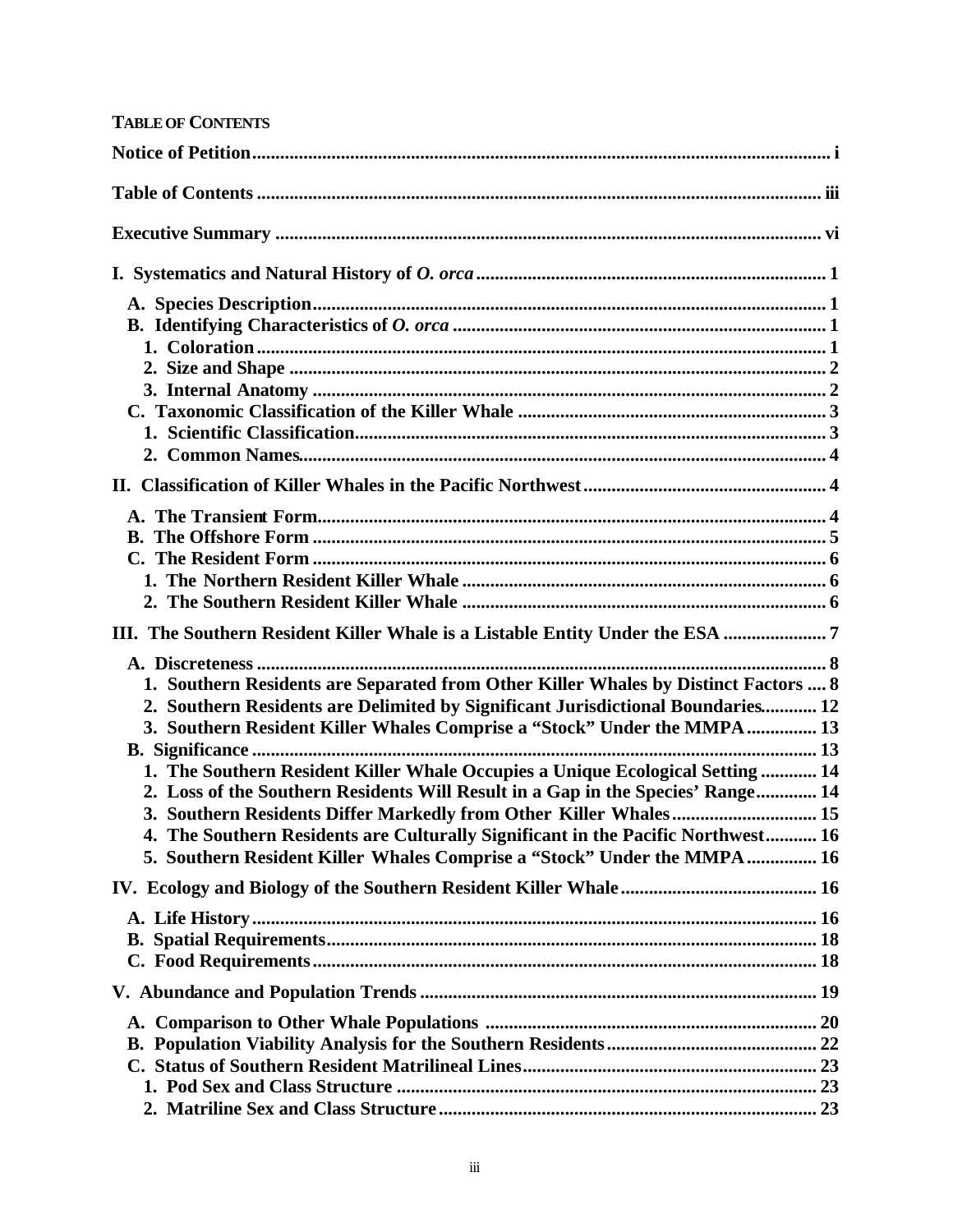**TABLE OF CONTENTS**

**Notice of Petition** .......... i

**Table of Contents** .......... iii

**Executive Summary** .......... vi

**I. Systematics and Natural History of *O. orca*** .......... 1

- **A. Species Description** .......... 1
- **B. Identifying Characteristics of *O. orca*** .......... 1
  - **1. Coloration** .......... 1
  - **2. Size and Shape** .......... 2
  - **3. Internal Anatomy** .......... 2
- **C. Taxonomic Classification of the Killer Whale** .......... 3
  - **1. Scientific Classification** .......... 3
  - **2. Common Names** .......... 4

**II. Classification of Killer Whales in the Pacific Northwest** .......... 4

- **A. The Transient Form** .......... 4
- **B. The Offshore Form** .......... 5
- **C. The Resident Form** .......... 6
  - **1. The Northern Resident Killer Whale** .......... 6
  - **2. The Southern Resident Killer Whale** .......... 6

**III. The Southern Resident Killer Whale is a Listable Entity Under the ESA** .......... 7

- **A. Discreteness** .......... 8
  - **1. Southern Residents are Separated from Other Killer Whales by Distinct Factors** .......... 8
  - **2. Southern Residents are Delimited by Significant Jurisdictional Boundaries** .......... 12
  - **3. Southern Resident Killer Whales Comprise a "Stock" Under the MMPA** .......... 13
- **B. Significance** .......... 13
  - **1. The Southern Resident Killer Whale Occupies a Unique Ecological Setting** .......... 14
  - **2. Loss of the Southern Residents Will Result in a Gap in the Species' Range** .......... 14
  - **3. Southern Residents Differ Markedly from Other Killer Whales** .......... 15
  - **4. The Southern Residents are Culturally Significant in the Pacific Northwest** .......... 16
  - **5. Southern Resident Killer Whales Comprise a "Stock" Under the MMPA** .......... 16

**IV. Ecology and Biology of the Southern Resident Killer Whale** .......... 16

- **A. Life History** .......... 16
- **B. Spatial Requirements** .......... 18
- **C. Food Requirements** .......... 18

**V. Abundance and Population Trends** .......... 19

- **A. Comparison to Other Whale Populations** .......... 20
- **B. Population Viability Analysis for the Southern Residents** .......... 22
- **C. Status of Southern Resident Matrilineal Lines** .......... 23
  - **1. Pod Sex and Class Structure** .......... 23
  - **2. Matriline Sex and Class Structure** .......... 23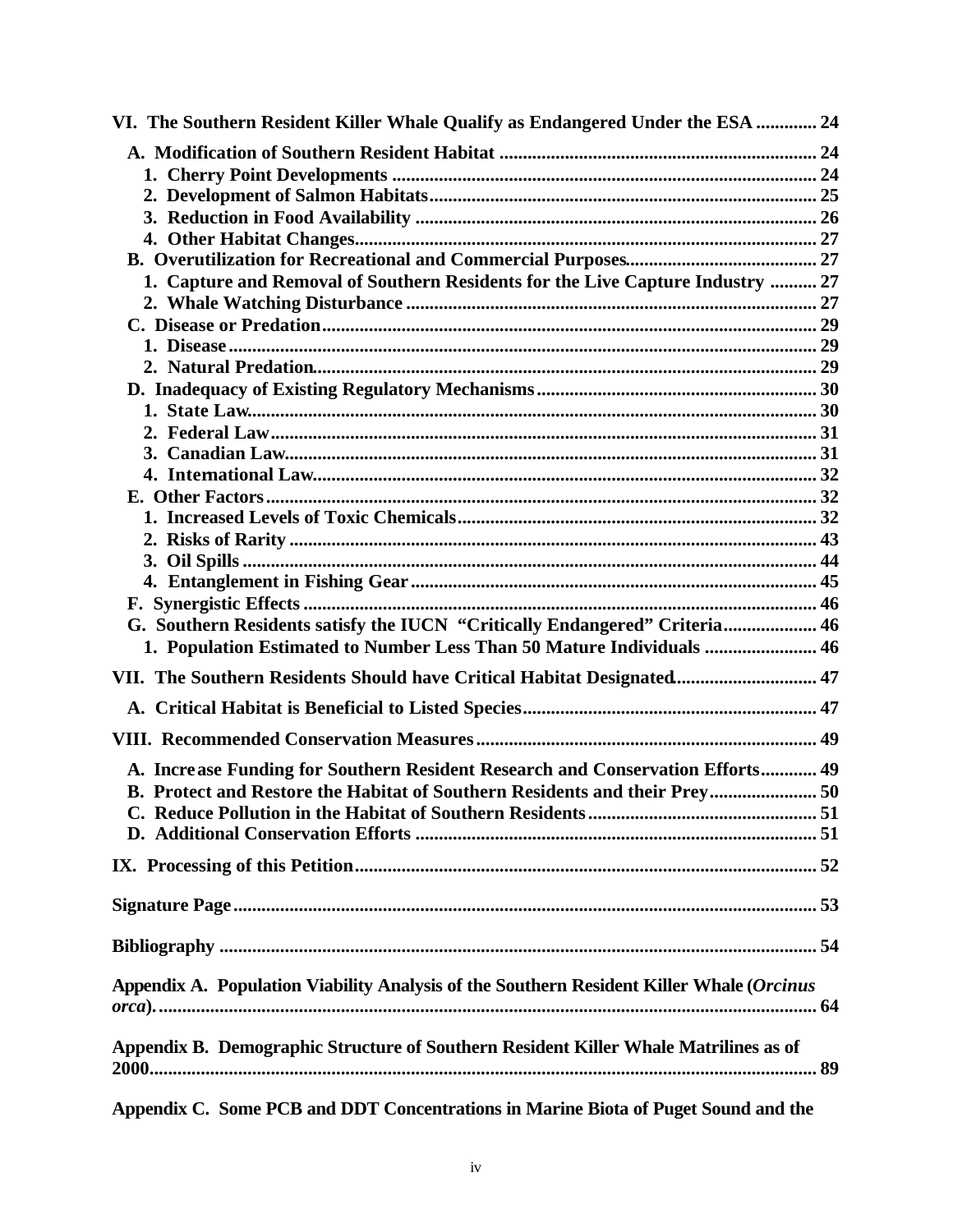**VI. The Southern Resident Killer Whale Qualify as Endangered Under the ESA ............. 24**

- **A. Modification of Southern Resident Habitat ................................................................... 24**
  - **1. Cherry Point Developments ......................................................................................... 24**
  - **2. Development of Salmon Habitats................................................................................. 25**
  - **3. Reduction in Food Availability .................................................................................... 26**
  - **4. Other Habitat Changes................................................................................................. 27**
- **B. Overutilization for Recreational and Commercial Purposes......................................... 27**
  - **1. Capture and Removal of Southern Residents for the Live Capture Industry .......... 27**
  - **2. Whale Watching Disturbance ...................................................................................... 27**
- **C. Disease or Predation......................................................................................................... 29**
  - **1. Disease.......................................................................................................................... 29**
  - **2. Natural Predation......................................................................................................... 29**
- **D. Inadequacy of Existing Regulatory Mechanisms........................................................... 30**
  - **1. State Law...................................................................................................................... 30**
  - **2. Federal Law.................................................................................................................. 31**
  - **3. Canadian Law............................................................................................................... 31**
  - **4. International Law......................................................................................................... 32**
- **E. Other Factors..................................................................................................................... 32**
  - **1. Increased Levels of Toxic Chemicals........................................................................... 32**
  - **2. Risks of Rarity ............................................................................................................. 43**
  - **3. Oil Spills ....................................................................................................................... 44**
  - **4. Entanglement in Fishing Gear..................................................................................... 45**
- **F. Synergistic Effects............................................................................................................. 46**
- **G. Southern Residents satisfy the IUCN "Critically Endangered" Criteria.................... 46**
  - **1. Population Estimated to Number Less Than 50 Mature Individuals ....................... 46**

**VII. The Southern Residents Should have Critical Habitat Designated............................. 47**

- **A. Critical Habitat is Beneficial to Listed Species.............................................................. 47**

**VIII. Recommended Conservation Measures........................................................................ 49**

- **A. Increase Funding for Southern Resident Research and Conservation Efforts............ 49**
- **B. Protect and Restore the Habitat of Southern Residents and their Prey...................... 50**
- **C. Reduce Pollution in the Habitat of Southern Residents................................................ 51**
- **D. Additional Conservation Efforts ..................................................................................... 51**

**IX. Processing of this Petition.................................................................................................. 52**

**Signature Page........................................................................................................................... 53**

**Bibliography .............................................................................................................................. 54**

**Appendix A. Population Viability Analysis of the Southern Resident Killer Whale (*Orcinus orca*)........................................................................................................................................... 64**

**Appendix B. Demographic Structure of Southern Resident Killer Whale Matrilines as of 2000............................................................................................................................................ 89**

**Appendix C. Some PCB and DDT Concentrations in Marine Biota of Puget Sound and the**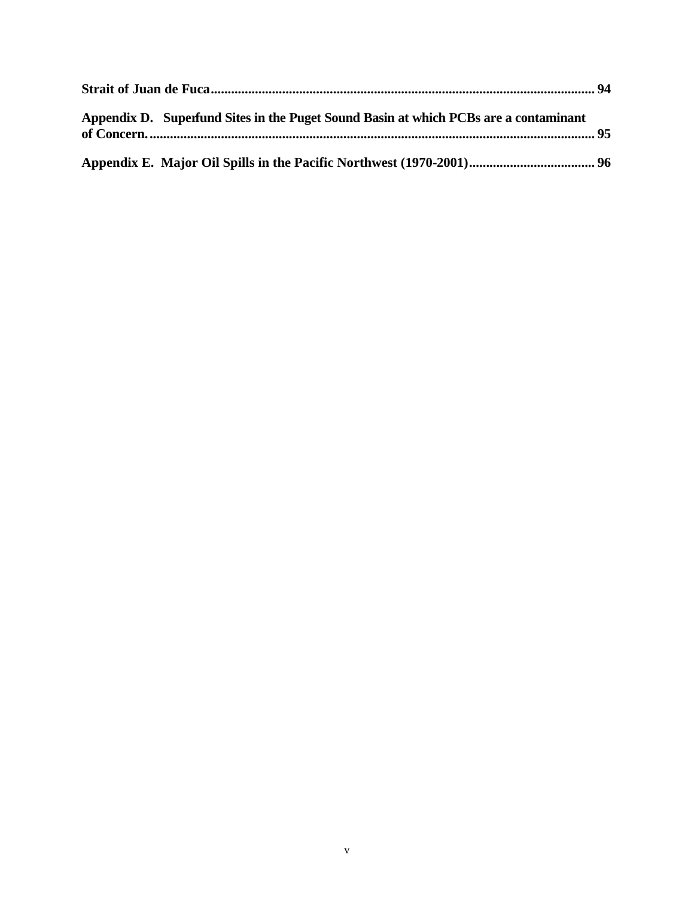**Strait of Juan de Fuca.................................................................................................................. 94**

**Appendix D. Superfund Sites in the Puget Sound Basin at which PCBs are a contaminant of Concern.................................................................................................................................. 95**

**Appendix E. Major Oil Spills in the Pacific Northwest (1970-2001)..................................... 96**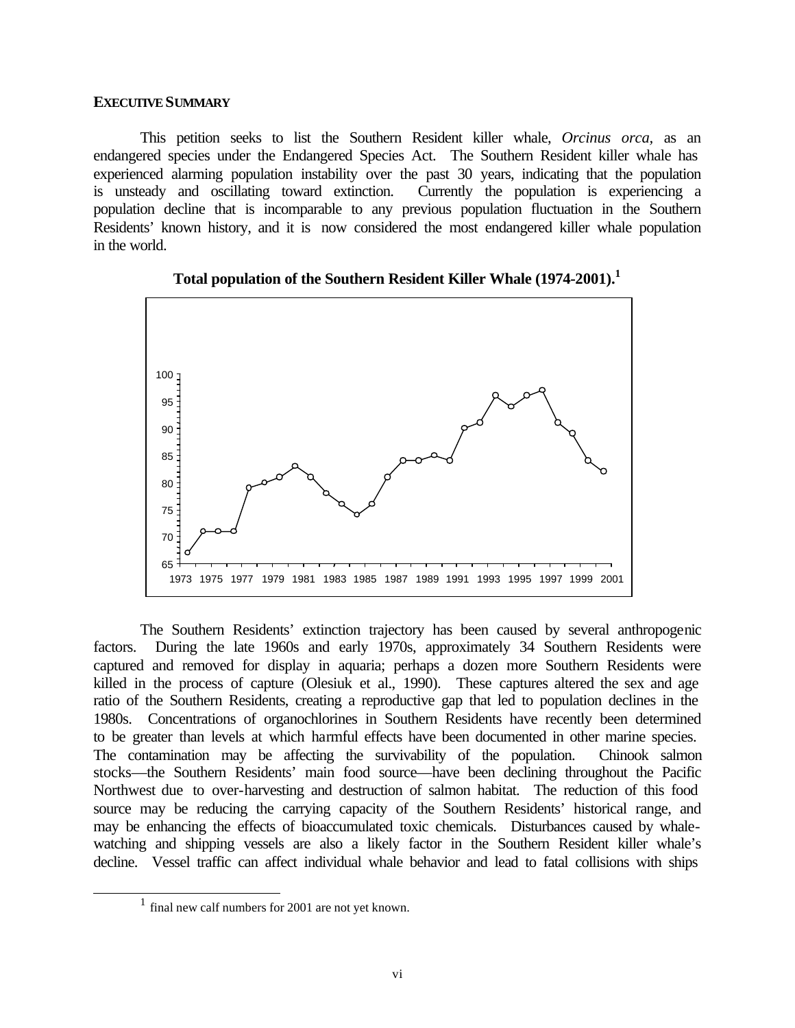**EXECUTIVE SUMMARY**

This petition seeks to list the Southern Resident killer whale, *Orcinus orca*, as an endangered species under the Endangered Species Act. The Southern Resident killer whale has experienced alarming population instability over the past 30 years, indicating that the population is unsteady and oscillating toward extinction. Currently the population is experiencing a population decline that is incomparable to any previous population fluctuation in the Southern Residents' known history, and it is now considered the most endangered killer whale population in the world.

**Total population of the Southern Resident Killer Whale (1974-2001).[1]**

The Southern Residents' extinction trajectory has been caused by several anthropogenic factors. During the late 1960s and early 1970s, approximately 34 Southern Residents were captured and removed for display in aquaria; perhaps a dozen more Southern Residents were killed in the process of capture (Olesiuk et al., 1990). These captures altered the sex and age ratio of the Southern Residents, creating a reproductive gap that led to population declines in the 1980s. Concentrations of organochlorines in Southern Residents have recently been determined to be greater than levels at which harmful effects have been documented in other marine species. The contamination may be affecting the survivability of the population. Chinook salmon stocks—the Southern Residents' main food source—have been declining throughout the Pacific Northwest due to over-harvesting and destruction of salmon habitat. The reduction of this food source may be reducing the carrying capacity of the Southern Residents' historical range, and may be enhancing the effects of bioaccumulated toxic chemicals. Disturbances caused by whale-watching and shipping vessels are also a likely factor in the Southern Resident killer whale's decline. Vessel traffic can affect individual whale behavior and lead to fatal collisions with ships

[1] final new calf numbers for 2001 are not yet known.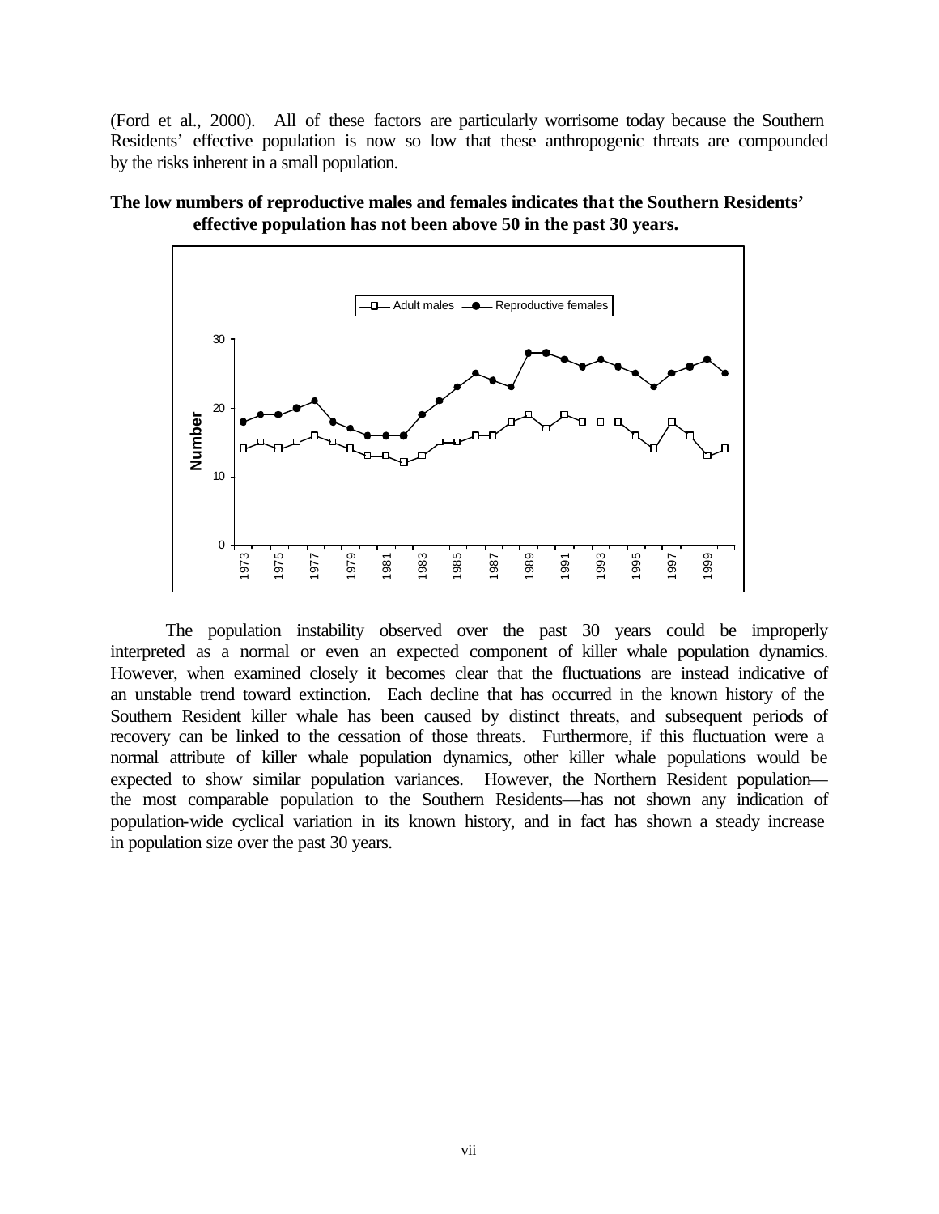(Ford et al., 2000). All of these factors are particularly worrisome today because the Southern Residents' effective population is now so low that these anthropogenic threats are compounded by the risks inherent in a small population.

**The low numbers of reproductive males and females indicates that the Southern Residents' effective population has not been above 50 in the past 30 years.**

The population instability observed over the past 30 years could be improperly interpreted as a normal or even an expected component of killer whale population dynamics. However, when examined closely it becomes clear that the fluctuations are instead indicative of an unstable trend toward extinction. Each decline that has occurred in the known history of the Southern Resident killer whale has been caused by distinct threats, and subsequent periods of recovery can be linked to the cessation of those threats. Furthermore, if this fluctuation were a normal attribute of killer whale population dynamics, other killer whale populations would be expected to show similar population variances. However, the Northern Resident population—the most comparable population to the Southern Residents—has not shown any indication of population-wide cyclical variation in its known history, and in fact has shown a steady increase in population size over the past 30 years.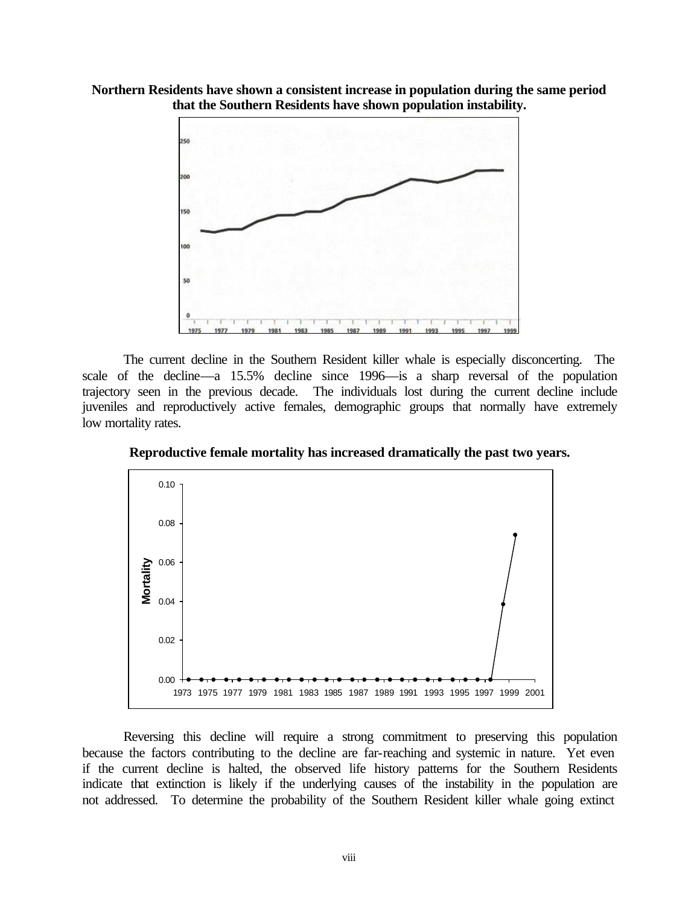**Northern Residents have shown a consistent increase in population during the same period that the Southern Residents have shown population instability.**

The current decline in the Southern Resident killer whale is especially disconcerting. The scale of the decline—a 15.5% decline since 1996—is a sharp reversal of the population trajectory seen in the previous decade. The individuals lost during the current decline include juveniles and reproductively active females, demographic groups that normally have extremely low mortality rates.

**Reproductive female mortality has increased dramatically the past two years.**

Reversing this decline will require a strong commitment to preserving this population because the factors contributing to the decline are far-reaching and systemic in nature. Yet even if the current decline is halted, the observed life history patterns for the Southern Residents indicate that extinction is likely if the underlying causes of the instability in the population are not addressed. To determine the probability of the Southern Resident killer whale going extinct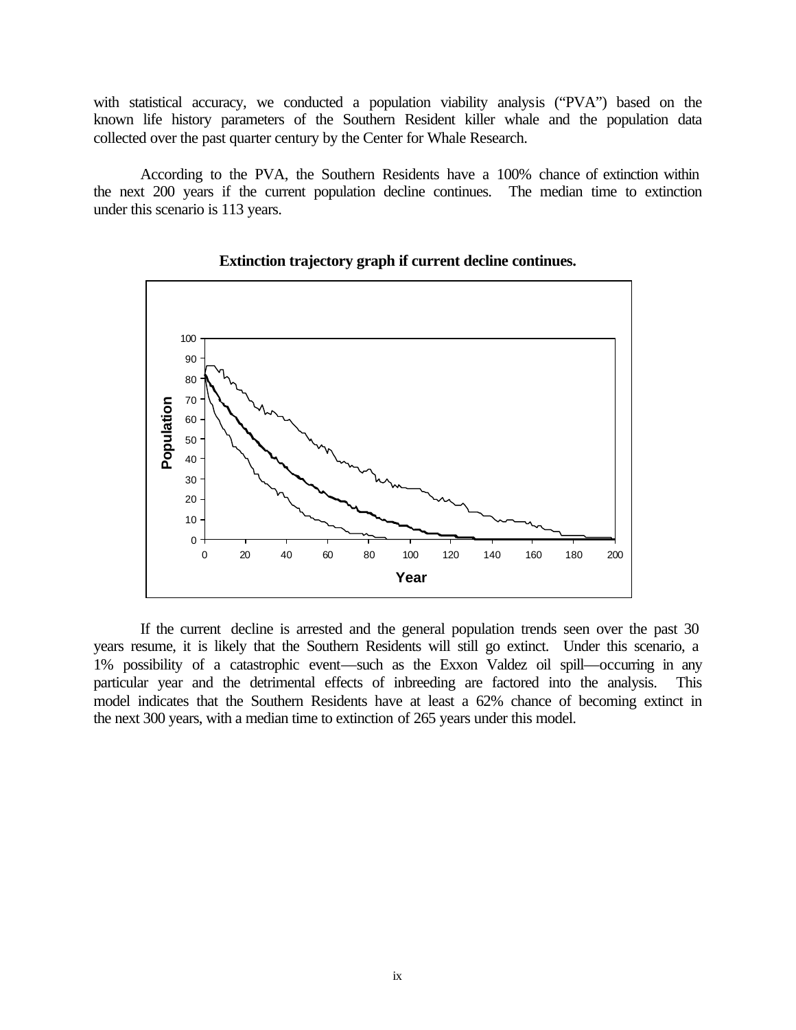with statistical accuracy, we conducted a population viability analysis ("PVA") based on the known life history parameters of the Southern Resident killer whale and the population data collected over the past quarter century by the Center for Whale Research.

According to the PVA, the Southern Residents have a 100% chance of extinction within the next 200 years if the current population decline continues. The median time to extinction under this scenario is 113 years.

**Extinction trajectory graph if current decline continues.**

If the current decline is arrested and the general population trends seen over the past 30 years resume, it is likely that the Southern Residents will still go extinct. Under this scenario, a 1% possibility of a catastrophic event—such as the Exxon Valdez oil spill—occurring in any particular year and the detrimental effects of inbreeding are factored into the analysis. This model indicates that the Southern Residents have at least a 62% chance of becoming extinct in the next 300 years, with a median time to extinction of 265 years under this model.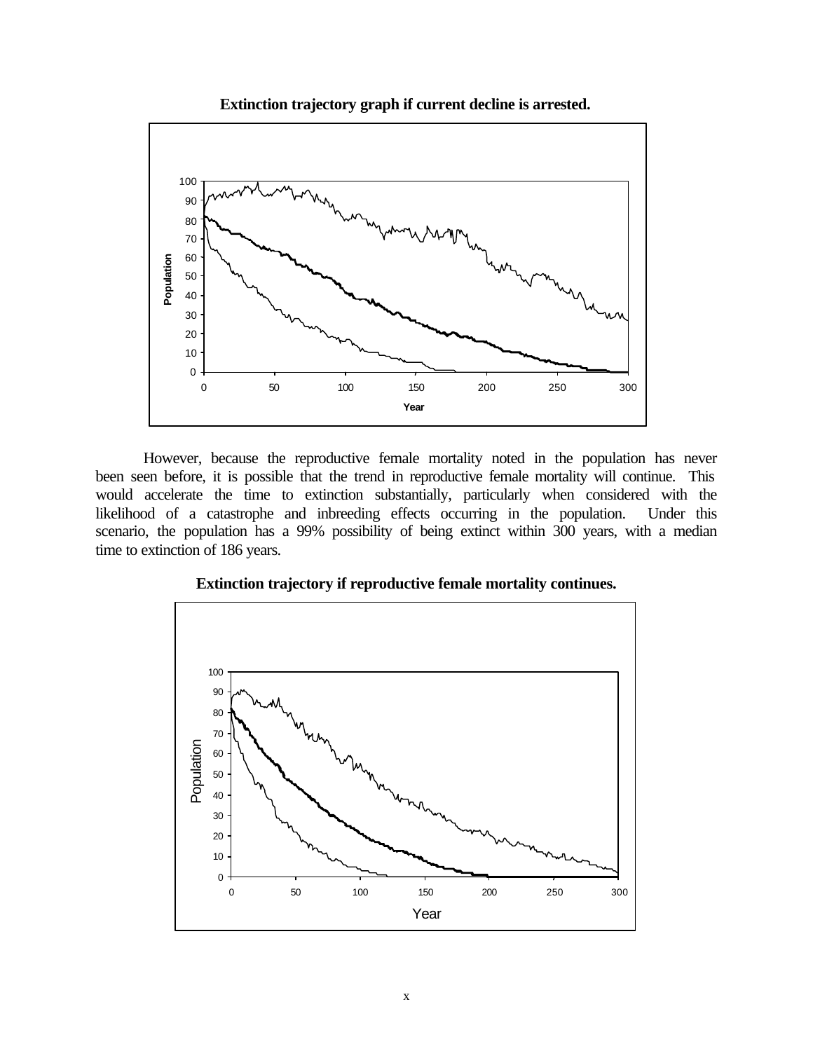**Extinction trajectory graph if current decline is arrested.**

However, because the reproductive female mortality noted in the population has never been seen before, it is possible that the trend in reproductive female mortality will continue. This would accelerate the time to extinction substantially, particularly when considered with the likelihood of a catastrophe and inbreeding effects occurring in the population. Under this scenario, the population has a 99% possibility of being extinct within 300 years, with a median time to extinction of 186 years.

**Extinction trajectory if reproductive female mortality continues.**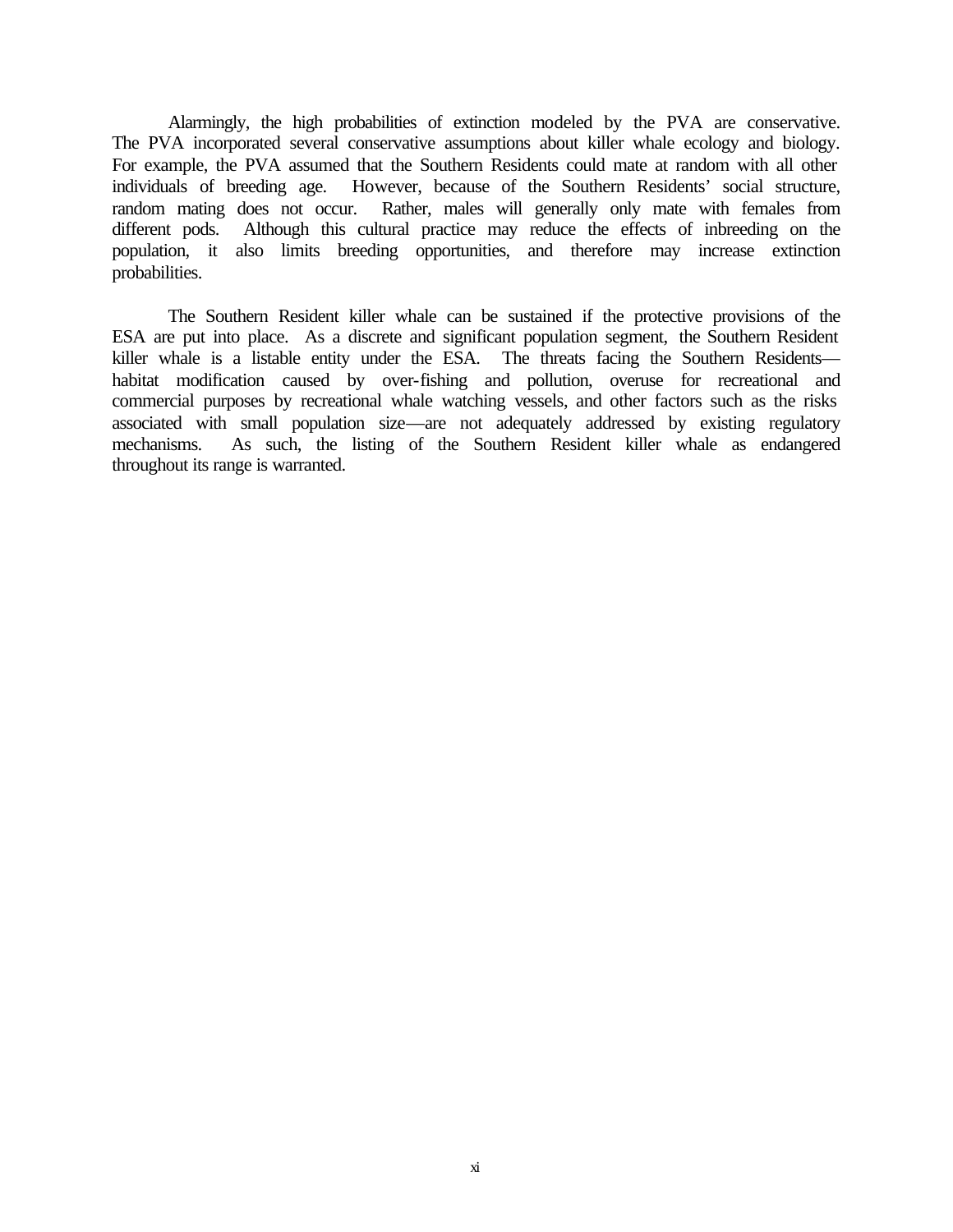Alarmingly, the high probabilities of extinction modeled by the PVA are conservative. The PVA incorporated several conservative assumptions about killer whale ecology and biology. For example, the PVA assumed that the Southern Residents could mate at random with all other individuals of breeding age. However, because of the Southern Residents' social structure, random mating does not occur. Rather, males will generally only mate with females from different pods. Although this cultural practice may reduce the effects of inbreeding on the population, it also limits breeding opportunities, and therefore may increase extinction probabilities.

The Southern Resident killer whale can be sustained if the protective provisions of the ESA are put into place. As a discrete and significant population segment, the Southern Resident killer whale is a listable entity under the ESA. The threats facing the Southern Residents—habitat modification caused by over-fishing and pollution, overuse for recreational and commercial purposes by recreational whale watching vessels, and other factors such as the risks associated with small population size—are not adequately addressed by existing regulatory mechanisms. As such, the listing of the Southern Resident killer whale as endangered throughout its range is warranted.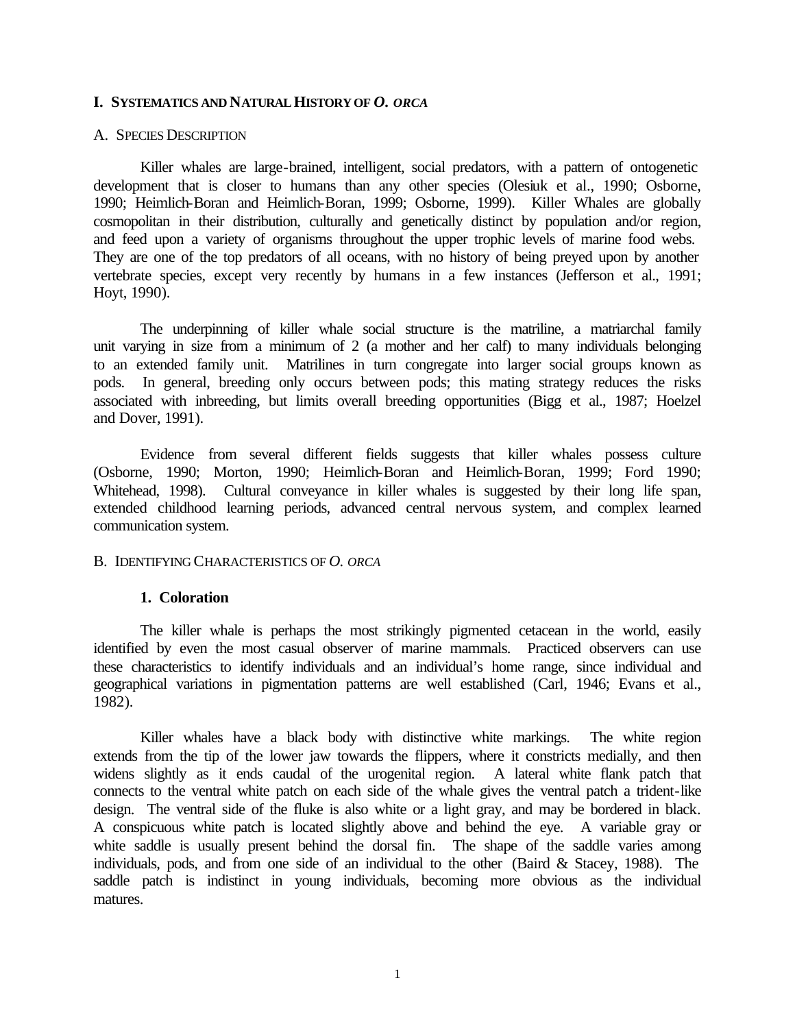## I. SYSTEMATICS AND NATURAL HISTORY OF *O. ORCA*

### A. SPECIES DESCRIPTION

Killer whales are large-brained, intelligent, social predators, with a pattern of ontogenetic development that is closer to humans than any other species (Olesiuk et al., 1990; Osborne, 1990; Heimlich-Boran and Heimlich-Boran, 1999; Osborne, 1999). Killer Whales are globally cosmopolitan in their distribution, culturally and genetically distinct by population and/or region, and feed upon a variety of organisms throughout the upper trophic levels of marine food webs. They are one of the top predators of all oceans, with no history of being preyed upon by another vertebrate species, except very recently by humans in a few instances (Jefferson et al., 1991; Hoyt, 1990).

The underpinning of killer whale social structure is the matriline, a matriarchal family unit varying in size from a minimum of 2 (a mother and her calf) to many individuals belonging to an extended family unit. Matrilines in turn congregate into larger social groups known as pods. In general, breeding only occurs between pods; this mating strategy reduces the risks associated with inbreeding, but limits overall breeding opportunities (Bigg et al., 1987; Hoelzel and Dover, 1991).

Evidence from several different fields suggests that killer whales possess culture (Osborne, 1990; Morton, 1990; Heimlich-Boran and Heimlich-Boran, 1999; Ford 1990; Whitehead, 1998). Cultural conveyance in killer whales is suggested by their long life span, extended childhood learning periods, advanced central nervous system, and complex learned communication system.

### B. IDENTIFYING CHARACTERISTICS OF *O. ORCA*

#### 1. Coloration

The killer whale is perhaps the most strikingly pigmented cetacean in the world, easily identified by even the most casual observer of marine mammals. Practiced observers can use these characteristics to identify individuals and an individual's home range, since individual and geographical variations in pigmentation patterns are well established (Carl, 1946; Evans et al., 1982).

Killer whales have a black body with distinctive white markings. The white region extends from the tip of the lower jaw towards the flippers, where it constricts medially, and then widens slightly as it ends caudal of the urogenital region. A lateral white flank patch that connects to the ventral white patch on each side of the whale gives the ventral patch a trident-like design. The ventral side of the fluke is also white or a light gray, and may be bordered in black. A conspicuous white patch is located slightly above and behind the eye. A variable gray or white saddle is usually present behind the dorsal fin. The shape of the saddle varies among individuals, pods, and from one side of an individual to the other (Baird & Stacey, 1988). The saddle patch is indistinct in young individuals, becoming more obvious as the individual matures.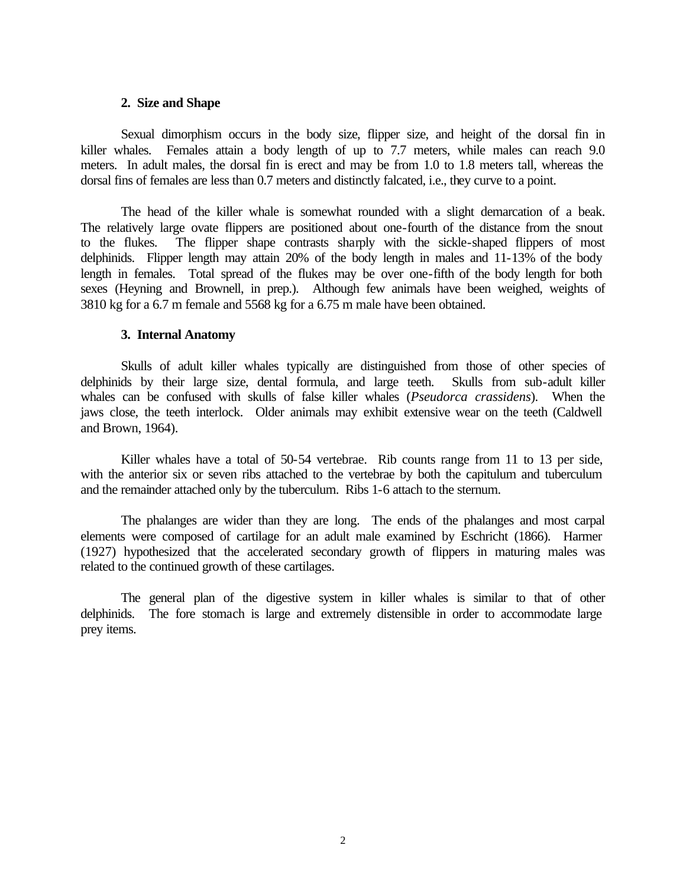### 2. Size and Shape

Sexual dimorphism occurs in the body size, flipper size, and height of the dorsal fin in killer whales. Females attain a body length of up to 7.7 meters, while males can reach 9.0 meters. In adult males, the dorsal fin is erect and may be from 1.0 to 1.8 meters tall, whereas the dorsal fins of females are less than 0.7 meters and distinctly falcated, i.e., they curve to a point.

The head of the killer whale is somewhat rounded with a slight demarcation of a beak. The relatively large ovate flippers are positioned about one-fourth of the distance from the snout to the flukes. The flipper shape contrasts sharply with the sickle-shaped flippers of most delphinids. Flipper length may attain 20% of the body length in males and 11-13% of the body length in females. Total spread of the flukes may be over one-fifth of the body length for both sexes (Heyning and Brownell, in prep.). Although few animals have been weighed, weights of 3810 kg for a 6.7 m female and 5568 kg for a 6.75 m male have been obtained.

### 3. Internal Anatomy

Skulls of adult killer whales typically are distinguished from those of other species of delphinids by their large size, dental formula, and large teeth. Skulls from sub-adult killer whales can be confused with skulls of false killer whales (*Pseudorca crassidens*). When the jaws close, the teeth interlock. Older animals may exhibit extensive wear on the teeth (Caldwell and Brown, 1964).

Killer whales have a total of 50-54 vertebrae. Rib counts range from 11 to 13 per side, with the anterior six or seven ribs attached to the vertebrae by both the capitulum and tuberculum and the remainder attached only by the tuberculum. Ribs 1-6 attach to the sternum.

The phalanges are wider than they are long. The ends of the phalanges and most carpal elements were composed of cartilage for an adult male examined by Eschricht (1866). Harmer (1927) hypothesized that the accelerated secondary growth of flippers in maturing males was related to the continued growth of these cartilages.

The general plan of the digestive system in killer whales is similar to that of other delphinids. The fore stomach is large and extremely distensible in order to accommodate large prey items.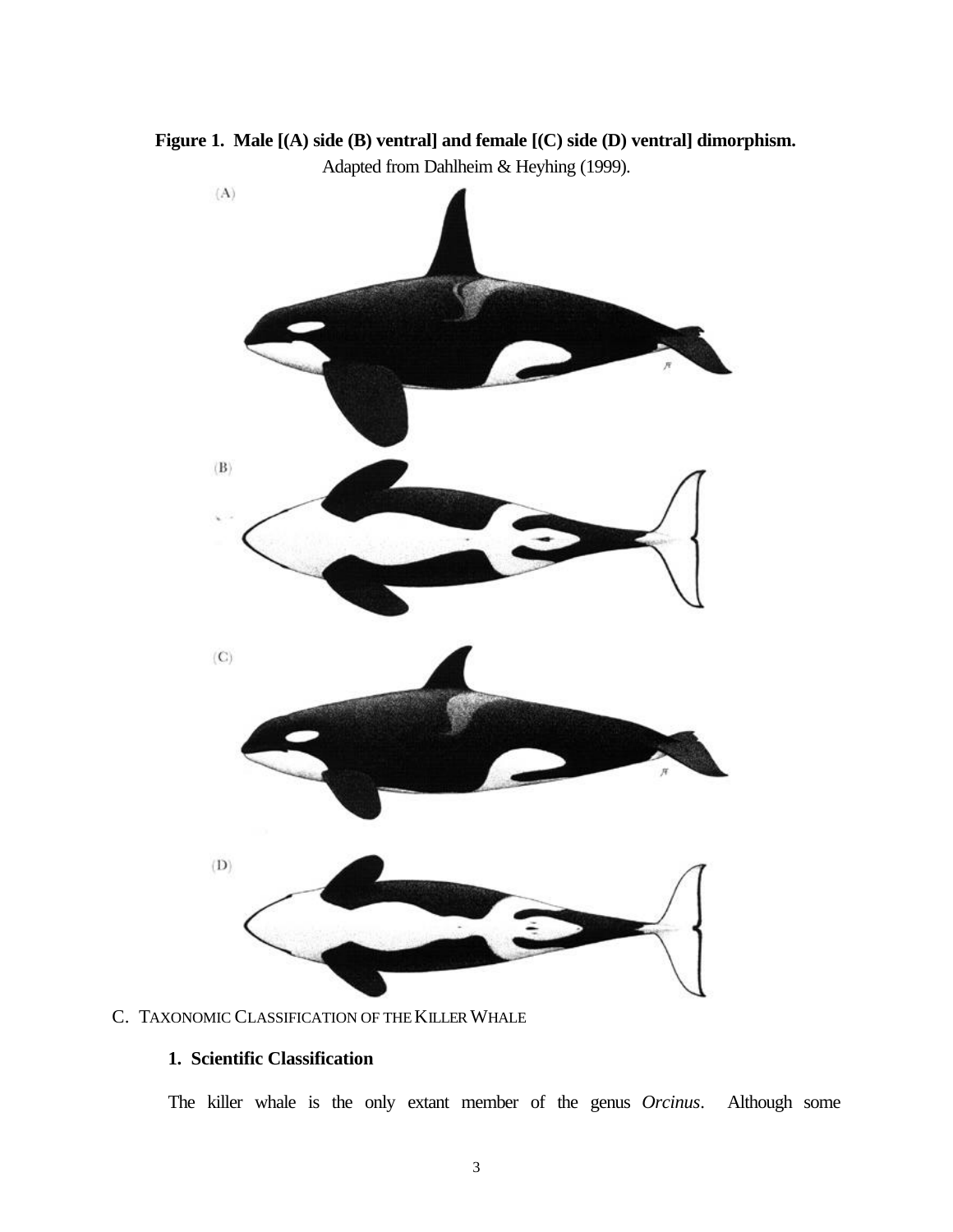**Figure 1. Male [(A) side (B) ventral] and female [(C) side (D) ventral] dimorphism.**
Adapted from Dahlheim & Heyhing (1999).

C. TAXONOMIC CLASSIFICATION OF THE KILLER WHALE

**1. Scientific Classification**

The killer whale is the only extant member of the genus *Orcinus*. Although some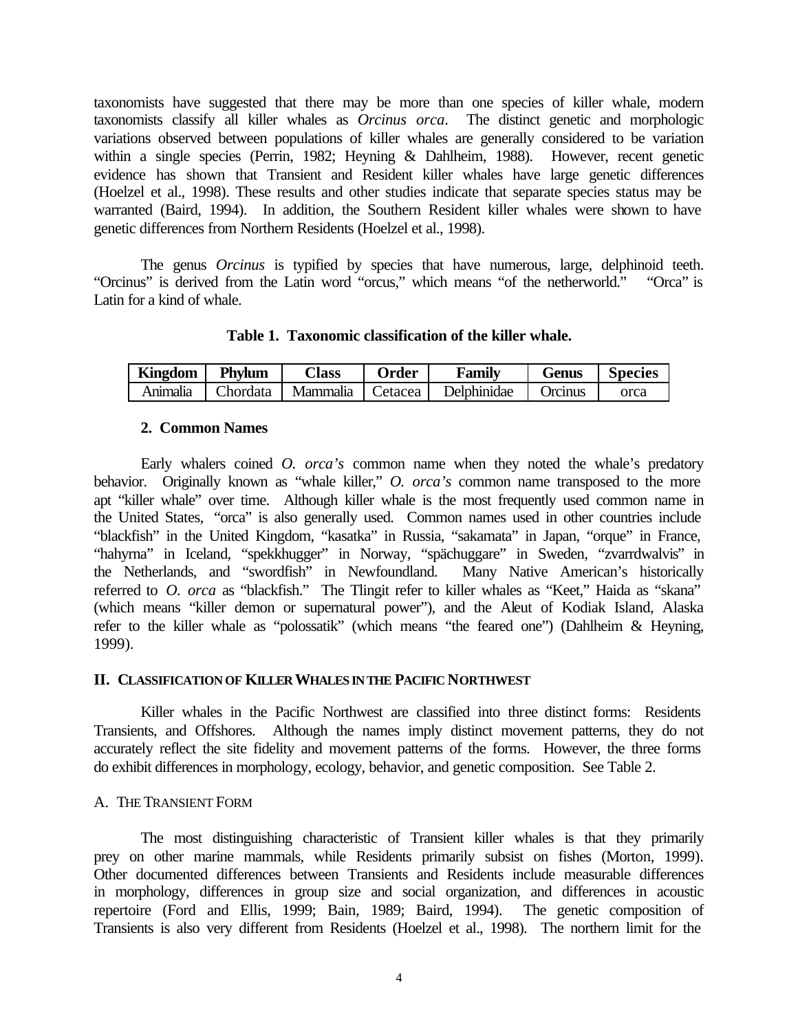taxonomists have suggested that there may be more than one species of killer whale, modern taxonomists classify all killer whales as *Orcinus orca*. The distinct genetic and morphologic variations observed between populations of killer whales are generally considered to be variation within a single species (Perrin, 1982; Heyning & Dahlheim, 1988). However, recent genetic evidence has shown that Transient and Resident killer whales have large genetic differences (Hoelzel et al., 1998). These results and other studies indicate that separate species status may be warranted (Baird, 1994). In addition, the Southern Resident killer whales were shown to have genetic differences from Northern Residents (Hoelzel et al., 1998).

The genus *Orcinus* is typified by species that have numerous, large, delphinoid teeth. "Orcinus" is derived from the Latin word "orcus," which means "of the netherworld." "Orca" is Latin for a kind of whale.

**Table 1. Taxonomic classification of the killer whale.**

| Kingdom | Phylum | Class | Order | Family | Genus | Species |
|---|---|---|---|---|---|---|
| Animalia | Chordata | Mammalia | Cetacea | Delphinidae | Orcinus | orca |

### 2. Common Names

Early whalers coined *O. orca's* common name when they noted the whale's predatory behavior. Originally known as "whale killer," *O. orca's* common name transposed to the more apt "killer whale" over time. Although killer whale is the most frequently used common name in the United States, "orca" is also generally used. Common names used in other countries include "blackfish" in the United Kingdom, "kasatka" in Russia, "sakamata" in Japan, "orque" in France, "hahyrna" in Iceland, "spekkhugger" in Norway, "spächuggare" in Sweden, "zvarrdwalvis" in the Netherlands, and "swordfish" in Newfoundland. Many Native American's historically referred to *O. orca* as "blackfish." The Tlingit refer to killer whales as "Keet," Haida as "skana" (which means "killer demon or supernatural power"), and the Aleut of Kodiak Island, Alaska refer to the killer whale as "polossatik" (which means "the feared one") (Dahlheim & Heyning, 1999).

## II. Classification of Killer Whales in the Pacific Northwest

Killer whales in the Pacific Northwest are classified into three distinct forms: Residents Transients, and Offshores. Although the names imply distinct movement patterns, they do not accurately reflect the site fidelity and movement patterns of the forms. However, the three forms do exhibit differences in morphology, ecology, behavior, and genetic composition. See Table 2.

### A. The Transient Form

The most distinguishing characteristic of Transient killer whales is that they primarily prey on other marine mammals, while Residents primarily subsist on fishes (Morton, 1999). Other documented differences between Transients and Residents include measurable differences in morphology, differences in group size and social organization, and differences in acoustic repertoire (Ford and Ellis, 1999; Bain, 1989; Baird, 1994). The genetic composition of Transients is also very different from Residents (Hoelzel et al., 1998). The northern limit for the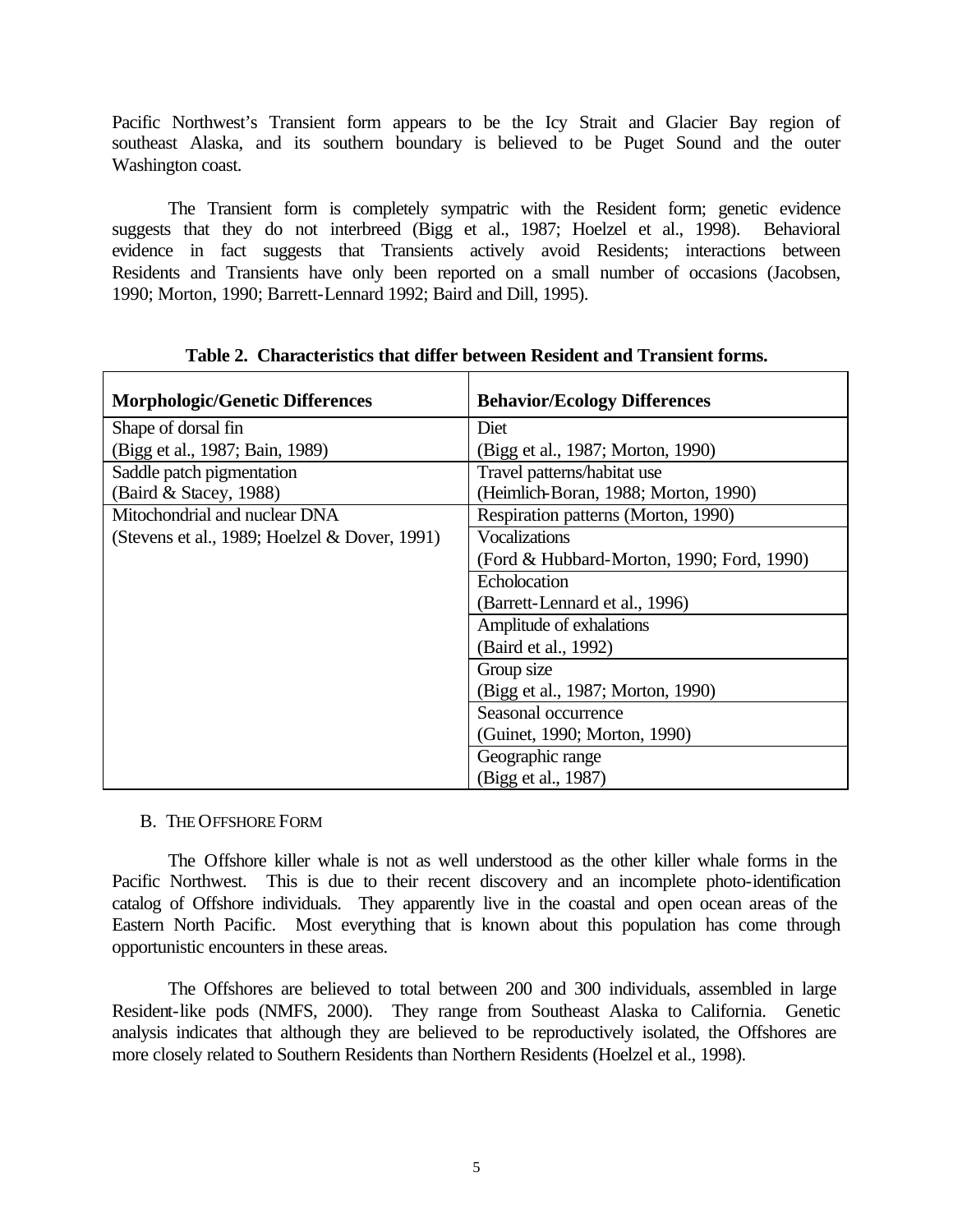Pacific Northwest's Transient form appears to be the Icy Strait and Glacier Bay region of southeast Alaska, and its southern boundary is believed to be Puget Sound and the outer Washington coast.

The Transient form is completely sympatric with the Resident form; genetic evidence suggests that they do not interbreed (Bigg et al., 1987; Hoelzel et al., 1998). Behavioral evidence in fact suggests that Transients actively avoid Residents; interactions between Residents and Transients have only been reported on a small number of occasions (Jacobsen, 1990; Morton, 1990; Barrett-Lennard 1992; Baird and Dill, 1995).

**Table 2. Characteristics that differ between Resident and Transient forms.**

| Morphologic/Genetic Differences | Behavior/Ecology Differences |
|---|---|
| Shape of dorsal fin (Bigg et al., 1987; Bain, 1989) | Diet (Bigg et al., 1987; Morton, 1990) |
| Saddle patch pigmentation (Baird & Stacey, 1988) | Travel patterns/habitat use (Heimlich-Boran, 1988; Morton, 1990) |
| Mitochondrial and nuclear DNA (Stevens et al., 1989; Hoelzel & Dover, 1991) | Respiration patterns (Morton, 1990) |
| | Vocalizations (Ford & Hubbard-Morton, 1990; Ford, 1990) |
| | Echolocation (Barrett-Lennard et al., 1996) |
| | Amplitude of exhalations (Baird et al., 1992) |
| | Group size (Bigg et al., 1987; Morton, 1990) |
| | Seasonal occurrence (Guinet, 1990; Morton, 1990) |
| | Geographic range (Bigg et al., 1987) |

### B. The Offshore Form

The Offshore killer whale is not as well understood as the other killer whale forms in the Pacific Northwest. This is due to their recent discovery and an incomplete photo-identification catalog of Offshore individuals. They apparently live in the coastal and open ocean areas of the Eastern North Pacific. Most everything that is known about this population has come through opportunistic encounters in these areas.

The Offshores are believed to total between 200 and 300 individuals, assembled in large Resident-like pods (NMFS, 2000). They range from Southeast Alaska to California. Genetic analysis indicates that although they are believed to be reproductively isolated, the Offshores are more closely related to Southern Residents than Northern Residents (Hoelzel et al., 1998).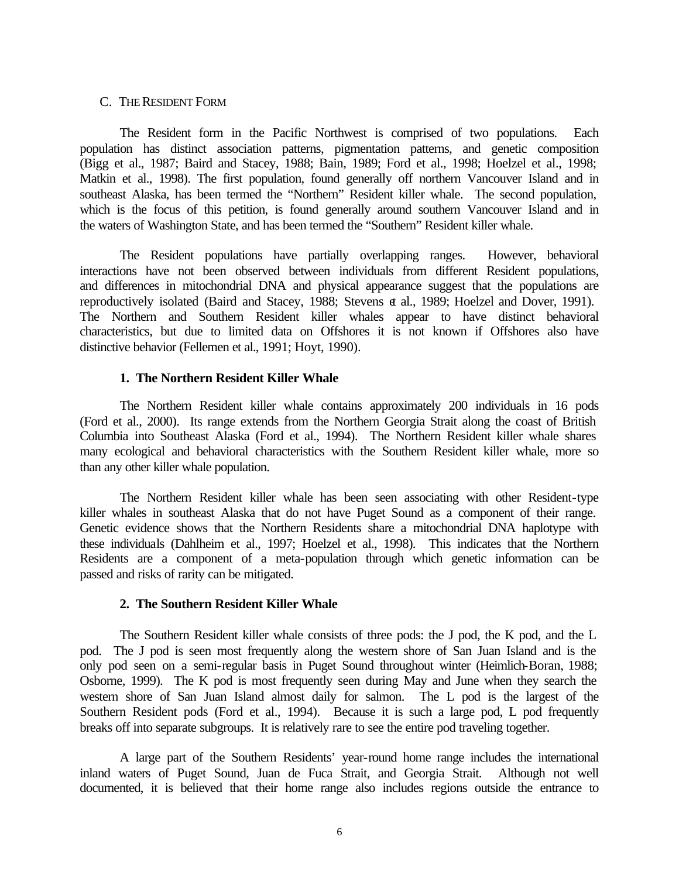## C. THE RESIDENT FORM

The Resident form in the Pacific Northwest is comprised of two populations. Each population has distinct association patterns, pigmentation patterns, and genetic composition (Bigg et al., 1987; Baird and Stacey, 1988; Bain, 1989; Ford et al., 1998; Hoelzel et al., 1998; Matkin et al., 1998). The first population, found generally off northern Vancouver Island and in southeast Alaska, has been termed the "Northern" Resident killer whale. The second population, which is the focus of this petition, is found generally around southern Vancouver Island and in the waters of Washington State, and has been termed the "Southern" Resident killer whale.

The Resident populations have partially overlapping ranges. However, behavioral interactions have not been observed between individuals from different Resident populations, and differences in mitochondrial DNA and physical appearance suggest that the populations are reproductively isolated (Baird and Stacey, 1988; Stevens et al., 1989; Hoelzel and Dover, 1991). The Northern and Southern Resident killer whales appear to have distinct behavioral characteristics, but due to limited data on Offshores it is not known if Offshores also have distinctive behavior (Fellemen et al., 1991; Hoyt, 1990).

### 1. The Northern Resident Killer Whale

The Northern Resident killer whale contains approximately 200 individuals in 16 pods (Ford et al., 2000). Its range extends from the Northern Georgia Strait along the coast of British Columbia into Southeast Alaska (Ford et al., 1994). The Northern Resident killer whale shares many ecological and behavioral characteristics with the Southern Resident killer whale, more so than any other killer whale population.

The Northern Resident killer whale has been seen associating with other Resident-type killer whales in southeast Alaska that do not have Puget Sound as a component of their range. Genetic evidence shows that the Northern Residents share a mitochondrial DNA haplotype with these individuals (Dahlheim et al., 1997; Hoelzel et al., 1998). This indicates that the Northern Residents are a component of a meta-population through which genetic information can be passed and risks of rarity can be mitigated.

### 2. The Southern Resident Killer Whale

The Southern Resident killer whale consists of three pods: the J pod, the K pod, and the L pod. The J pod is seen most frequently along the western shore of San Juan Island and is the only pod seen on a semi-regular basis in Puget Sound throughout winter (Heimlich-Boran, 1988; Osborne, 1999). The K pod is most frequently seen during May and June when they search the western shore of San Juan Island almost daily for salmon. The L pod is the largest of the Southern Resident pods (Ford et al., 1994). Because it is such a large pod, L pod frequently breaks off into separate subgroups. It is relatively rare to see the entire pod traveling together.

A large part of the Southern Residents' year-round home range includes the international inland waters of Puget Sound, Juan de Fuca Strait, and Georgia Strait. Although not well documented, it is believed that their home range also includes regions outside the entrance to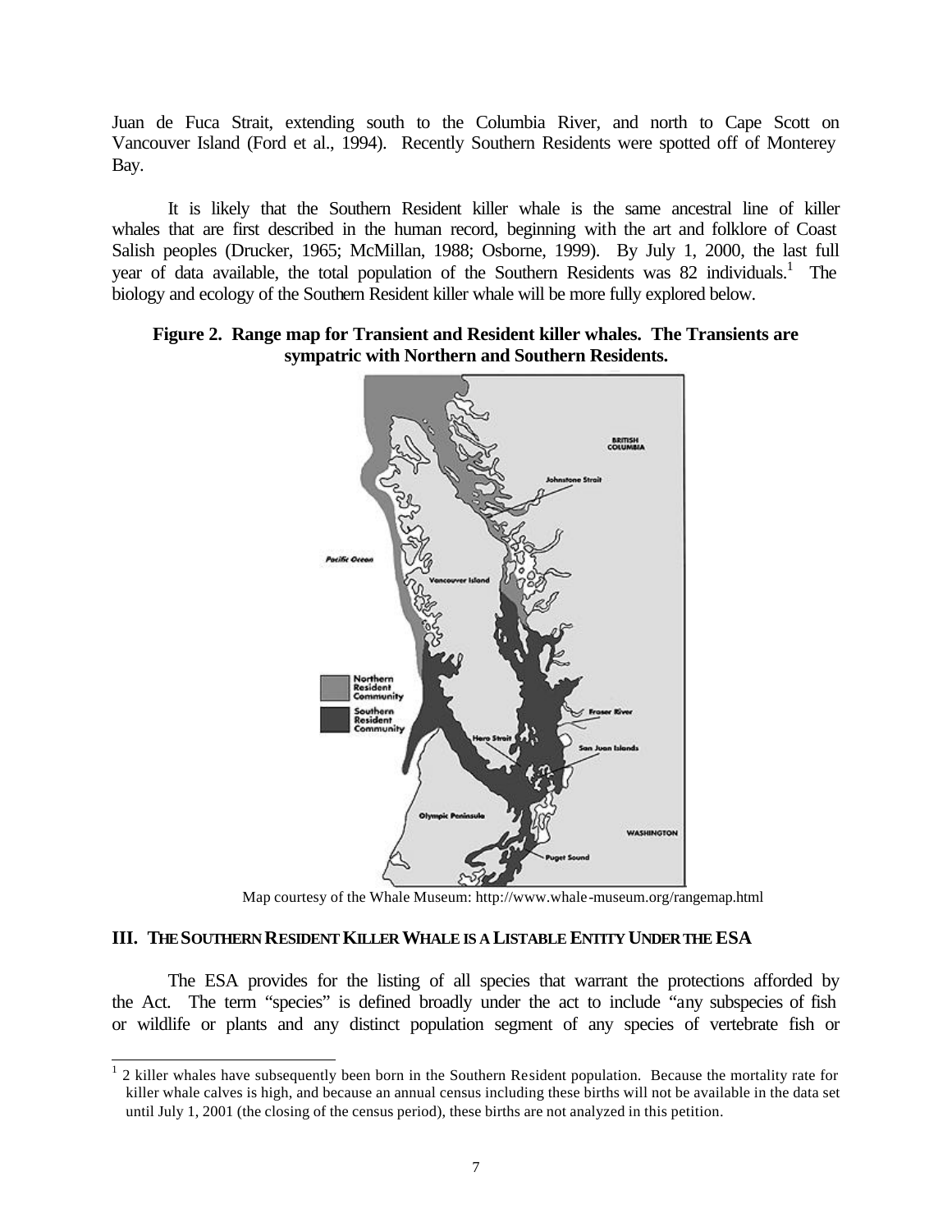Juan de Fuca Strait, extending south to the Columbia River, and north to Cape Scott on Vancouver Island (Ford et al., 1994). Recently Southern Residents were spotted off of Monterey Bay.

It is likely that the Southern Resident killer whale is the same ancestral line of killer whales that are first described in the human record, beginning with the art and folklore of Coast Salish peoples (Drucker, 1965; McMillan, 1988; Osborne, 1999). By July 1, 2000, the last full year of data available, the total population of the Southern Residents was 82 individuals.[1] The biology and ecology of the Southern Resident killer whale will be more fully explored below.

**Figure 2. Range map for Transient and Resident killer whales. The Transients are sympatric with Northern and Southern Residents.**

Map courtesy of the Whale Museum: http://www.whale-museum.org/rangemap.html

### III. THE SOUTHERN RESIDENT KILLER WHALE IS A LISTABLE ENTITY UNDER THE ESA

The ESA provides for the listing of all species that warrant the protections afforded by the Act. The term "species" is defined broadly under the act to include "any subspecies of fish or wildlife or plants and any distinct population segment of any species of vertebrate fish or

[1] 2 killer whales have subsequently been born in the Southern Resident population. Because the mortality rate for killer whale calves is high, and because an annual census including these births will not be available in the data set until July 1, 2001 (the closing of the census period), these births are not analyzed in this petition.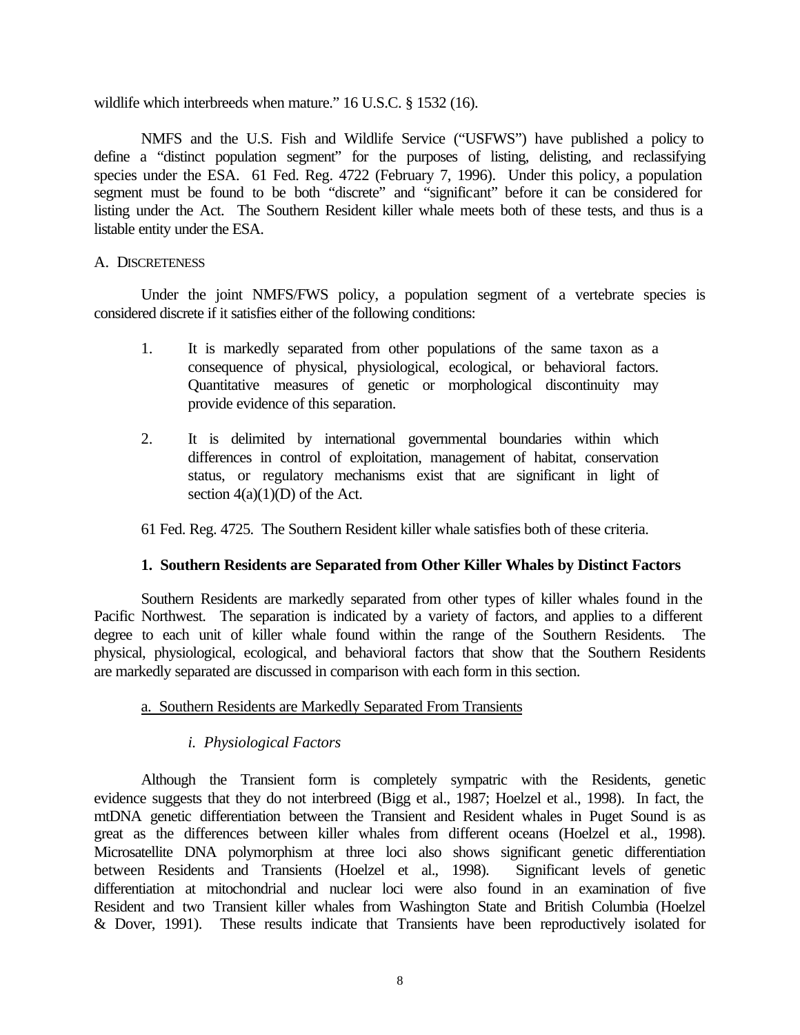wildlife which interbreeds when mature." 16 U.S.C. § 1532 (16).

NMFS and the U.S. Fish and Wildlife Service ("USFWS") have published a policy to define a "distinct population segment" for the purposes of listing, delisting, and reclassifying species under the ESA. 61 Fed. Reg. 4722 (February 7, 1996). Under this policy, a population segment must be found to be both "discrete" and "significant" before it can be considered for listing under the Act. The Southern Resident killer whale meets both of these tests, and thus is a listable entity under the ESA.

A. DISCRETENESS

Under the joint NMFS/FWS policy, a population segment of a vertebrate species is considered discrete if it satisfies either of the following conditions:

1. It is markedly separated from other populations of the same taxon as a consequence of physical, physiological, ecological, or behavioral factors. Quantitative measures of genetic or morphological discontinuity may provide evidence of this separation.

2. It is delimited by international governmental boundaries within which differences in control of exploitation, management of habitat, conservation status, or regulatory mechanisms exist that are significant in light of section 4(a)(1)(D) of the Act.

61 Fed. Reg. 4725. The Southern Resident killer whale satisfies both of these criteria.

**1. Southern Residents are Separated from Other Killer Whales by Distinct Factors**

Southern Residents are markedly separated from other types of killer whales found in the Pacific Northwest. The separation is indicated by a variety of factors, and applies to a different degree to each unit of killer whale found within the range of the Southern Residents. The physical, physiological, ecological, and behavioral factors that show that the Southern Residents are markedly separated are discussed in comparison with each form in this section.

a. Southern Residents are Markedly Separated From Transients

*i. Physiological Factors*

Although the Transient form is completely sympatric with the Residents, genetic evidence suggests that they do not interbreed (Bigg et al., 1987; Hoelzel et al., 1998). In fact, the mtDNA genetic differentiation between the Transient and Resident whales in Puget Sound is as great as the differences between killer whales from different oceans (Hoelzel et al., 1998). Microsatellite DNA polymorphism at three loci also shows significant genetic differentiation between Residents and Transients (Hoelzel et al., 1998). Significant levels of genetic differentiation at mitochondrial and nuclear loci were also found in an examination of five Resident and two Transient killer whales from Washington State and British Columbia (Hoelzel & Dover, 1991). These results indicate that Transients have been reproductively isolated for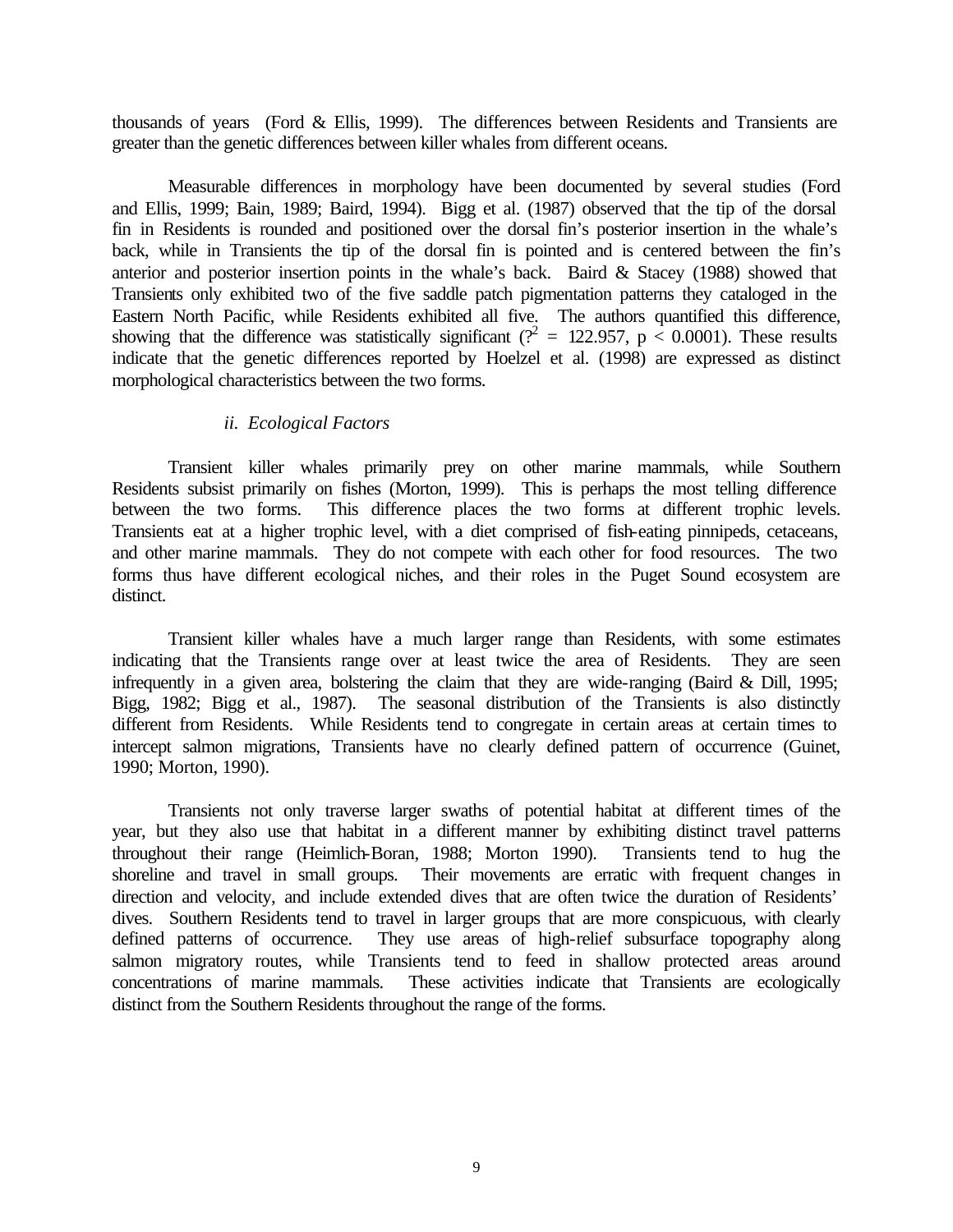thousands of years (Ford & Ellis, 1999). The differences between Residents and Transients are greater than the genetic differences between killer whales from different oceans.

Measurable differences in morphology have been documented by several studies (Ford and Ellis, 1999; Bain, 1989; Baird, 1994). Bigg et al. (1987) observed that the tip of the dorsal fin in Residents is rounded and positioned over the dorsal fin's posterior insertion in the whale's back, while in Transients the tip of the dorsal fin is pointed and is centered between the fin's anterior and posterior insertion points in the whale's back. Baird & Stacey (1988) showed that Transients only exhibited two of the five saddle patch pigmentation patterns they cataloged in the Eastern North Pacific, while Residents exhibited all five. The authors quantified this difference, showing that the difference was statistically significant ($?^2 = 122.957$, $p < 0.0001$). These results indicate that the genetic differences reported by Hoelzel et al. (1998) are expressed as distinct morphological characteristics between the two forms.

*ii. Ecological Factors*

Transient killer whales primarily prey on other marine mammals, while Southern Residents subsist primarily on fishes (Morton, 1999). This is perhaps the most telling difference between the two forms. This difference places the two forms at different trophic levels. Transients eat at a higher trophic level, with a diet comprised of fish-eating pinnipeds, cetaceans, and other marine mammals. They do not compete with each other for food resources. The two forms thus have different ecological niches, and their roles in the Puget Sound ecosystem are distinct.

Transient killer whales have a much larger range than Residents, with some estimates indicating that the Transients range over at least twice the area of Residents. They are seen infrequently in a given area, bolstering the claim that they are wide-ranging (Baird & Dill, 1995; Bigg, 1982; Bigg et al., 1987). The seasonal distribution of the Transients is also distinctly different from Residents. While Residents tend to congregate in certain areas at certain times to intercept salmon migrations, Transients have no clearly defined pattern of occurrence (Guinet, 1990; Morton, 1990).

Transients not only traverse larger swaths of potential habitat at different times of the year, but they also use that habitat in a different manner by exhibiting distinct travel patterns throughout their range (Heimlich-Boran, 1988; Morton 1990). Transients tend to hug the shoreline and travel in small groups. Their movements are erratic with frequent changes in direction and velocity, and include extended dives that are often twice the duration of Residents' dives. Southern Residents tend to travel in larger groups that are more conspicuous, with clearly defined patterns of occurrence. They use areas of high-relief subsurface topography along salmon migratory routes, while Transients tend to feed in shallow protected areas around concentrations of marine mammals. These activities indicate that Transients are ecologically distinct from the Southern Residents throughout the range of the forms.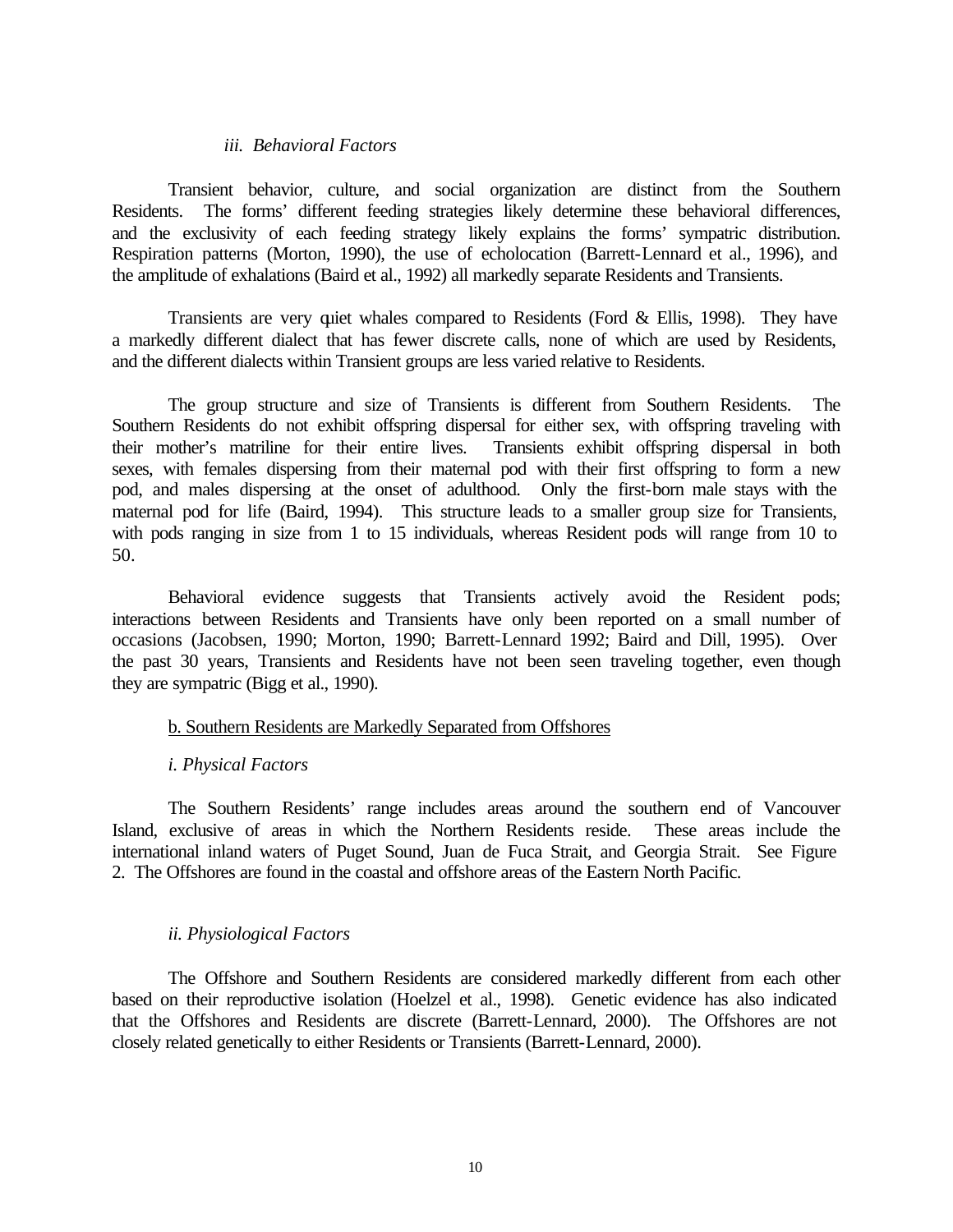*iii. Behavioral Factors*

Transient behavior, culture, and social organization are distinct from the Southern Residents. The forms' different feeding strategies likely determine these behavioral differences, and the exclusivity of each feeding strategy likely explains the forms' sympatric distribution. Respiration patterns (Morton, 1990), the use of echolocation (Barrett-Lennard et al., 1996), and the amplitude of exhalations (Baird et al., 1992) all markedly separate Residents and Transients.

Transients are very quiet whales compared to Residents (Ford & Ellis, 1998). They have a markedly different dialect that has fewer discrete calls, none of which are used by Residents, and the different dialects within Transient groups are less varied relative to Residents.

The group structure and size of Transients is different from Southern Residents. The Southern Residents do not exhibit offspring dispersal for either sex, with offspring traveling with their mother's matriline for their entire lives. Transients exhibit offspring dispersal in both sexes, with females dispersing from their maternal pod with their first offspring to form a new pod, and males dispersing at the onset of adulthood. Only the first-born male stays with the maternal pod for life (Baird, 1994). This structure leads to a smaller group size for Transients, with pods ranging in size from 1 to 15 individuals, whereas Resident pods will range from 10 to 50.

Behavioral evidence suggests that Transients actively avoid the Resident pods; interactions between Residents and Transients have only been reported on a small number of occasions (Jacobsen, 1990; Morton, 1990; Barrett-Lennard 1992; Baird and Dill, 1995). Over the past 30 years, Transients and Residents have not been seen traveling together, even though they are sympatric (Bigg et al., 1990).

b. Southern Residents are Markedly Separated from Offshores

*i. Physical Factors*

The Southern Residents' range includes areas around the southern end of Vancouver Island, exclusive of areas in which the Northern Residents reside. These areas include the international inland waters of Puget Sound, Juan de Fuca Strait, and Georgia Strait. See Figure 2. The Offshores are found in the coastal and offshore areas of the Eastern North Pacific.

*ii. Physiological Factors*

The Offshore and Southern Residents are considered markedly different from each other based on their reproductive isolation (Hoelzel et al., 1998). Genetic evidence has also indicated that the Offshores and Residents are discrete (Barrett-Lennard, 2000). The Offshores are not closely related genetically to either Residents or Transients (Barrett-Lennard, 2000).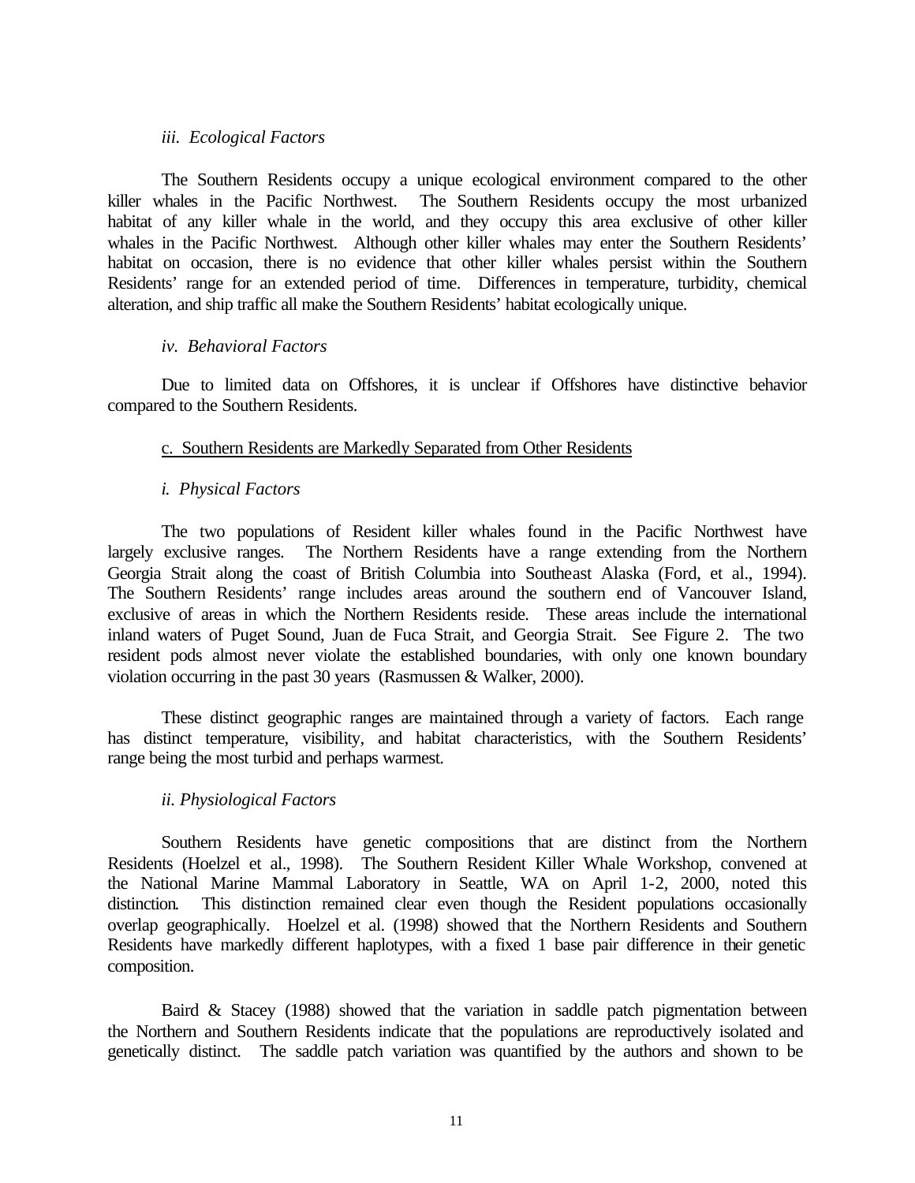*iii. Ecological Factors*

The Southern Residents occupy a unique ecological environment compared to the other killer whales in the Pacific Northwest. The Southern Residents occupy the most urbanized habitat of any killer whale in the world, and they occupy this area exclusive of other killer whales in the Pacific Northwest. Although other killer whales may enter the Southern Residents' habitat on occasion, there is no evidence that other killer whales persist within the Southern Residents' range for an extended period of time. Differences in temperature, turbidity, chemical alteration, and ship traffic all make the Southern Residents' habitat ecologically unique.

*iv. Behavioral Factors*

Due to limited data on Offshores, it is unclear if Offshores have distinctive behavior compared to the Southern Residents.

<u>c. Southern Residents are Markedly Separated from Other Residents</u>

*i. Physical Factors*

The two populations of Resident killer whales found in the Pacific Northwest have largely exclusive ranges. The Northern Residents have a range extending from the Northern Georgia Strait along the coast of British Columbia into Southeast Alaska (Ford, et al., 1994). The Southern Residents' range includes areas around the southern end of Vancouver Island, exclusive of areas in which the Northern Residents reside. These areas include the international inland waters of Puget Sound, Juan de Fuca Strait, and Georgia Strait. See Figure 2. The two resident pods almost never violate the established boundaries, with only one known boundary violation occurring in the past 30 years (Rasmussen & Walker, 2000).

These distinct geographic ranges are maintained through a variety of factors. Each range has distinct temperature, visibility, and habitat characteristics, with the Southern Residents' range being the most turbid and perhaps warmest.

*ii. Physiological Factors*

Southern Residents have genetic compositions that are distinct from the Northern Residents (Hoelzel et al., 1998). The Southern Resident Killer Whale Workshop, convened at the National Marine Mammal Laboratory in Seattle, WA on April 1-2, 2000, noted this distinction. This distinction remained clear even though the Resident populations occasionally overlap geographically. Hoelzel et al. (1998) showed that the Northern Residents and Southern Residents have markedly different haplotypes, with a fixed 1 base pair difference in their genetic composition.

Baird & Stacey (1988) showed that the variation in saddle patch pigmentation between the Northern and Southern Residents indicate that the populations are reproductively isolated and genetically distinct. The saddle patch variation was quantified by the authors and shown to be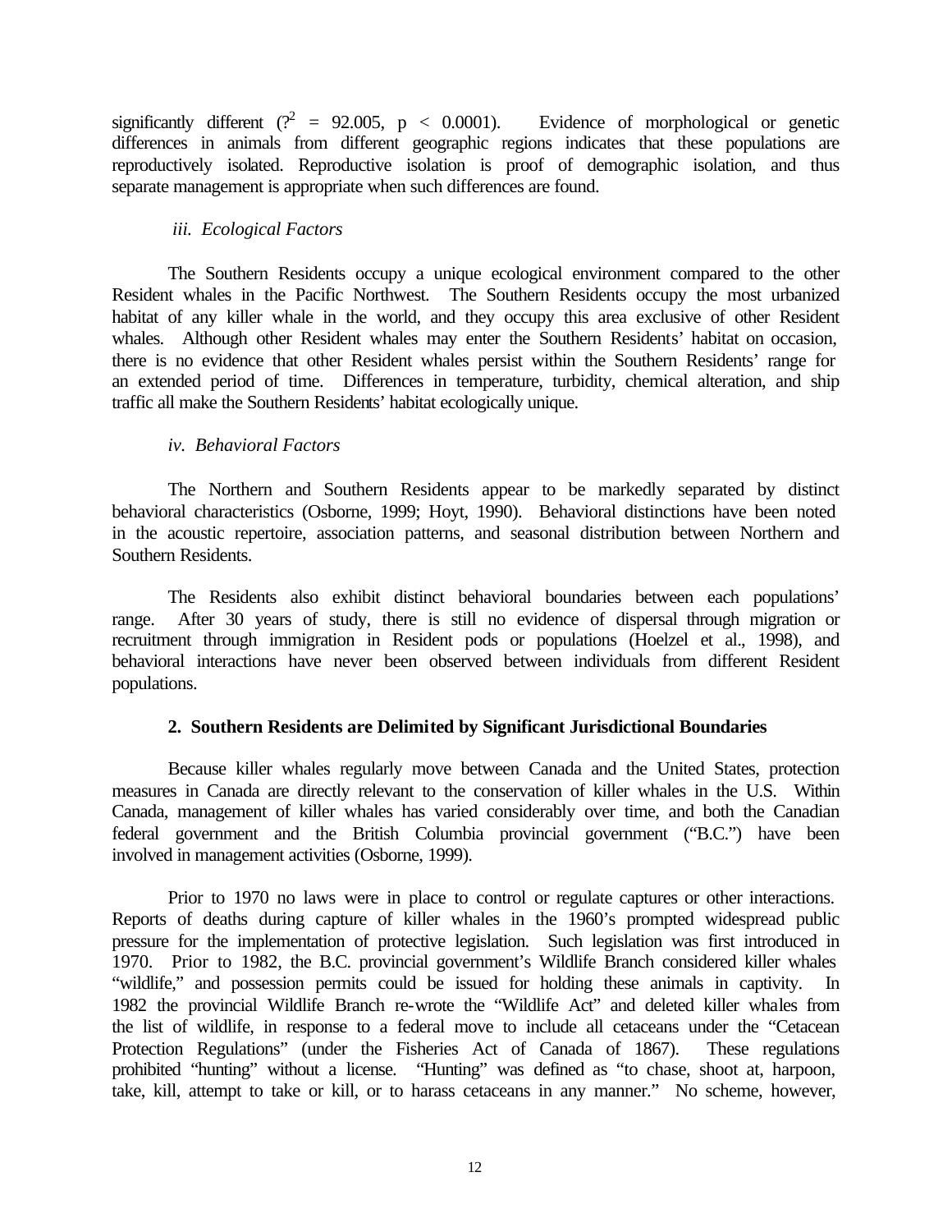significantly different ($?^2 = 92.005$, $p < 0.0001$). Evidence of morphological or genetic differences in animals from different geographic regions indicates that these populations are reproductively isolated. Reproductive isolation is proof of demographic isolation, and thus separate management is appropriate when such differences are found.

*iii. Ecological Factors*

The Southern Residents occupy a unique ecological environment compared to the other Resident whales in the Pacific Northwest. The Southern Residents occupy the most urbanized habitat of any killer whale in the world, and they occupy this area exclusive of other Resident whales. Although other Resident whales may enter the Southern Residents' habitat on occasion, there is no evidence that other Resident whales persist within the Southern Residents' range for an extended period of time. Differences in temperature, turbidity, chemical alteration, and ship traffic all make the Southern Residents' habitat ecologically unique.

*iv. Behavioral Factors*

The Northern and Southern Residents appear to be markedly separated by distinct behavioral characteristics (Osborne, 1999; Hoyt, 1990). Behavioral distinctions have been noted in the acoustic repertoire, association patterns, and seasonal distribution between Northern and Southern Residents.

The Residents also exhibit distinct behavioral boundaries between each populations' range. After 30 years of study, there is still no evidence of dispersal through migration or recruitment through immigration in Resident pods or populations (Hoelzel et al., 1998), and behavioral interactions have never been observed between individuals from different Resident populations.

**2. Southern Residents are Delimited by Significant Jurisdictional Boundaries**

Because killer whales regularly move between Canada and the United States, protection measures in Canada are directly relevant to the conservation of killer whales in the U.S. Within Canada, management of killer whales has varied considerably over time, and both the Canadian federal government and the British Columbia provincial government ("B.C.") have been involved in management activities (Osborne, 1999).

Prior to 1970 no laws were in place to control or regulate captures or other interactions. Reports of deaths during capture of killer whales in the 1960's prompted widespread public pressure for the implementation of protective legislation. Such legislation was first introduced in 1970. Prior to 1982, the B.C. provincial government's Wildlife Branch considered killer whales "wildlife," and possession permits could be issued for holding these animals in captivity. In 1982 the provincial Wildlife Branch re-wrote the "Wildlife Act" and deleted killer whales from the list of wildlife, in response to a federal move to include all cetaceans under the "Cetacean Protection Regulations" (under the Fisheries Act of Canada of 1867). These regulations prohibited "hunting" without a license. "Hunting" was defined as "to chase, shoot at, harpoon, take, kill, attempt to take or kill, or to harass cetaceans in any manner." No scheme, however,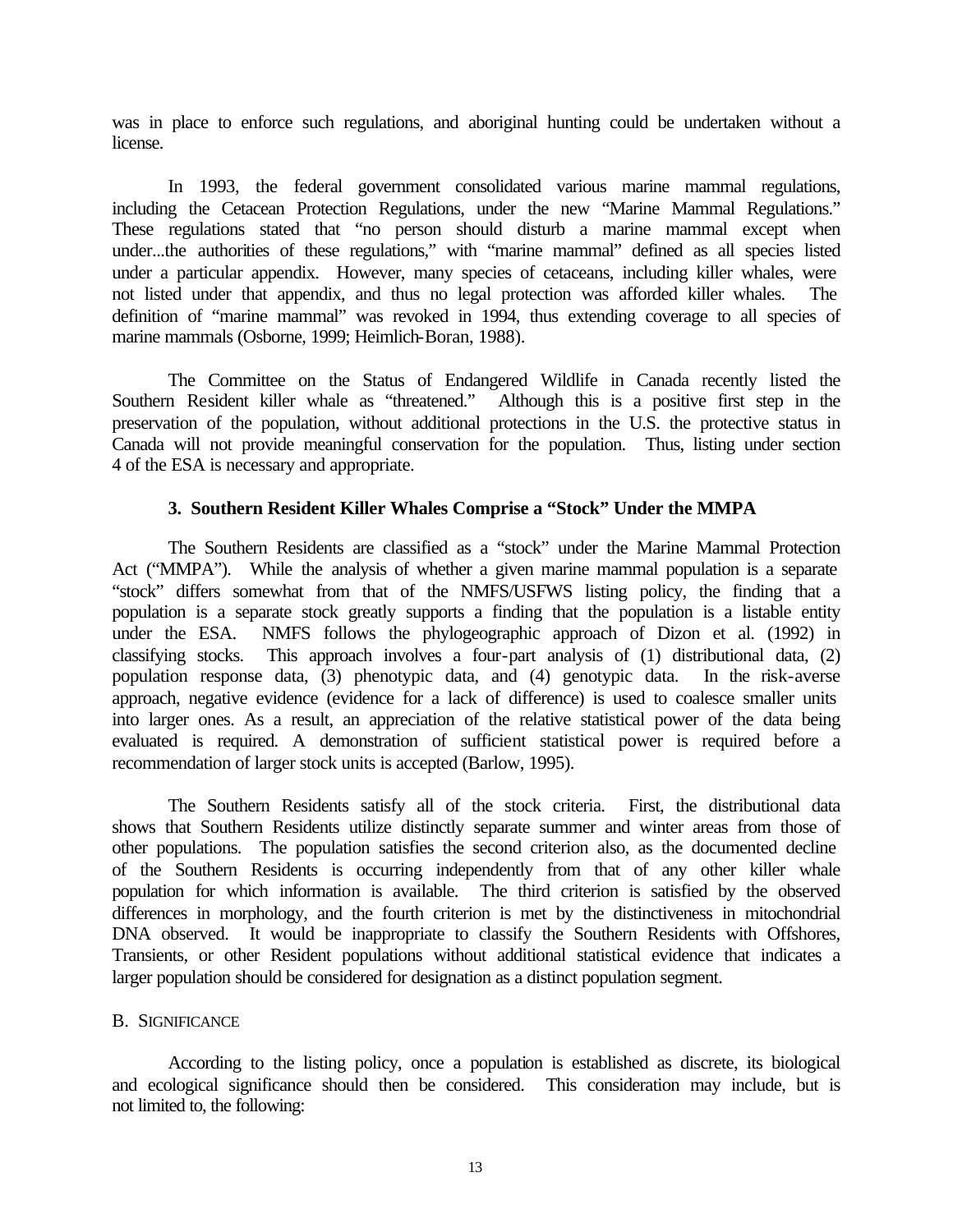was in place to enforce such regulations, and aboriginal hunting could be undertaken without a license.

In 1993, the federal government consolidated various marine mammal regulations, including the Cetacean Protection Regulations, under the new "Marine Mammal Regulations." These regulations stated that "no person should disturb a marine mammal except when under...the authorities of these regulations," with "marine mammal" defined as all species listed under a particular appendix. However, many species of cetaceans, including killer whales, were not listed under that appendix, and thus no legal protection was afforded killer whales. The definition of "marine mammal" was revoked in 1994, thus extending coverage to all species of marine mammals (Osborne, 1999; Heimlich-Boran, 1988).

The Committee on the Status of Endangered Wildlife in Canada recently listed the Southern Resident killer whale as "threatened." Although this is a positive first step in the preservation of the population, without additional protections in the U.S. the protective status in Canada will not provide meaningful conservation for the population. Thus, listing under section 4 of the ESA is necessary and appropriate.

### 3. Southern Resident Killer Whales Comprise a "Stock" Under the MMPA

The Southern Residents are classified as a "stock" under the Marine Mammal Protection Act ("MMPA"). While the analysis of whether a given marine mammal population is a separate "stock" differs somewhat from that of the NMFS/USFWS listing policy, the finding that a population is a separate stock greatly supports a finding that the population is a listable entity under the ESA. NMFS follows the phylogeographic approach of Dizon et al. (1992) in classifying stocks. This approach involves a four-part analysis of (1) distributional data, (2) population response data, (3) phenotypic data, and (4) genotypic data. In the risk-averse approach, negative evidence (evidence for a lack of difference) is used to coalesce smaller units into larger ones. As a result, an appreciation of the relative statistical power of the data being evaluated is required. A demonstration of sufficient statistical power is required before a recommendation of larger stock units is accepted (Barlow, 1995).

The Southern Residents satisfy all of the stock criteria. First, the distributional data shows that Southern Residents utilize distinctly separate summer and winter areas from those of other populations. The population satisfies the second criterion also, as the documented decline of the Southern Residents is occurring independently from that of any other killer whale population for which information is available. The third criterion is satisfied by the observed differences in morphology, and the fourth criterion is met by the distinctiveness in mitochondrial DNA observed. It would be inappropriate to classify the Southern Residents with Offshores, Transients, or other Resident populations without additional statistical evidence that indicates a larger population should be considered for designation as a distinct population segment.

## B. Significance

According to the listing policy, once a population is established as discrete, its biological and ecological significance should then be considered. This consideration may include, but is not limited to, the following: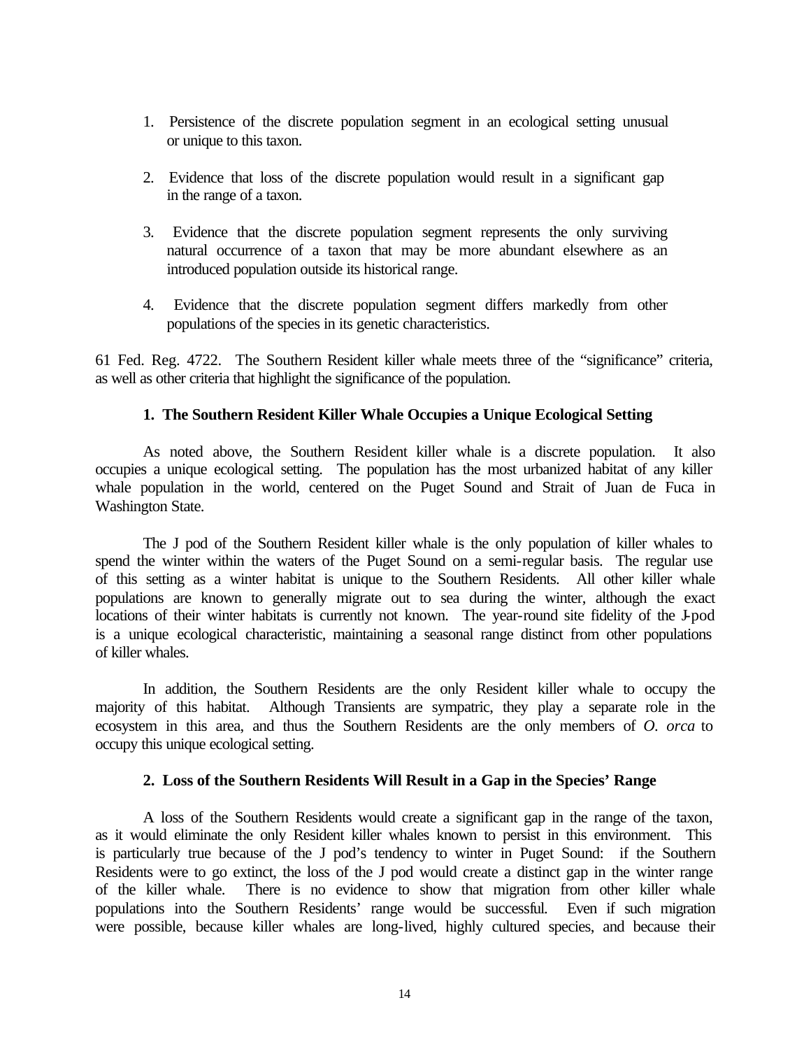1. Persistence of the discrete population segment in an ecological setting unusual or unique to this taxon.

2. Evidence that loss of the discrete population would result in a significant gap in the range of a taxon.

3. Evidence that the discrete population segment represents the only surviving natural occurrence of a taxon that may be more abundant elsewhere as an introduced population outside its historical range.

4. Evidence that the discrete population segment differs markedly from other populations of the species in its genetic characteristics.

61 Fed. Reg. 4722. The Southern Resident killer whale meets three of the "significance" criteria, as well as other criteria that highlight the significance of the population.

### 1. The Southern Resident Killer Whale Occupies a Unique Ecological Setting

As noted above, the Southern Resident killer whale is a discrete population. It also occupies a unique ecological setting. The population has the most urbanized habitat of any killer whale population in the world, centered on the Puget Sound and Strait of Juan de Fuca in Washington State.

The J pod of the Southern Resident killer whale is the only population of killer whales to spend the winter within the waters of the Puget Sound on a semi-regular basis. The regular use of this setting as a winter habitat is unique to the Southern Residents. All other killer whale populations are known to generally migrate out to sea during the winter, although the exact locations of their winter habitats is currently not known. The year-round site fidelity of the J-pod is a unique ecological characteristic, maintaining a seasonal range distinct from other populations of killer whales.

In addition, the Southern Residents are the only Resident killer whale to occupy the majority of this habitat. Although Transients are sympatric, they play a separate role in the ecosystem in this area, and thus the Southern Residents are the only members of *O. orca* to occupy this unique ecological setting.

### 2. Loss of the Southern Residents Will Result in a Gap in the Species' Range

A loss of the Southern Residents would create a significant gap in the range of the taxon, as it would eliminate the only Resident killer whales known to persist in this environment. This is particularly true because of the J pod's tendency to winter in Puget Sound: if the Southern Residents were to go extinct, the loss of the J pod would create a distinct gap in the winter range of the killer whale. There is no evidence to show that migration from other killer whale populations into the Southern Residents' range would be successful. Even if such migration were possible, because killer whales are long-lived, highly cultured species, and because their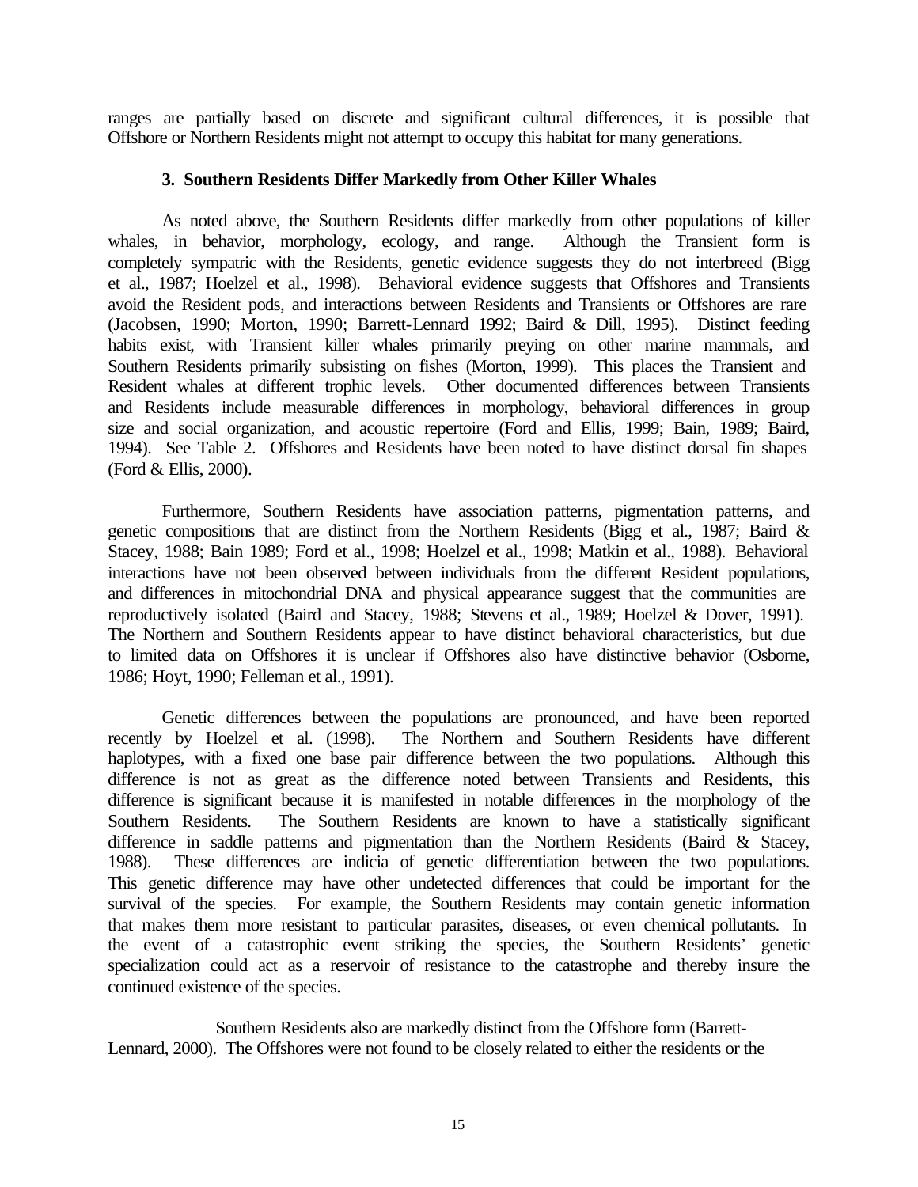ranges are partially based on discrete and significant cultural differences, it is possible that Offshore or Northern Residents might not attempt to occupy this habitat for many generations.

### 3. Southern Residents Differ Markedly from Other Killer Whales

As noted above, the Southern Residents differ markedly from other populations of killer whales, in behavior, morphology, ecology, and range. Although the Transient form is completely sympatric with the Residents, genetic evidence suggests they do not interbreed (Bigg et al., 1987; Hoelzel et al., 1998). Behavioral evidence suggests that Offshores and Transients avoid the Resident pods, and interactions between Residents and Transients or Offshores are rare (Jacobsen, 1990; Morton, 1990; Barrett-Lennard 1992; Baird & Dill, 1995). Distinct feeding habits exist, with Transient killer whales primarily preying on other marine mammals, and Southern Residents primarily subsisting on fishes (Morton, 1999). This places the Transient and Resident whales at different trophic levels. Other documented differences between Transients and Residents include measurable differences in morphology, behavioral differences in group size and social organization, and acoustic repertoire (Ford and Ellis, 1999; Bain, 1989; Baird, 1994). See Table 2. Offshores and Residents have been noted to have distinct dorsal fin shapes (Ford & Ellis, 2000).

Furthermore, Southern Residents have association patterns, pigmentation patterns, and genetic compositions that are distinct from the Northern Residents (Bigg et al., 1987; Baird & Stacey, 1988; Bain 1989; Ford et al., 1998; Hoelzel et al., 1998; Matkin et al., 1988). Behavioral interactions have not been observed between individuals from the different Resident populations, and differences in mitochondrial DNA and physical appearance suggest that the communities are reproductively isolated (Baird and Stacey, 1988; Stevens et al., 1989; Hoelzel & Dover, 1991). The Northern and Southern Residents appear to have distinct behavioral characteristics, but due to limited data on Offshores it is unclear if Offshores also have distinctive behavior (Osborne, 1986; Hoyt, 1990; Felleman et al., 1991).

Genetic differences between the populations are pronounced, and have been reported recently by Hoelzel et al. (1998). The Northern and Southern Residents have different haplotypes, with a fixed one base pair difference between the two populations. Although this difference is not as great as the difference noted between Transients and Residents, this difference is significant because it is manifested in notable differences in the morphology of the Southern Residents. The Southern Residents are known to have a statistically significant difference in saddle patterns and pigmentation than the Northern Residents (Baird & Stacey, 1988). These differences are indicia of genetic differentiation between the two populations. This genetic difference may have other undetected differences that could be important for the survival of the species. For example, the Southern Residents may contain genetic information that makes them more resistant to particular parasites, diseases, or even chemical pollutants. In the event of a catastrophic event striking the species, the Southern Residents' genetic specialization could act as a reservoir of resistance to the catastrophe and thereby insure the continued existence of the species.

Southern Residents also are markedly distinct from the Offshore form (Barrett-Lennard, 2000). The Offshores were not found to be closely related to either the residents or the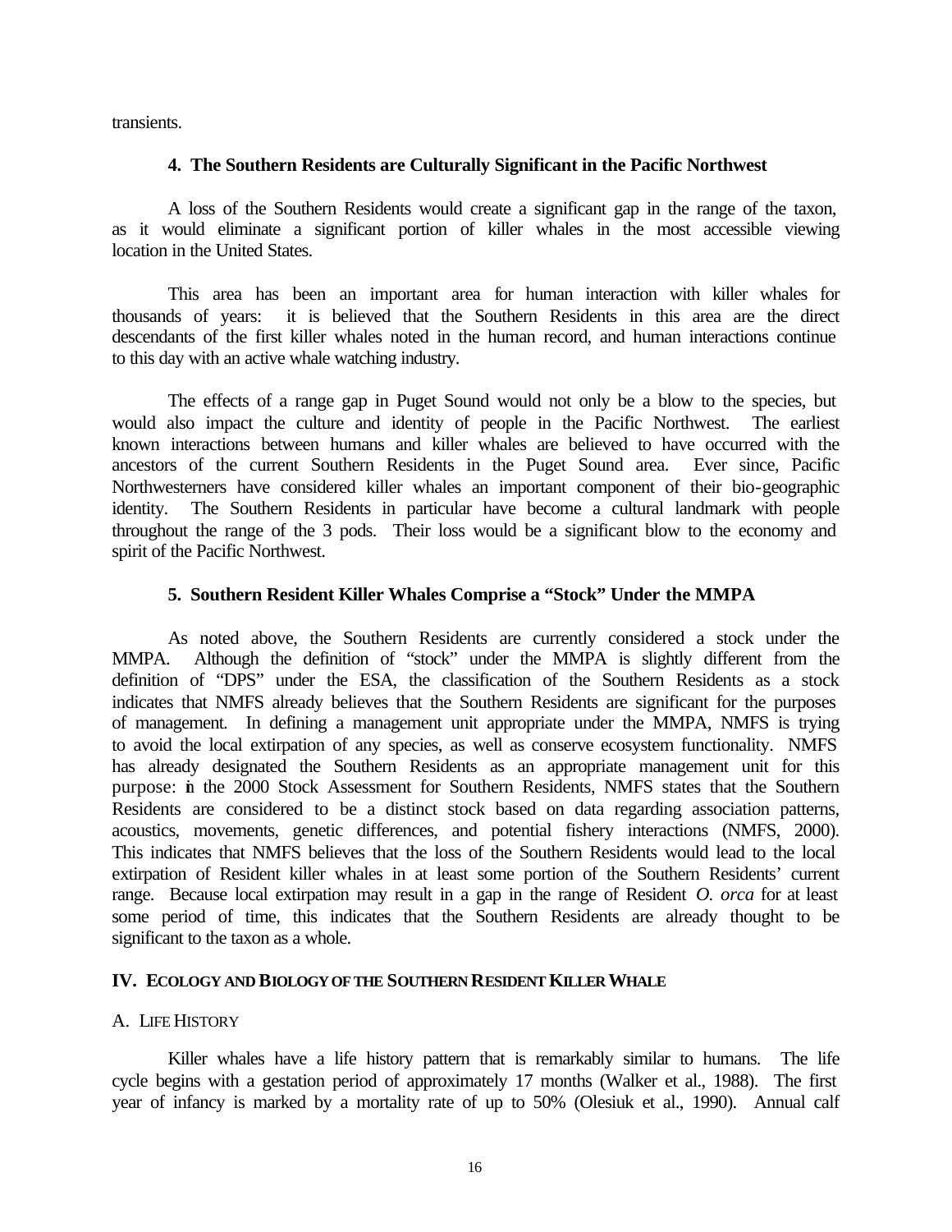transients.

### 4. The Southern Residents are Culturally Significant in the Pacific Northwest

A loss of the Southern Residents would create a significant gap in the range of the taxon, as it would eliminate a significant portion of killer whales in the most accessible viewing location in the United States.

This area has been an important area for human interaction with killer whales for thousands of years: it is believed that the Southern Residents in this area are the direct descendants of the first killer whales noted in the human record, and human interactions continue to this day with an active whale watching industry.

The effects of a range gap in Puget Sound would not only be a blow to the species, but would also impact the culture and identity of people in the Pacific Northwest. The earliest known interactions between humans and killer whales are believed to have occurred with the ancestors of the current Southern Residents in the Puget Sound area. Ever since, Pacific Northwesterners have considered killer whales an important component of their bio-geographic identity. The Southern Residents in particular have become a cultural landmark with people throughout the range of the 3 pods. Their loss would be a significant blow to the economy and spirit of the Pacific Northwest.

### 5. Southern Resident Killer Whales Comprise a "Stock" Under the MMPA

As noted above, the Southern Residents are currently considered a stock under the MMPA. Although the definition of "stock" under the MMPA is slightly different from the definition of "DPS" under the ESA, the classification of the Southern Residents as a stock indicates that NMFS already believes that the Southern Residents are significant for the purposes of management. In defining a management unit appropriate under the MMPA, NMFS is trying to avoid the local extirpation of any species, as well as conserve ecosystem functionality. NMFS has already designated the Southern Residents as an appropriate management unit for this purpose: in the 2000 Stock Assessment for Southern Residents, NMFS states that the Southern Residents are considered to be a distinct stock based on data regarding association patterns, acoustics, movements, genetic differences, and potential fishery interactions (NMFS, 2000). This indicates that NMFS believes that the loss of the Southern Residents would lead to the local extirpation of Resident killer whales in at least some portion of the Southern Residents' current range. Because local extirpation may result in a gap in the range of Resident *O. orca* for at least some period of time, this indicates that the Southern Residents are already thought to be significant to the taxon as a whole.

## IV. ECOLOGY AND BIOLOGY OF THE SOUTHERN RESIDENT KILLER WHALE

### A. LIFE HISTORY

Killer whales have a life history pattern that is remarkably similar to humans. The life cycle begins with a gestation period of approximately 17 months (Walker et al., 1988). The first year of infancy is marked by a mortality rate of up to 50% (Olesiuk et al., 1990). Annual calf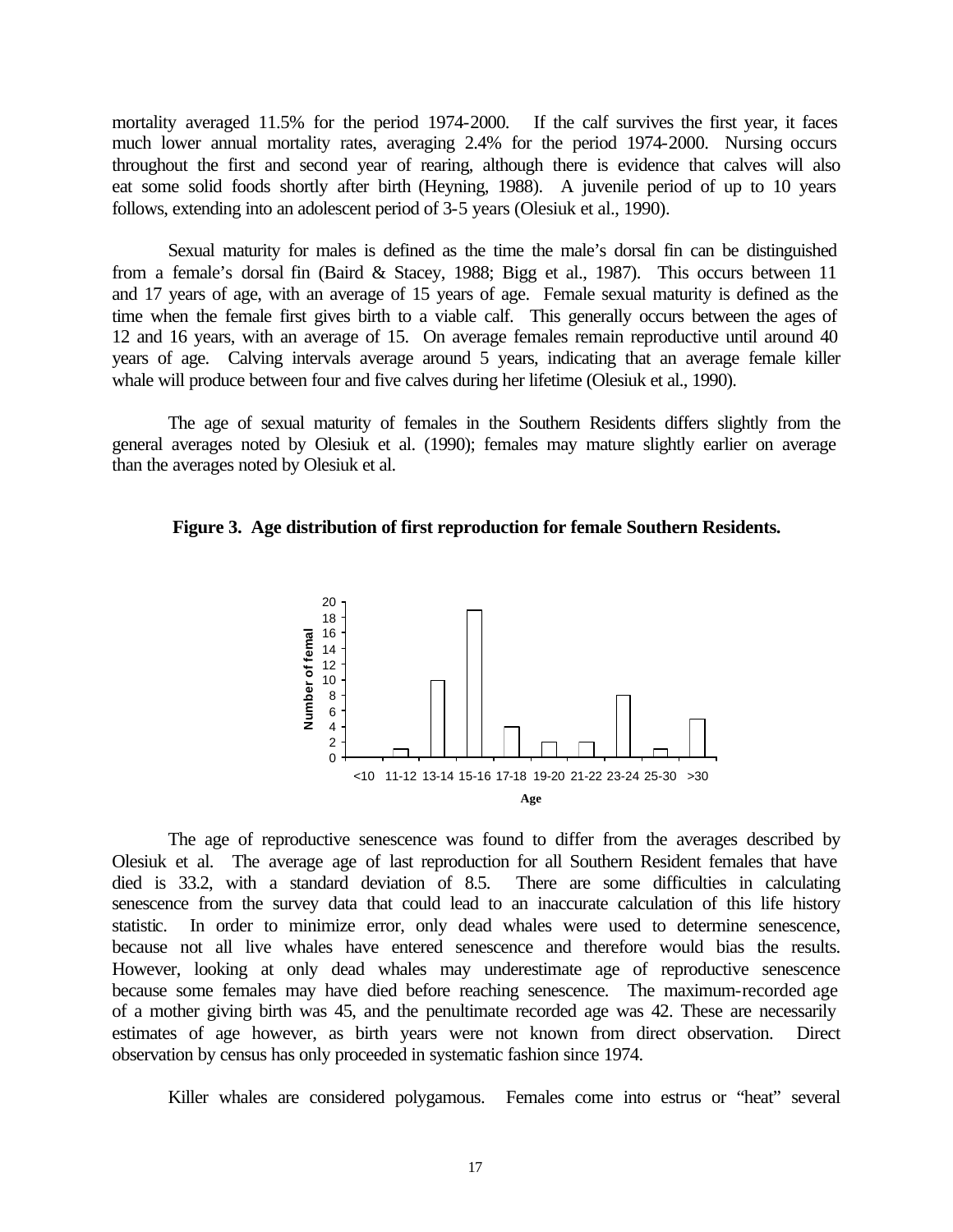mortality averaged 11.5% for the period 1974-2000. If the calf survives the first year, it faces much lower annual mortality rates, averaging 2.4% for the period 1974-2000. Nursing occurs throughout the first and second year of rearing, although there is evidence that calves will also eat some solid foods shortly after birth (Heyning, 1988). A juvenile period of up to 10 years follows, extending into an adolescent period of 3-5 years (Olesiuk et al., 1990).

Sexual maturity for males is defined as the time the male's dorsal fin can be distinguished from a female's dorsal fin (Baird & Stacey, 1988; Bigg et al., 1987). This occurs between 11 and 17 years of age, with an average of 15 years of age. Female sexual maturity is defined as the time when the female first gives birth to a viable calf. This generally occurs between the ages of 12 and 16 years, with an average of 15. On average females remain reproductive until around 40 years of age. Calving intervals average around 5 years, indicating that an average female killer whale will produce between four and five calves during her lifetime (Olesiuk et al., 1990).

The age of sexual maturity of females in the Southern Residents differs slightly from the general averages noted by Olesiuk et al. (1990); females may mature slightly earlier on average than the averages noted by Olesiuk et al.

**Figure 3. Age distribution of first reproduction for female Southern Residents.**

The age of reproductive senescence was found to differ from the averages described by Olesiuk et al. The average age of last reproduction for all Southern Resident females that have died is 33.2, with a standard deviation of 8.5. There are some difficulties in calculating senescence from the survey data that could lead to an inaccurate calculation of this life history statistic. In order to minimize error, only dead whales were used to determine senescence, because not all live whales have entered senescence and therefore would bias the results. However, looking at only dead whales may underestimate age of reproductive senescence because some females may have died before reaching senescence. The maximum-recorded age of a mother giving birth was 45, and the penultimate recorded age was 42. These are necessarily estimates of age however, as birth years were not known from direct observation. Direct observation by census has only proceeded in systematic fashion since 1974.

Killer whales are considered polygamous. Females come into estrus or "heat" several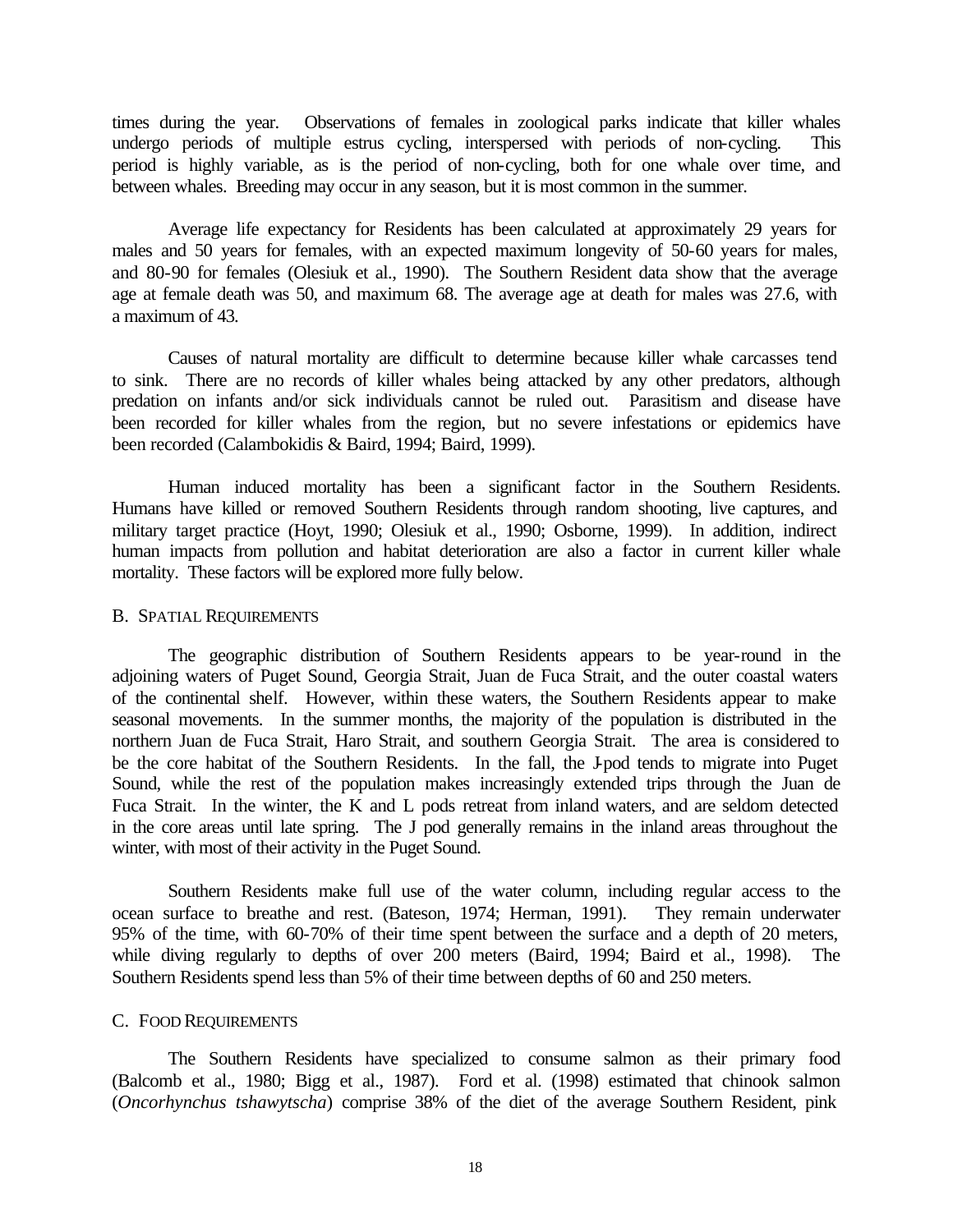times during the year. Observations of females in zoological parks indicate that killer whales undergo periods of multiple estrus cycling, interspersed with periods of non-cycling. This period is highly variable, as is the period of non-cycling, both for one whale over time, and between whales. Breeding may occur in any season, but it is most common in the summer.

Average life expectancy for Residents has been calculated at approximately 29 years for males and 50 years for females, with an expected maximum longevity of 50-60 years for males, and 80-90 for females (Olesiuk et al., 1990). The Southern Resident data show that the average age at female death was 50, and maximum 68. The average age at death for males was 27.6, with a maximum of 43.

Causes of natural mortality are difficult to determine because killer whale carcasses tend to sink. There are no records of killer whales being attacked by any other predators, although predation on infants and/or sick individuals cannot be ruled out. Parasitism and disease have been recorded for killer whales from the region, but no severe infestations or epidemics have been recorded (Calambokidis & Baird, 1994; Baird, 1999).

Human induced mortality has been a significant factor in the Southern Residents. Humans have killed or removed Southern Residents through random shooting, live captures, and military target practice (Hoyt, 1990; Olesiuk et al., 1990; Osborne, 1999). In addition, indirect human impacts from pollution and habitat deterioration are also a factor in current killer whale mortality. These factors will be explored more fully below.

## B. Spatial Requirements

The geographic distribution of Southern Residents appears to be year-round in the adjoining waters of Puget Sound, Georgia Strait, Juan de Fuca Strait, and the outer coastal waters of the continental shelf. However, within these waters, the Southern Residents appear to make seasonal movements. In the summer months, the majority of the population is distributed in the northern Juan de Fuca Strait, Haro Strait, and southern Georgia Strait. The area is considered to be the core habitat of the Southern Residents. In the fall, the J-pod tends to migrate into Puget Sound, while the rest of the population makes increasingly extended trips through the Juan de Fuca Strait. In the winter, the K and L pods retreat from inland waters, and are seldom detected in the core areas until late spring. The J pod generally remains in the inland areas throughout the winter, with most of their activity in the Puget Sound.

Southern Residents make full use of the water column, including regular access to the ocean surface to breathe and rest. (Bateson, 1974; Herman, 1991). They remain underwater 95% of the time, with 60-70% of their time spent between the surface and a depth of 20 meters, while diving regularly to depths of over 200 meters (Baird, 1994; Baird et al., 1998). The Southern Residents spend less than 5% of their time between depths of 60 and 250 meters.

## C. Food Requirements

The Southern Residents have specialized to consume salmon as their primary food (Balcomb et al., 1980; Bigg et al., 1987). Ford et al. (1998) estimated that chinook salmon (*Oncorhynchus tshawytscha*) comprise 38% of the diet of the average Southern Resident, pink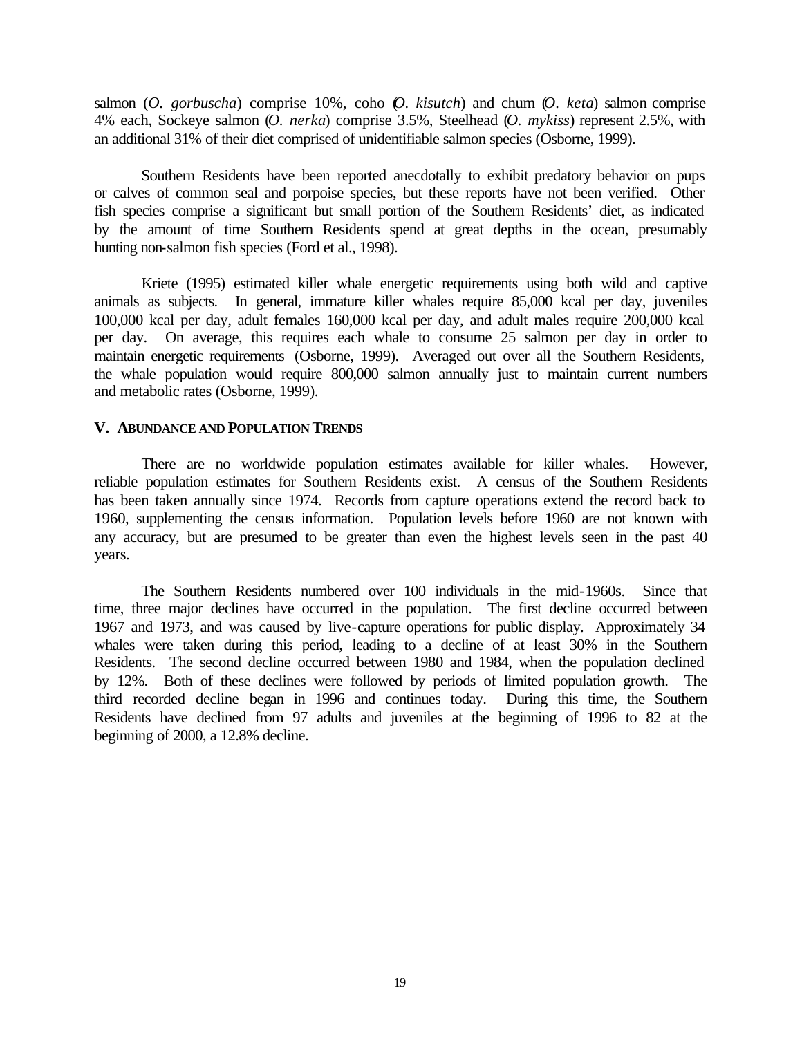salmon (*O. gorbuscha*) comprise 10%, coho (*O. kisutch*) and chum (*O. keta*) salmon comprise 4% each, Sockeye salmon (*O. nerka*) comprise 3.5%, Steelhead (*O. mykiss*) represent 2.5%, with an additional 31% of their diet comprised of unidentifiable salmon species (Osborne, 1999).

Southern Residents have been reported anecdotally to exhibit predatory behavior on pups or calves of common seal and porpoise species, but these reports have not been verified. Other fish species comprise a significant but small portion of the Southern Residents' diet, as indicated by the amount of time Southern Residents spend at great depths in the ocean, presumably hunting non-salmon fish species (Ford et al., 1998).

Kriete (1995) estimated killer whale energetic requirements using both wild and captive animals as subjects. In general, immature killer whales require 85,000 kcal per day, juveniles 100,000 kcal per day, adult females 160,000 kcal per day, and adult males require 200,000 kcal per day. On average, this requires each whale to consume 25 salmon per day in order to maintain energetic requirements (Osborne, 1999). Averaged out over all the Southern Residents, the whale population would require 800,000 salmon annually just to maintain current numbers and metabolic rates (Osborne, 1999).

## V. ABUNDANCE AND POPULATION TRENDS

There are no worldwide population estimates available for killer whales. However, reliable population estimates for Southern Residents exist. A census of the Southern Residents has been taken annually since 1974. Records from capture operations extend the record back to 1960, supplementing the census information. Population levels before 1960 are not known with any accuracy, but are presumed to be greater than even the highest levels seen in the past 40 years.

The Southern Residents numbered over 100 individuals in the mid-1960s. Since that time, three major declines have occurred in the population. The first decline occurred between 1967 and 1973, and was caused by live-capture operations for public display. Approximately 34 whales were taken during this period, leading to a decline of at least 30% in the Southern Residents. The second decline occurred between 1980 and 1984, when the population declined by 12%. Both of these declines were followed by periods of limited population growth. The third recorded decline began in 1996 and continues today. During this time, the Southern Residents have declined from 97 adults and juveniles at the beginning of 1996 to 82 at the beginning of 2000, a 12.8% decline.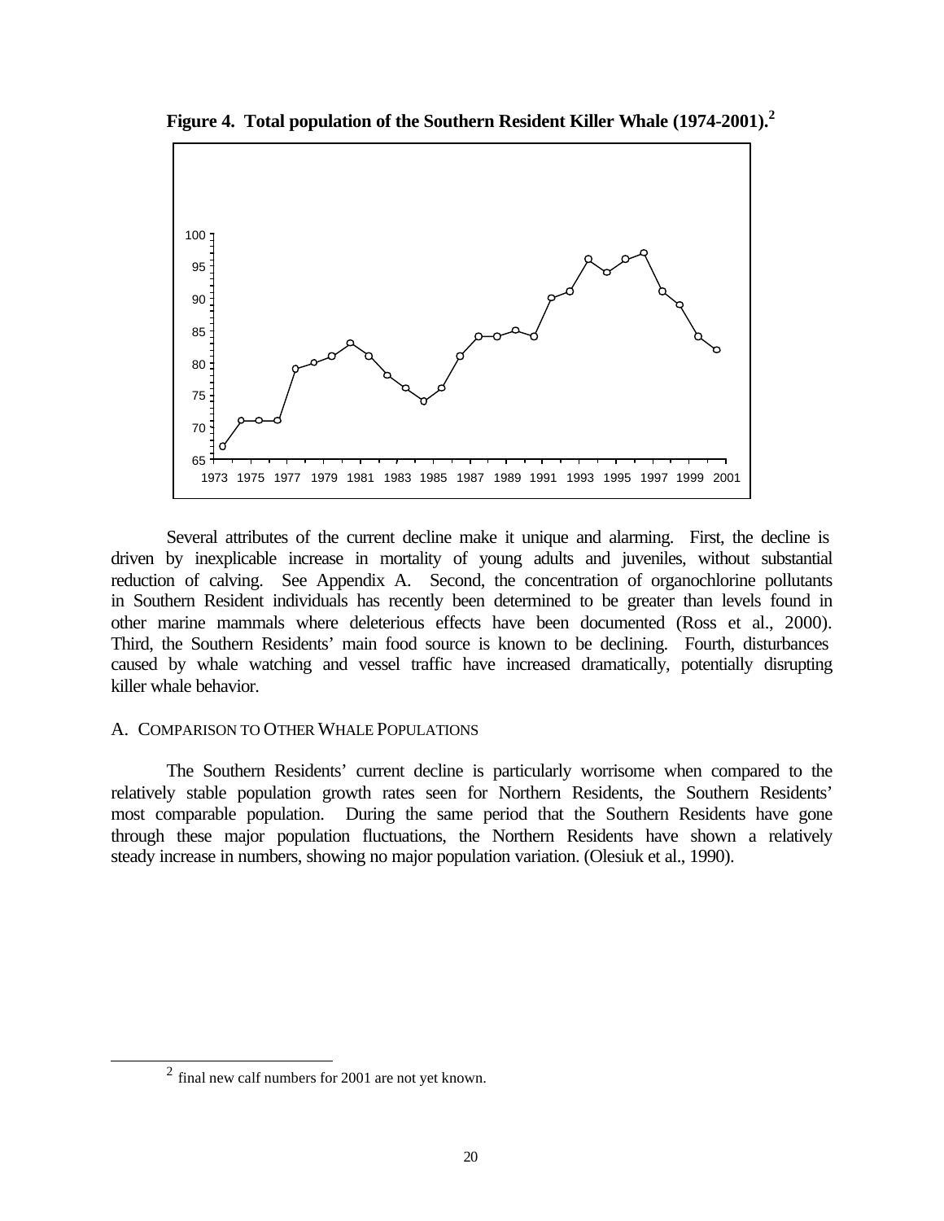**Figure 4. Total population of the Southern Resident Killer Whale (1974-2001).**[2]

Several attributes of the current decline make it unique and alarming. First, the decline is driven by inexplicable increase in mortality of young adults and juveniles, without substantial reduction of calving. See Appendix A. Second, the concentration of organochlorine pollutants in Southern Resident individuals has recently been determined to be greater than levels found in other marine mammals where deleterious effects have been documented (Ross et al., 2000). Third, the Southern Residents' main food source is known to be declining. Fourth, disturbances caused by whale watching and vessel traffic have increased dramatically, potentially disrupting killer whale behavior.

## A. Comparison to Other Whale Populations

The Southern Residents' current decline is particularly worrisome when compared to the relatively stable population growth rates seen for Northern Residents, the Southern Residents' most comparable population. During the same period that the Southern Residents have gone through these major population fluctuations, the Northern Residents have shown a relatively steady increase in numbers, showing no major population variation. (Olesiuk et al., 1990).

[2] final new calf numbers for 2001 are not yet known.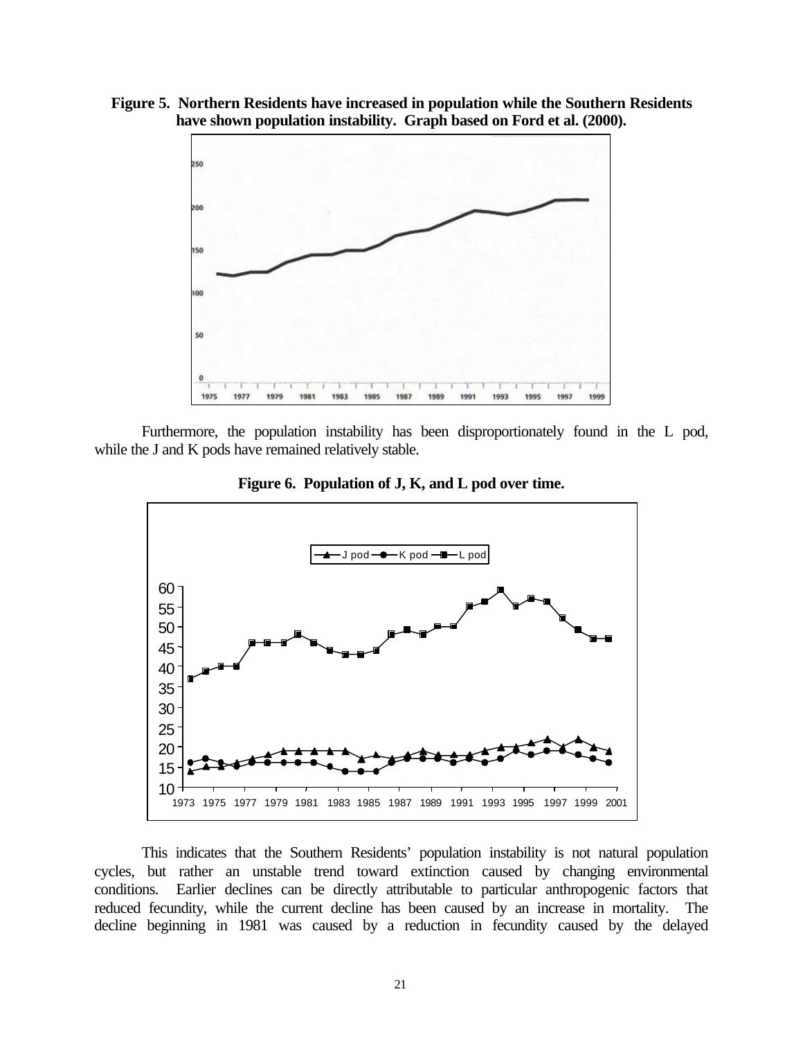**Figure 5. Northern Residents have increased in population while the Southern Residents have shown population instability. Graph based on Ford et al. (2000).**

Furthermore, the population instability has been disproportionately found in the L pod, while the J and K pods have remained relatively stable.

**Figure 6. Population of J, K, and L pod over time.**

This indicates that the Southern Residents' population instability is not natural population cycles, but rather an unstable trend toward extinction caused by changing environmental conditions. Earlier declines can be directly attributable to particular anthropogenic factors that reduced fecundity, while the current decline has been caused by an increase in mortality. The decline beginning in 1981 was caused by a reduction in fecundity caused by the delayed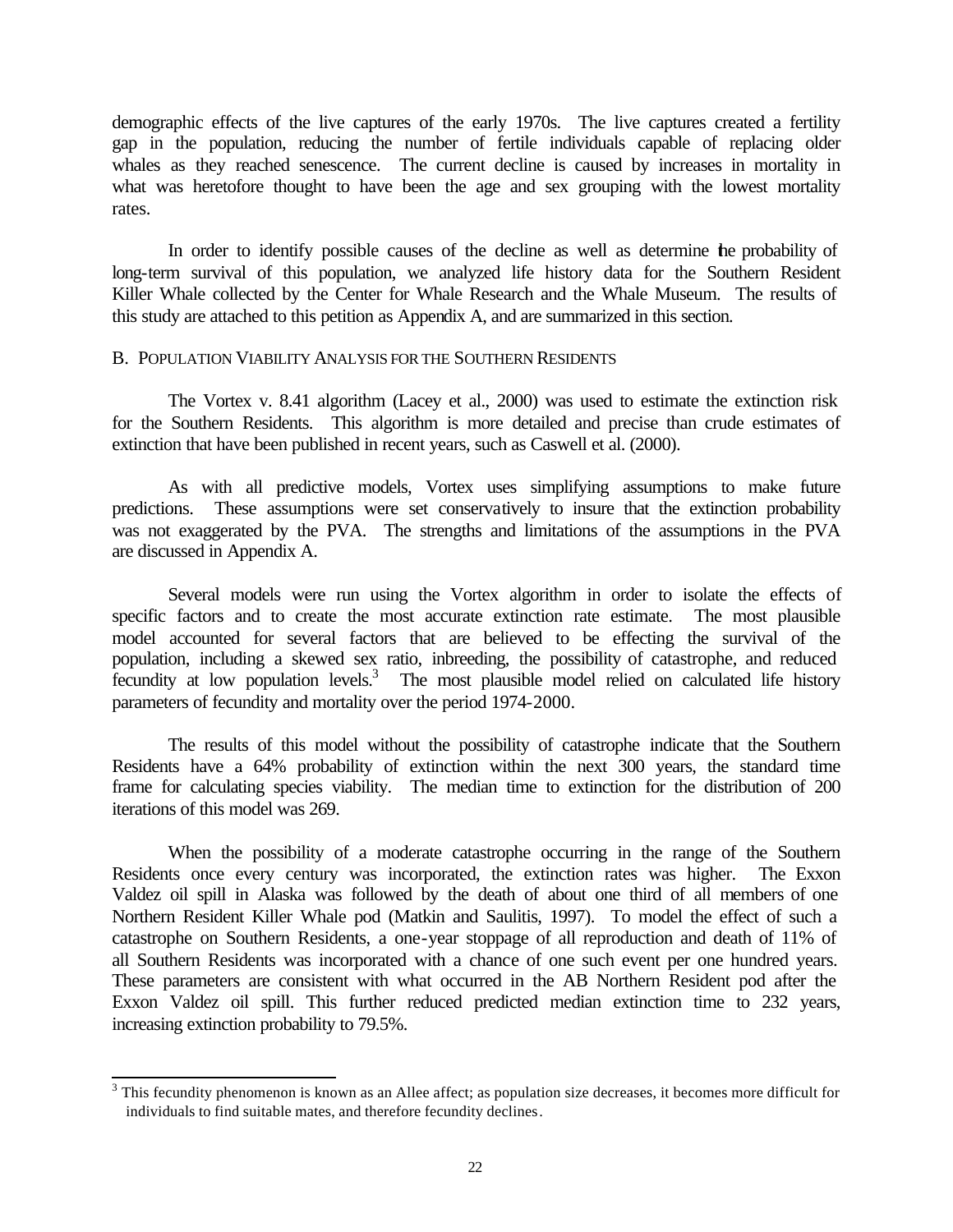demographic effects of the live captures of the early 1970s. The live captures created a fertility gap in the population, reducing the number of fertile individuals capable of replacing older whales as they reached senescence. The current decline is caused by increases in mortality in what was heretofore thought to have been the age and sex grouping with the lowest mortality rates.

In order to identify possible causes of the decline as well as determine the probability of long-term survival of this population, we analyzed life history data for the Southern Resident Killer Whale collected by the Center for Whale Research and the Whale Museum. The results of this study are attached to this petition as Appendix A, and are summarized in this section.

### B. Population Viability Analysis for the Southern Residents

The Vortex v. 8.41 algorithm (Lacey et al., 2000) was used to estimate the extinction risk for the Southern Residents. This algorithm is more detailed and precise than crude estimates of extinction that have been published in recent years, such as Caswell et al. (2000).

As with all predictive models, Vortex uses simplifying assumptions to make future predictions. These assumptions were set conservatively to insure that the extinction probability was not exaggerated by the PVA. The strengths and limitations of the assumptions in the PVA are discussed in Appendix A.

Several models were run using the Vortex algorithm in order to isolate the effects of specific factors and to create the most accurate extinction rate estimate. The most plausible model accounted for several factors that are believed to be effecting the survival of the population, including a skewed sex ratio, inbreeding, the possibility of catastrophe, and reduced fecundity at low population levels.[3] The most plausible model relied on calculated life history parameters of fecundity and mortality over the period 1974-2000.

The results of this model without the possibility of catastrophe indicate that the Southern Residents have a 64% probability of extinction within the next 300 years, the standard time frame for calculating species viability. The median time to extinction for the distribution of 200 iterations of this model was 269.

When the possibility of a moderate catastrophe occurring in the range of the Southern Residents once every century was incorporated, the extinction rates was higher. The Exxon Valdez oil spill in Alaska was followed by the death of about one third of all members of one Northern Resident Killer Whale pod (Matkin and Saulitis, 1997). To model the effect of such a catastrophe on Southern Residents, a one-year stoppage of all reproduction and death of 11% of all Southern Residents was incorporated with a chance of one such event per one hundred years. These parameters are consistent with what occurred in the AB Northern Resident pod after the Exxon Valdez oil spill. This further reduced predicted median extinction time to 232 years, increasing extinction probability to 79.5%.

---

[3] This fecundity phenomenon is known as an Allee affect; as population size decreases, it becomes more difficult for individuals to find suitable mates, and therefore fecundity declines.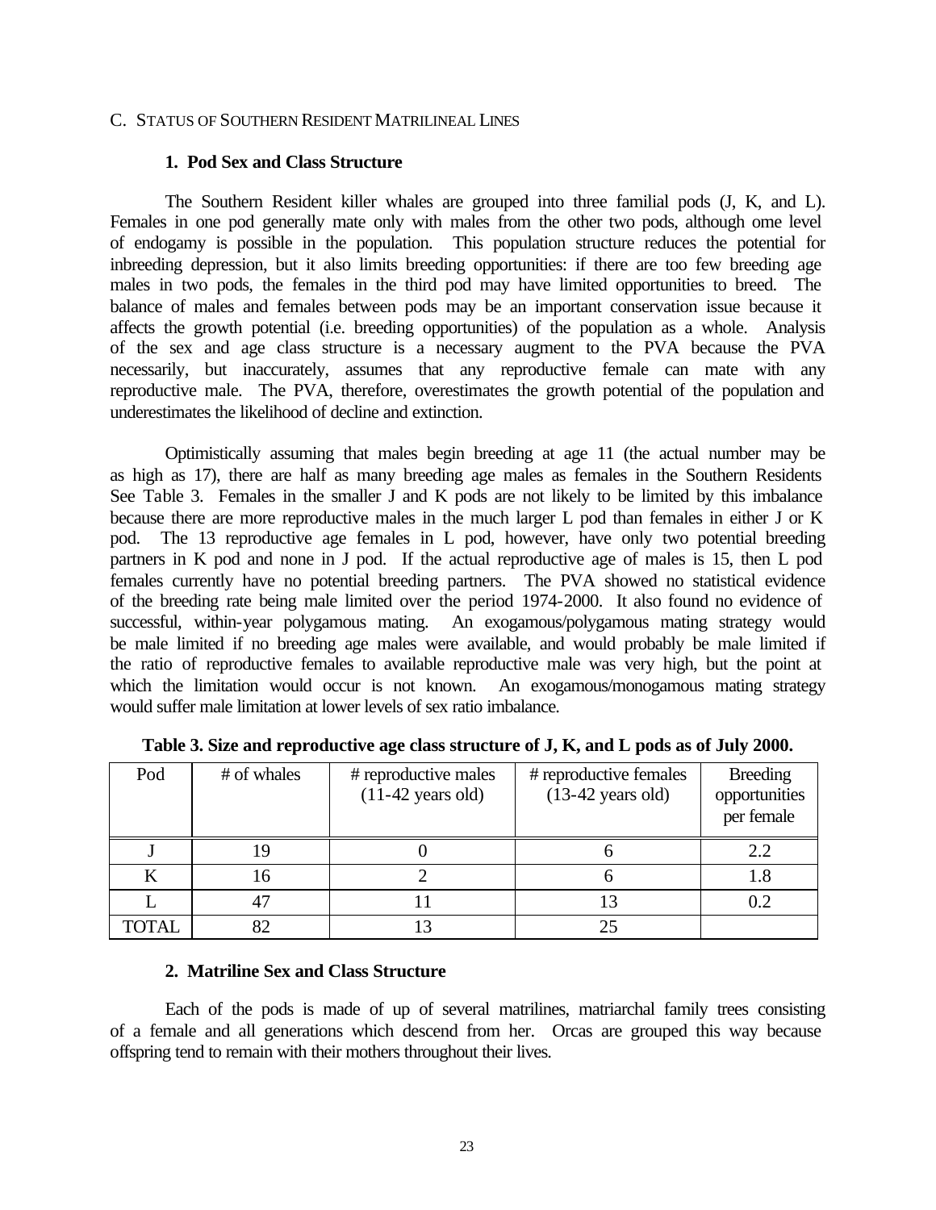C. STATUS OF SOUTHERN RESIDENT MATRILINEAL LINES

### 1. Pod Sex and Class Structure

The Southern Resident killer whales are grouped into three familial pods (J, K, and L). Females in one pod generally mate only with males from the other two pods, although ome level of endogamy is possible in the population. This population structure reduces the potential for inbreeding depression, but it also limits breeding opportunities: if there are too few breeding age males in two pods, the females in the third pod may have limited opportunities to breed. The balance of males and females between pods may be an important conservation issue because it affects the growth potential (i.e. breeding opportunities) of the population as a whole. Analysis of the sex and age class structure is a necessary augment to the PVA because the PVA necessarily, but inaccurately, assumes that any reproductive female can mate with any reproductive male. The PVA, therefore, overestimates the growth potential of the population and underestimates the likelihood of decline and extinction.

Optimistically assuming that males begin breeding at age 11 (the actual number may be as high as 17), there are half as many breeding age males as females in the Southern Residents See Table 3. Females in the smaller J and K pods are not likely to be limited by this imbalance because there are more reproductive males in the much larger L pod than females in either J or K pod. The 13 reproductive age females in L pod, however, have only two potential breeding partners in K pod and none in J pod. If the actual reproductive age of males is 15, then L pod females currently have no potential breeding partners. The PVA showed no statistical evidence of the breeding rate being male limited over the period 1974-2000. It also found no evidence of successful, within-year polygamous mating. An exogamous/polygamous mating strategy would be male limited if no breeding age males were available, and would probably be male limited if the ratio of reproductive females to available reproductive male was very high, but the point at which the limitation would occur is not known. An exogamous/monogamous mating strategy would suffer male limitation at lower levels of sex ratio imbalance.

**Table 3. Size and reproductive age class structure of J, K, and L pods as of July 2000.**

| Pod | # of whales | # reproductive males (11-42 years old) | # reproductive females (13-42 years old) | Breeding opportunities per female |
|---|---|---|---|---|
| J | 19 | 0 | 6 | 2.2 |
| K | 16 | 2 | 6 | 1.8 |
| L | 47 | 11 | 13 | 0.2 |
| TOTAL | 82 | 13 | 25 | |

### 2. Matriline Sex and Class Structure

Each of the pods is made of up of several matrilines, matriarchal family trees consisting of a female and all generations which descend from her. Orcas are grouped this way because offspring tend to remain with their mothers throughout their lives.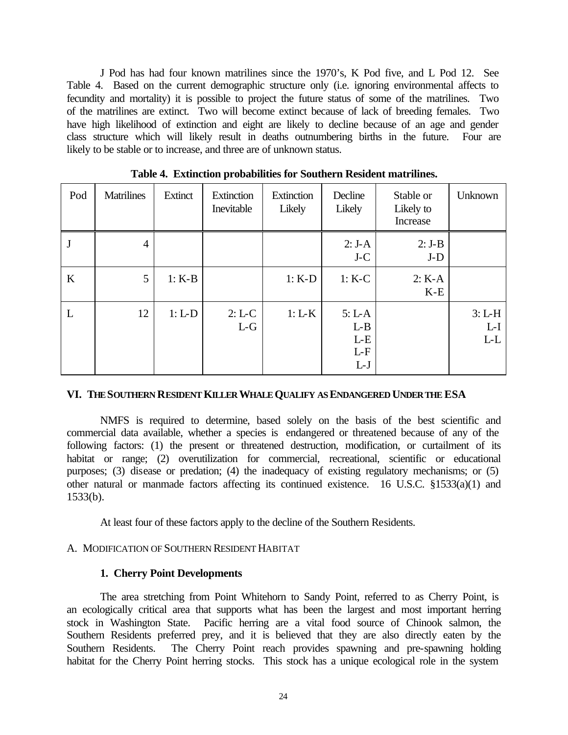J Pod has had four known matrilines since the 1970's, K Pod five, and L Pod 12. See Table 4. Based on the current demographic structure only (i.e. ignoring environmental affects to fecundity and mortality) it is possible to project the future status of some of the matrilines. Two of the matrilines are extinct. Two will become extinct because of lack of breeding females. Two have high likelihood of extinction and eight are likely to decline because of an age and gender class structure which will likely result in deaths outnumbering births in the future. Four are likely to be stable or to increase, and three are of unknown status.

**Table 4. Extinction probabilities for Southern Resident matrilines.**

| Pod | Matrilines | Extinct | Extinction Inevitable | Extinction Likely | Decline Likely | Stable or Likely to Increase | Unknown |
|---|---|---|---|---|---|---|---|
| J | 4 | | | | 2: J-A J-C | 2: J-B J-D | |
| K | 5 | 1: K-B | | 1: K-D | 1: K-C | 2: K-A K-E | |
| L | 12 | 1: L-D | 2: L-C L-G | 1: L-K | 5: L-A L-B L-E L-F L-J | | 3: L-H L-I L-L |

## VI. THE SOUTHERN RESIDENT KILLER WHALE QUALIFY AS ENDANGERED UNDER THE ESA

NMFS is required to determine, based solely on the basis of the best scientific and commercial data available, whether a species is endangered or threatened because of any of the following factors: (1) the present or threatened destruction, modification, or curtailment of its habitat or range; (2) overutilization for commercial, recreational, scientific or educational purposes; (3) disease or predation; (4) the inadequacy of existing regulatory mechanisms; or (5) other natural or manmade factors affecting its continued existence. 16 U.S.C. §1533(a)(1) and 1533(b).

At least four of these factors apply to the decline of the Southern Residents.

### A. MODIFICATION OF SOUTHERN RESIDENT HABITAT

#### 1. Cherry Point Developments

The area stretching from Point Whitehorn to Sandy Point, referred to as Cherry Point, is an ecologically critical area that supports what has been the largest and most important herring stock in Washington State. Pacific herring are a vital food source of Chinook salmon, the Southern Residents preferred prey, and it is believed that they are also directly eaten by the Southern Residents. The Cherry Point reach provides spawning and pre-spawning holding habitat for the Cherry Point herring stocks. This stock has a unique ecological role in the system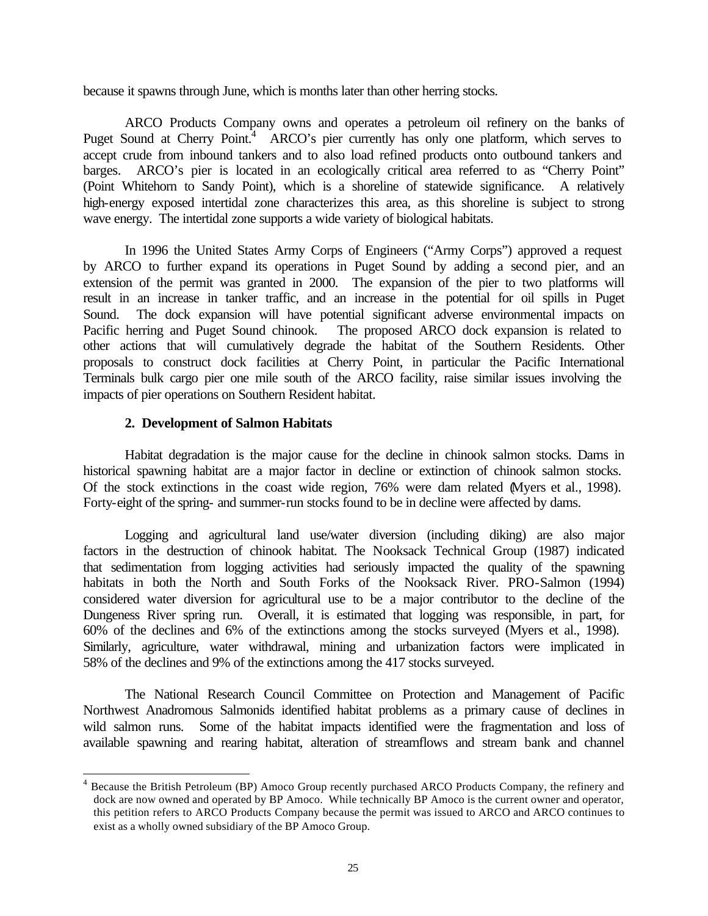because it spawns through June, which is months later than other herring stocks.

ARCO Products Company owns and operates a petroleum oil refinery on the banks of Puget Sound at Cherry Point.[4] ARCO's pier currently has only one platform, which serves to accept crude from inbound tankers and to also load refined products onto outbound tankers and barges. ARCO's pier is located in an ecologically critical area referred to as "Cherry Point" (Point Whitehorn to Sandy Point), which is a shoreline of statewide significance. A relatively high-energy exposed intertidal zone characterizes this area, as this shoreline is subject to strong wave energy. The intertidal zone supports a wide variety of biological habitats.

In 1996 the United States Army Corps of Engineers ("Army Corps") approved a request by ARCO to further expand its operations in Puget Sound by adding a second pier, and an extension of the permit was granted in 2000. The expansion of the pier to two platforms will result in an increase in tanker traffic, and an increase in the potential for oil spills in Puget Sound. The dock expansion will have potential significant adverse environmental impacts on Pacific herring and Puget Sound chinook. The proposed ARCO dock expansion is related to other actions that will cumulatively degrade the habitat of the Southern Residents. Other proposals to construct dock facilities at Cherry Point, in particular the Pacific International Terminals bulk cargo pier one mile south of the ARCO facility, raise similar issues involving the impacts of pier operations on Southern Resident habitat.

### 2. Development of Salmon Habitats

Habitat degradation is the major cause for the decline in chinook salmon stocks. Dams in historical spawning habitat are a major factor in decline or extinction of chinook salmon stocks. Of the stock extinctions in the coast wide region, 76% were dam related (Myers et al., 1998). Forty-eight of the spring- and summer-run stocks found to be in decline were affected by dams.

Logging and agricultural land use/water diversion (including diking) are also major factors in the destruction of chinook habitat. The Nooksack Technical Group (1987) indicated that sedimentation from logging activities had seriously impacted the quality of the spawning habitats in both the North and South Forks of the Nooksack River. PRO-Salmon (1994) considered water diversion for agricultural use to be a major contributor to the decline of the Dungeness River spring run. Overall, it is estimated that logging was responsible, in part, for 60% of the declines and 6% of the extinctions among the stocks surveyed (Myers et al., 1998). Similarly, agriculture, water withdrawal, mining and urbanization factors were implicated in 58% of the declines and 9% of the extinctions among the 417 stocks surveyed.

The National Research Council Committee on Protection and Management of Pacific Northwest Anadromous Salmonids identified habitat problems as a primary cause of declines in wild salmon runs. Some of the habitat impacts identified were the fragmentation and loss of available spawning and rearing habitat, alteration of streamflows and stream bank and channel

---

[4] Because the British Petroleum (BP) Amoco Group recently purchased ARCO Products Company, the refinery and dock are now owned and operated by BP Amoco. While technically BP Amoco is the current owner and operator, this petition refers to ARCO Products Company because the permit was issued to ARCO and ARCO continues to exist as a wholly owned subsidiary of the BP Amoco Group.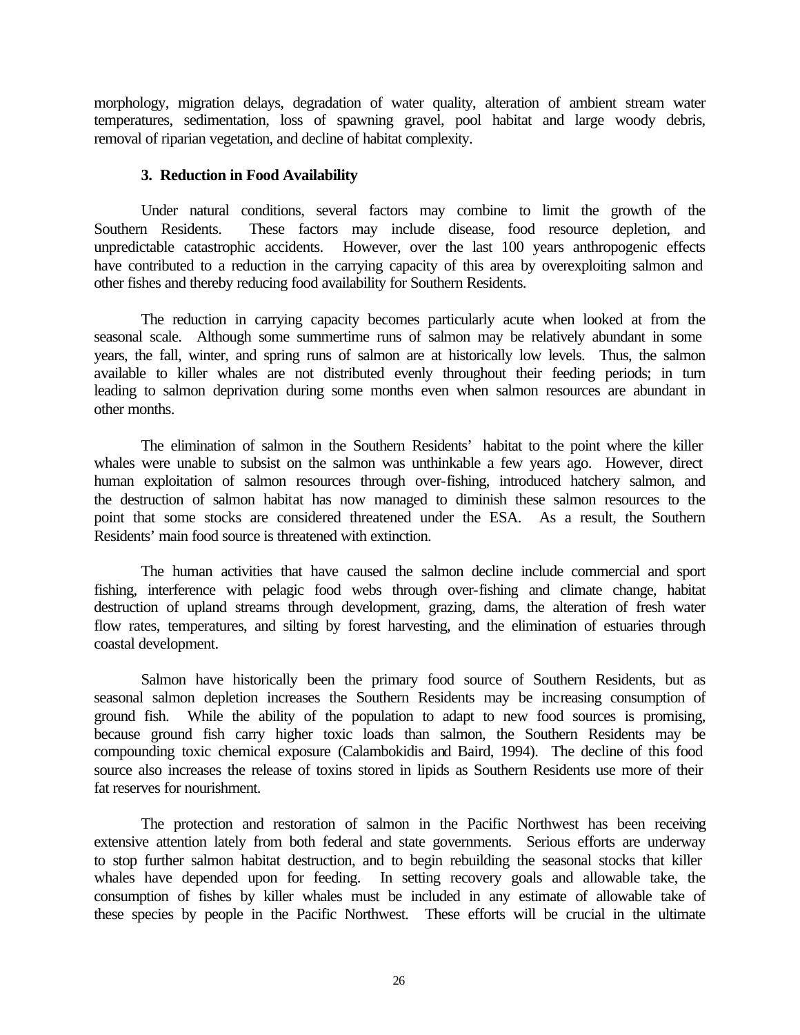morphology, migration delays, degradation of water quality, alteration of ambient stream water temperatures, sedimentation, loss of spawning gravel, pool habitat and large woody debris, removal of riparian vegetation, and decline of habitat complexity.

### 3. Reduction in Food Availability

Under natural conditions, several factors may combine to limit the growth of the Southern Residents. These factors may include disease, food resource depletion, and unpredictable catastrophic accidents. However, over the last 100 years anthropogenic effects have contributed to a reduction in the carrying capacity of this area by overexploiting salmon and other fishes and thereby reducing food availability for Southern Residents.

The reduction in carrying capacity becomes particularly acute when looked at from the seasonal scale. Although some summertime runs of salmon may be relatively abundant in some years, the fall, winter, and spring runs of salmon are at historically low levels. Thus, the salmon available to killer whales are not distributed evenly throughout their feeding periods; in turn leading to salmon deprivation during some months even when salmon resources are abundant in other months.

The elimination of salmon in the Southern Residents' habitat to the point where the killer whales were unable to subsist on the salmon was unthinkable a few years ago. However, direct human exploitation of salmon resources through over-fishing, introduced hatchery salmon, and the destruction of salmon habitat has now managed to diminish these salmon resources to the point that some stocks are considered threatened under the ESA. As a result, the Southern Residents' main food source is threatened with extinction.

The human activities that have caused the salmon decline include commercial and sport fishing, interference with pelagic food webs through over-fishing and climate change, habitat destruction of upland streams through development, grazing, dams, the alteration of fresh water flow rates, temperatures, and silting by forest harvesting, and the elimination of estuaries through coastal development.

Salmon have historically been the primary food source of Southern Residents, but as seasonal salmon depletion increases the Southern Residents may be increasing consumption of ground fish. While the ability of the population to adapt to new food sources is promising, because ground fish carry higher toxic loads than salmon, the Southern Residents may be compounding toxic chemical exposure (Calambokidis and Baird, 1994). The decline of this food source also increases the release of toxins stored in lipids as Southern Residents use more of their fat reserves for nourishment.

The protection and restoration of salmon in the Pacific Northwest has been receiving extensive attention lately from both federal and state governments. Serious efforts are underway to stop further salmon habitat destruction, and to begin rebuilding the seasonal stocks that killer whales have depended upon for feeding. In setting recovery goals and allowable take, the consumption of fishes by killer whales must be included in any estimate of allowable take of these species by people in the Pacific Northwest. These efforts will be crucial in the ultimate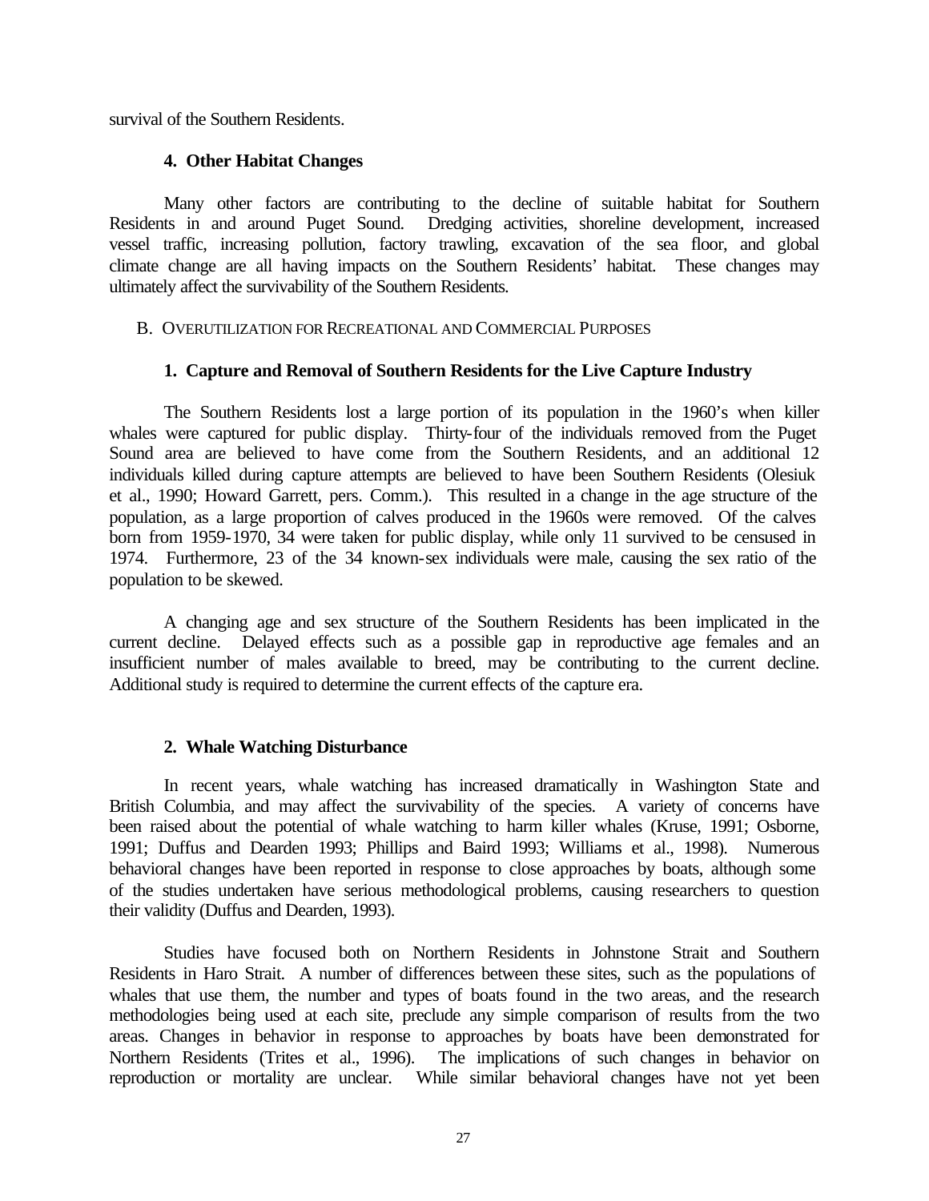survival of the Southern Residents.

#### 4. Other Habitat Changes

Many other factors are contributing to the decline of suitable habitat for Southern Residents in and around Puget Sound. Dredging activities, shoreline development, increased vessel traffic, increasing pollution, factory trawling, excavation of the sea floor, and global climate change are all having impacts on the Southern Residents' habitat. These changes may ultimately affect the survivability of the Southern Residents.

### B. OVERUTILIZATION FOR RECREATIONAL AND COMMERCIAL PURPOSES

#### 1. Capture and Removal of Southern Residents for the Live Capture Industry

The Southern Residents lost a large portion of its population in the 1960's when killer whales were captured for public display. Thirty-four of the individuals removed from the Puget Sound area are believed to have come from the Southern Residents, and an additional 12 individuals killed during capture attempts are believed to have been Southern Residents (Olesiuk et al., 1990; Howard Garrett, pers. Comm.). This resulted in a change in the age structure of the population, as a large proportion of calves produced in the 1960s were removed. Of the calves born from 1959-1970, 34 were taken for public display, while only 11 survived to be censused in 1974. Furthermore, 23 of the 34 known-sex individuals were male, causing the sex ratio of the population to be skewed.

A changing age and sex structure of the Southern Residents has been implicated in the current decline. Delayed effects such as a possible gap in reproductive age females and an insufficient number of males available to breed, may be contributing to the current decline. Additional study is required to determine the current effects of the capture era.

#### 2. Whale Watching Disturbance

In recent years, whale watching has increased dramatically in Washington State and British Columbia, and may affect the survivability of the species. A variety of concerns have been raised about the potential of whale watching to harm killer whales (Kruse, 1991; Osborne, 1991; Duffus and Dearden 1993; Phillips and Baird 1993; Williams et al., 1998). Numerous behavioral changes have been reported in response to close approaches by boats, although some of the studies undertaken have serious methodological problems, causing researchers to question their validity (Duffus and Dearden, 1993).

Studies have focused both on Northern Residents in Johnstone Strait and Southern Residents in Haro Strait. A number of differences between these sites, such as the populations of whales that use them, the number and types of boats found in the two areas, and the research methodologies being used at each site, preclude any simple comparison of results from the two areas. Changes in behavior in response to approaches by boats have been demonstrated for Northern Residents (Trites et al., 1996). The implications of such changes in behavior on reproduction or mortality are unclear. While similar behavioral changes have not yet been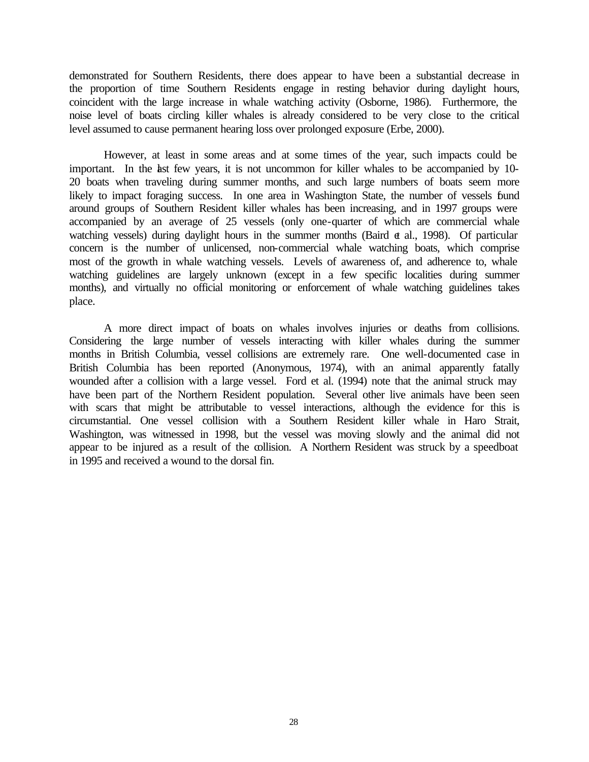demonstrated for Southern Residents, there does appear to have been a substantial decrease in the proportion of time Southern Residents engage in resting behavior during daylight hours, coincident with the large increase in whale watching activity (Osborne, 1986). Furthermore, the noise level of boats circling killer whales is already considered to be very close to the critical level assumed to cause permanent hearing loss over prolonged exposure (Erbe, 2000).

However, at least in some areas and at some times of the year, such impacts could be important. In the last few years, it is not uncommon for killer whales to be accompanied by 10-20 boats when traveling during summer months, and such large numbers of boats seem more likely to impact foraging success. In one area in Washington State, the number of vessels found around groups of Southern Resident killer whales has been increasing, and in 1997 groups were accompanied by an average of 25 vessels (only one-quarter of which are commercial whale watching vessels) during daylight hours in the summer months (Baird et al., 1998). Of particular concern is the number of unlicensed, non-commercial whale watching boats, which comprise most of the growth in whale watching vessels. Levels of awareness of, and adherence to, whale watching guidelines are largely unknown (except in a few specific localities during summer months), and virtually no official monitoring or enforcement of whale watching guidelines takes place.

A more direct impact of boats on whales involves injuries or deaths from collisions. Considering the large number of vessels interacting with killer whales during the summer months in British Columbia, vessel collisions are extremely rare. One well-documented case in British Columbia has been reported (Anonymous, 1974), with an animal apparently fatally wounded after a collision with a large vessel. Ford et al. (1994) note that the animal struck may have been part of the Northern Resident population. Several other live animals have been seen with scars that might be attributable to vessel interactions, although the evidence for this is circumstantial. One vessel collision with a Southern Resident killer whale in Haro Strait, Washington, was witnessed in 1998, but the vessel was moving slowly and the animal did not appear to be injured as a result of the collision. A Northern Resident was struck by a speedboat in 1995 and received a wound to the dorsal fin.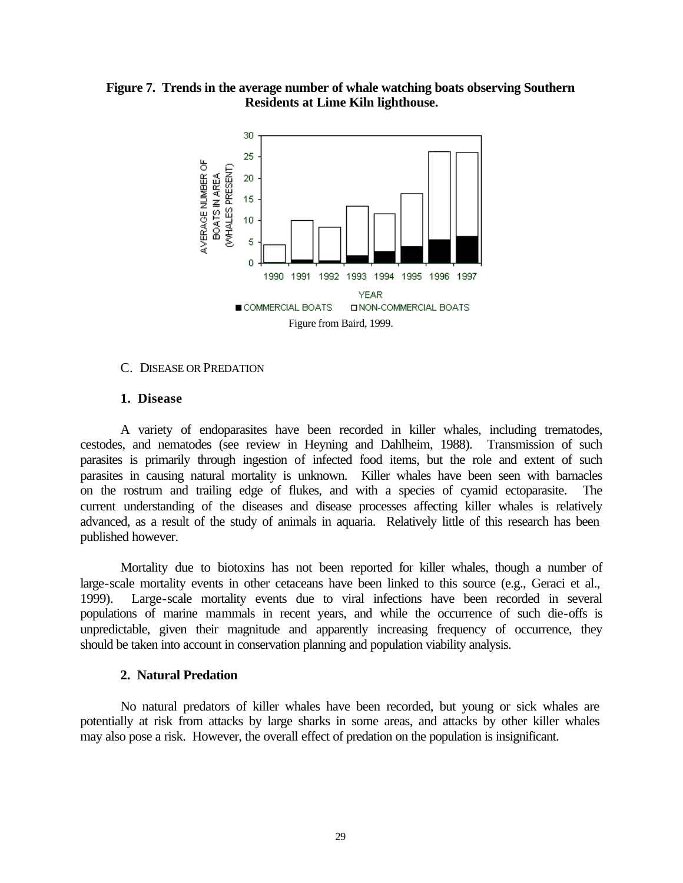**Figure 7. Trends in the average number of whale watching boats observing Southern Residents at Lime Kiln lighthouse.**

Figure from Baird, 1999.

C. DISEASE OR PREDATION

**1. Disease**

A variety of endoparasites have been recorded in killer whales, including trematodes, cestodes, and nematodes (see review in Heyning and Dahlheim, 1988). Transmission of such parasites is primarily through ingestion of infected food items, but the role and extent of such parasites in causing natural mortality is unknown. Killer whales have been seen with barnacles on the rostrum and trailing edge of flukes, and with a species of cyamid ectoparasite. The current understanding of the diseases and disease processes affecting killer whales is relatively advanced, as a result of the study of animals in aquaria. Relatively little of this research has been published however.

Mortality due to biotoxins has not been reported for killer whales, though a number of large-scale mortality events in other cetaceans have been linked to this source (e.g., Geraci et al., 1999). Large-scale mortality events due to viral infections have been recorded in several populations of marine mammals in recent years, and while the occurrence of such die-offs is unpredictable, given their magnitude and apparently increasing frequency of occurrence, they should be taken into account in conservation planning and population viability analysis.

**2. Natural Predation**

No natural predators of killer whales have been recorded, but young or sick whales are potentially at risk from attacks by large sharks in some areas, and attacks by other killer whales may also pose a risk. However, the overall effect of predation on the population is insignificant.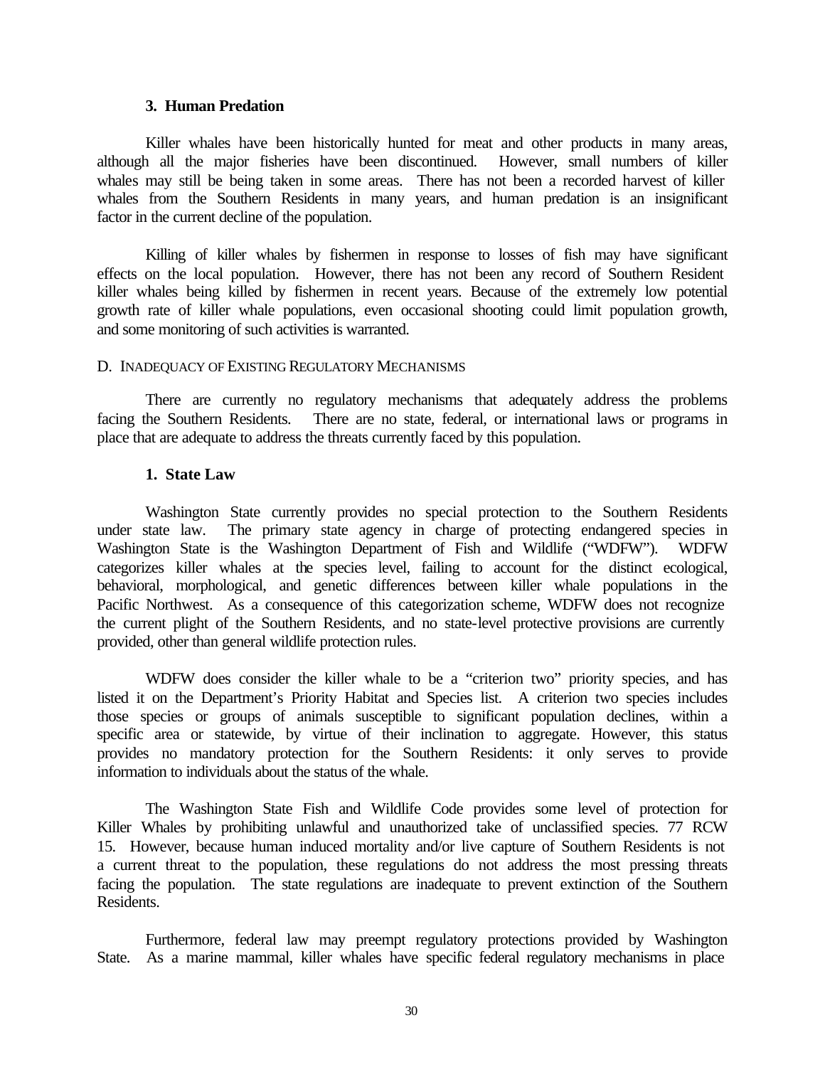### 3. Human Predation

Killer whales have been historically hunted for meat and other products in many areas, although all the major fisheries have been discontinued. However, small numbers of killer whales may still be being taken in some areas. There has not been a recorded harvest of killer whales from the Southern Residents in many years, and human predation is an insignificant factor in the current decline of the population.

Killing of killer whales by fishermen in response to losses of fish may have significant effects on the local population. However, there has not been any record of Southern Resident killer whales being killed by fishermen in recent years. Because of the extremely low potential growth rate of killer whale populations, even occasional shooting could limit population growth, and some monitoring of such activities is warranted.

## D. Inadequacy of Existing Regulatory Mechanisms

There are currently no regulatory mechanisms that adequately address the problems facing the Southern Residents. There are no state, federal, or international laws or programs in place that are adequate to address the threats currently faced by this population.

### 1. State Law

Washington State currently provides no special protection to the Southern Residents under state law. The primary state agency in charge of protecting endangered species in Washington State is the Washington Department of Fish and Wildlife ("WDFW"). WDFW categorizes killer whales at the species level, failing to account for the distinct ecological, behavioral, morphological, and genetic differences between killer whale populations in the Pacific Northwest. As a consequence of this categorization scheme, WDFW does not recognize the current plight of the Southern Residents, and no state-level protective provisions are currently provided, other than general wildlife protection rules.

WDFW does consider the killer whale to be a "criterion two" priority species, and has listed it on the Department's Priority Habitat and Species list. A criterion two species includes those species or groups of animals susceptible to significant population declines, within a specific area or statewide, by virtue of their inclination to aggregate. However, this status provides no mandatory protection for the Southern Residents: it only serves to provide information to individuals about the status of the whale.

The Washington State Fish and Wildlife Code provides some level of protection for Killer Whales by prohibiting unlawful and unauthorized take of unclassified species. 77 RCW 15. However, because human induced mortality and/or live capture of Southern Residents is not a current threat to the population, these regulations do not address the most pressing threats facing the population. The state regulations are inadequate to prevent extinction of the Southern Residents.

Furthermore, federal law may preempt regulatory protections provided by Washington State. As a marine mammal, killer whales have specific federal regulatory mechanisms in place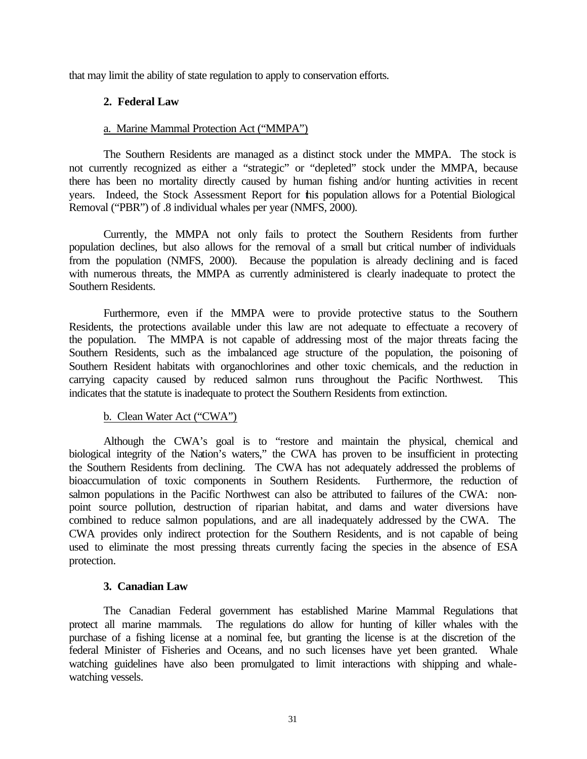that may limit the ability of state regulation to apply to conservation efforts.

### 2. Federal Law

#### a. Marine Mammal Protection Act ("MMPA")

The Southern Residents are managed as a distinct stock under the MMPA. The stock is not currently recognized as either a "strategic" or "depleted" stock under the MMPA, because there has been no mortality directly caused by human fishing and/or hunting activities in recent years. Indeed, the Stock Assessment Report for this population allows for a Potential Biological Removal ("PBR") of .8 individual whales per year (NMFS, 2000).

Currently, the MMPA not only fails to protect the Southern Residents from further population declines, but also allows for the removal of a small but critical number of individuals from the population (NMFS, 2000). Because the population is already declining and is faced with numerous threats, the MMPA as currently administered is clearly inadequate to protect the Southern Residents.

Furthermore, even if the MMPA were to provide protective status to the Southern Residents, the protections available under this law are not adequate to effectuate a recovery of the population. The MMPA is not capable of addressing most of the major threats facing the Southern Residents, such as the imbalanced age structure of the population, the poisoning of Southern Resident habitats with organochlorines and other toxic chemicals, and the reduction in carrying capacity caused by reduced salmon runs throughout the Pacific Northwest. This indicates that the statute is inadequate to protect the Southern Residents from extinction.

#### b. Clean Water Act ("CWA")

Although the CWA's goal is to "restore and maintain the physical, chemical and biological integrity of the Nation's waters," the CWA has proven to be insufficient in protecting the Southern Residents from declining. The CWA has not adequately addressed the problems of bioaccumulation of toxic components in Southern Residents. Furthermore, the reduction of salmon populations in the Pacific Northwest can also be attributed to failures of the CWA: non-point source pollution, destruction of riparian habitat, and dams and water diversions have combined to reduce salmon populations, and are all inadequately addressed by the CWA. The CWA provides only indirect protection for the Southern Residents, and is not capable of being used to eliminate the most pressing threats currently facing the species in the absence of ESA protection.

### 3. Canadian Law

The Canadian Federal government has established Marine Mammal Regulations that protect all marine mammals. The regulations do allow for hunting of killer whales with the purchase of a fishing license at a nominal fee, but granting the license is at the discretion of the federal Minister of Fisheries and Oceans, and no such licenses have yet been granted. Whale watching guidelines have also been promulgated to limit interactions with shipping and whale-watching vessels.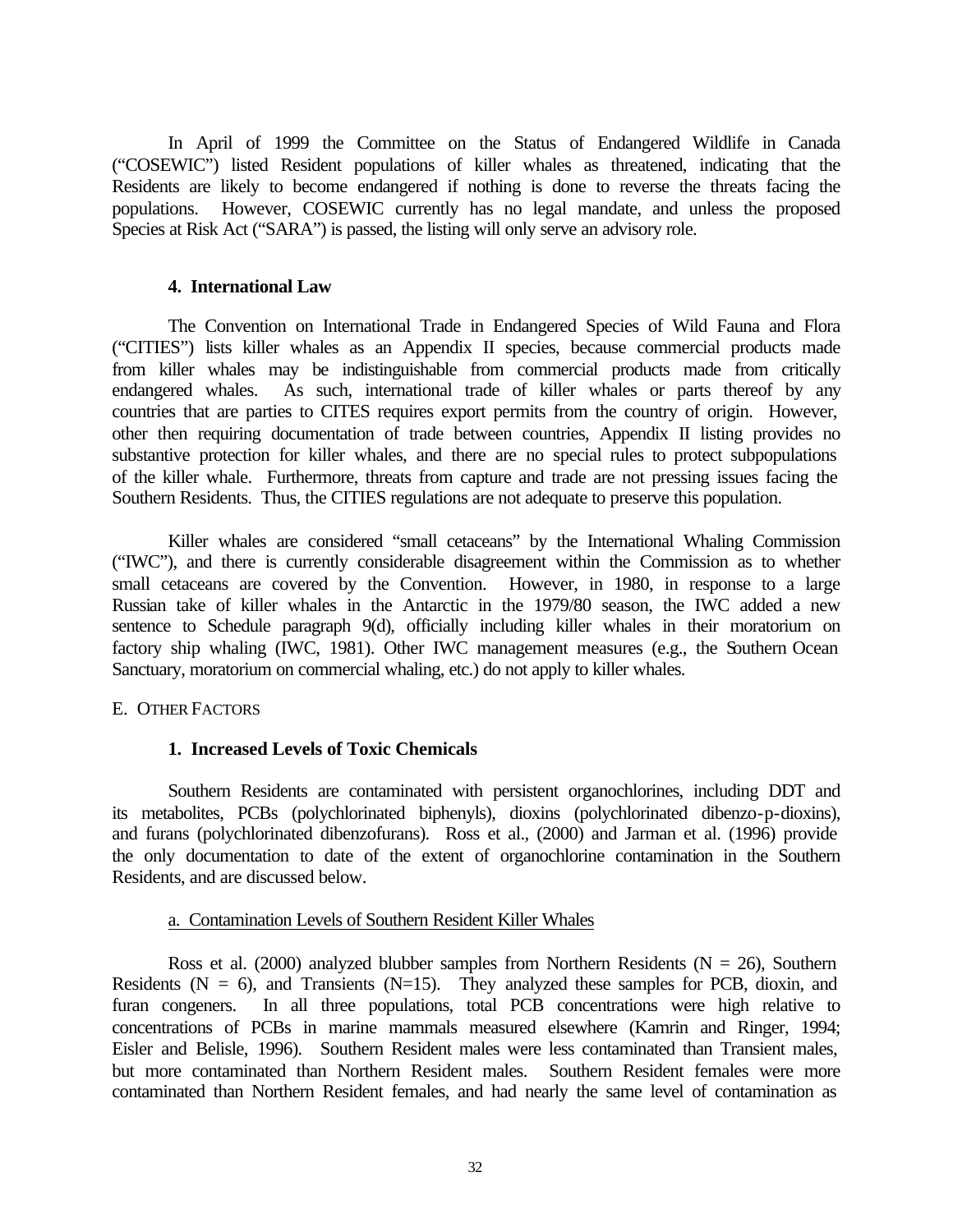In April of 1999 the Committee on the Status of Endangered Wildlife in Canada ("COSEWIC") listed Resident populations of killer whales as threatened, indicating that the Residents are likely to become endangered if nothing is done to reverse the threats facing the populations. However, COSEWIC currently has no legal mandate, and unless the proposed Species at Risk Act ("SARA") is passed, the listing will only serve an advisory role.

#### 4. International Law

The Convention on International Trade in Endangered Species of Wild Fauna and Flora ("CITIES") lists killer whales as an Appendix II species, because commercial products made from killer whales may be indistinguishable from commercial products made from critically endangered whales. As such, international trade of killer whales or parts thereof by any countries that are parties to CITES requires export permits from the country of origin. However, other then requiring documentation of trade between countries, Appendix II listing provides no substantive protection for killer whales, and there are no special rules to protect subpopulations of the killer whale. Furthermore, threats from capture and trade are not pressing issues facing the Southern Residents. Thus, the CITIES regulations are not adequate to preserve this population.

Killer whales are considered "small cetaceans" by the International Whaling Commission ("IWC"), and there is currently considerable disagreement within the Commission as to whether small cetaceans are covered by the Convention. However, in 1980, in response to a large Russian take of killer whales in the Antarctic in the 1979/80 season, the IWC added a new sentence to Schedule paragraph 9(d), officially including killer whales in their moratorium on factory ship whaling (IWC, 1981). Other IWC management measures (e.g., the Southern Ocean Sanctuary, moratorium on commercial whaling, etc.) do not apply to killer whales.

### E. OTHER FACTORS

#### 1. Increased Levels of Toxic Chemicals

Southern Residents are contaminated with persistent organochlorines, including DDT and its metabolites, PCBs (polychlorinated biphenyls), dioxins (polychlorinated dibenzo-p-dioxins), and furans (polychlorinated dibenzofurans). Ross et al., (2000) and Jarman et al. (1996) provide the only documentation to date of the extent of organochlorine contamination in the Southern Residents, and are discussed below.

##### a. Contamination Levels of Southern Resident Killer Whales

Ross et al. (2000) analyzed blubber samples from Northern Residents ($N = 26$), Southern Residents ($N = 6$), and Transients ($N=15$). They analyzed these samples for PCB, dioxin, and furan congeners. In all three populations, total PCB concentrations were high relative to concentrations of PCBs in marine mammals measured elsewhere (Kamrin and Ringer, 1994; Eisler and Belisle, 1996). Southern Resident males were less contaminated than Transient males, but more contaminated than Northern Resident males. Southern Resident females were more contaminated than Northern Resident females, and had nearly the same level of contamination as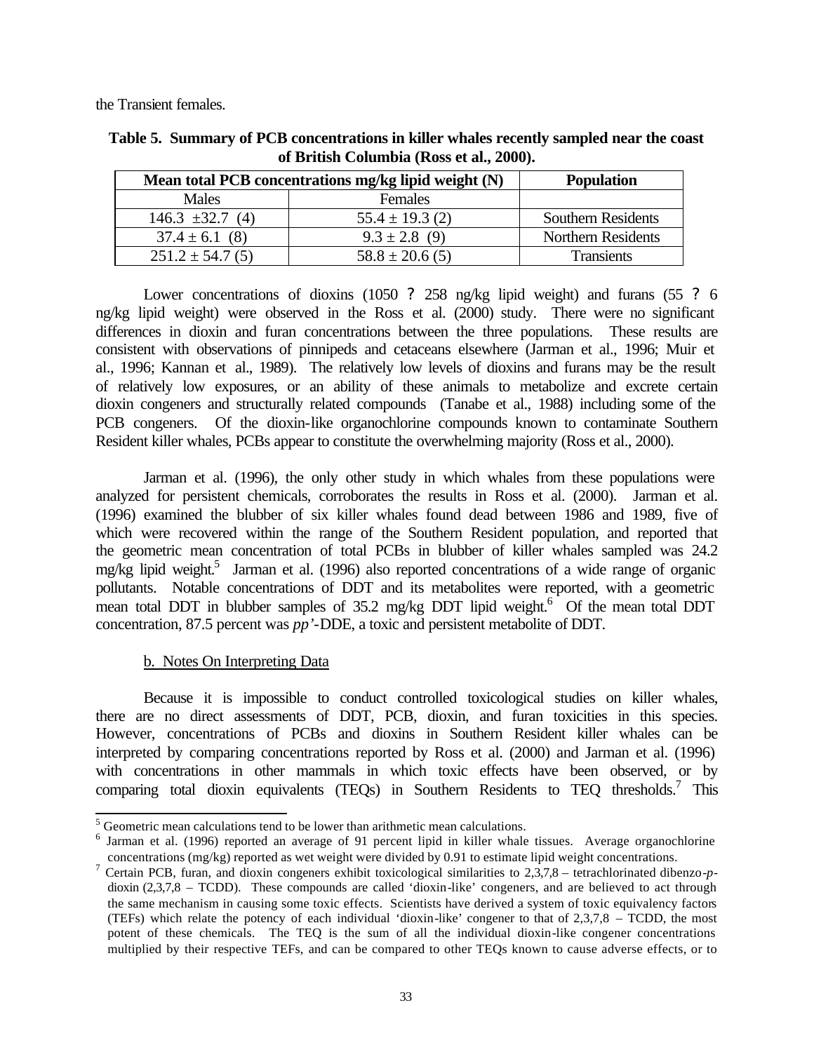the Transient females.

**Table 5. Summary of PCB concentrations in killer whales recently sampled near the coast of British Columbia (Ross et al., 2000).**

| Mean total PCB concentrations mg/kg lipid weight (N) | | Population |
|---|---|---|
| Males | Females | |
| 146.3 ±32.7 (4) | 55.4 ± 19.3 (2) | Southern Residents |
| 37.4 ± 6.1 (8) | 9.3 ± 2.8 (9) | Northern Residents |
| 251.2 ± 54.7 (5) | 58.8 ± 20.6 (5) | Transients |

Lower concentrations of dioxins (1050 ? 258 ng/kg lipid weight) and furans (55 ? 6 ng/kg lipid weight) were observed in the Ross et al. (2000) study. There were no significant differences in dioxin and furan concentrations between the three populations. These results are consistent with observations of pinnipeds and cetaceans elsewhere (Jarman et al., 1996; Muir et al., 1996; Kannan et al., 1989). The relatively low levels of dioxins and furans may be the result of relatively low exposures, or an ability of these animals to metabolize and excrete certain dioxin congeners and structurally related compounds (Tanabe et al., 1988) including some of the PCB congeners. Of the dioxin-like organochlorine compounds known to contaminate Southern Resident killer whales, PCBs appear to constitute the overwhelming majority (Ross et al., 2000).

Jarman et al. (1996), the only other study in which whales from these populations were analyzed for persistent chemicals, corroborates the results in Ross et al. (2000). Jarman et al. (1996) examined the blubber of six killer whales found dead between 1986 and 1989, five of which were recovered within the range of the Southern Resident population, and reported that the geometric mean concentration of total PCBs in blubber of killer whales sampled was 24.2 mg/kg lipid weight.[5] Jarman et al. (1996) also reported concentrations of a wide range of organic pollutants. Notable concentrations of DDT and its metabolites were reported, with a geometric mean total DDT in blubber samples of 35.2 mg/kg DDT lipid weight.[6] Of the mean total DDT concentration, 87.5 percent was *pp'*-DDE, a toxic and persistent metabolite of DDT.

b. Notes On Interpreting Data

Because it is impossible to conduct controlled toxicological studies on killer whales, there are no direct assessments of DDT, PCB, dioxin, and furan toxicities in this species. However, concentrations of PCBs and dioxins in Southern Resident killer whales can be interpreted by comparing concentrations reported by Ross et al. (2000) and Jarman et al. (1996) with concentrations in other mammals in which toxic effects have been observed, or by comparing total dioxin equivalents (TEQs) in Southern Residents to TEQ thresholds.[7] This

---

[5] Geometric mean calculations tend to be lower than arithmetic mean calculations.

[6] Jarman et al. (1996) reported an average of 91 percent lipid in killer whale tissues. Average organochlorine concentrations (mg/kg) reported as wet weight were divided by 0.91 to estimate lipid weight concentrations.

[7] Certain PCB, furan, and dioxin congeners exhibit toxicological similarities to 2,3,7,8 – tetrachlorinated dibenzo-*p*-dioxin (2,3,7,8 – TCDD). These compounds are called 'dioxin-like' congeners, and are believed to act through the same mechanism in causing some toxic effects. Scientists have derived a system of toxic equivalency factors (TEFs) which relate the potency of each individual 'dioxin-like' congener to that of 2,3,7,8 – TCDD, the most potent of these chemicals. The TEQ is the sum of all the individual dioxin-like congener concentrations multiplied by their respective TEFs, and can be compared to other TEQs known to cause adverse effects, or to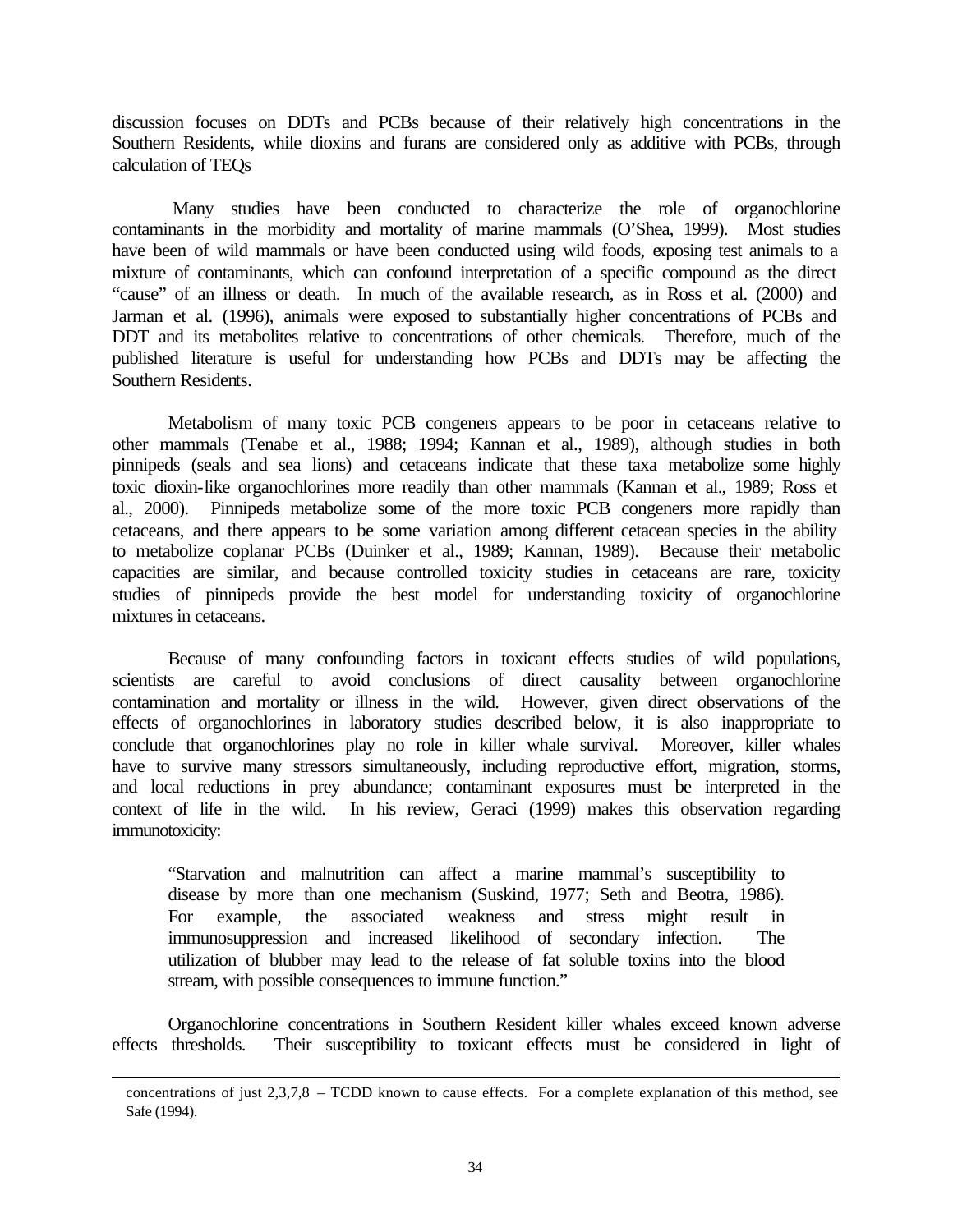discussion focuses on DDTs and PCBs because of their relatively high concentrations in the Southern Residents, while dioxins and furans are considered only as additive with PCBs, through calculation of TEQs

Many studies have been conducted to characterize the role of organochlorine contaminants in the morbidity and mortality of marine mammals (O'Shea, 1999). Most studies have been of wild mammals or have been conducted using wild foods, exposing test animals to a mixture of contaminants, which can confound interpretation of a specific compound as the direct "cause" of an illness or death. In much of the available research, as in Ross et al. (2000) and Jarman et al. (1996), animals were exposed to substantially higher concentrations of PCBs and DDT and its metabolites relative to concentrations of other chemicals. Therefore, much of the published literature is useful for understanding how PCBs and DDTs may be affecting the Southern Residents.

Metabolism of many toxic PCB congeners appears to be poor in cetaceans relative to other mammals (Tenabe et al., 1988; 1994; Kannan et al., 1989), although studies in both pinnipeds (seals and sea lions) and cetaceans indicate that these taxa metabolize some highly toxic dioxin-like organochlorines more readily than other mammals (Kannan et al., 1989; Ross et al., 2000). Pinnipeds metabolize some of the more toxic PCB congeners more rapidly than cetaceans, and there appears to be some variation among different cetacean species in the ability to metabolize coplanar PCBs (Duinker et al., 1989; Kannan, 1989). Because their metabolic capacities are similar, and because controlled toxicity studies in cetaceans are rare, toxicity studies of pinnipeds provide the best model for understanding toxicity of organochlorine mixtures in cetaceans.

Because of many confounding factors in toxicant effects studies of wild populations, scientists are careful to avoid conclusions of direct causality between organochlorine contamination and mortality or illness in the wild. However, given direct observations of the effects of organochlorines in laboratory studies described below, it is also inappropriate to conclude that organochlorines play no role in killer whale survival. Moreover, killer whales have to survive many stressors simultaneously, including reproductive effort, migration, storms, and local reductions in prey abundance; contaminant exposures must be interpreted in the context of life in the wild. In his review, Geraci (1999) makes this observation regarding immunotoxicity:

> "Starvation and malnutrition can affect a marine mammal's susceptibility to disease by more than one mechanism (Suskind, 1977; Seth and Beotra, 1986). For example, the associated weakness and stress might result in immunosuppression and increased likelihood of secondary infection. The utilization of blubber may lead to the release of fat soluble toxins into the blood stream, with possible consequences to immune function."

Organochlorine concentrations in Southern Resident killer whales exceed known adverse effects thresholds. Their susceptibility to toxicant effects must be considered in light of

---

concentrations of just 2,3,7,8 – TCDD known to cause effects. For a complete explanation of this method, see Safe (1994).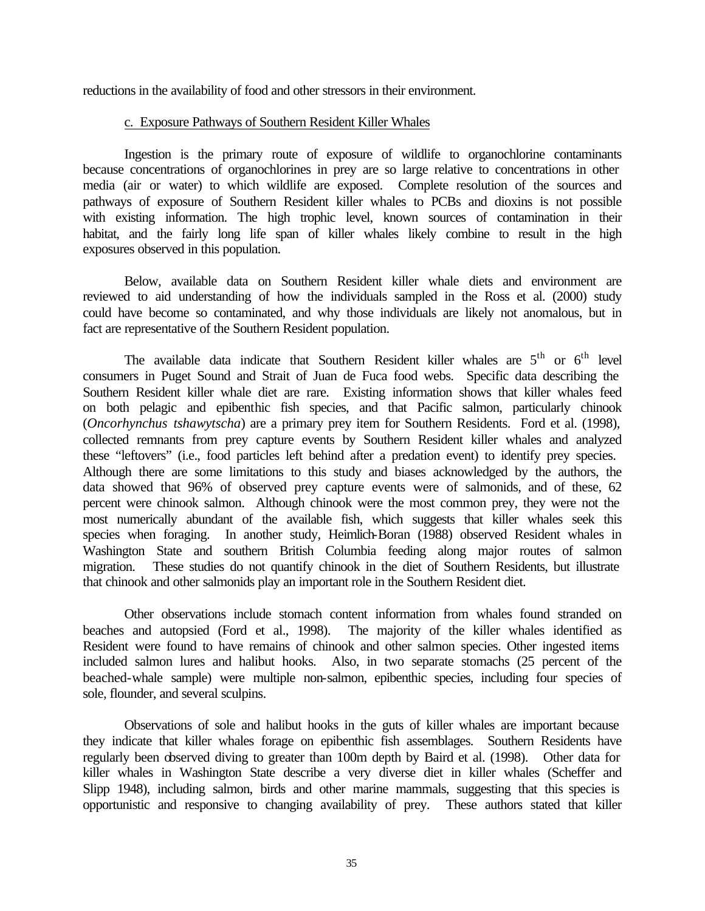reductions in the availability of food and other stressors in their environment.

### c. Exposure Pathways of Southern Resident Killer Whales

Ingestion is the primary route of exposure of wildlife to organochlorine contaminants because concentrations of organochlorines in prey are so large relative to concentrations in other media (air or water) to which wildlife are exposed. Complete resolution of the sources and pathways of exposure of Southern Resident killer whales to PCBs and dioxins is not possible with existing information. The high trophic level, known sources of contamination in their habitat, and the fairly long life span of killer whales likely combine to result in the high exposures observed in this population.

Below, available data on Southern Resident killer whale diets and environment are reviewed to aid understanding of how the individuals sampled in the Ross et al. (2000) study could have become so contaminated, and why those individuals are likely not anomalous, but in fact are representative of the Southern Resident population.

The available data indicate that Southern Resident killer whales are 5th or 6th level consumers in Puget Sound and Strait of Juan de Fuca food webs. Specific data describing the Southern Resident killer whale diet are rare. Existing information shows that killer whales feed on both pelagic and epibenthic fish species, and that Pacific salmon, particularly chinook (*Oncorhynchus tshawytscha*) are a primary prey item for Southern Residents. Ford et al. (1998), collected remnants from prey capture events by Southern Resident killer whales and analyzed these "leftovers" (i.e., food particles left behind after a predation event) to identify prey species. Although there are some limitations to this study and biases acknowledged by the authors, the data showed that 96% of observed prey capture events were of salmonids, and of these, 62 percent were chinook salmon. Although chinook were the most common prey, they were not the most numerically abundant of the available fish, which suggests that killer whales seek this species when foraging. In another study, Heimlich-Boran (1988) observed Resident whales in Washington State and southern British Columbia feeding along major routes of salmon migration. These studies do not quantify chinook in the diet of Southern Residents, but illustrate that chinook and other salmonids play an important role in the Southern Resident diet.

Other observations include stomach content information from whales found stranded on beaches and autopsied (Ford et al., 1998). The majority of the killer whales identified as Resident were found to have remains of chinook and other salmon species. Other ingested items included salmon lures and halibut hooks. Also, in two separate stomachs (25 percent of the beached-whale sample) were multiple non-salmon, epibenthic species, including four species of sole, flounder, and several sculpins.

Observations of sole and halibut hooks in the guts of killer whales are important because they indicate that killer whales forage on epibenthic fish assemblages. Southern Residents have regularly been observed diving to greater than 100m depth by Baird et al. (1998). Other data for killer whales in Washington State describe a very diverse diet in killer whales (Scheffer and Slipp 1948), including salmon, birds and other marine mammals, suggesting that this species is opportunistic and responsive to changing availability of prey. These authors stated that killer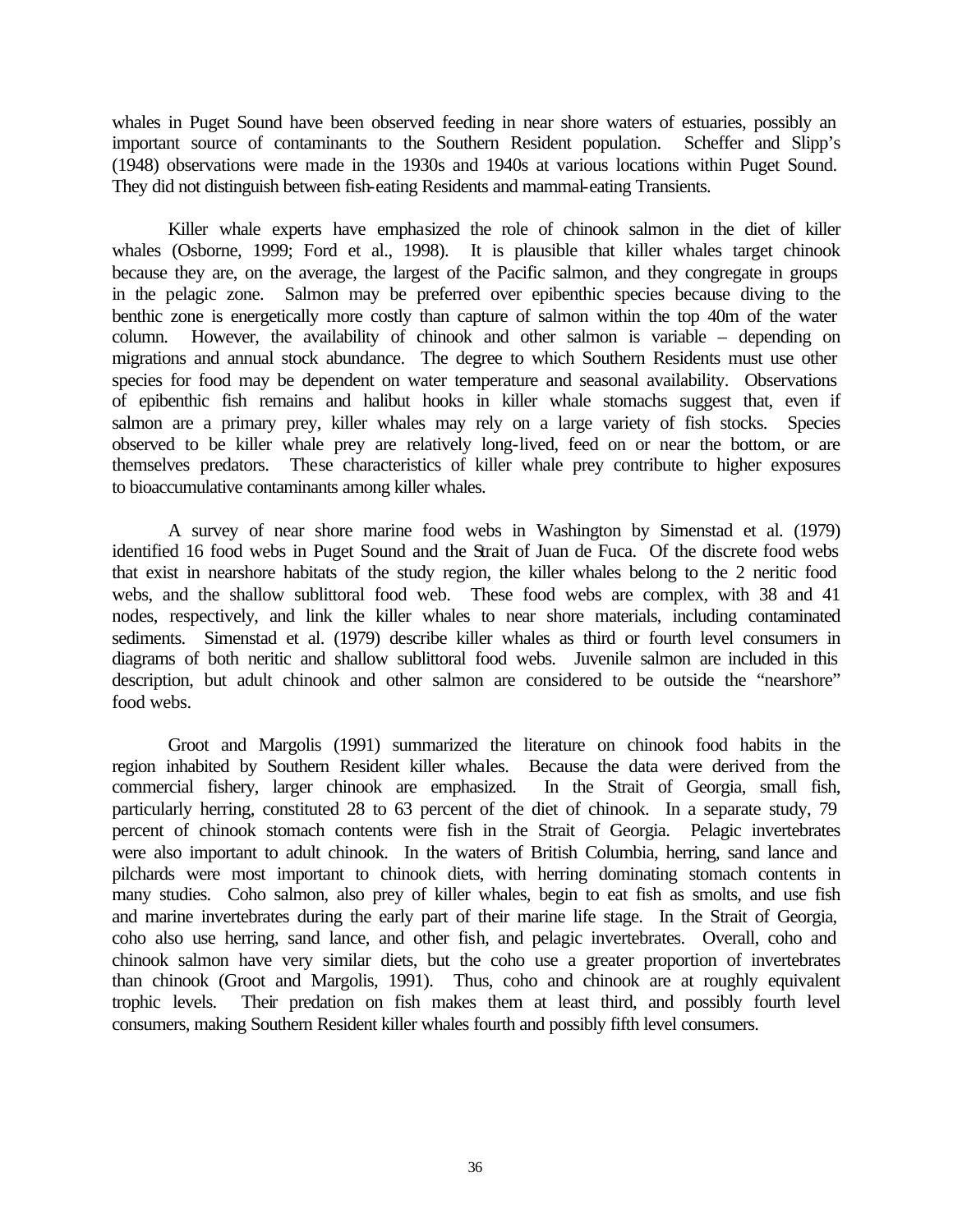whales in Puget Sound have been observed feeding in near shore waters of estuaries, possibly an important source of contaminants to the Southern Resident population. Scheffer and Slipp's (1948) observations were made in the 1930s and 1940s at various locations within Puget Sound. They did not distinguish between fish-eating Residents and mammal-eating Transients.

Killer whale experts have emphasized the role of chinook salmon in the diet of killer whales (Osborne, 1999; Ford et al., 1998). It is plausible that killer whales target chinook because they are, on the average, the largest of the Pacific salmon, and they congregate in groups in the pelagic zone. Salmon may be preferred over epibenthic species because diving to the benthic zone is energetically more costly than capture of salmon within the top 40m of the water column. However, the availability of chinook and other salmon is variable – depending on migrations and annual stock abundance. The degree to which Southern Residents must use other species for food may be dependent on water temperature and seasonal availability. Observations of epibenthic fish remains and halibut hooks in killer whale stomachs suggest that, even if salmon are a primary prey, killer whales may rely on a large variety of fish stocks. Species observed to be killer whale prey are relatively long-lived, feed on or near the bottom, or are themselves predators. These characteristics of killer whale prey contribute to higher exposures to bioaccumulative contaminants among killer whales.

A survey of near shore marine food webs in Washington by Simenstad et al. (1979) identified 16 food webs in Puget Sound and the Strait of Juan de Fuca. Of the discrete food webs that exist in nearshore habitats of the study region, the killer whales belong to the 2 neritic food webs, and the shallow sublittoral food web. These food webs are complex, with 38 and 41 nodes, respectively, and link the killer whales to near shore materials, including contaminated sediments. Simenstad et al. (1979) describe killer whales as third or fourth level consumers in diagrams of both neritic and shallow sublittoral food webs. Juvenile salmon are included in this description, but adult chinook and other salmon are considered to be outside the "nearshore" food webs.

Groot and Margolis (1991) summarized the literature on chinook food habits in the region inhabited by Southern Resident killer whales. Because the data were derived from the commercial fishery, larger chinook are emphasized. In the Strait of Georgia, small fish, particularly herring, constituted 28 to 63 percent of the diet of chinook. In a separate study, 79 percent of chinook stomach contents were fish in the Strait of Georgia. Pelagic invertebrates were also important to adult chinook. In the waters of British Columbia, herring, sand lance and pilchards were most important to chinook diets, with herring dominating stomach contents in many studies. Coho salmon, also prey of killer whales, begin to eat fish as smolts, and use fish and marine invertebrates during the early part of their marine life stage. In the Strait of Georgia, coho also use herring, sand lance, and other fish, and pelagic invertebrates. Overall, coho and chinook salmon have very similar diets, but the coho use a greater proportion of invertebrates than chinook (Groot and Margolis, 1991). Thus, coho and chinook are at roughly equivalent trophic levels. Their predation on fish makes them at least third, and possibly fourth level consumers, making Southern Resident killer whales fourth and possibly fifth level consumers.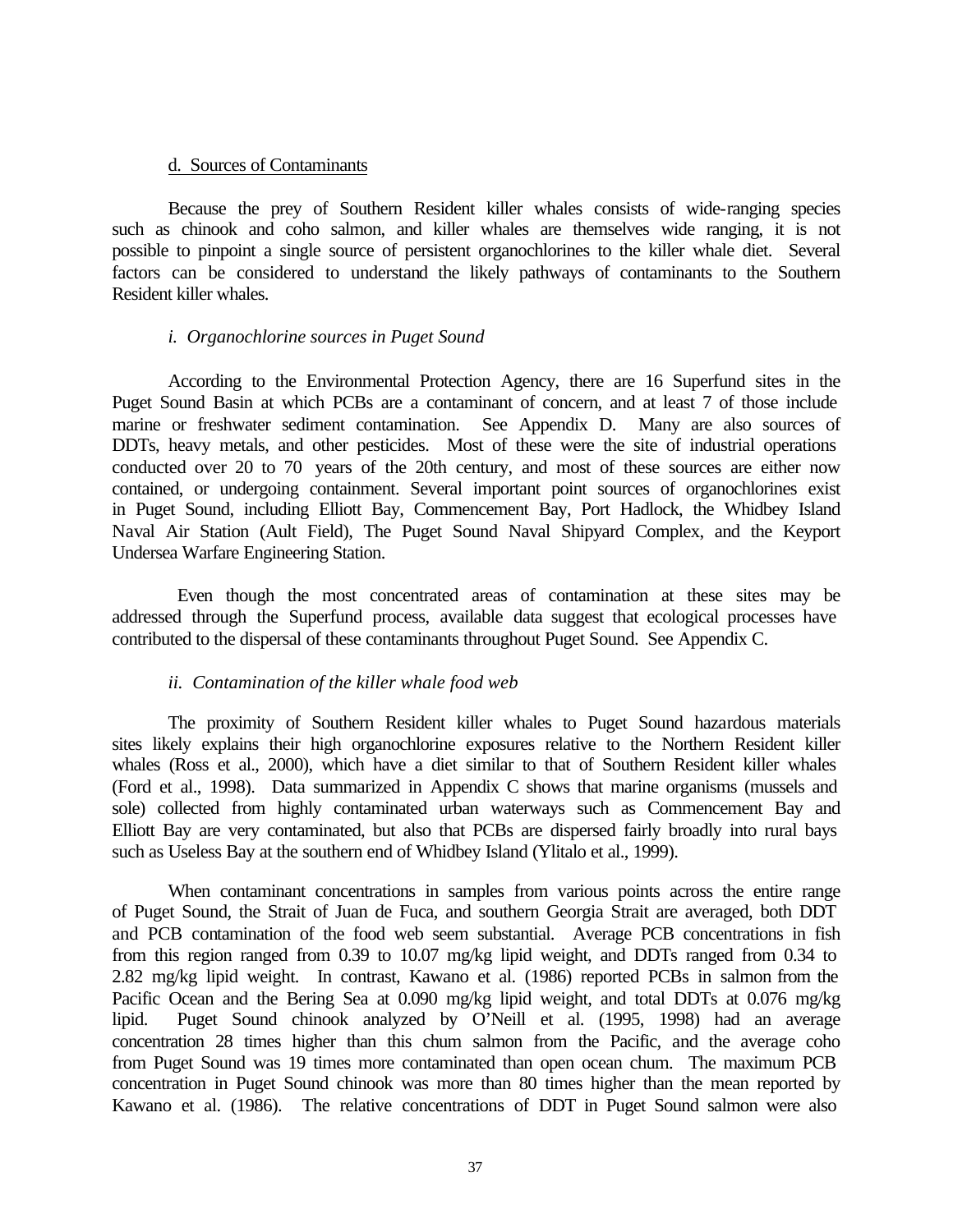d. Sources of Contaminants

Because the prey of Southern Resident killer whales consists of wide-ranging species such as chinook and coho salmon, and killer whales are themselves wide ranging, it is not possible to pinpoint a single source of persistent organochlorines to the killer whale diet. Several factors can be considered to understand the likely pathways of contaminants to the Southern Resident killer whales.

*i. Organochlorine sources in Puget Sound*

According to the Environmental Protection Agency, there are 16 Superfund sites in the Puget Sound Basin at which PCBs are a contaminant of concern, and at least 7 of those include marine or freshwater sediment contamination. See Appendix D. Many are also sources of DDTs, heavy metals, and other pesticides. Most of these were the site of industrial operations conducted over 20 to 70 years of the 20th century, and most of these sources are either now contained, or undergoing containment. Several important point sources of organochlorines exist in Puget Sound, including Elliott Bay, Commencement Bay, Port Hadlock, the Whidbey Island Naval Air Station (Ault Field), The Puget Sound Naval Shipyard Complex, and the Keyport Undersea Warfare Engineering Station.

Even though the most concentrated areas of contamination at these sites may be addressed through the Superfund process, available data suggest that ecological processes have contributed to the dispersal of these contaminants throughout Puget Sound. See Appendix C.

*ii. Contamination of the killer whale food web*

The proximity of Southern Resident killer whales to Puget Sound hazardous materials sites likely explains their high organochlorine exposures relative to the Northern Resident killer whales (Ross et al., 2000), which have a diet similar to that of Southern Resident killer whales (Ford et al., 1998). Data summarized in Appendix C shows that marine organisms (mussels and sole) collected from highly contaminated urban waterways such as Commencement Bay and Elliott Bay are very contaminated, but also that PCBs are dispersed fairly broadly into rural bays such as Useless Bay at the southern end of Whidbey Island (Ylitalo et al., 1999).

When contaminant concentrations in samples from various points across the entire range of Puget Sound, the Strait of Juan de Fuca, and southern Georgia Strait are averaged, both DDT and PCB contamination of the food web seem substantial. Average PCB concentrations in fish from this region ranged from 0.39 to 10.07 mg/kg lipid weight, and DDTs ranged from 0.34 to 2.82 mg/kg lipid weight. In contrast, Kawano et al. (1986) reported PCBs in salmon from the Pacific Ocean and the Bering Sea at 0.090 mg/kg lipid weight, and total DDTs at 0.076 mg/kg lipid. Puget Sound chinook analyzed by O'Neill et al. (1995, 1998) had an average concentration 28 times higher than this chum salmon from the Pacific, and the average coho from Puget Sound was 19 times more contaminated than open ocean chum. The maximum PCB concentration in Puget Sound chinook was more than 80 times higher than the mean reported by Kawano et al. (1986). The relative concentrations of DDT in Puget Sound salmon were also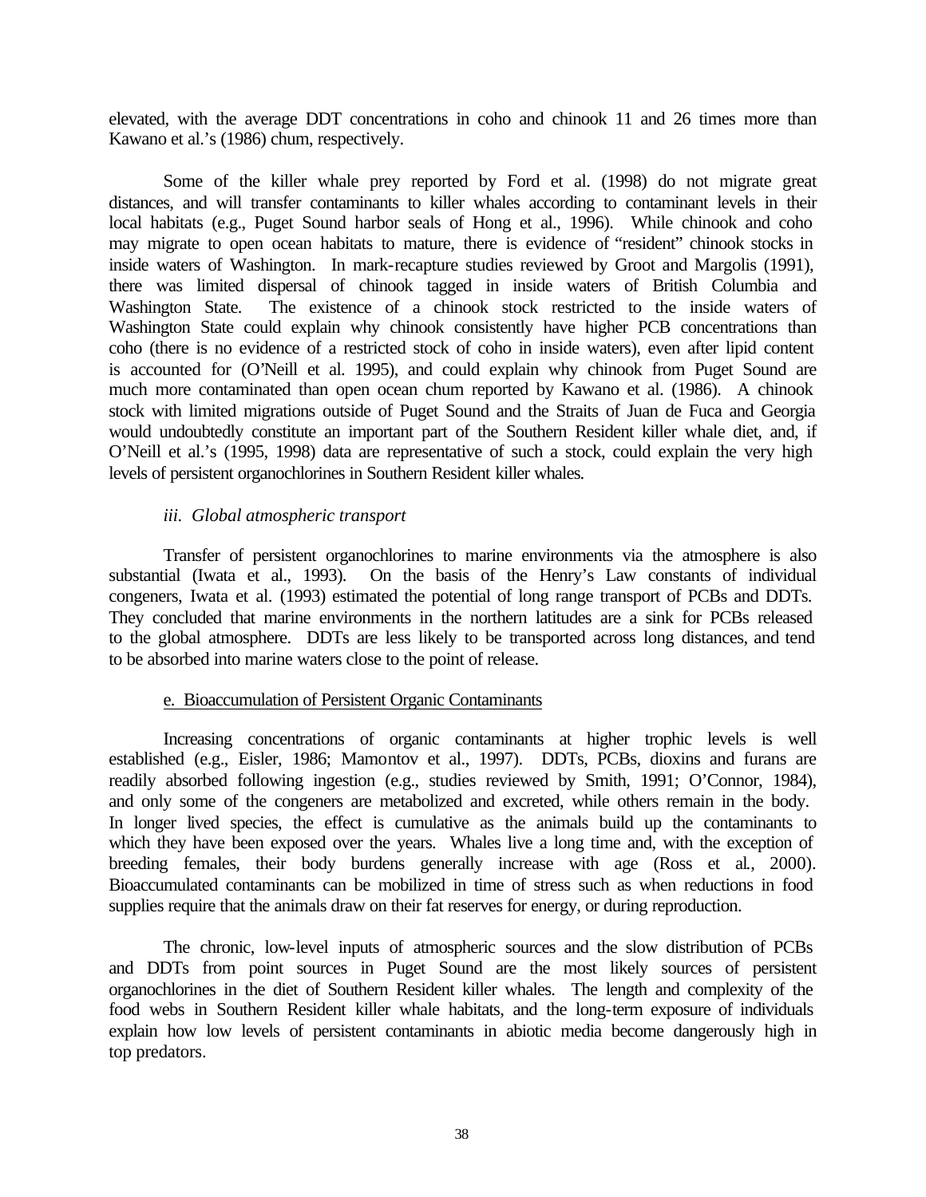elevated, with the average DDT concentrations in coho and chinook 11 and 26 times more than Kawano et al.'s (1986) chum, respectively.

Some of the killer whale prey reported by Ford et al. (1998) do not migrate great distances, and will transfer contaminants to killer whales according to contaminant levels in their local habitats (e.g., Puget Sound harbor seals of Hong et al., 1996). While chinook and coho may migrate to open ocean habitats to mature, there is evidence of "resident" chinook stocks in inside waters of Washington. In mark-recapture studies reviewed by Groot and Margolis (1991), there was limited dispersal of chinook tagged in inside waters of British Columbia and Washington State. The existence of a chinook stock restricted to the inside waters of Washington State could explain why chinook consistently have higher PCB concentrations than coho (there is no evidence of a restricted stock of coho in inside waters), even after lipid content is accounted for (O'Neill et al. 1995), and could explain why chinook from Puget Sound are much more contaminated than open ocean chum reported by Kawano et al. (1986). A chinook stock with limited migrations outside of Puget Sound and the Straits of Juan de Fuca and Georgia would undoubtedly constitute an important part of the Southern Resident killer whale diet, and, if O'Neill et al.'s (1995, 1998) data are representative of such a stock, could explain the very high levels of persistent organochlorines in Southern Resident killer whales.

*iii. Global atmospheric transport*

Transfer of persistent organochlorines to marine environments via the atmosphere is also substantial (Iwata et al., 1993). On the basis of the Henry's Law constants of individual congeners, Iwata et al. (1993) estimated the potential of long range transport of PCBs and DDTs. They concluded that marine environments in the northern latitudes are a sink for PCBs released to the global atmosphere. DDTs are less likely to be transported across long distances, and tend to be absorbed into marine waters close to the point of release.

e. Bioaccumulation of Persistent Organic Contaminants

Increasing concentrations of organic contaminants at higher trophic levels is well established (e.g., Eisler, 1986; Mamontov et al., 1997). DDTs, PCBs, dioxins and furans are readily absorbed following ingestion (e.g., studies reviewed by Smith, 1991; O'Connor, 1984), and only some of the congeners are metabolized and excreted, while others remain in the body. In longer lived species, the effect is cumulative as the animals build up the contaminants to which they have been exposed over the years. Whales live a long time and, with the exception of breeding females, their body burdens generally increase with age (Ross et al., 2000). Bioaccumulated contaminants can be mobilized in time of stress such as when reductions in food supplies require that the animals draw on their fat reserves for energy, or during reproduction.

The chronic, low-level inputs of atmospheric sources and the slow distribution of PCBs and DDTs from point sources in Puget Sound are the most likely sources of persistent organochlorines in the diet of Southern Resident killer whales. The length and complexity of the food webs in Southern Resident killer whale habitats, and the long-term exposure of individuals explain how low levels of persistent contaminants in abiotic media become dangerously high in top predators.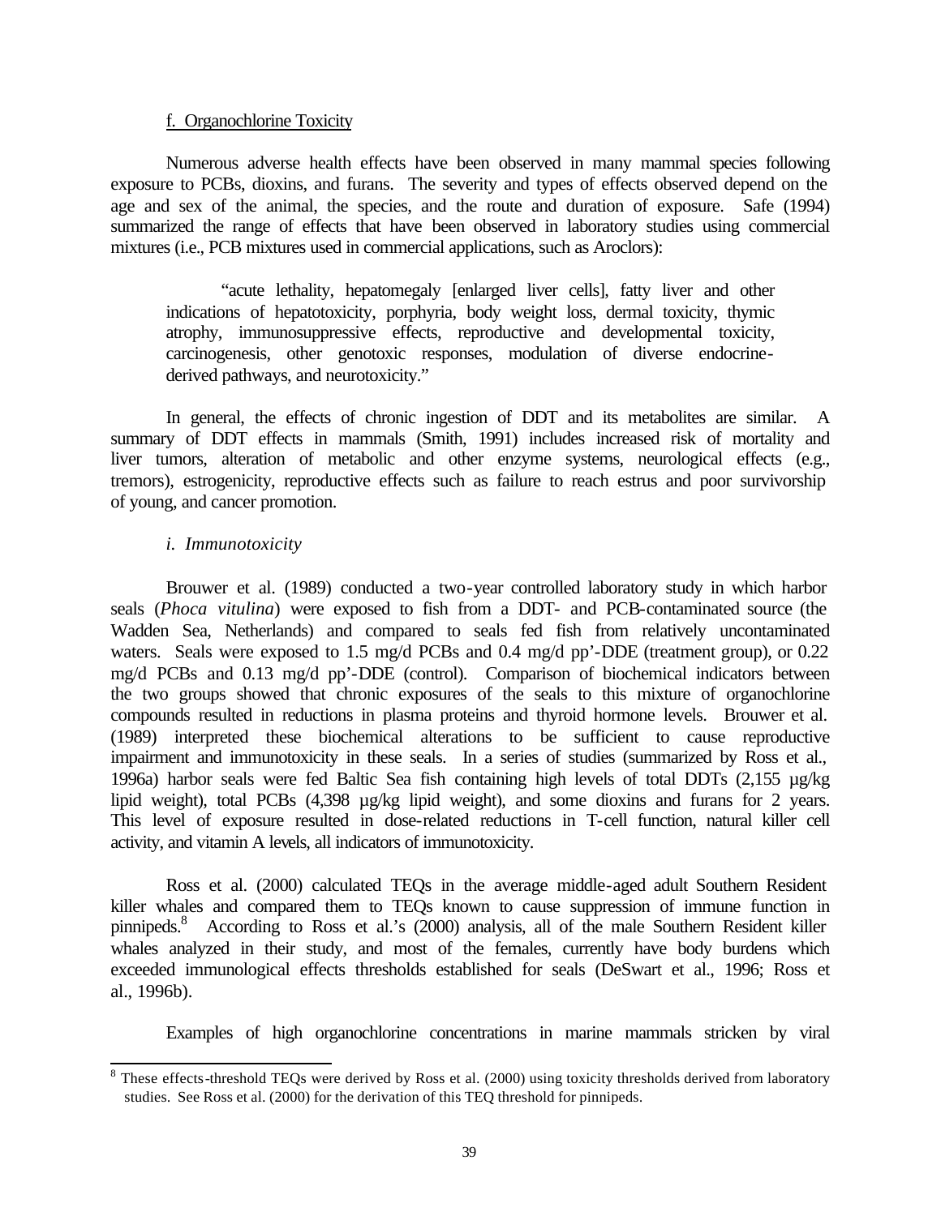f. Organochlorine Toxicity

Numerous adverse health effects have been observed in many mammal species following exposure to PCBs, dioxins, and furans. The severity and types of effects observed depend on the age and sex of the animal, the species, and the route and duration of exposure. Safe (1994) summarized the range of effects that have been observed in laboratory studies using commercial mixtures (i.e., PCB mixtures used in commercial applications, such as Aroclors):

> "acute lethality, hepatomegaly [enlarged liver cells], fatty liver and other indications of hepatotoxicity, porphyria, body weight loss, dermal toxicity, thymic atrophy, immunosuppressive effects, reproductive and developmental toxicity, carcinogenesis, other genotoxic responses, modulation of diverse endocrine-derived pathways, and neurotoxicity."

In general, the effects of chronic ingestion of DDT and its metabolites are similar. A summary of DDT effects in mammals (Smith, 1991) includes increased risk of mortality and liver tumors, alteration of metabolic and other enzyme systems, neurological effects (e.g., tremors), estrogenicity, reproductive effects such as failure to reach estrus and poor survivorship of young, and cancer promotion.

*i. Immunotoxicity*

Brouwer et al. (1989) conducted a two-year controlled laboratory study in which harbor seals (*Phoca vitulina*) were exposed to fish from a DDT- and PCB-contaminated source (the Wadden Sea, Netherlands) and compared to seals fed fish from relatively uncontaminated waters. Seals were exposed to 1.5 mg/d PCBs and 0.4 mg/d pp'-DDE (treatment group), or 0.22 mg/d PCBs and 0.13 mg/d pp'-DDE (control). Comparison of biochemical indicators between the two groups showed that chronic exposures of the seals to this mixture of organochlorine compounds resulted in reductions in plasma proteins and thyroid hormone levels. Brouwer et al. (1989) interpreted these biochemical alterations to be sufficient to cause reproductive impairment and immunotoxicity in these seals. In a series of studies (summarized by Ross et al., 1996a) harbor seals were fed Baltic Sea fish containing high levels of total DDTs (2,155 µg/kg lipid weight), total PCBs (4,398 µg/kg lipid weight), and some dioxins and furans for 2 years. This level of exposure resulted in dose-related reductions in T-cell function, natural killer cell activity, and vitamin A levels, all indicators of immunotoxicity.

Ross et al. (2000) calculated TEQs in the average middle-aged adult Southern Resident killer whales and compared them to TEQs known to cause suppression of immune function in pinnipeds.[8] According to Ross et al.'s (2000) analysis, all of the male Southern Resident killer whales analyzed in their study, and most of the females, currently have body burdens which exceeded immunological effects thresholds established for seals (DeSwart et al., 1996; Ross et al., 1996b).

Examples of high organochlorine concentrations in marine mammals stricken by viral

[8] These effects-threshold TEQs were derived by Ross et al. (2000) using toxicity thresholds derived from laboratory studies. See Ross et al. (2000) for the derivation of this TEQ threshold for pinnipeds.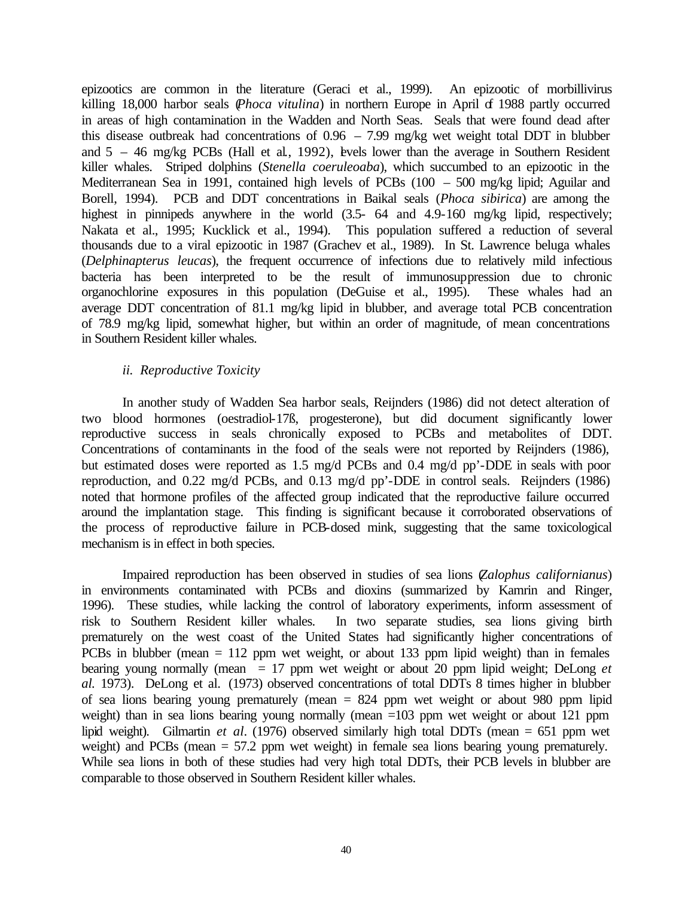epizootics are common in the literature (Geraci et al., 1999). An epizootic of morbillivirus killing 18,000 harbor seals (*Phoca vitulina*) in northern Europe in April of 1988 partly occurred in areas of high contamination in the Wadden and North Seas. Seals that were found dead after this disease outbreak had concentrations of 0.96 – 7.99 mg/kg wet weight total DDT in blubber and 5 – 46 mg/kg PCBs (Hall et al., 1992), levels lower than the average in Southern Resident killer whales. Striped dolphins (*Stenella coeruleoaba*), which succumbed to an epizootic in the Mediterranean Sea in 1991, contained high levels of PCBs (100 – 500 mg/kg lipid; Aguilar and Borell, 1994). PCB and DDT concentrations in Baikal seals (*Phoca sibirica*) are among the highest in pinnipeds anywhere in the world (3.5- 64 and 4.9-160 mg/kg lipid, respectively; Nakata et al., 1995; Kucklick et al., 1994). This population suffered a reduction of several thousands due to a viral epizootic in 1987 (Grachev et al., 1989). In St. Lawrence beluga whales (*Delphinapterus leucas*), the frequent occurrence of infections due to relatively mild infectious bacteria has been interpreted to be the result of immunosuppression due to chronic organochlorine exposures in this population (DeGuise et al., 1995). These whales had an average DDT concentration of 81.1 mg/kg lipid in blubber, and average total PCB concentration of 78.9 mg/kg lipid, somewhat higher, but within an order of magnitude, of mean concentrations in Southern Resident killer whales.

*ii. Reproductive Toxicity*

In another study of Wadden Sea harbor seals, Reijnders (1986) did not detect alteration of two blood hormones (oestradiol-17ß, progesterone), but did document significantly lower reproductive success in seals chronically exposed to PCBs and metabolites of DDT. Concentrations of contaminants in the food of the seals were not reported by Reijnders (1986), but estimated doses were reported as 1.5 mg/d PCBs and 0.4 mg/d pp'-DDE in seals with poor reproduction, and 0.22 mg/d PCBs, and 0.13 mg/d pp'-DDE in control seals. Reijnders (1986) noted that hormone profiles of the affected group indicated that the reproductive failure occurred around the implantation stage. This finding is significant because it corroborated observations of the process of reproductive failure in PCB-dosed mink, suggesting that the same toxicological mechanism is in effect in both species.

Impaired reproduction has been observed in studies of sea lions (*Zalophus californianus*) in environments contaminated with PCBs and dioxins (summarized by Kamrin and Ringer, 1996). These studies, while lacking the control of laboratory experiments, inform assessment of risk to Southern Resident killer whales. In two separate studies, sea lions giving birth prematurely on the west coast of the United States had significantly higher concentrations of PCBs in blubber (mean = 112 ppm wet weight, or about 133 ppm lipid weight) than in females bearing young normally (mean = 17 ppm wet weight or about 20 ppm lipid weight; DeLong *et al.* 1973). DeLong et al. (1973) observed concentrations of total DDTs 8 times higher in blubber of sea lions bearing young prematurely (mean = 824 ppm wet weight or about 980 ppm lipid weight) than in sea lions bearing young normally (mean =103 ppm wet weight or about 121 ppm lipid weight). Gilmartin *et al*. (1976) observed similarly high total DDTs (mean = 651 ppm wet weight) and PCBs (mean = 57.2 ppm wet weight) in female sea lions bearing young prematurely. While sea lions in both of these studies had very high total DDTs, their PCB levels in blubber are comparable to those observed in Southern Resident killer whales.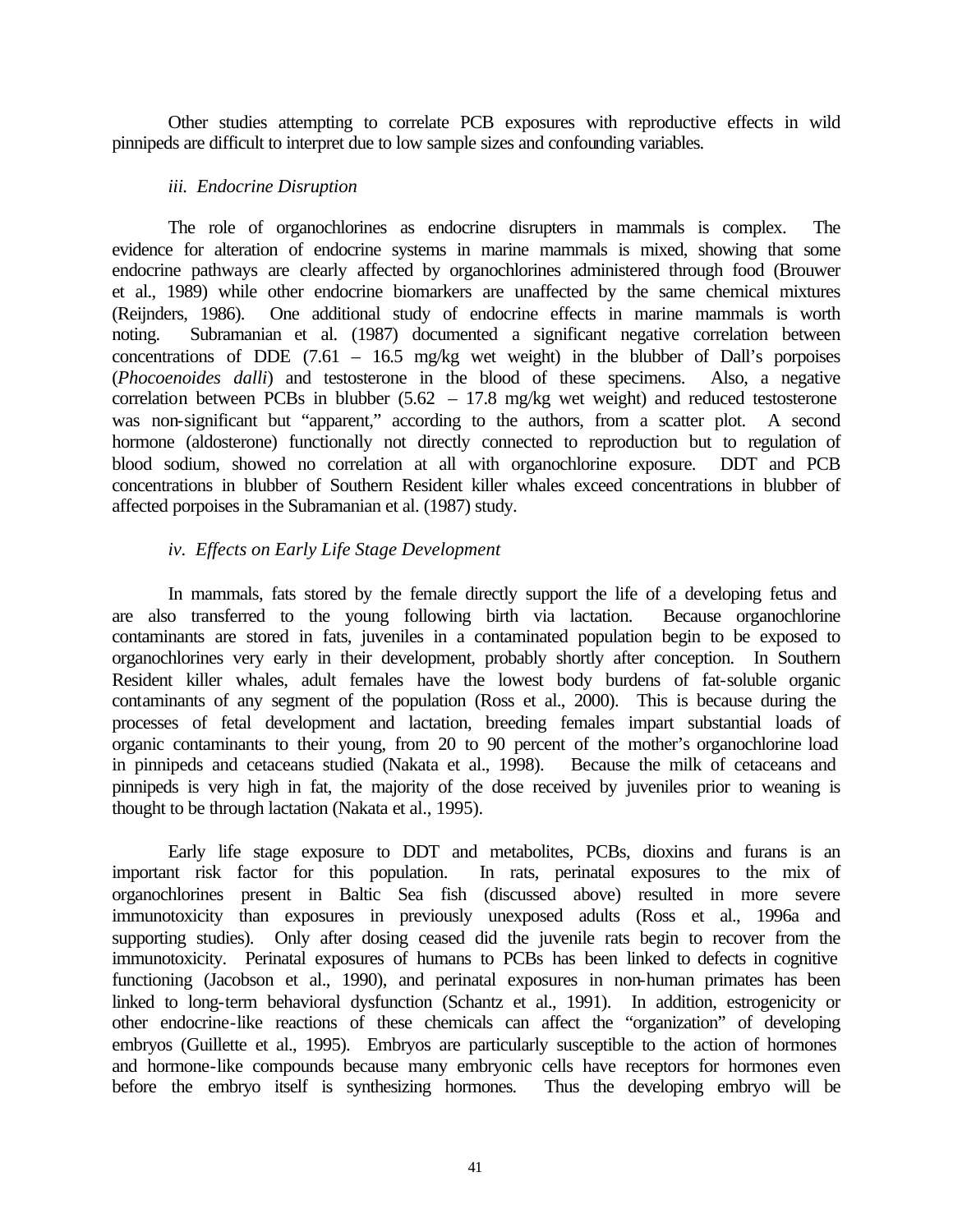Other studies attempting to correlate PCB exposures with reproductive effects in wild pinnipeds are difficult to interpret due to low sample sizes and confounding variables.

*iii. Endocrine Disruption*

The role of organochlorines as endocrine disrupters in mammals is complex. The evidence for alteration of endocrine systems in marine mammals is mixed, showing that some endocrine pathways are clearly affected by organochlorines administered through food (Brouwer et al., 1989) while other endocrine biomarkers are unaffected by the same chemical mixtures (Reijnders, 1986). One additional study of endocrine effects in marine mammals is worth noting. Subramanian et al. (1987) documented a significant negative correlation between concentrations of DDE (7.61 – 16.5 mg/kg wet weight) in the blubber of Dall's porpoises (*Phocoenoides dalli*) and testosterone in the blood of these specimens. Also, a negative correlation between PCBs in blubber (5.62 – 17.8 mg/kg wet weight) and reduced testosterone was non-significant but "apparent," according to the authors, from a scatter plot. A second hormone (aldosterone) functionally not directly connected to reproduction but to regulation of blood sodium, showed no correlation at all with organochlorine exposure. DDT and PCB concentrations in blubber of Southern Resident killer whales exceed concentrations in blubber of affected porpoises in the Subramanian et al. (1987) study.

*iv. Effects on Early Life Stage Development*

In mammals, fats stored by the female directly support the life of a developing fetus and are also transferred to the young following birth via lactation. Because organochlorine contaminants are stored in fats, juveniles in a contaminated population begin to be exposed to organochlorines very early in their development, probably shortly after conception. In Southern Resident killer whales, adult females have the lowest body burdens of fat-soluble organic contaminants of any segment of the population (Ross et al., 2000). This is because during the processes of fetal development and lactation, breeding females impart substantial loads of organic contaminants to their young, from 20 to 90 percent of the mother's organochlorine load in pinnipeds and cetaceans studied (Nakata et al., 1998). Because the milk of cetaceans and pinnipeds is very high in fat, the majority of the dose received by juveniles prior to weaning is thought to be through lactation (Nakata et al., 1995).

Early life stage exposure to DDT and metabolites, PCBs, dioxins and furans is an important risk factor for this population. In rats, perinatal exposures to the mix of organochlorines present in Baltic Sea fish (discussed above) resulted in more severe immunotoxicity than exposures in previously unexposed adults (Ross et al., 1996a and supporting studies). Only after dosing ceased did the juvenile rats begin to recover from the immunotoxicity. Perinatal exposures of humans to PCBs has been linked to defects in cognitive functioning (Jacobson et al., 1990), and perinatal exposures in non-human primates has been linked to long-term behavioral dysfunction (Schantz et al., 1991). In addition, estrogenicity or other endocrine-like reactions of these chemicals can affect the "organization" of developing embryos (Guillette et al., 1995). Embryos are particularly susceptible to the action of hormones and hormone-like compounds because many embryonic cells have receptors for hormones even before the embryo itself is synthesizing hormones. Thus the developing embryo will be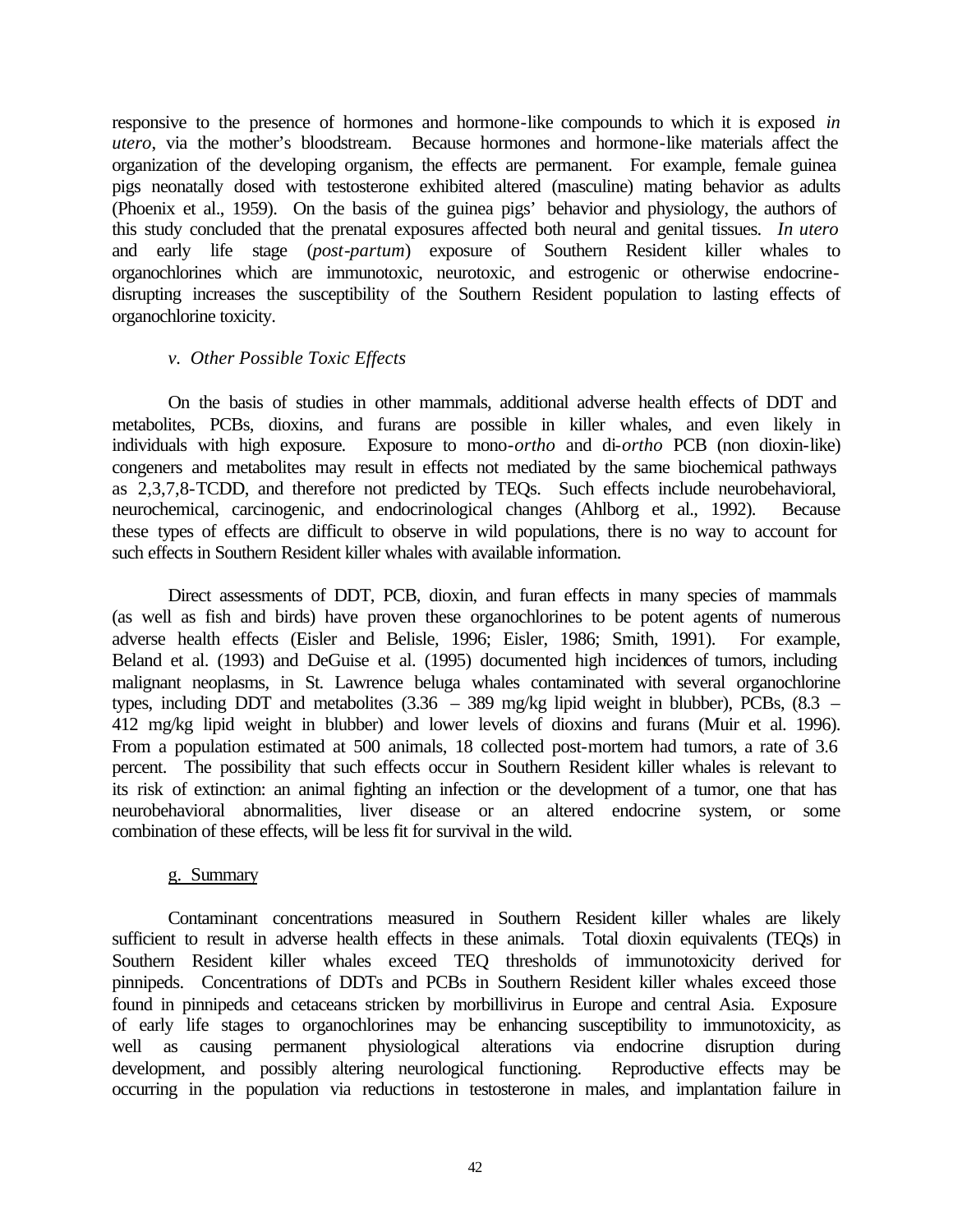responsive to the presence of hormones and hormone-like compounds to which it is exposed *in utero*, via the mother's bloodstream. Because hormones and hormone-like materials affect the organization of the developing organism, the effects are permanent. For example, female guinea pigs neonatally dosed with testosterone exhibited altered (masculine) mating behavior as adults (Phoenix et al., 1959). On the basis of the guinea pigs' behavior and physiology, the authors of this study concluded that the prenatal exposures affected both neural and genital tissues. *In utero* and early life stage (*post-partum*) exposure of Southern Resident killer whales to organochlorines which are immunotoxic, neurotoxic, and estrogenic or otherwise endocrine-disrupting increases the susceptibility of the Southern Resident population to lasting effects of organochlorine toxicity.

*v. Other Possible Toxic Effects*

On the basis of studies in other mammals, additional adverse health effects of DDT and metabolites, PCBs, dioxins, and furans are possible in killer whales, and even likely in individuals with high exposure. Exposure to mono-*ortho* and di-*ortho* PCB (non dioxin-like) congeners and metabolites may result in effects not mediated by the same biochemical pathways as 2,3,7,8-TCDD, and therefore not predicted by TEQs. Such effects include neurobehavioral, neurochemical, carcinogenic, and endocrinological changes (Ahlborg et al., 1992). Because these types of effects are difficult to observe in wild populations, there is no way to account for such effects in Southern Resident killer whales with available information.

Direct assessments of DDT, PCB, dioxin, and furan effects in many species of mammals (as well as fish and birds) have proven these organochlorines to be potent agents of numerous adverse health effects (Eisler and Belisle, 1996; Eisler, 1986; Smith, 1991). For example, Beland et al. (1993) and DeGuise et al. (1995) documented high incidences of tumors, including malignant neoplasms, in St. Lawrence beluga whales contaminated with several organochlorine types, including DDT and metabolites (3.36 – 389 mg/kg lipid weight in blubber), PCBs, (8.3 – 412 mg/kg lipid weight in blubber) and lower levels of dioxins and furans (Muir et al. 1996). From a population estimated at 500 animals, 18 collected post-mortem had tumors, a rate of 3.6 percent. The possibility that such effects occur in Southern Resident killer whales is relevant to its risk of extinction: an animal fighting an infection or the development of a tumor, one that has neurobehavioral abnormalities, liver disease or an altered endocrine system, or some combination of these effects, will be less fit for survival in the wild.

g. Summary

Contaminant concentrations measured in Southern Resident killer whales are likely sufficient to result in adverse health effects in these animals. Total dioxin equivalents (TEQs) in Southern Resident killer whales exceed TEQ thresholds of immunotoxicity derived for pinnipeds. Concentrations of DDTs and PCBs in Southern Resident killer whales exceed those found in pinnipeds and cetaceans stricken by morbillivirus in Europe and central Asia. Exposure of early life stages to organochlorines may be enhancing susceptibility to immunotoxicity, as well as causing permanent physiological alterations via endocrine disruption during development, and possibly altering neurological functioning. Reproductive effects may be occurring in the population via reductions in testosterone in males, and implantation failure in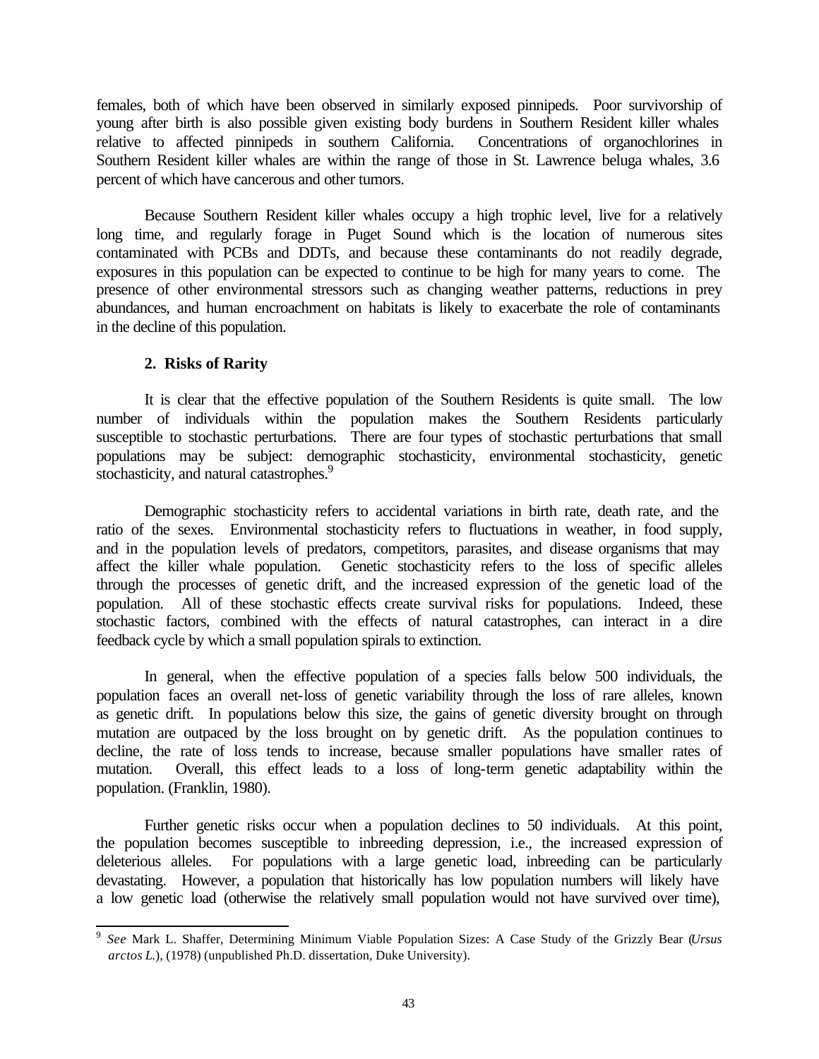females, both of which have been observed in similarly exposed pinnipeds. Poor survivorship of young after birth is also possible given existing body burdens in Southern Resident killer whales relative to affected pinnipeds in southern California. Concentrations of organochlorines in Southern Resident killer whales are within the range of those in St. Lawrence beluga whales, 3.6 percent of which have cancerous and other tumors.

Because Southern Resident killer whales occupy a high trophic level, live for a relatively long time, and regularly forage in Puget Sound which is the location of numerous sites contaminated with PCBs and DDTs, and because these contaminants do not readily degrade, exposures in this population can be expected to continue to be high for many years to come. The presence of other environmental stressors such as changing weather patterns, reductions in prey abundances, and human encroachment on habitats is likely to exacerbate the role of contaminants in the decline of this population.

### 2. Risks of Rarity

It is clear that the effective population of the Southern Residents is quite small. The low number of individuals within the population makes the Southern Residents particularly susceptible to stochastic perturbations. There are four types of stochastic perturbations that small populations may be subject: demographic stochasticity, environmental stochasticity, genetic stochasticity, and natural catastrophes.[9]

Demographic stochasticity refers to accidental variations in birth rate, death rate, and the ratio of the sexes. Environmental stochasticity refers to fluctuations in weather, in food supply, and in the population levels of predators, competitors, parasites, and disease organisms that may affect the killer whale population. Genetic stochasticity refers to the loss of specific alleles through the processes of genetic drift, and the increased expression of the genetic load of the population. All of these stochastic effects create survival risks for populations. Indeed, these stochastic factors, combined with the effects of natural catastrophes, can interact in a dire feedback cycle by which a small population spirals to extinction.

In general, when the effective population of a species falls below 500 individuals, the population faces an overall net-loss of genetic variability through the loss of rare alleles, known as genetic drift. In populations below this size, the gains of genetic diversity brought on through mutation are outpaced by the loss brought on by genetic drift. As the population continues to decline, the rate of loss tends to increase, because smaller populations have smaller rates of mutation. Overall, this effect leads to a loss of long-term genetic adaptability within the population. (Franklin, 1980).

Further genetic risks occur when a population declines to 50 individuals. At this point, the population becomes susceptible to inbreeding depression, i.e., the increased expression of deleterious alleles. For populations with a large genetic load, inbreeding can be particularly devastating. However, a population that historically has low population numbers will likely have a low genetic load (otherwise the relatively small population would not have survived over time),

---

[9] *See* Mark L. Shaffer, Determining Minimum Viable Population Sizes: A Case Study of the Grizzly Bear (*Ursus arctos L.*), (1978) (unpublished Ph.D. dissertation, Duke University).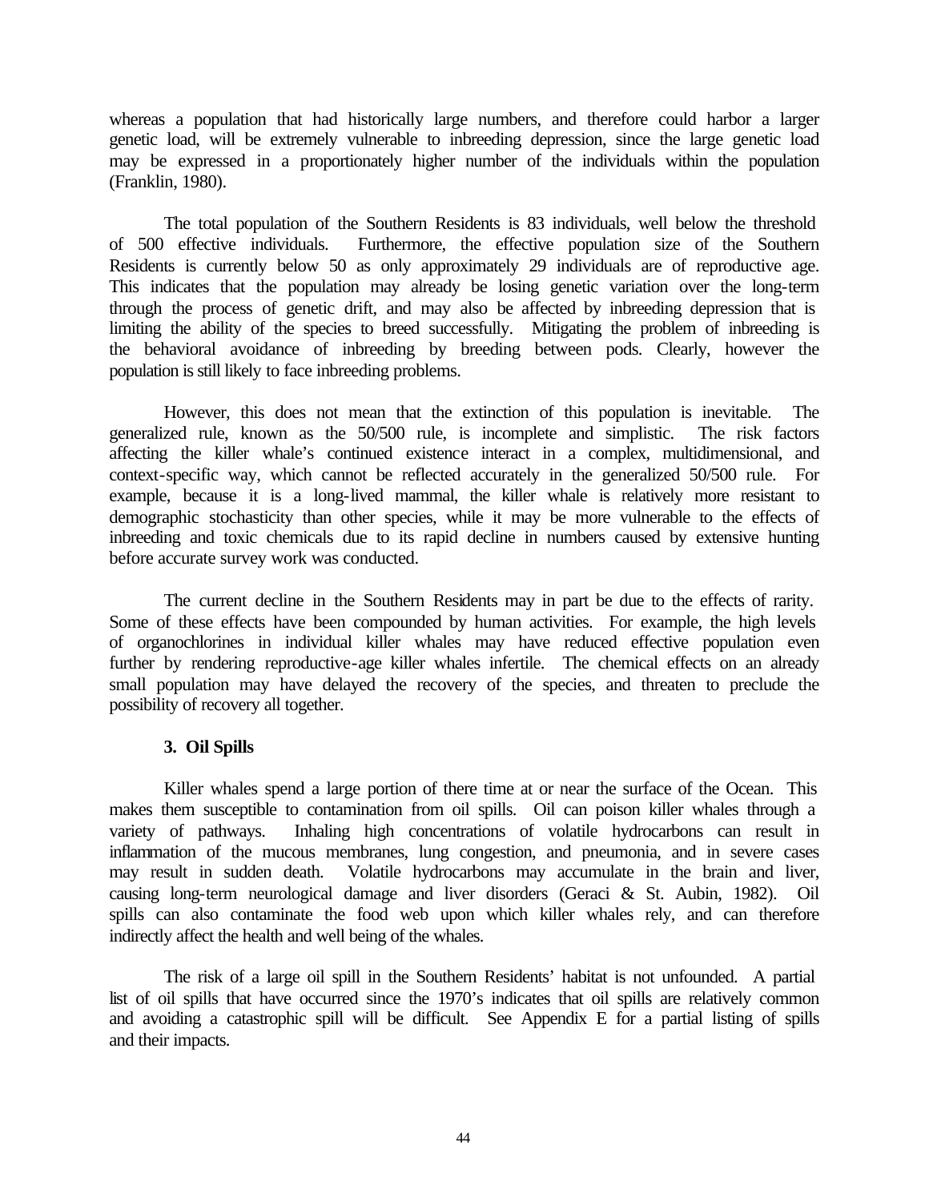whereas a population that had historically large numbers, and therefore could harbor a larger genetic load, will be extremely vulnerable to inbreeding depression, since the large genetic load may be expressed in a proportionately higher number of the individuals within the population (Franklin, 1980).

The total population of the Southern Residents is 83 individuals, well below the threshold of 500 effective individuals. Furthermore, the effective population size of the Southern Residents is currently below 50 as only approximately 29 individuals are of reproductive age. This indicates that the population may already be losing genetic variation over the long-term through the process of genetic drift, and may also be affected by inbreeding depression that is limiting the ability of the species to breed successfully. Mitigating the problem of inbreeding is the behavioral avoidance of inbreeding by breeding between pods. Clearly, however the population is still likely to face inbreeding problems.

However, this does not mean that the extinction of this population is inevitable. The generalized rule, known as the 50/500 rule, is incomplete and simplistic. The risk factors affecting the killer whale's continued existence interact in a complex, multidimensional, and context-specific way, which cannot be reflected accurately in the generalized 50/500 rule. For example, because it is a long-lived mammal, the killer whale is relatively more resistant to demographic stochasticity than other species, while it may be more vulnerable to the effects of inbreeding and toxic chemicals due to its rapid decline in numbers caused by extensive hunting before accurate survey work was conducted.

The current decline in the Southern Residents may in part be due to the effects of rarity. Some of these effects have been compounded by human activities. For example, the high levels of organochlorines in individual killer whales may have reduced effective population even further by rendering reproductive-age killer whales infertile. The chemical effects on an already small population may have delayed the recovery of the species, and threaten to preclude the possibility of recovery all together.

**3. Oil Spills**

Killer whales spend a large portion of there time at or near the surface of the Ocean. This makes them susceptible to contamination from oil spills. Oil can poison killer whales through a variety of pathways. Inhaling high concentrations of volatile hydrocarbons can result in inflammation of the mucous membranes, lung congestion, and pneumonia, and in severe cases may result in sudden death. Volatile hydrocarbons may accumulate in the brain and liver, causing long-term neurological damage and liver disorders (Geraci & St. Aubin, 1982). Oil spills can also contaminate the food web upon which killer whales rely, and can therefore indirectly affect the health and well being of the whales.

The risk of a large oil spill in the Southern Residents' habitat is not unfounded. A partial list of oil spills that have occurred since the 1970's indicates that oil spills are relatively common and avoiding a catastrophic spill will be difficult. See Appendix E for a partial listing of spills and their impacts.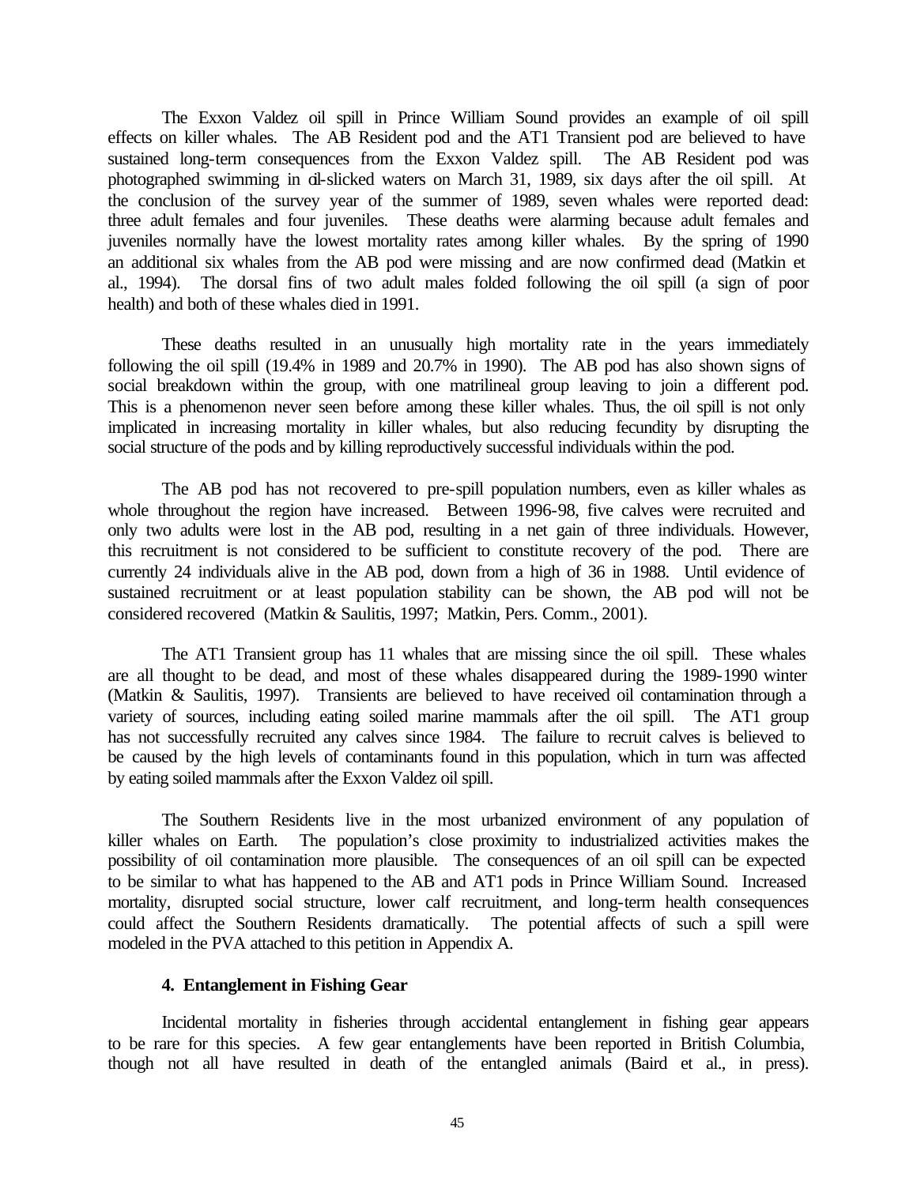The Exxon Valdez oil spill in Prince William Sound provides an example of oil spill effects on killer whales. The AB Resident pod and the AT1 Transient pod are believed to have sustained long-term consequences from the Exxon Valdez spill. The AB Resident pod was photographed swimming in oil-slicked waters on March 31, 1989, six days after the oil spill. At the conclusion of the survey year of the summer of 1989, seven whales were reported dead: three adult females and four juveniles. These deaths were alarming because adult females and juveniles normally have the lowest mortality rates among killer whales. By the spring of 1990 an additional six whales from the AB pod were missing and are now confirmed dead (Matkin et al., 1994). The dorsal fins of two adult males folded following the oil spill (a sign of poor health) and both of these whales died in 1991.

These deaths resulted in an unusually high mortality rate in the years immediately following the oil spill (19.4% in 1989 and 20.7% in 1990). The AB pod has also shown signs of social breakdown within the group, with one matrilineal group leaving to join a different pod. This is a phenomenon never seen before among these killer whales. Thus, the oil spill is not only implicated in increasing mortality in killer whales, but also reducing fecundity by disrupting the social structure of the pods and by killing reproductively successful individuals within the pod.

The AB pod has not recovered to pre-spill population numbers, even as killer whales as whole throughout the region have increased. Between 1996-98, five calves were recruited and only two adults were lost in the AB pod, resulting in a net gain of three individuals. However, this recruitment is not considered to be sufficient to constitute recovery of the pod. There are currently 24 individuals alive in the AB pod, down from a high of 36 in 1988. Until evidence of sustained recruitment or at least population stability can be shown, the AB pod will not be considered recovered (Matkin & Saulitis, 1997; Matkin, Pers. Comm., 2001).

The AT1 Transient group has 11 whales that are missing since the oil spill. These whales are all thought to be dead, and most of these whales disappeared during the 1989-1990 winter (Matkin & Saulitis, 1997). Transients are believed to have received oil contamination through a variety of sources, including eating soiled marine mammals after the oil spill. The AT1 group has not successfully recruited any calves since 1984. The failure to recruit calves is believed to be caused by the high levels of contaminants found in this population, which in turn was affected by eating soiled mammals after the Exxon Valdez oil spill.

The Southern Residents live in the most urbanized environment of any population of killer whales on Earth. The population's close proximity to industrialized activities makes the possibility of oil contamination more plausible. The consequences of an oil spill can be expected to be similar to what has happened to the AB and AT1 pods in Prince William Sound. Increased mortality, disrupted social structure, lower calf recruitment, and long-term health consequences could affect the Southern Residents dramatically. The potential affects of such a spill were modeled in the PVA attached to this petition in Appendix A.

#### 4. Entanglement in Fishing Gear

Incidental mortality in fisheries through accidental entanglement in fishing gear appears to be rare for this species. A few gear entanglements have been reported in British Columbia, though not all have resulted in death of the entangled animals (Baird et al., in press).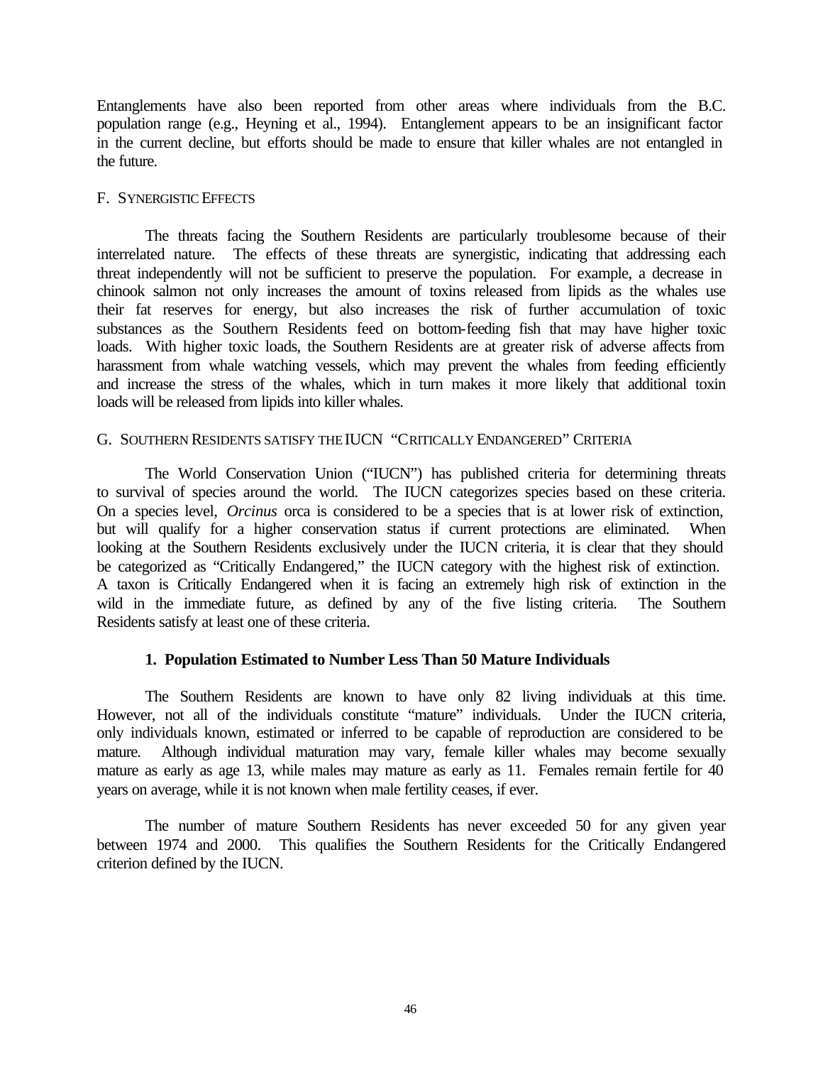Entanglements have also been reported from other areas where individuals from the B.C. population range (e.g., Heyning et al., 1994). Entanglement appears to be an insignificant factor in the current decline, but efforts should be made to ensure that killer whales are not entangled in the future.

F. SYNERGISTIC EFFECTS

The threats facing the Southern Residents are particularly troublesome because of their interrelated nature. The effects of these threats are synergistic, indicating that addressing each threat independently will not be sufficient to preserve the population. For example, a decrease in chinook salmon not only increases the amount of toxins released from lipids as the whales use their fat reserves for energy, but also increases the risk of further accumulation of toxic substances as the Southern Residents feed on bottom-feeding fish that may have higher toxic loads. With higher toxic loads, the Southern Residents are at greater risk of adverse affects from harassment from whale watching vessels, which may prevent the whales from feeding efficiently and increase the stress of the whales, which in turn makes it more likely that additional toxin loads will be released from lipids into killer whales.

G. SOUTHERN RESIDENTS SATISFY THE IUCN "CRITICALLY ENDANGERED" CRITERIA

The World Conservation Union ("IUCN") has published criteria for determining threats to survival of species around the world. The IUCN categorizes species based on these criteria. On a species level, *Orcinus* orca is considered to be a species that is at lower risk of extinction, but will qualify for a higher conservation status if current protections are eliminated. When looking at the Southern Residents exclusively under the IUCN criteria, it is clear that they should be categorized as "Critically Endangered," the IUCN category with the highest risk of extinction. A taxon is Critically Endangered when it is facing an extremely high risk of extinction in the wild in the immediate future, as defined by any of the five listing criteria. The Southern Residents satisfy at least one of these criteria.

**1. Population Estimated to Number Less Than 50 Mature Individuals**

The Southern Residents are known to have only 82 living individuals at this time. However, not all of the individuals constitute "mature" individuals. Under the IUCN criteria, only individuals known, estimated or inferred to be capable of reproduction are considered to be mature. Although individual maturation may vary, female killer whales may become sexually mature as early as age 13, while males may mature as early as 11. Females remain fertile for 40 years on average, while it is not known when male fertility ceases, if ever.

The number of mature Southern Residents has never exceeded 50 for any given year between 1974 and 2000. This qualifies the Southern Residents for the Critically Endangered criterion defined by the IUCN.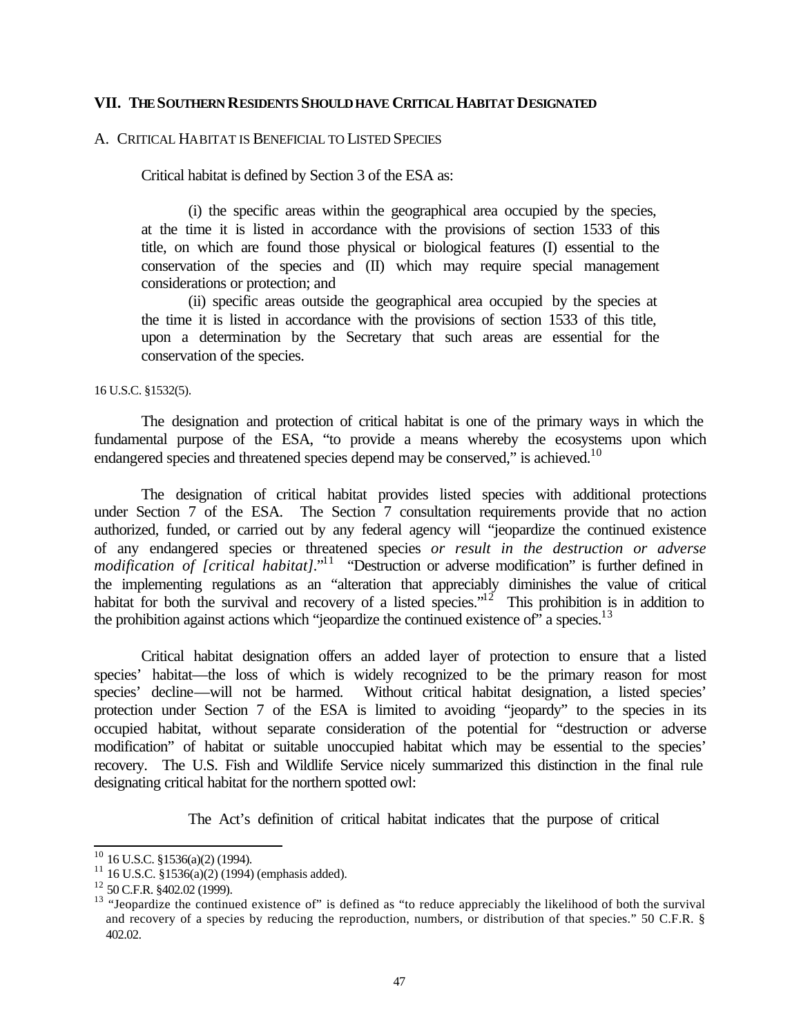## VII. THE SOUTHERN RESIDENTS SHOULD HAVE CRITICAL HABITAT DESIGNATED

### A. CRITICAL HABITAT IS BENEFICIAL TO LISTED SPECIES

Critical habitat is defined by Section 3 of the ESA as:

> (i) the specific areas within the geographical area occupied by the species, at the time it is listed in accordance with the provisions of section 1533 of this title, on which are found those physical or biological features (I) essential to the conservation of the species and (II) which may require special management considerations or protection; and
>
> (ii) specific areas outside the geographical area occupied by the species at the time it is listed in accordance with the provisions of section 1533 of this title, upon a determination by the Secretary that such areas are essential for the conservation of the species.

16 U.S.C. §1532(5).

The designation and protection of critical habitat is one of the primary ways in which the fundamental purpose of the ESA, "to provide a means whereby the ecosystems upon which endangered species and threatened species depend may be conserved," is achieved.[10]

The designation of critical habitat provides listed species with additional protections under Section 7 of the ESA. The Section 7 consultation requirements provide that no action authorized, funded, or carried out by any federal agency will "jeopardize the continued existence of any endangered species or threatened species *or result in the destruction or adverse modification of [critical habitat]*."[11] "Destruction or adverse modification" is further defined in the implementing regulations as an "alteration that appreciably diminishes the value of critical habitat for both the survival and recovery of a listed species."[12] This prohibition is in addition to the prohibition against actions which "jeopardize the continued existence of" a species.[13]

Critical habitat designation offers an added layer of protection to ensure that a listed species' habitat—the loss of which is widely recognized to be the primary reason for most species' decline—will not be harmed. Without critical habitat designation, a listed species' protection under Section 7 of the ESA is limited to avoiding "jeopardy" to the species in its occupied habitat, without separate consideration of the potential for "destruction or adverse modification" of habitat or suitable unoccupied habitat which may be essential to the species' recovery. The U.S. Fish and Wildlife Service nicely summarized this distinction in the final rule designating critical habitat for the northern spotted owl:

> The Act's definition of critical habitat indicates that the purpose of critical

---

[10] 16 U.S.C. §1536(a)(2) (1994).

[11] 16 U.S.C. §1536(a)(2) (1994) (emphasis added).

[12] 50 C.F.R. §402.02 (1999).

[13] "Jeopardize the continued existence of" is defined as "to reduce appreciably the likelihood of both the survival and recovery of a species by reducing the reproduction, numbers, or distribution of that species." 50 C.F.R. § 402.02.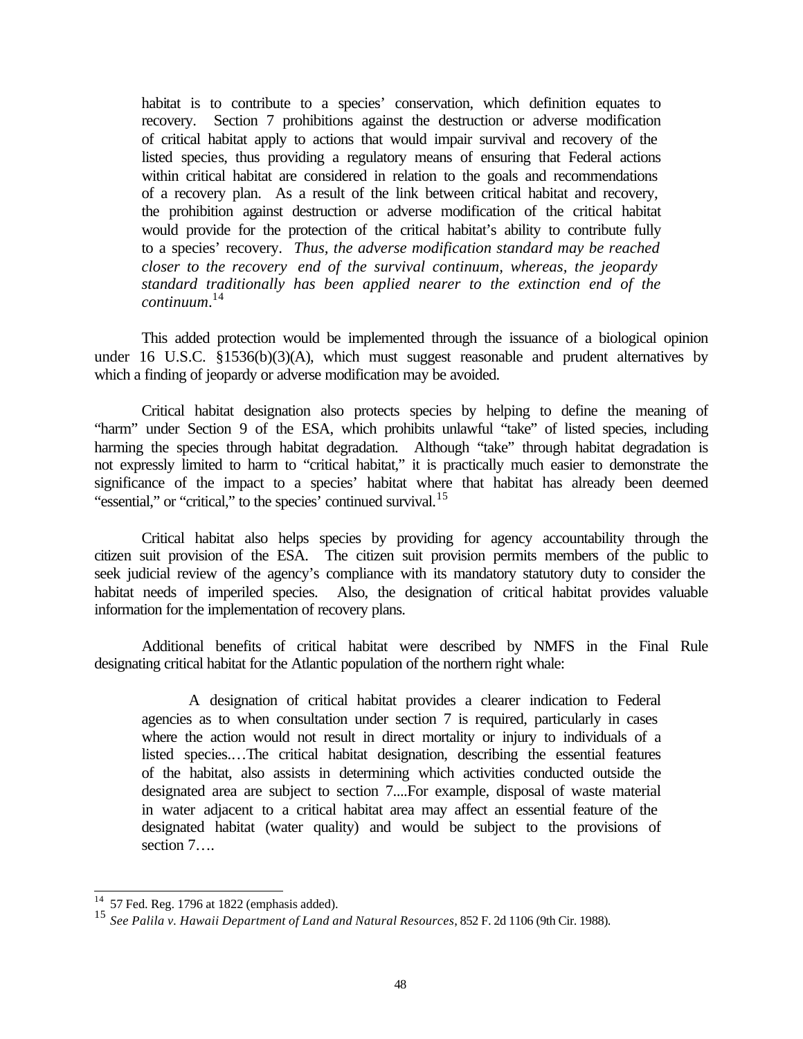> habitat is to contribute to a species' conservation, which definition equates to recovery. Section 7 prohibitions against the destruction or adverse modification of critical habitat apply to actions that would impair survival and recovery of the listed species, thus providing a regulatory means of ensuring that Federal actions within critical habitat are considered in relation to the goals and recommendations of a recovery plan. As a result of the link between critical habitat and recovery, the prohibition against destruction or adverse modification of the critical habitat would provide for the protection of the critical habitat's ability to contribute fully to a species' recovery. *Thus, the adverse modification standard may be reached closer to the recovery end of the survival continuum, whereas, the jeopardy standard traditionally has been applied nearer to the extinction end of the continuum.*[14]

This added protection would be implemented through the issuance of a biological opinion under 16 U.S.C. §1536(b)(3)(A), which must suggest reasonable and prudent alternatives by which a finding of jeopardy or adverse modification may be avoided.

Critical habitat designation also protects species by helping to define the meaning of "harm" under Section 9 of the ESA, which prohibits unlawful "take" of listed species, including harming the species through habitat degradation. Although "take" through habitat degradation is not expressly limited to harm to "critical habitat," it is practically much easier to demonstrate the significance of the impact to a species' habitat where that habitat has already been deemed "essential," or "critical," to the species' continued survival.[15]

Critical habitat also helps species by providing for agency accountability through the citizen suit provision of the ESA. The citizen suit provision permits members of the public to seek judicial review of the agency's compliance with its mandatory statutory duty to consider the habitat needs of imperiled species. Also, the designation of critical habitat provides valuable information for the implementation of recovery plans.

Additional benefits of critical habitat were described by NMFS in the Final Rule designating critical habitat for the Atlantic population of the northern right whale:

> A designation of critical habitat provides a clearer indication to Federal agencies as to when consultation under section 7 is required, particularly in cases where the action would not result in direct mortality or injury to individuals of a listed species.…The critical habitat designation, describing the essential features of the habitat, also assists in determining which activities conducted outside the designated area are subject to section 7....For example, disposal of waste material in water adjacent to a critical habitat area may affect an essential feature of the designated habitat (water quality) and would be subject to the provisions of section 7….

---

[14] 57 Fed. Reg. 1796 at 1822 (emphasis added).

[15] *See Palila v. Hawaii Department of Land and Natural Resources*, 852 F. 2d 1106 (9th Cir. 1988).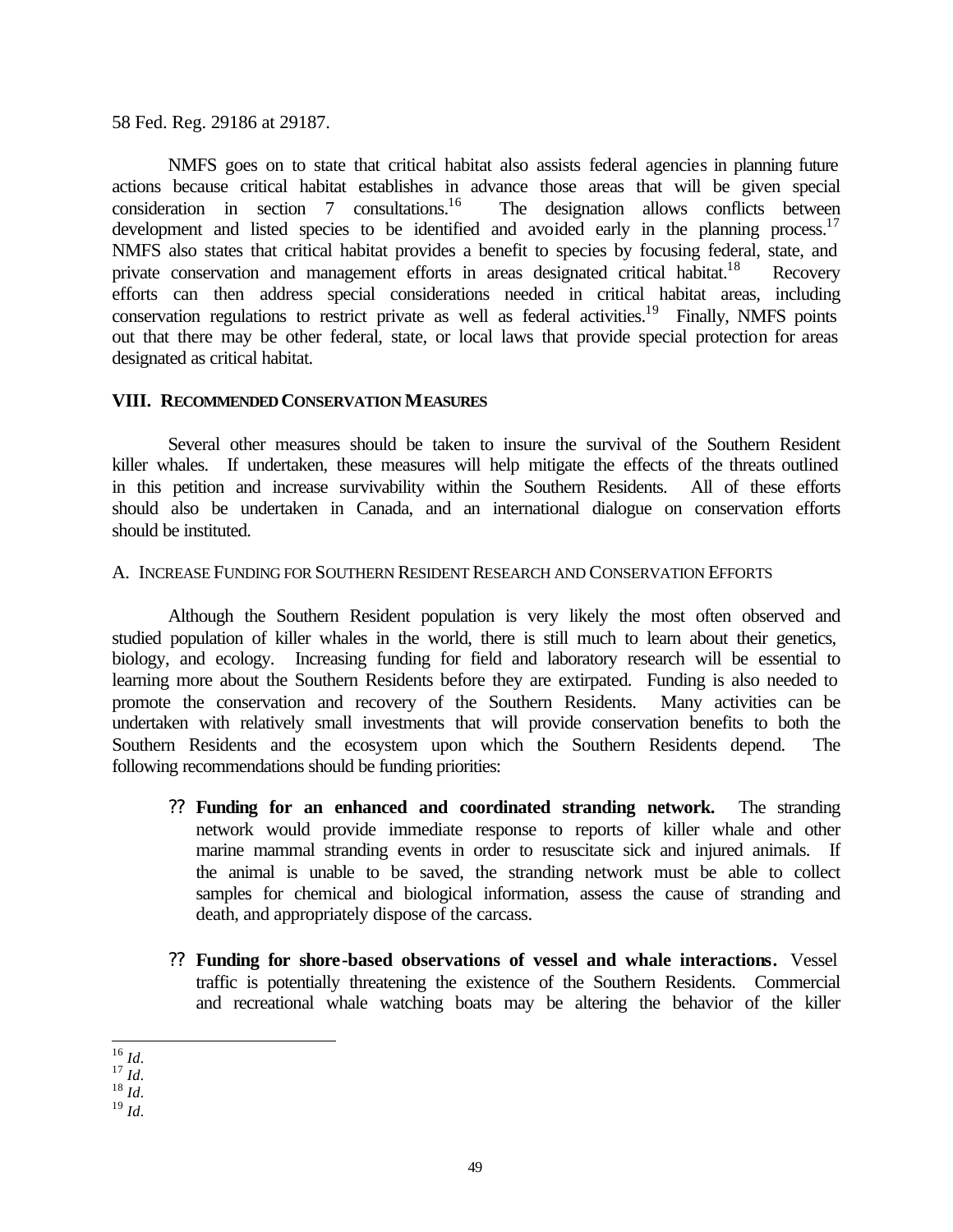58 Fed. Reg. 29186 at 29187.

NMFS goes on to state that critical habitat also assists federal agencies in planning future actions because critical habitat establishes in advance those areas that will be given special consideration in section 7 consultations.[16] The designation allows conflicts between development and listed species to be identified and avoided early in the planning process.[17] NMFS also states that critical habitat provides a benefit to species by focusing federal, state, and private conservation and management efforts in areas designated critical habitat.[18] Recovery efforts can then address special considerations needed in critical habitat areas, including conservation regulations to restrict private as well as federal activities.[19] Finally, NMFS points out that there may be other federal, state, or local laws that provide special protection for areas designated as critical habitat.

## VIII. Recommended Conservation Measures

Several other measures should be taken to insure the survival of the Southern Resident killer whales. If undertaken, these measures will help mitigate the effects of the threats outlined in this petition and increase survivability within the Southern Residents. All of these efforts should also be undertaken in Canada, and an international dialogue on conservation efforts should be instituted.

### A. Increase Funding for Southern Resident Research and Conservation Efforts

Although the Southern Resident population is very likely the most often observed and studied population of killer whales in the world, there is still much to learn about their genetics, biology, and ecology. Increasing funding for field and laboratory research will be essential to learning more about the Southern Residents before they are extirpated. Funding is also needed to promote the conservation and recovery of the Southern Residents. Many activities can be undertaken with relatively small investments that will provide conservation benefits to both the Southern Residents and the ecosystem upon which the Southern Residents depend. The following recommendations should be funding priorities:

- **Funding for an enhanced and coordinated stranding network.** The stranding network would provide immediate response to reports of killer whale and other marine mammal stranding events in order to resuscitate sick and injured animals. If the animal is unable to be saved, the stranding network must be able to collect samples for chemical and biological information, assess the cause of stranding and death, and appropriately dispose of the carcass.

- **Funding for shore-based observations of vessel and whale interactions.** Vessel traffic is potentially threatening the existence of the Southern Residents. Commercial and recreational whale watching boats may be altering the behavior of the killer

---

[16] *Id.*
[17] *Id.*
[18] *Id.*
[19] *Id.*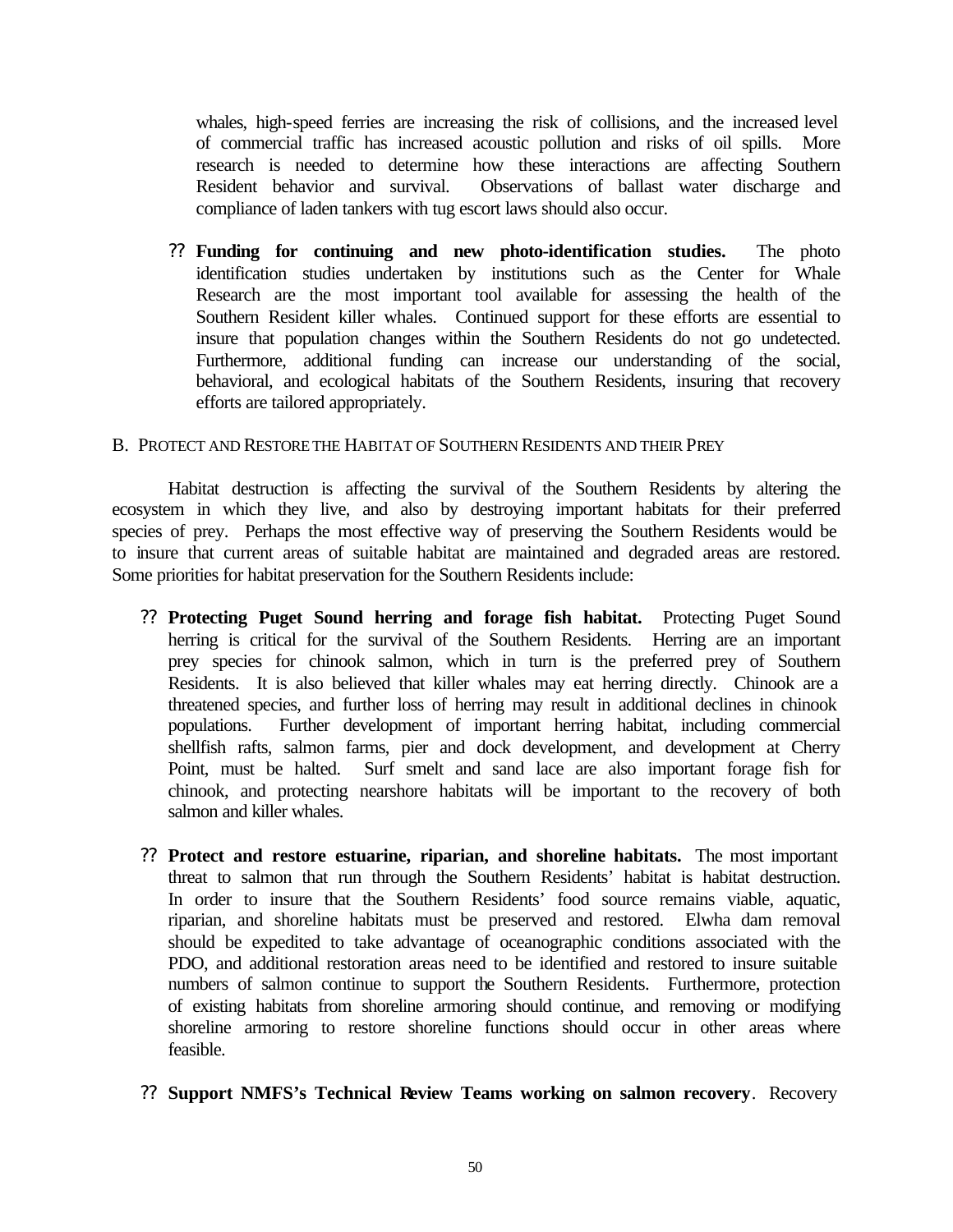whales, high-speed ferries are increasing the risk of collisions, and the increased level of commercial traffic has increased acoustic pollution and risks of oil spills. More research is needed to determine how these interactions are affecting Southern Resident behavior and survival. Observations of ballast water discharge and compliance of laden tankers with tug escort laws should also occur.

- **Funding for continuing and new photo-identification studies.** The photo identification studies undertaken by institutions such as the Center for Whale Research are the most important tool available for assessing the health of the Southern Resident killer whales. Continued support for these efforts are essential to insure that population changes within the Southern Residents do not go undetected. Furthermore, additional funding can increase our understanding of the social, behavioral, and ecological habitats of the Southern Residents, insuring that recovery efforts are tailored appropriately.

### B. Protect and Restore the Habitat of Southern Residents and their Prey

Habitat destruction is affecting the survival of the Southern Residents by altering the ecosystem in which they live, and also by destroying important habitats for their preferred species of prey. Perhaps the most effective way of preserving the Southern Residents would be to insure that current areas of suitable habitat are maintained and degraded areas are restored. Some priorities for habitat preservation for the Southern Residents include:

- **Protecting Puget Sound herring and forage fish habitat.** Protecting Puget Sound herring is critical for the survival of the Southern Residents. Herring are an important prey species for chinook salmon, which in turn is the preferred prey of Southern Residents. It is also believed that killer whales may eat herring directly. Chinook are a threatened species, and further loss of herring may result in additional declines in chinook populations. Further development of important herring habitat, including commercial shellfish rafts, salmon farms, pier and dock development, and development at Cherry Point, must be halted. Surf smelt and sand lace are also important forage fish for chinook, and protecting nearshore habitats will be important to the recovery of both salmon and killer whales.

- **Protect and restore estuarine, riparian, and shoreline habitats.** The most important threat to salmon that run through the Southern Residents' habitat is habitat destruction. In order to insure that the Southern Residents' food source remains viable, aquatic, riparian, and shoreline habitats must be preserved and restored. Elwha dam removal should be expedited to take advantage of oceanographic conditions associated with the PDO, and additional restoration areas need to be identified and restored to insure suitable numbers of salmon continue to support the Southern Residents. Furthermore, protection of existing habitats from shoreline armoring should continue, and removing or modifying shoreline armoring to restore shoreline functions should occur in other areas where feasible.

- **Support NMFS's Technical Review Teams working on salmon recovery**. Recovery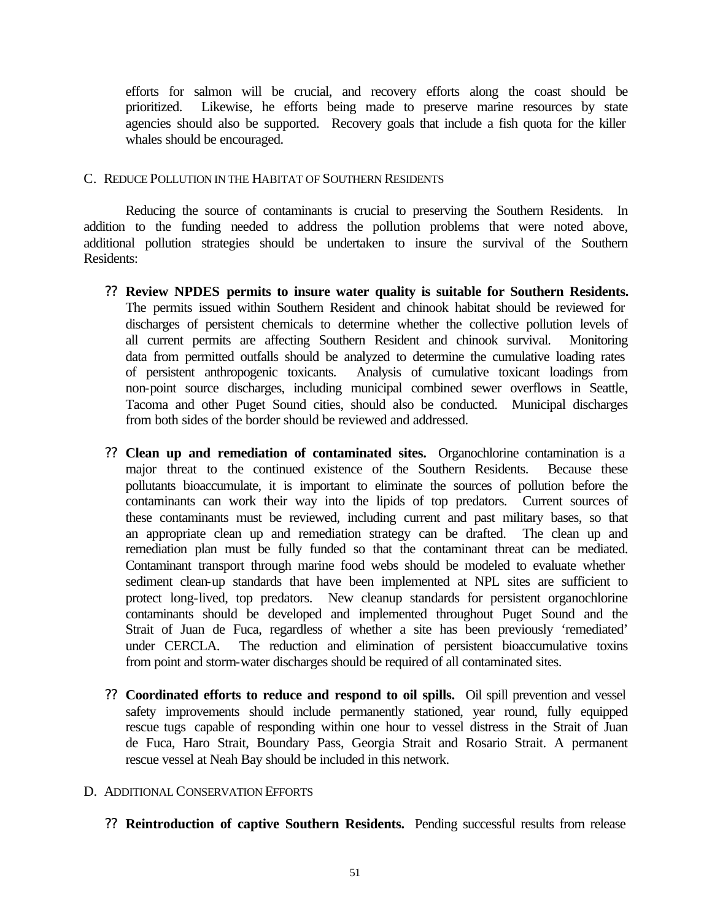efforts for salmon will be crucial, and recovery efforts along the coast should be prioritized. Likewise, he efforts being made to preserve marine resources by state agencies should also be supported. Recovery goals that include a fish quota for the killer whales should be encouraged.

## C. REDUCE POLLUTION IN THE HABITAT OF SOUTHERN RESIDENTS

Reducing the source of contaminants is crucial to preserving the Southern Residents. In addition to the funding needed to address the pollution problems that were noted above, additional pollution strategies should be undertaken to insure the survival of the Southern Residents:

- **Review NPDES permits to insure water quality is suitable for Southern Residents.** The permits issued within Southern Resident and chinook habitat should be reviewed for discharges of persistent chemicals to determine whether the collective pollution levels of all current permits are affecting Southern Resident and chinook survival. Monitoring data from permitted outfalls should be analyzed to determine the cumulative loading rates of persistent anthropogenic toxicants. Analysis of cumulative toxicant loadings from non-point source discharges, including municipal combined sewer overflows in Seattle, Tacoma and other Puget Sound cities, should also be conducted. Municipal discharges from both sides of the border should be reviewed and addressed.

- **Clean up and remediation of contaminated sites.** Organochlorine contamination is a major threat to the continued existence of the Southern Residents. Because these pollutants bioaccumulate, it is important to eliminate the sources of pollution before the contaminants can work their way into the lipids of top predators. Current sources of these contaminants must be reviewed, including current and past military bases, so that an appropriate clean up and remediation strategy can be drafted. The clean up and remediation plan must be fully funded so that the contaminant threat can be mediated. Contaminant transport through marine food webs should be modeled to evaluate whether sediment clean-up standards that have been implemented at NPL sites are sufficient to protect long-lived, top predators. New cleanup standards for persistent organochlorine contaminants should be developed and implemented throughout Puget Sound and the Strait of Juan de Fuca, regardless of whether a site has been previously 'remediated' under CERCLA. The reduction and elimination of persistent bioaccumulative toxins from point and storm-water discharges should be required of all contaminated sites.

- **Coordinated efforts to reduce and respond to oil spills.** Oil spill prevention and vessel safety improvements should include permanently stationed, year round, fully equipped rescue tugs capable of responding within one hour to vessel distress in the Strait of Juan de Fuca, Haro Strait, Boundary Pass, Georgia Strait and Rosario Strait. A permanent rescue vessel at Neah Bay should be included in this network.

## D. ADDITIONAL CONSERVATION EFFORTS

- **Reintroduction of captive Southern Residents.** Pending successful results from release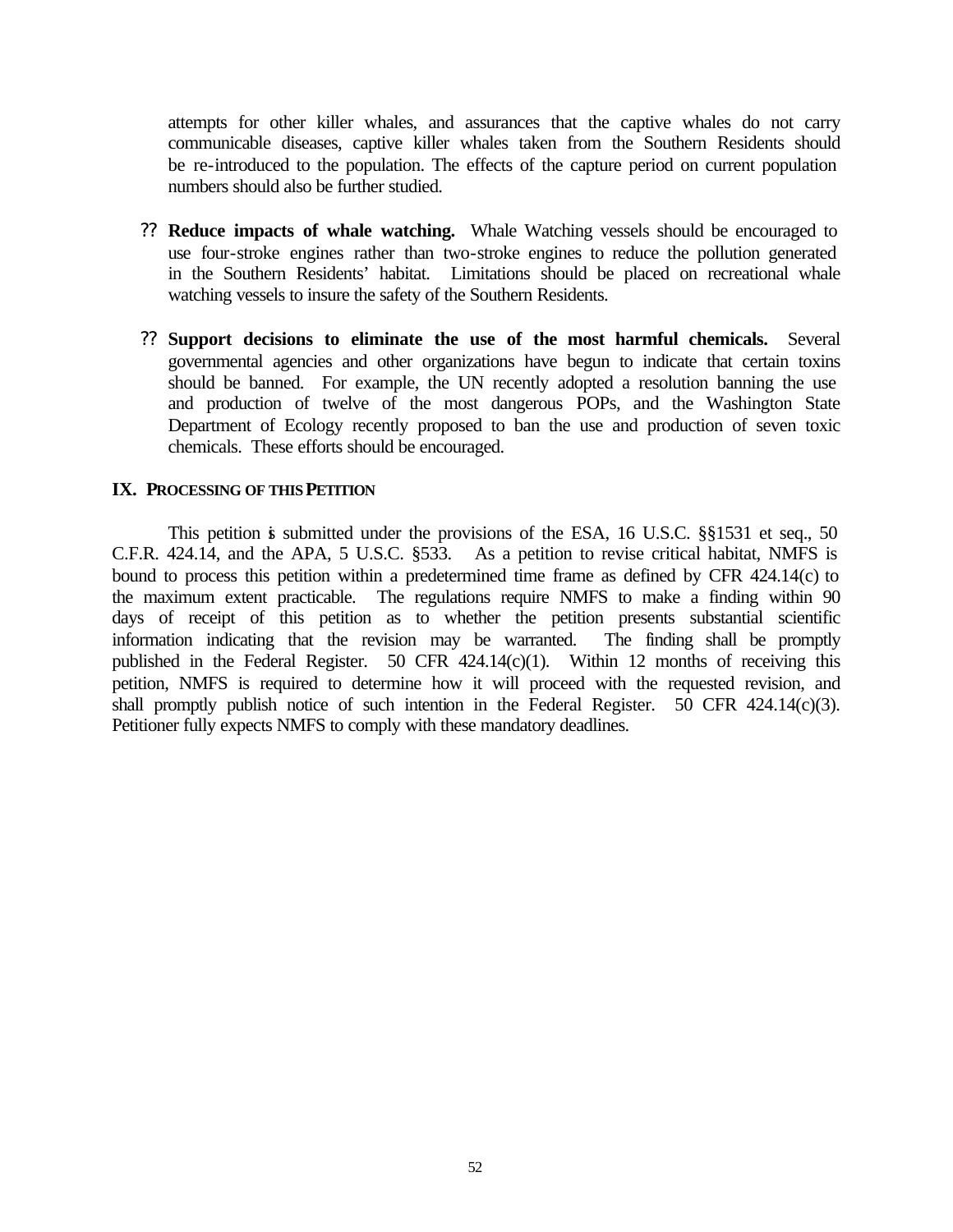attempts for other killer whales, and assurances that the captive whales do not carry communicable diseases, captive killer whales taken from the Southern Residents should be re-introduced to the population. The effects of the capture period on current population numbers should also be further studied.

- **Reduce impacts of whale watching.** Whale Watching vessels should be encouraged to use four-stroke engines rather than two-stroke engines to reduce the pollution generated in the Southern Residents' habitat. Limitations should be placed on recreational whale watching vessels to insure the safety of the Southern Residents.

- **Support decisions to eliminate the use of the most harmful chemicals.** Several governmental agencies and other organizations have begun to indicate that certain toxins should be banned. For example, the UN recently adopted a resolution banning the use and production of twelve of the most dangerous POPs, and the Washington State Department of Ecology recently proposed to ban the use and production of seven toxic chemicals. These efforts should be encouraged.

## IX. PROCESSING OF THIS PETITION

This petition is submitted under the provisions of the ESA, 16 U.S.C. §§1531 et seq., 50 C.F.R. 424.14, and the APA, 5 U.S.C. §533. As a petition to revise critical habitat, NMFS is bound to process this petition within a predetermined time frame as defined by CFR 424.14(c) to the maximum extent practicable. The regulations require NMFS to make a finding within 90 days of receipt of this petition as to whether the petition presents substantial scientific information indicating that the revision may be warranted. The finding shall be promptly published in the Federal Register. 50 CFR 424.14(c)(1). Within 12 months of receiving this petition, NMFS is required to determine how it will proceed with the requested revision, and shall promptly publish notice of such intention in the Federal Register. 50 CFR 424.14(c)(3). Petitioner fully expects NMFS to comply with these mandatory deadlines.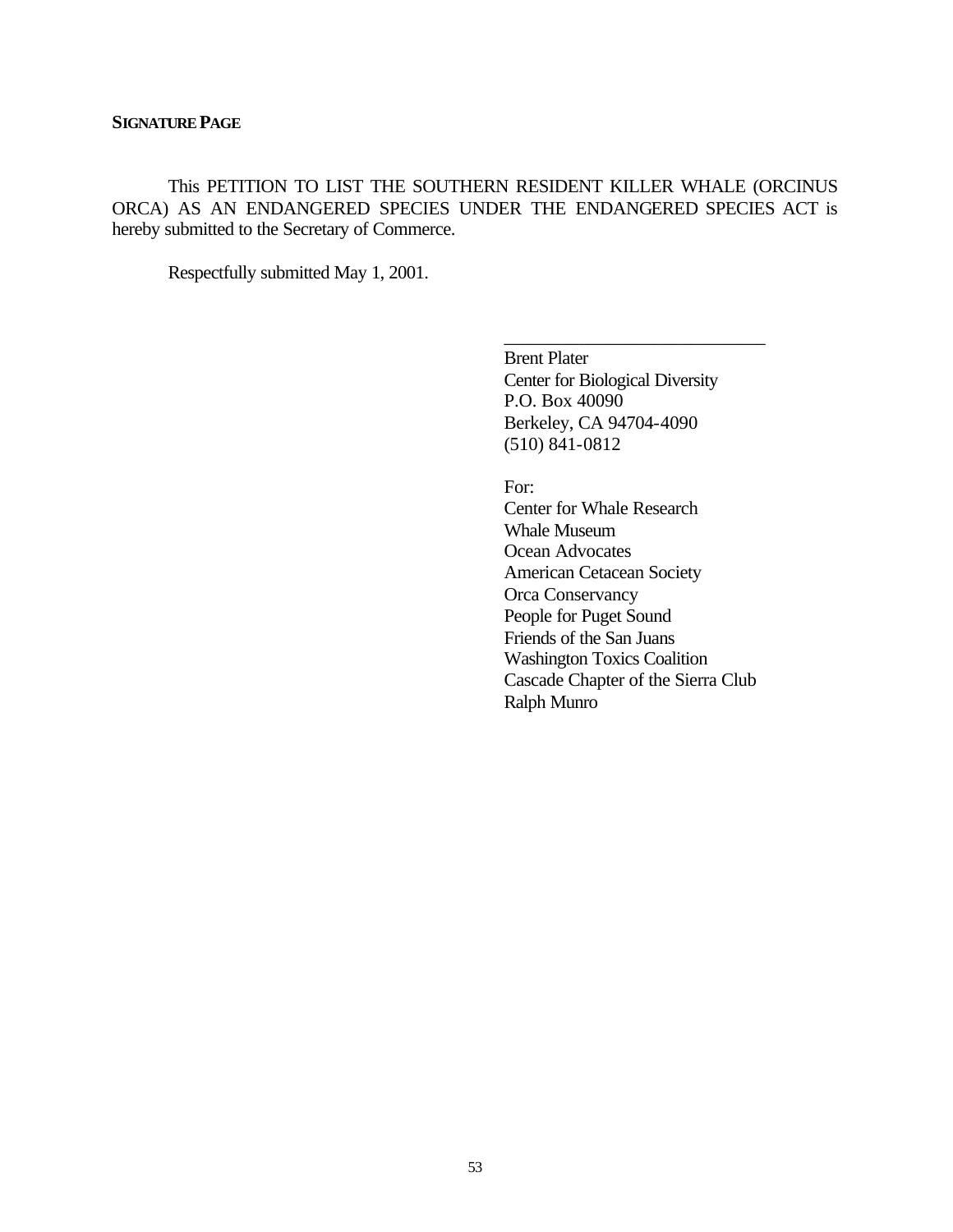**SIGNATURE PAGE**

This PETITION TO LIST THE SOUTHERN RESIDENT KILLER WHALE (ORCINUS ORCA) AS AN ENDANGERED SPECIES UNDER THE ENDANGERED SPECIES ACT is hereby submitted to the Secretary of Commerce.

Respectfully submitted May 1, 2001.

____________________________
Brent Plater
Center for Biological Diversity
P.O. Box 40090
Berkeley, CA 94704-4090
(510) 841-0812

For:
Center for Whale Research
Whale Museum
Ocean Advocates
American Cetacean Society
Orca Conservancy
People for Puget Sound
Friends of the San Juans
Washington Toxics Coalition
Cascade Chapter of the Sierra Club
Ralph Munro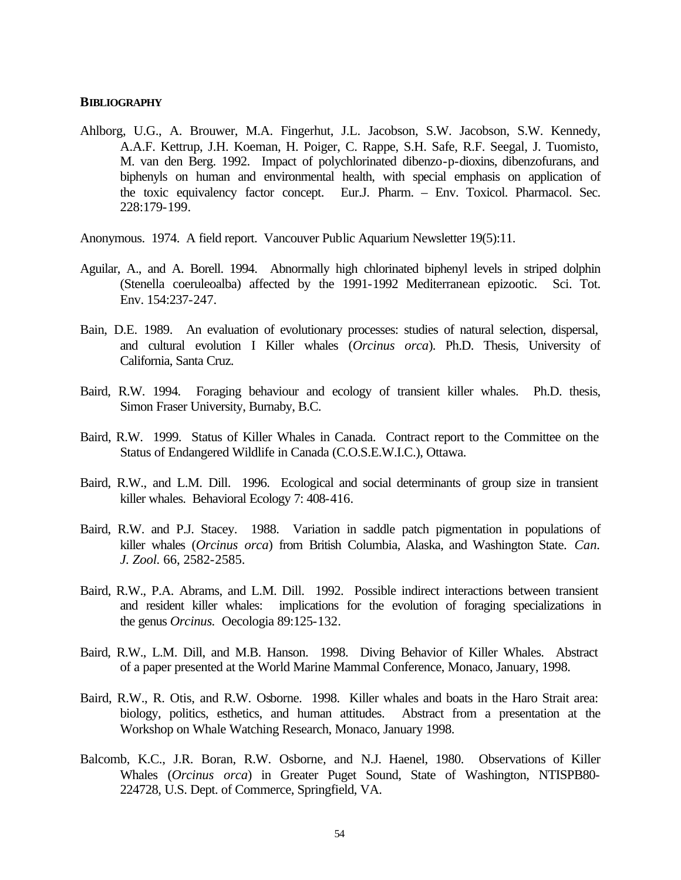## BIBLIOGRAPHY

Ahlborg, U.G., A. Brouwer, M.A. Fingerhut, J.L. Jacobson, S.W. Jacobson, S.W. Kennedy, A.A.F. Kettrup, J.H. Koeman, H. Poiger, C. Rappe, S.H. Safe, R.F. Seegal, J. Tuomisto, M. van den Berg. 1992. Impact of polychlorinated dibenzo-p-dioxins, dibenzofurans, and biphenyls on human and environmental health, with special emphasis on application of the toxic equivalency factor concept. Eur.J. Pharm. – Env. Toxicol. Pharmacol. Sec. 228:179-199.

Anonymous. 1974. A field report. Vancouver Public Aquarium Newsletter 19(5):11.

Aguilar, A., and A. Borell. 1994. Abnormally high chlorinated biphenyl levels in striped dolphin (Stenella coeruleoalba) affected by the 1991-1992 Mediterranean epizootic. Sci. Tot. Env. 154:237-247.

Bain, D.E. 1989. An evaluation of evolutionary processes: studies of natural selection, dispersal, and cultural evolution I Killer whales (*Orcinus orca*). Ph.D. Thesis, University of California, Santa Cruz.

Baird, R.W. 1994. Foraging behaviour and ecology of transient killer whales. Ph.D. thesis, Simon Fraser University, Burnaby, B.C.

Baird, R.W. 1999. Status of Killer Whales in Canada. Contract report to the Committee on the Status of Endangered Wildlife in Canada (C.O.S.E.W.I.C.), Ottawa.

Baird, R.W., and L.M. Dill. 1996. Ecological and social determinants of group size in transient killer whales. Behavioral Ecology 7: 408-416.

Baird, R.W. and P.J. Stacey. 1988. Variation in saddle patch pigmentation in populations of killer whales (*Orcinus orca*) from British Columbia, Alaska, and Washington State. *Can. J. Zool.* 66, 2582-2585.

Baird, R.W., P.A. Abrams, and L.M. Dill. 1992. Possible indirect interactions between transient and resident killer whales: implications for the evolution of foraging specializations in the genus *Orcinus*. Oecologia 89:125-132.

Baird, R.W., L.M. Dill, and M.B. Hanson. 1998. Diving Behavior of Killer Whales. Abstract of a paper presented at the World Marine Mammal Conference, Monaco, January, 1998.

Baird, R.W., R. Otis, and R.W. Osborne. 1998. Killer whales and boats in the Haro Strait area: biology, politics, esthetics, and human attitudes. Abstract from a presentation at the Workshop on Whale Watching Research, Monaco, January 1998.

Balcomb, K.C., J.R. Boran, R.W. Osborne, and N.J. Haenel, 1980. Observations of Killer Whales (*Orcinus orca*) in Greater Puget Sound, State of Washington, NTISPB80-224728, U.S. Dept. of Commerce, Springfield, VA.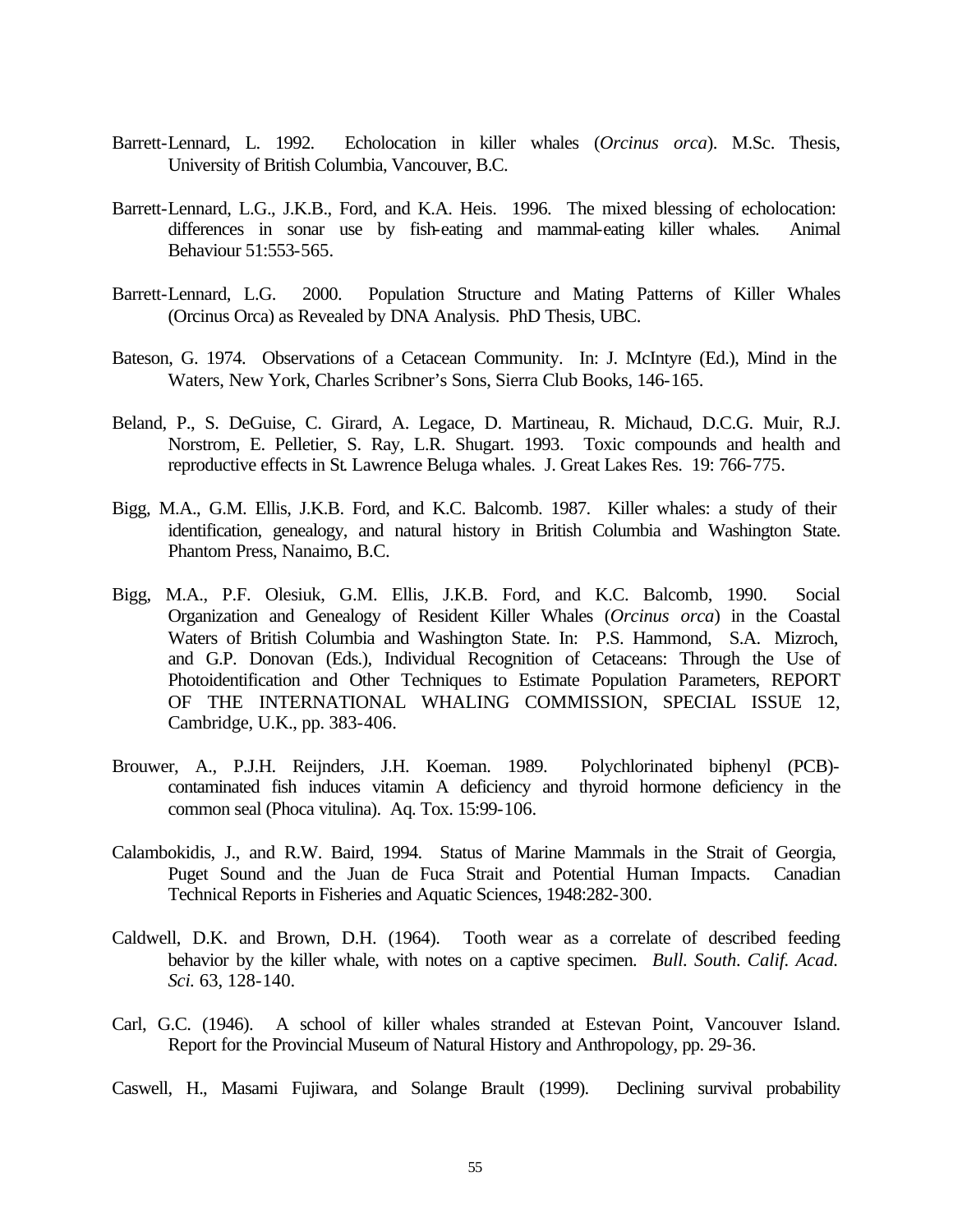Barrett-Lennard, L. 1992. Echolocation in killer whales (*Orcinus orca*). M.Sc. Thesis, University of British Columbia, Vancouver, B.C.

Barrett-Lennard, L.G., J.K.B., Ford, and K.A. Heis. 1996. The mixed blessing of echolocation: differences in sonar use by fish-eating and mammal-eating killer whales. Animal Behaviour 51:553-565.

Barrett-Lennard, L.G. 2000. Population Structure and Mating Patterns of Killer Whales (Orcinus Orca) as Revealed by DNA Analysis. PhD Thesis, UBC.

Bateson, G. 1974. Observations of a Cetacean Community. In: J. McIntyre (Ed.), Mind in the Waters, New York, Charles Scribner's Sons, Sierra Club Books, 146-165.

Beland, P., S. DeGuise, C. Girard, A. Legace, D. Martineau, R. Michaud, D.C.G. Muir, R.J. Norstrom, E. Pelletier, S. Ray, L.R. Shugart. 1993. Toxic compounds and health and reproductive effects in St. Lawrence Beluga whales. J. Great Lakes Res. 19: 766-775.

Bigg, M.A., G.M. Ellis, J.K.B. Ford, and K.C. Balcomb. 1987. Killer whales: a study of their identification, genealogy, and natural history in British Columbia and Washington State. Phantom Press, Nanaimo, B.C.

Bigg, M.A., P.F. Olesiuk, G.M. Ellis, J.K.B. Ford, and K.C. Balcomb, 1990. Social Organization and Genealogy of Resident Killer Whales (*Orcinus orca*) in the Coastal Waters of British Columbia and Washington State. In: P.S. Hammond, S.A. Mizroch, and G.P. Donovan (Eds.), Individual Recognition of Cetaceans: Through the Use of Photoidentification and Other Techniques to Estimate Population Parameters, REPORT OF THE INTERNATIONAL WHALING COMMISSION, SPECIAL ISSUE 12, Cambridge, U.K., pp. 383-406.

Brouwer, A., P.J.H. Reijnders, J.H. Koeman. 1989. Polychlorinated biphenyl (PCB)-contaminated fish induces vitamin A deficiency and thyroid hormone deficiency in the common seal (Phoca vitulina). Aq. Tox. 15:99-106.

Calambokidis, J., and R.W. Baird, 1994. Status of Marine Mammals in the Strait of Georgia, Puget Sound and the Juan de Fuca Strait and Potential Human Impacts. Canadian Technical Reports in Fisheries and Aquatic Sciences, 1948:282-300.

Caldwell, D.K. and Brown, D.H. (1964). Tooth wear as a correlate of described feeding behavior by the killer whale, with notes on a captive specimen. *Bull. South. Calif. Acad. Sci.* 63, 128-140.

Carl, G.C. (1946). A school of killer whales stranded at Estevan Point, Vancouver Island. Report for the Provincial Museum of Natural History and Anthropology, pp. 29-36.

Caswell, H., Masami Fujiwara, and Solange Brault (1999). Declining survival probability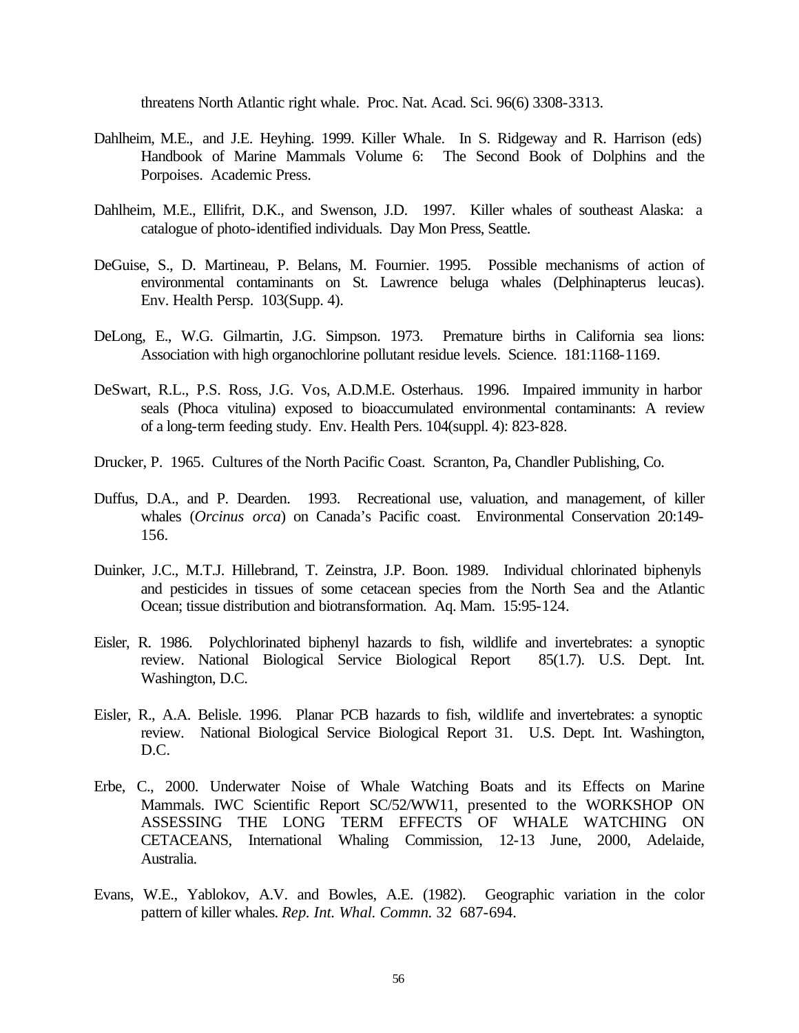threatens North Atlantic right whale. Proc. Nat. Acad. Sci. 96(6) 3308-3313.

Dahlheim, M.E., and J.E. Heyhing. 1999. Killer Whale. In S. Ridgeway and R. Harrison (eds) Handbook of Marine Mammals Volume 6: The Second Book of Dolphins and the Porpoises. Academic Press.

Dahlheim, M.E., Ellifrit, D.K., and Swenson, J.D. 1997. Killer whales of southeast Alaska: a catalogue of photo-identified individuals. Day Mon Press, Seattle.

DeGuise, S., D. Martineau, P. Belans, M. Fournier. 1995. Possible mechanisms of action of environmental contaminants on St. Lawrence beluga whales (Delphinapterus leucas). Env. Health Persp. 103(Supp. 4).

DeLong, E., W.G. Gilmartin, J.G. Simpson. 1973. Premature births in California sea lions: Association with high organochlorine pollutant residue levels. Science. 181:1168-1169.

DeSwart, R.L., P.S. Ross, J.G. Vos, A.D.M.E. Osterhaus. 1996. Impaired immunity in harbor seals (Phoca vitulina) exposed to bioaccumulated environmental contaminants: A review of a long-term feeding study. Env. Health Pers. 104(suppl. 4): 823-828.

Drucker, P. 1965. Cultures of the North Pacific Coast. Scranton, Pa, Chandler Publishing, Co.

Duffus, D.A., and P. Dearden. 1993. Recreational use, valuation, and management, of killer whales (*Orcinus orca*) on Canada's Pacific coast. Environmental Conservation 20:149-156.

Duinker, J.C., M.T.J. Hillebrand, T. Zeinstra, J.P. Boon. 1989. Individual chlorinated biphenyls and pesticides in tissues of some cetacean species from the North Sea and the Atlantic Ocean; tissue distribution and biotransformation. Aq. Mam. 15:95-124.

Eisler, R. 1986. Polychlorinated biphenyl hazards to fish, wildlife and invertebrates: a synoptic review. National Biological Service Biological Report 85(1.7). U.S. Dept. Int. Washington, D.C.

Eisler, R., A.A. Belisle. 1996. Planar PCB hazards to fish, wildlife and invertebrates: a synoptic review. National Biological Service Biological Report 31. U.S. Dept. Int. Washington, D.C.

Erbe, C., 2000. Underwater Noise of Whale Watching Boats and its Effects on Marine Mammals. IWC Scientific Report SC/52/WW11, presented to the WORKSHOP ON ASSESSING THE LONG TERM EFFECTS OF WHALE WATCHING ON CETACEANS, International Whaling Commission, 12-13 June, 2000, Adelaide, Australia.

Evans, W.E., Yablokov, A.V. and Bowles, A.E. (1982). Geographic variation in the color pattern of killer whales. *Rep. Int. Whal. Commn.* 32 687-694.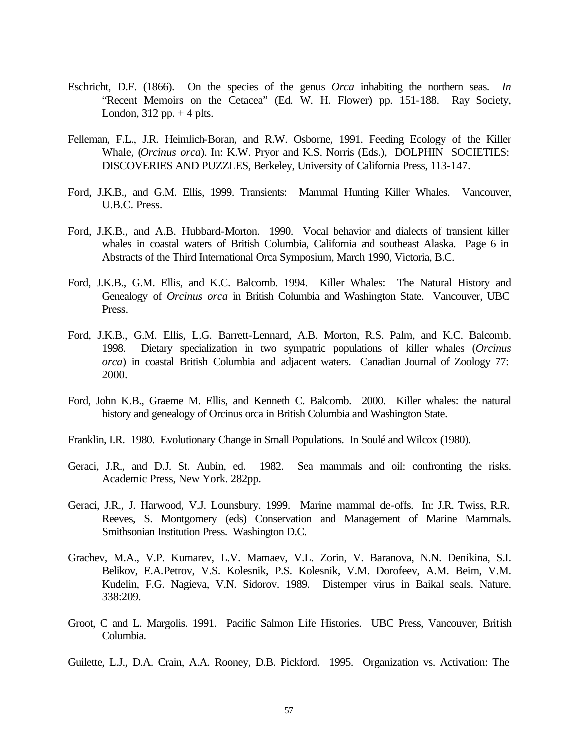Eschricht, D.F. (1866). On the species of the genus *Orca* inhabiting the northern seas. *In* "Recent Memoirs on the Cetacea" (Ed. W. H. Flower) pp. 151-188. Ray Society, London, 312 pp. + 4 plts.

Felleman, F.L., J.R. Heimlich-Boran, and R.W. Osborne, 1991. Feeding Ecology of the Killer Whale, (*Orcinus orca*). In: K.W. Pryor and K.S. Norris (Eds.), DOLPHIN SOCIETIES: DISCOVERIES AND PUZZLES, Berkeley, University of California Press, 113-147.

Ford, J.K.B., and G.M. Ellis, 1999. Transients: Mammal Hunting Killer Whales. Vancouver, U.B.C. Press.

Ford, J.K.B., and A.B. Hubbard-Morton. 1990. Vocal behavior and dialects of transient killer whales in coastal waters of British Columbia, California and southeast Alaska. Page 6 in Abstracts of the Third International Orca Symposium, March 1990, Victoria, B.C.

Ford, J.K.B., G.M. Ellis, and K.C. Balcomb. 1994. Killer Whales: The Natural History and Genealogy of *Orcinus orca* in British Columbia and Washington State. Vancouver, UBC Press.

Ford, J.K.B., G.M. Ellis, L.G. Barrett-Lennard, A.B. Morton, R.S. Palm, and K.C. Balcomb. 1998. Dietary specialization in two sympatric populations of killer whales (*Orcinus orca*) in coastal British Columbia and adjacent waters. Canadian Journal of Zoology 77: 2000.

Ford, John K.B., Graeme M. Ellis, and Kenneth C. Balcomb. 2000. Killer whales: the natural history and genealogy of Orcinus orca in British Columbia and Washington State.

Franklin, I.R. 1980. Evolutionary Change in Small Populations. In Soulé and Wilcox (1980).

Geraci, J.R., and D.J. St. Aubin, ed. 1982. Sea mammals and oil: confronting the risks. Academic Press, New York. 282pp.

Geraci, J.R., J. Harwood, V.J. Lounsbury. 1999. Marine mammal die-offs. In: J.R. Twiss, R.R. Reeves, S. Montgomery (eds) Conservation and Management of Marine Mammals. Smithsonian Institution Press. Washington D.C.

Grachev, M.A., V.P. Kumarev, L.V. Mamaev, V.L. Zorin, V. Baranova, N.N. Denikina, S.I. Belikov, E.A.Petrov, V.S. Kolesnik, P.S. Kolesnik, V.M. Dorofeev, A.M. Beim, V.M. Kudelin, F.G. Nagieva, V.N. Sidorov. 1989. Distemper virus in Baikal seals. Nature. 338:209.

Groot, C and L. Margolis. 1991. Pacific Salmon Life Histories. UBC Press, Vancouver, British Columbia.

Guilette, L.J., D.A. Crain, A.A. Rooney, D.B. Pickford. 1995. Organization vs. Activation: The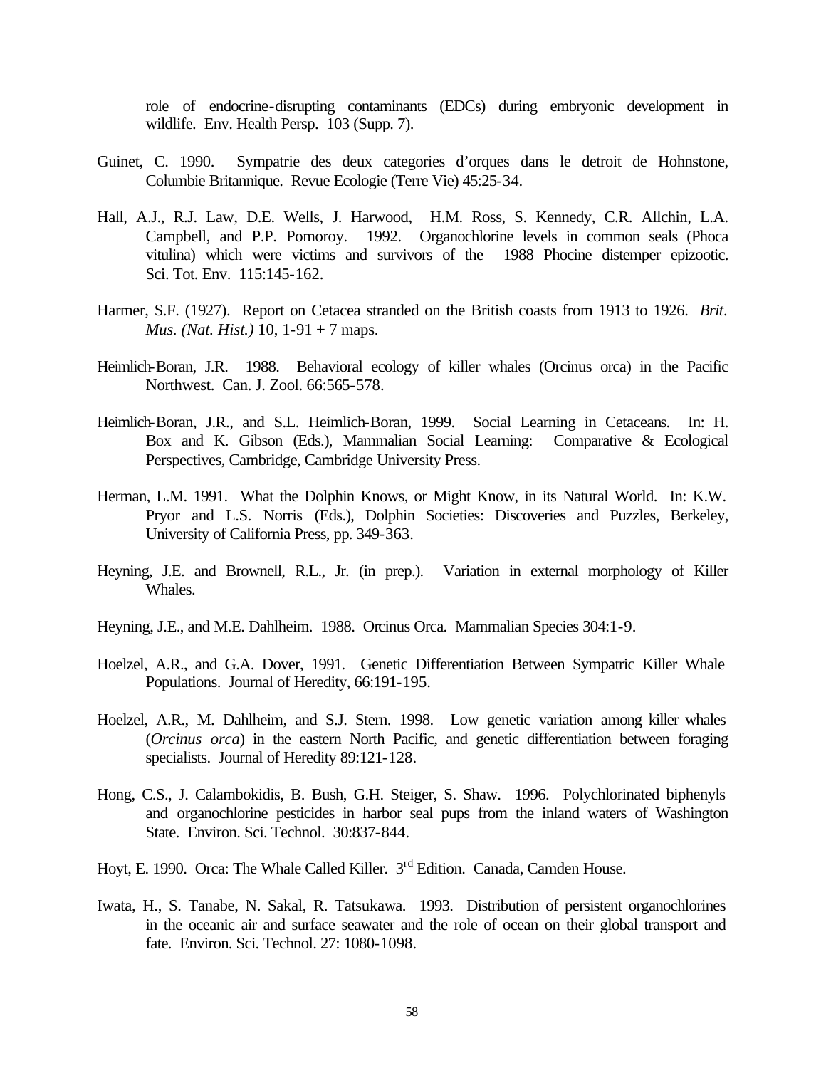role of endocrine-disrupting contaminants (EDCs) during embryonic development in wildlife. Env. Health Persp. 103 (Supp. 7).

Guinet, C. 1990. Sympatrie des deux categories d'orques dans le detroit de Hohnstone, Columbie Britannique. Revue Ecologie (Terre Vie) 45:25-34.

Hall, A.J., R.J. Law, D.E. Wells, J. Harwood, H.M. Ross, S. Kennedy, C.R. Allchin, L.A. Campbell, and P.P. Pomoroy. 1992. Organochlorine levels in common seals (Phoca vitulina) which were victims and survivors of the 1988 Phocine distemper epizootic. Sci. Tot. Env. 115:145-162.

Harmer, S.F. (1927). Report on Cetacea stranded on the British coasts from 1913 to 1926. *Brit. Mus. (Nat. Hist.)* 10, 1-91 + 7 maps.

Heimlich-Boran, J.R. 1988. Behavioral ecology of killer whales (Orcinus orca) in the Pacific Northwest. Can. J. Zool. 66:565-578.

Heimlich-Boran, J.R., and S.L. Heimlich-Boran, 1999. Social Learning in Cetaceans. In: H. Box and K. Gibson (Eds.), Mammalian Social Learning: Comparative & Ecological Perspectives, Cambridge, Cambridge University Press.

Herman, L.M. 1991. What the Dolphin Knows, or Might Know, in its Natural World. In: K.W. Pryor and L.S. Norris (Eds.), Dolphin Societies: Discoveries and Puzzles, Berkeley, University of California Press, pp. 349-363.

Heyning, J.E. and Brownell, R.L., Jr. (in prep.). Variation in external morphology of Killer Whales.

Heyning, J.E., and M.E. Dahlheim. 1988. Orcinus Orca. Mammalian Species 304:1-9.

Hoelzel, A.R., and G.A. Dover, 1991. Genetic Differentiation Between Sympatric Killer Whale Populations. Journal of Heredity, 66:191-195.

Hoelzel, A.R., M. Dahlheim, and S.J. Stern. 1998. Low genetic variation among killer whales (*Orcinus orca*) in the eastern North Pacific, and genetic differentiation between foraging specialists. Journal of Heredity 89:121-128.

Hong, C.S., J. Calambokidis, B. Bush, G.H. Steiger, S. Shaw. 1996. Polychlorinated biphenyls and organochlorine pesticides in harbor seal pups from the inland waters of Washington State. Environ. Sci. Technol. 30:837-844.

Hoyt, E. 1990. Orca: The Whale Called Killer. 3rd Edition. Canada, Camden House.

Iwata, H., S. Tanabe, N. Sakal, R. Tatsukawa. 1993. Distribution of persistent organochlorines in the oceanic air and surface seawater and the role of ocean on their global transport and fate. Environ. Sci. Technol. 27: 1080-1098.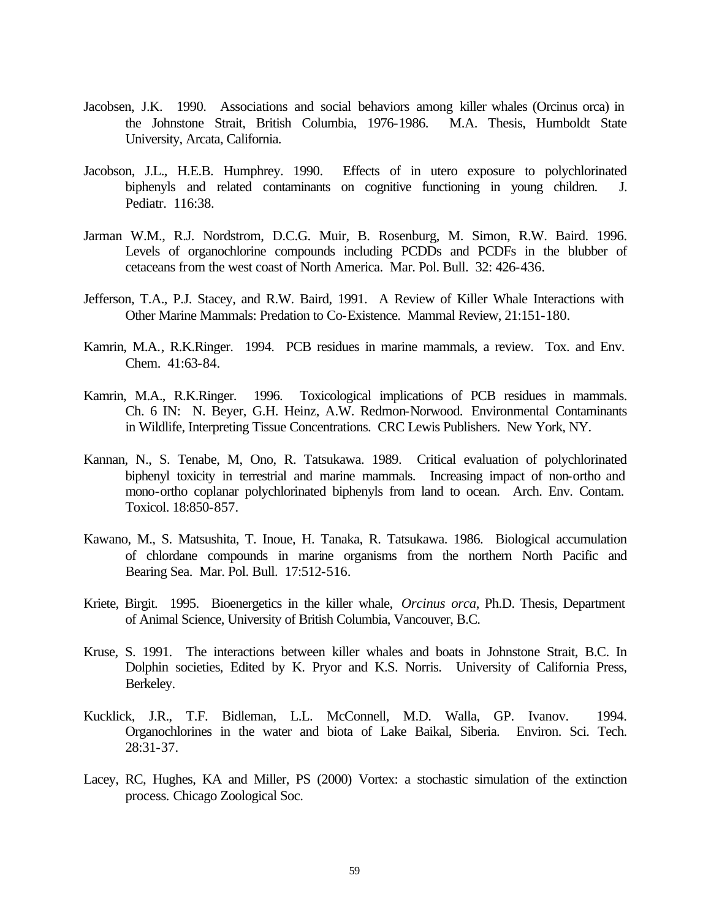Jacobsen, J.K. 1990. Associations and social behaviors among killer whales (Orcinus orca) in the Johnstone Strait, British Columbia, 1976-1986. M.A. Thesis, Humboldt State University, Arcata, California.

Jacobson, J.L., H.E.B. Humphrey. 1990. Effects of in utero exposure to polychlorinated biphenyls and related contaminants on cognitive functioning in young children. J. Pediatr. 116:38.

Jarman W.M., R.J. Nordstrom, D.C.G. Muir, B. Rosenburg, M. Simon, R.W. Baird. 1996. Levels of organochlorine compounds including PCDDs and PCDFs in the blubber of cetaceans from the west coast of North America. Mar. Pol. Bull. 32: 426-436.

Jefferson, T.A., P.J. Stacey, and R.W. Baird, 1991. A Review of Killer Whale Interactions with Other Marine Mammals: Predation to Co-Existence. Mammal Review, 21:151-180.

Kamrin, M.A., R.K.Ringer. 1994. PCB residues in marine mammals, a review. Tox. and Env. Chem. 41:63-84.

Kamrin, M.A., R.K.Ringer. 1996. Toxicological implications of PCB residues in mammals. Ch. 6 IN: N. Beyer, G.H. Heinz, A.W. Redmon-Norwood. Environmental Contaminants in Wildlife, Interpreting Tissue Concentrations. CRC Lewis Publishers. New York, NY.

Kannan, N., S. Tenabe, M, Ono, R. Tatsukawa. 1989. Critical evaluation of polychlorinated biphenyl toxicity in terrestrial and marine mammals. Increasing impact of non-ortho and mono-ortho coplanar polychlorinated biphenyls from land to ocean. Arch. Env. Contam. Toxicol. 18:850-857.

Kawano, M., S. Matsushita, T. Inoue, H. Tanaka, R. Tatsukawa. 1986. Biological accumulation of chlordane compounds in marine organisms from the northern North Pacific and Bearing Sea. Mar. Pol. Bull. 17:512-516.

Kriete, Birgit. 1995. Bioenergetics in the killer whale, *Orcinus orca*, Ph.D. Thesis, Department of Animal Science, University of British Columbia, Vancouver, B.C.

Kruse, S. 1991. The interactions between killer whales and boats in Johnstone Strait, B.C. In Dolphin societies, Edited by K. Pryor and K.S. Norris. University of California Press, Berkeley.

Kucklick, J.R., T.F. Bidleman, L.L. McConnell, M.D. Walla, GP. Ivanov. 1994. Organochlorines in the water and biota of Lake Baikal, Siberia. Environ. Sci. Tech. 28:31-37.

Lacey, RC, Hughes, KA and Miller, PS (2000) Vortex: a stochastic simulation of the extinction process. Chicago Zoological Soc.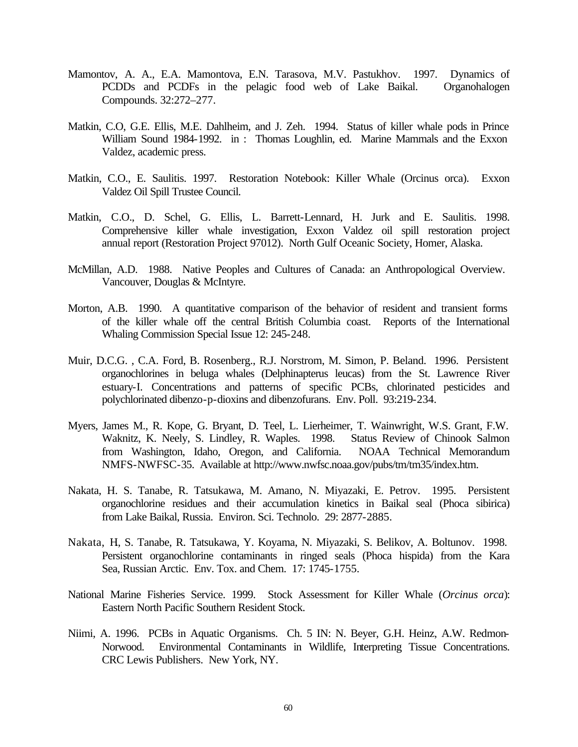Mamontov, A. A., E.A. Mamontova, E.N. Tarasova, M.V. Pastukhov. 1997. Dynamics of PCDDs and PCDFs in the pelagic food web of Lake Baikal. Organohalogen Compounds. 32:272–277.

Matkin, C.O, G.E. Ellis, M.E. Dahlheim, and J. Zeh. 1994. Status of killer whale pods in Prince William Sound 1984-1992. in : Thomas Loughlin, ed. Marine Mammals and the Exxon Valdez, academic press.

Matkin, C.O., E. Saulitis. 1997. Restoration Notebook: Killer Whale (Orcinus orca). Exxon Valdez Oil Spill Trustee Council.

Matkin, C.O., D. Schel, G. Ellis, L. Barrett-Lennard, H. Jurk and E. Saulitis. 1998. Comprehensive killer whale investigation, Exxon Valdez oil spill restoration project annual report (Restoration Project 97012). North Gulf Oceanic Society, Homer, Alaska.

McMillan, A.D. 1988. Native Peoples and Cultures of Canada: an Anthropological Overview. Vancouver, Douglas & McIntyre.

Morton, A.B. 1990. A quantitative comparison of the behavior of resident and transient forms of the killer whale off the central British Columbia coast. Reports of the International Whaling Commission Special Issue 12: 245-248.

Muir, D.C.G. , C.A. Ford, B. Rosenberg., R.J. Norstrom, M. Simon, P. Beland. 1996. Persistent organochlorines in beluga whales (Delphinapterus leucas) from the St. Lawrence River estuary-I. Concentrations and patterns of specific PCBs, chlorinated pesticides and polychlorinated dibenzo-p-dioxins and dibenzofurans. Env. Poll. 93:219-234.

Myers, James M., R. Kope, G. Bryant, D. Teel, L. Lierheimer, T. Wainwright, W.S. Grant, F.W. Waknitz, K. Neely, S. Lindley, R. Waples. 1998. Status Review of Chinook Salmon from Washington, Idaho, Oregon, and California. NOAA Technical Memorandum NMFS-NWFSC-35. Available at http://www.nwfsc.noaa.gov/pubs/tm/tm35/index.htm.

Nakata, H. S. Tanabe, R. Tatsukawa, M. Amano, N. Miyazaki, E. Petrov. 1995. Persistent organochlorine residues and their accumulation kinetics in Baikal seal (Phoca sibirica) from Lake Baikal, Russia. Environ. Sci. Technolo. 29: 2877-2885.

Nakata, H, S. Tanabe, R. Tatsukawa, Y. Koyama, N. Miyazaki, S. Belikov, A. Boltunov. 1998. Persistent organochlorine contaminants in ringed seals (Phoca hispida) from the Kara Sea, Russian Arctic. Env. Tox. and Chem. 17: 1745-1755.

National Marine Fisheries Service. 1999. Stock Assessment for Killer Whale (*Orcinus orca*): Eastern North Pacific Southern Resident Stock.

Niimi, A. 1996. PCBs in Aquatic Organisms. Ch. 5 IN: N. Beyer, G.H. Heinz, A.W. Redmon-Norwood. Environmental Contaminants in Wildlife, Interpreting Tissue Concentrations. CRC Lewis Publishers. New York, NY.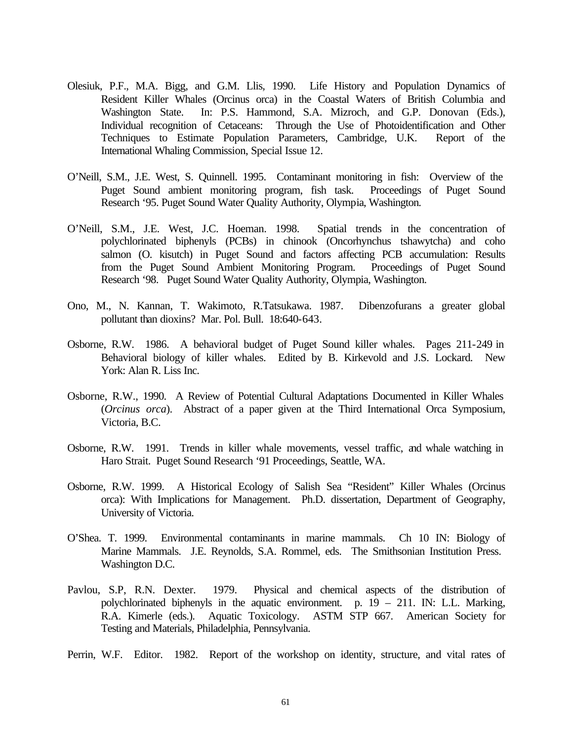Olesiuk, P.F., M.A. Bigg, and G.M. Llis, 1990. Life History and Population Dynamics of Resident Killer Whales (Orcinus orca) in the Coastal Waters of British Columbia and Washington State. In: P.S. Hammond, S.A. Mizroch, and G.P. Donovan (Eds.), Individual recognition of Cetaceans: Through the Use of Photoidentification and Other Techniques to Estimate Population Parameters, Cambridge, U.K. Report of the International Whaling Commission, Special Issue 12.

O'Neill, S.M., J.E. West, S. Quinnell. 1995. Contaminant monitoring in fish: Overview of the Puget Sound ambient monitoring program, fish task. Proceedings of Puget Sound Research '95. Puget Sound Water Quality Authority, Olympia, Washington.

O'Neill, S.M., J.E. West, J.C. Hoeman. 1998. Spatial trends in the concentration of polychlorinated biphenyls (PCBs) in chinook (Oncorhynchus tshawytcha) and coho salmon (O. kisutch) in Puget Sound and factors affecting PCB accumulation: Results from the Puget Sound Ambient Monitoring Program. Proceedings of Puget Sound Research '98. Puget Sound Water Quality Authority, Olympia, Washington.

Ono, M., N. Kannan, T. Wakimoto, R.Tatsukawa. 1987. Dibenzofurans a greater global pollutant than dioxins? Mar. Pol. Bull. 18:640-643.

Osborne, R.W. 1986. A behavioral budget of Puget Sound killer whales. Pages 211-249 in Behavioral biology of killer whales. Edited by B. Kirkevold and J.S. Lockard. New York: Alan R. Liss Inc.

Osborne, R.W., 1990. A Review of Potential Cultural Adaptations Documented in Killer Whales (*Orcinus orca*). Abstract of a paper given at the Third International Orca Symposium, Victoria, B.C.

Osborne, R.W. 1991. Trends in killer whale movements, vessel traffic, and whale watching in Haro Strait. Puget Sound Research '91 Proceedings, Seattle, WA.

Osborne, R.W. 1999. A Historical Ecology of Salish Sea "Resident" Killer Whales (Orcinus orca): With Implications for Management. Ph.D. dissertation, Department of Geography, University of Victoria.

O'Shea. T. 1999. Environmental contaminants in marine mammals. Ch 10 IN: Biology of Marine Mammals. J.E. Reynolds, S.A. Rommel, eds. The Smithsonian Institution Press. Washington D.C.

Pavlou, S.P, R.N. Dexter. 1979. Physical and chemical aspects of the distribution of polychlorinated biphenyls in the aquatic environment. p. 19 – 211. IN: L.L. Marking, R.A. Kimerle (eds.). Aquatic Toxicology. ASTM STP 667. American Society for Testing and Materials, Philadelphia, Pennsylvania.

Perrin, W.F. Editor. 1982. Report of the workshop on identity, structure, and vital rates of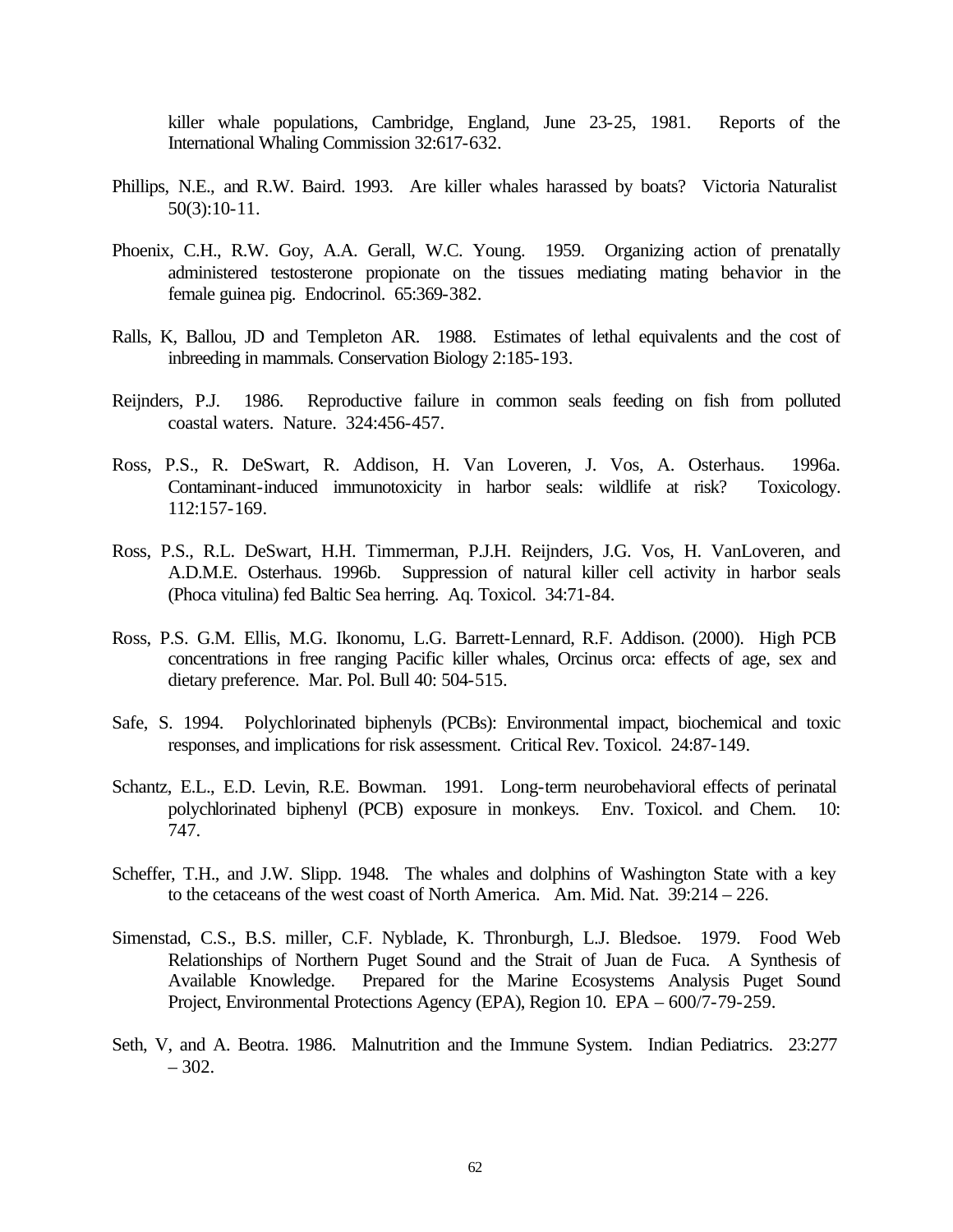killer whale populations, Cambridge, England, June 23-25, 1981. Reports of the International Whaling Commission 32:617-632.

Phillips, N.E., and R.W. Baird. 1993. Are killer whales harassed by boats? Victoria Naturalist 50(3):10-11.

Phoenix, C.H., R.W. Goy, A.A. Gerall, W.C. Young. 1959. Organizing action of prenatally administered testosterone propionate on the tissues mediating mating behavior in the female guinea pig. Endocrinol. 65:369-382.

Ralls, K, Ballou, JD and Templeton AR. 1988. Estimates of lethal equivalents and the cost of inbreeding in mammals. Conservation Biology 2:185-193.

Reijnders, P.J. 1986. Reproductive failure in common seals feeding on fish from polluted coastal waters. Nature. 324:456-457.

Ross, P.S., R. DeSwart, R. Addison, H. Van Loveren, J. Vos, A. Osterhaus. 1996a. Contaminant-induced immunotoxicity in harbor seals: wildlife at risk? Toxicology. 112:157-169.

Ross, P.S., R.L. DeSwart, H.H. Timmerman, P.J.H. Reijnders, J.G. Vos, H. VanLoveren, and A.D.M.E. Osterhaus. 1996b. Suppression of natural killer cell activity in harbor seals (Phoca vitulina) fed Baltic Sea herring. Aq. Toxicol. 34:71-84.

Ross, P.S. G.M. Ellis, M.G. Ikonomu, L.G. Barrett-Lennard, R.F. Addison. (2000). High PCB concentrations in free ranging Pacific killer whales, Orcinus orca: effects of age, sex and dietary preference. Mar. Pol. Bull 40: 504-515.

Safe, S. 1994. Polychlorinated biphenyls (PCBs): Environmental impact, biochemical and toxic responses, and implications for risk assessment. Critical Rev. Toxicol. 24:87-149.

Schantz, E.L., E.D. Levin, R.E. Bowman. 1991. Long-term neurobehavioral effects of perinatal polychlorinated biphenyl (PCB) exposure in monkeys. Env. Toxicol. and Chem. 10: 747.

Scheffer, T.H., and J.W. Slipp. 1948. The whales and dolphins of Washington State with a key to the cetaceans of the west coast of North America. Am. Mid. Nat. 39:214 – 226.

Simenstad, C.S., B.S. miller, C.F. Nyblade, K. Thronburgh, L.J. Bledsoe. 1979. Food Web Relationships of Northern Puget Sound and the Strait of Juan de Fuca. A Synthesis of Available Knowledge. Prepared for the Marine Ecosystems Analysis Puget Sound Project, Environmental Protections Agency (EPA), Region 10. EPA – 600/7-79-259.

Seth, V, and A. Beotra. 1986. Malnutrition and the Immune System. Indian Pediatrics. 23:277 – 302.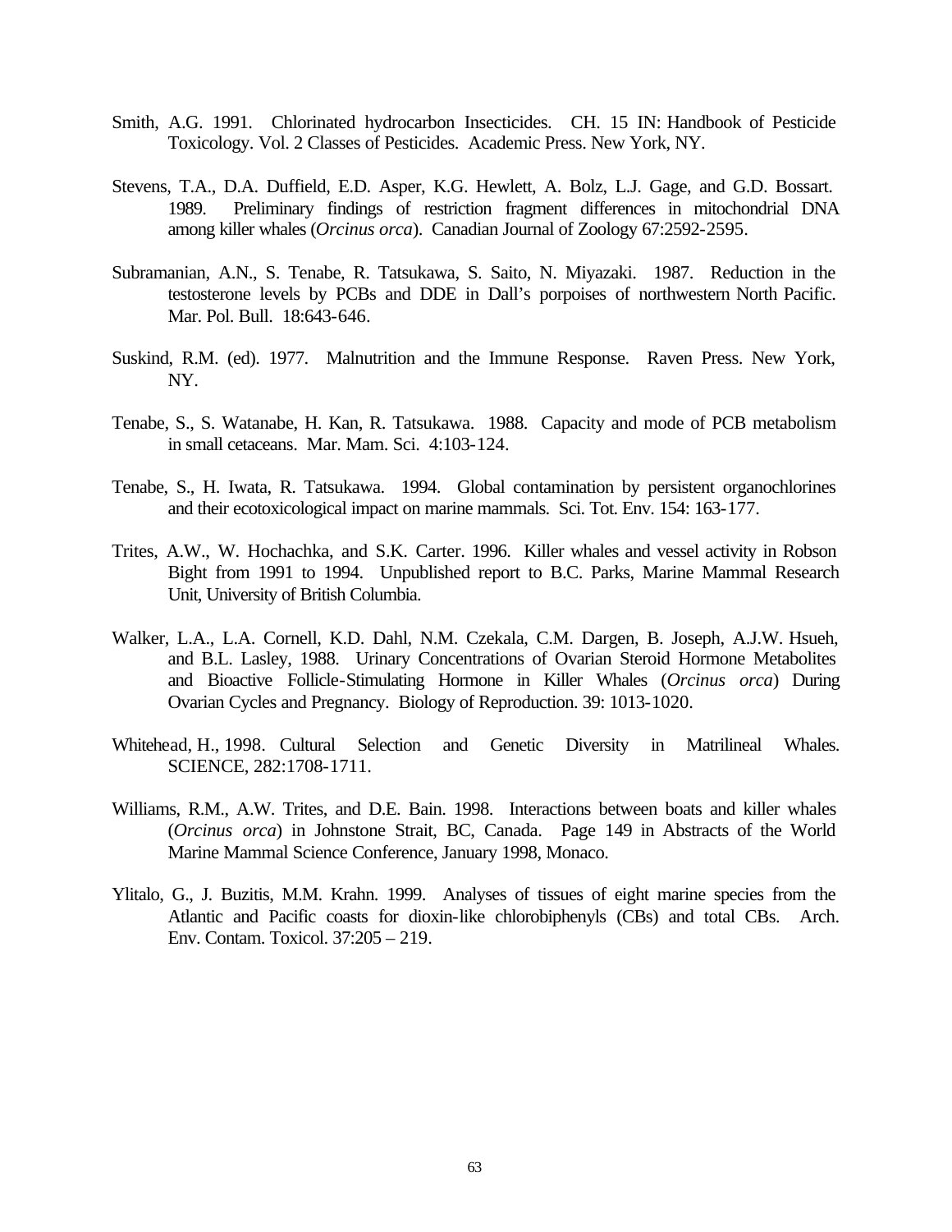Smith, A.G. 1991. Chlorinated hydrocarbon Insecticides. CH. 15 IN: Handbook of Pesticide Toxicology. Vol. 2 Classes of Pesticides. Academic Press. New York, NY.

Stevens, T.A., D.A. Duffield, E.D. Asper, K.G. Hewlett, A. Bolz, L.J. Gage, and G.D. Bossart. 1989. Preliminary findings of restriction fragment differences in mitochondrial DNA among killer whales (*Orcinus orca*). Canadian Journal of Zoology 67:2592-2595.

Subramanian, A.N., S. Tenabe, R. Tatsukawa, S. Saito, N. Miyazaki. 1987. Reduction in the testosterone levels by PCBs and DDE in Dall's porpoises of northwestern North Pacific. Mar. Pol. Bull. 18:643-646.

Suskind, R.M. (ed). 1977. Malnutrition and the Immune Response. Raven Press. New York, NY.

Tenabe, S., S. Watanabe, H. Kan, R. Tatsukawa. 1988. Capacity and mode of PCB metabolism in small cetaceans. Mar. Mam. Sci. 4:103-124.

Tenabe, S., H. Iwata, R. Tatsukawa. 1994. Global contamination by persistent organochlorines and their ecotoxicological impact on marine mammals. Sci. Tot. Env. 154: 163-177.

Trites, A.W., W. Hochachka, and S.K. Carter. 1996. Killer whales and vessel activity in Robson Bight from 1991 to 1994. Unpublished report to B.C. Parks, Marine Mammal Research Unit, University of British Columbia.

Walker, L.A., L.A. Cornell, K.D. Dahl, N.M. Czekala, C.M. Dargen, B. Joseph, A.J.W. Hsueh, and B.L. Lasley, 1988. Urinary Concentrations of Ovarian Steroid Hormone Metabolites and Bioactive Follicle-Stimulating Hormone in Killer Whales (*Orcinus orca*) During Ovarian Cycles and Pregnancy. Biology of Reproduction. 39: 1013-1020.

Whitehead, H., 1998. Cultural Selection and Genetic Diversity in Matrilineal Whales. SCIENCE, 282:1708-1711.

Williams, R.M., A.W. Trites, and D.E. Bain. 1998. Interactions between boats and killer whales (*Orcinus orca*) in Johnstone Strait, BC, Canada. Page 149 in Abstracts of the World Marine Mammal Science Conference, January 1998, Monaco.

Ylitalo, G., J. Buzitis, M.M. Krahn. 1999. Analyses of tissues of eight marine species from the Atlantic and Pacific coasts for dioxin-like chlorobiphenyls (CBs) and total CBs. Arch. Env. Contam. Toxicol. 37:205 – 219.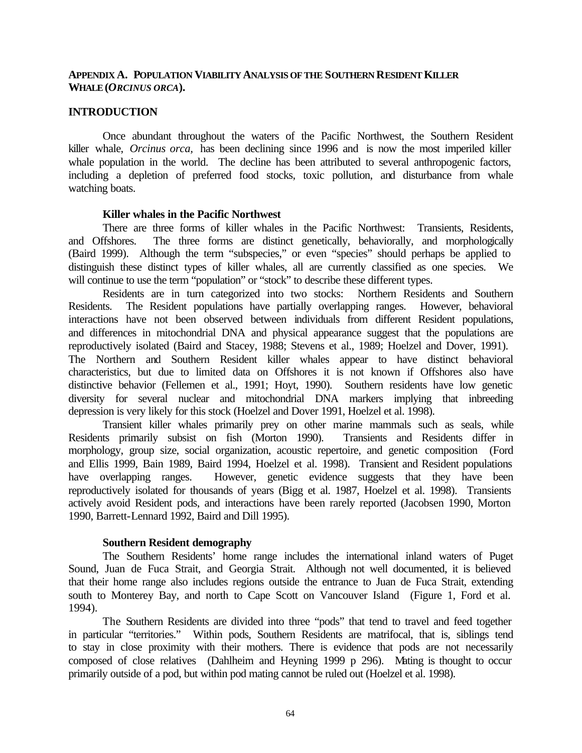## APPENDIX A. POPULATION VIABILITY ANALYSIS OF THE SOUTHERN RESIDENT KILLER WHALE (*ORCINUS ORCA*).

## INTRODUCTION

Once abundant throughout the waters of the Pacific Northwest, the Southern Resident killer whale, *Orcinus orca,* has been declining since 1996 and is now the most imperiled killer whale population in the world. The decline has been attributed to several anthropogenic factors, including a depletion of preferred food stocks, toxic pollution, and disturbance from whale watching boats.

### Killer whales in the Pacific Northwest

There are three forms of killer whales in the Pacific Northwest: Transients, Residents, and Offshores. The three forms are distinct genetically, behaviorally, and morphologically (Baird 1999). Although the term "subspecies," or even "species" should perhaps be applied to distinguish these distinct types of killer whales, all are currently classified as one species. We will continue to use the term "population" or "stock" to describe these different types.

Residents are in turn categorized into two stocks: Northern Residents and Southern Residents. The Resident populations have partially overlapping ranges. However, behavioral interactions have not been observed between individuals from different Resident populations, and differences in mitochondrial DNA and physical appearance suggest that the populations are reproductively isolated (Baird and Stacey, 1988; Stevens et al., 1989; Hoelzel and Dover, 1991). The Northern and Southern Resident killer whales appear to have distinct behavioral characteristics, but due to limited data on Offshores it is not known if Offshores also have distinctive behavior (Fellemen et al., 1991; Hoyt, 1990). Southern residents have low genetic diversity for several nuclear and mitochondrial DNA markers implying that inbreeding depression is very likely for this stock (Hoelzel and Dover 1991, Hoelzel et al. 1998).

Transient killer whales primarily prey on other marine mammals such as seals, while Residents primarily subsist on fish (Morton 1990). Transients and Residents differ in morphology, group size, social organization, acoustic repertoire, and genetic composition (Ford and Ellis 1999, Bain 1989, Baird 1994, Hoelzel et al. 1998). Transient and Resident populations have overlapping ranges. However, genetic evidence suggests that they have been reproductively isolated for thousands of years (Bigg et al. 1987, Hoelzel et al. 1998). Transients actively avoid Resident pods, and interactions have been rarely reported (Jacobsen 1990, Morton 1990, Barrett-Lennard 1992, Baird and Dill 1995).

### Southern Resident demography

The Southern Residents' home range includes the international inland waters of Puget Sound, Juan de Fuca Strait, and Georgia Strait. Although not well documented, it is believed that their home range also includes regions outside the entrance to Juan de Fuca Strait, extending south to Monterey Bay, and north to Cape Scott on Vancouver Island (Figure 1, Ford et al. 1994).

The Southern Residents are divided into three "pods" that tend to travel and feed together in particular "territories." Within pods, Southern Residents are matrifocal, that is, siblings tend to stay in close proximity with their mothers. There is evidence that pods are not necessarily composed of close relatives (Dahlheim and Heyning 1999 p 296). Mating is thought to occur primarily outside of a pod, but within pod mating cannot be ruled out (Hoelzel et al. 1998).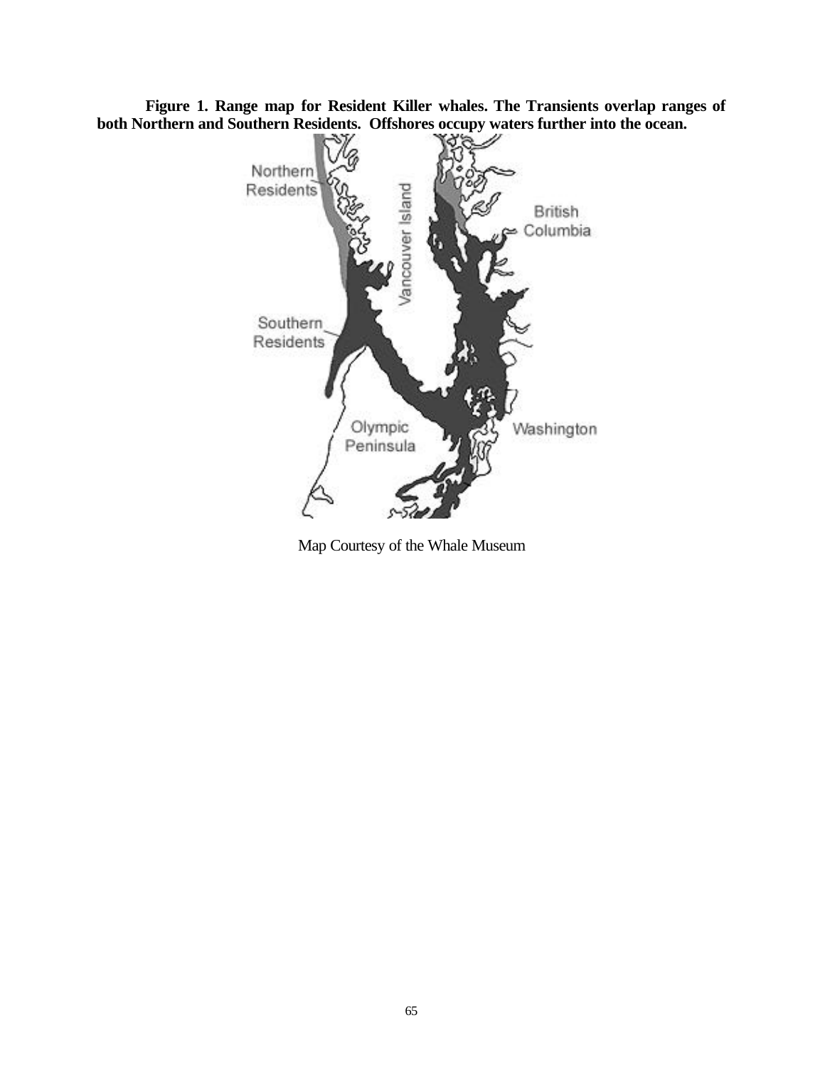**Figure 1. Range map for Resident Killer whales. The Transients overlap ranges of both Northern and Southern Residents. Offshores occupy waters further into the ocean.**

Map Courtesy of the Whale Museum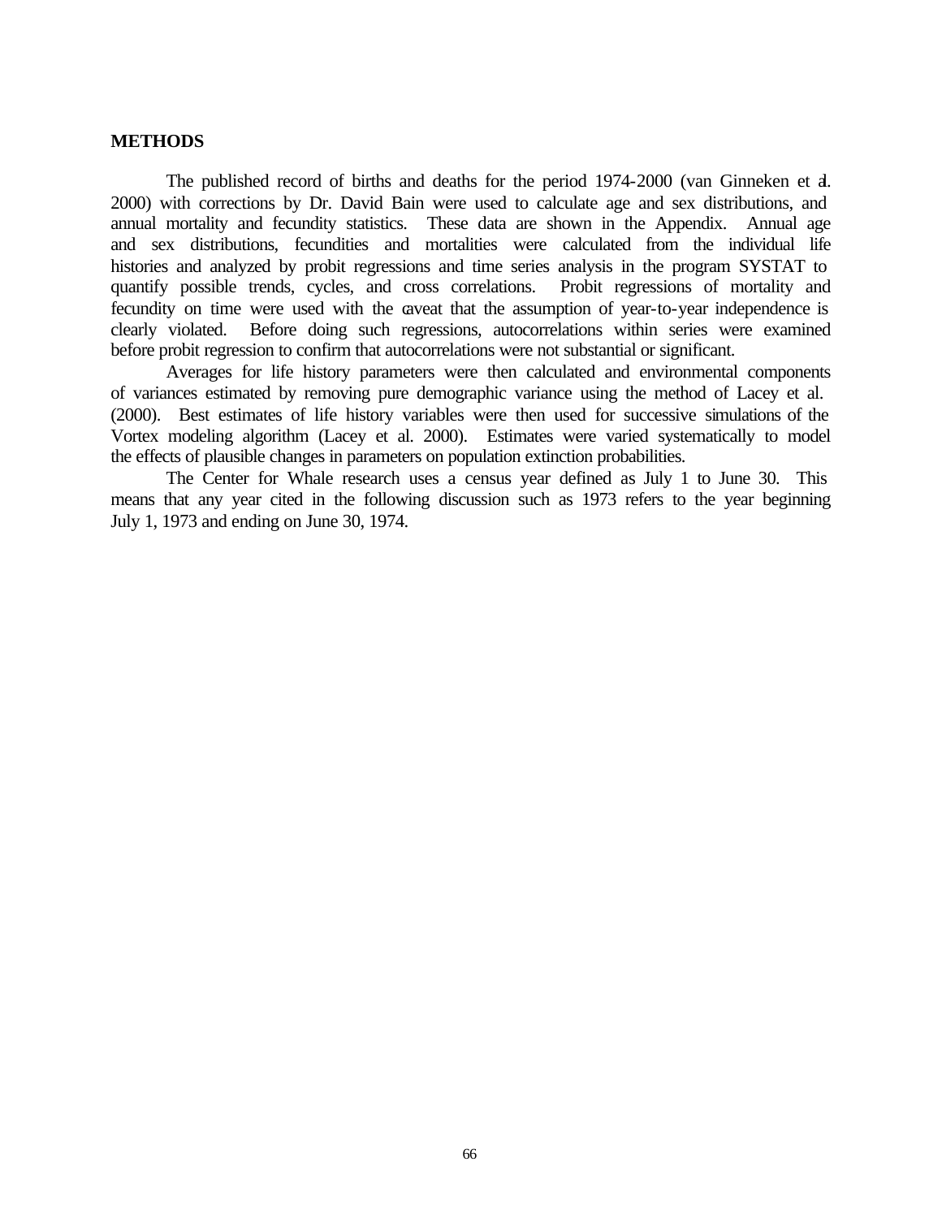**METHODS**

The published record of births and deaths for the period 1974-2000 (van Ginneken et al. 2000) with corrections by Dr. David Bain were used to calculate age and sex distributions, and annual mortality and fecundity statistics. These data are shown in the Appendix. Annual age and sex distributions, fecundities and mortalities were calculated from the individual life histories and analyzed by probit regressions and time series analysis in the program SYSTAT to quantify possible trends, cycles, and cross correlations. Probit regressions of mortality and fecundity on time were used with the caveat that the assumption of year-to-year independence is clearly violated. Before doing such regressions, autocorrelations within series were examined before probit regression to confirm that autocorrelations were not substantial or significant.

Averages for life history parameters were then calculated and environmental components of variances estimated by removing pure demographic variance using the method of Lacey et al. (2000). Best estimates of life history variables were then used for successive simulations of the Vortex modeling algorithm (Lacey et al. 2000). Estimates were varied systematically to model the effects of plausible changes in parameters on population extinction probabilities.

The Center for Whale research uses a census year defined as July 1 to June 30. This means that any year cited in the following discussion such as 1973 refers to the year beginning July 1, 1973 and ending on June 30, 1974.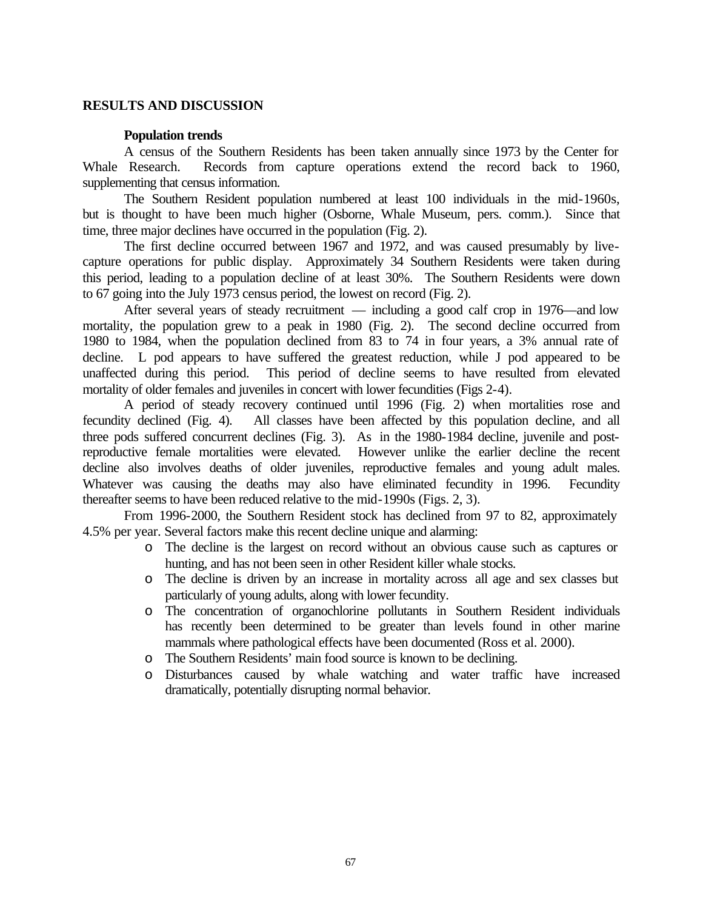## RESULTS AND DISCUSSION

### Population trends

A census of the Southern Residents has been taken annually since 1973 by the Center for Whale Research. Records from capture operations extend the record back to 1960, supplementing that census information.

The Southern Resident population numbered at least 100 individuals in the mid-1960s, but is thought to have been much higher (Osborne, Whale Museum, pers. comm.). Since that time, three major declines have occurred in the population (Fig. 2).

The first decline occurred between 1967 and 1972, and was caused presumably by live-capture operations for public display. Approximately 34 Southern Residents were taken during this period, leading to a population decline of at least 30%. The Southern Residents were down to 67 going into the July 1973 census period, the lowest on record (Fig. 2).

After several years of steady recruitment — including a good calf crop in 1976—and low mortality, the population grew to a peak in 1980 (Fig. 2). The second decline occurred from 1980 to 1984, when the population declined from 83 to 74 in four years, a 3% annual rate of decline. L pod appears to have suffered the greatest reduction, while J pod appeared to be unaffected during this period. This period of decline seems to have resulted from elevated mortality of older females and juveniles in concert with lower fecundities (Figs 2-4).

A period of steady recovery continued until 1996 (Fig. 2) when mortalities rose and fecundity declined (Fig. 4). All classes have been affected by this population decline, and all three pods suffered concurrent declines (Fig. 3). As in the 1980-1984 decline, juvenile and post-reproductive female mortalities were elevated. However unlike the earlier decline the recent decline also involves deaths of older juveniles, reproductive females and young adult males. Whatever was causing the deaths may also have eliminated fecundity in 1996. Fecundity thereafter seems to have been reduced relative to the mid-1990s (Figs. 2, 3).

From 1996-2000, the Southern Resident stock has declined from 97 to 82, approximately 4.5% per year. Several factors make this recent decline unique and alarming:

- The decline is the largest on record without an obvious cause such as captures or hunting, and has not been seen in other Resident killer whale stocks.
- The decline is driven by an increase in mortality across all age and sex classes but particularly of young adults, along with lower fecundity.
- The concentration of organochlorine pollutants in Southern Resident individuals has recently been determined to be greater than levels found in other marine mammals where pathological effects have been documented (Ross et al. 2000).
- The Southern Residents' main food source is known to be declining.
- Disturbances caused by whale watching and water traffic have increased dramatically, potentially disrupting normal behavior.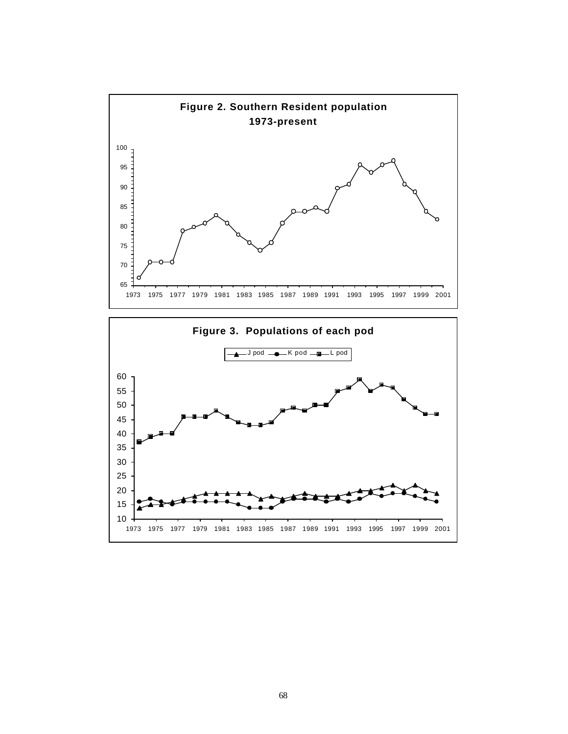**Figure 2. Southern Resident population 1973-present**

**Figure 3. Populations of each pod**

J pod K pod L pod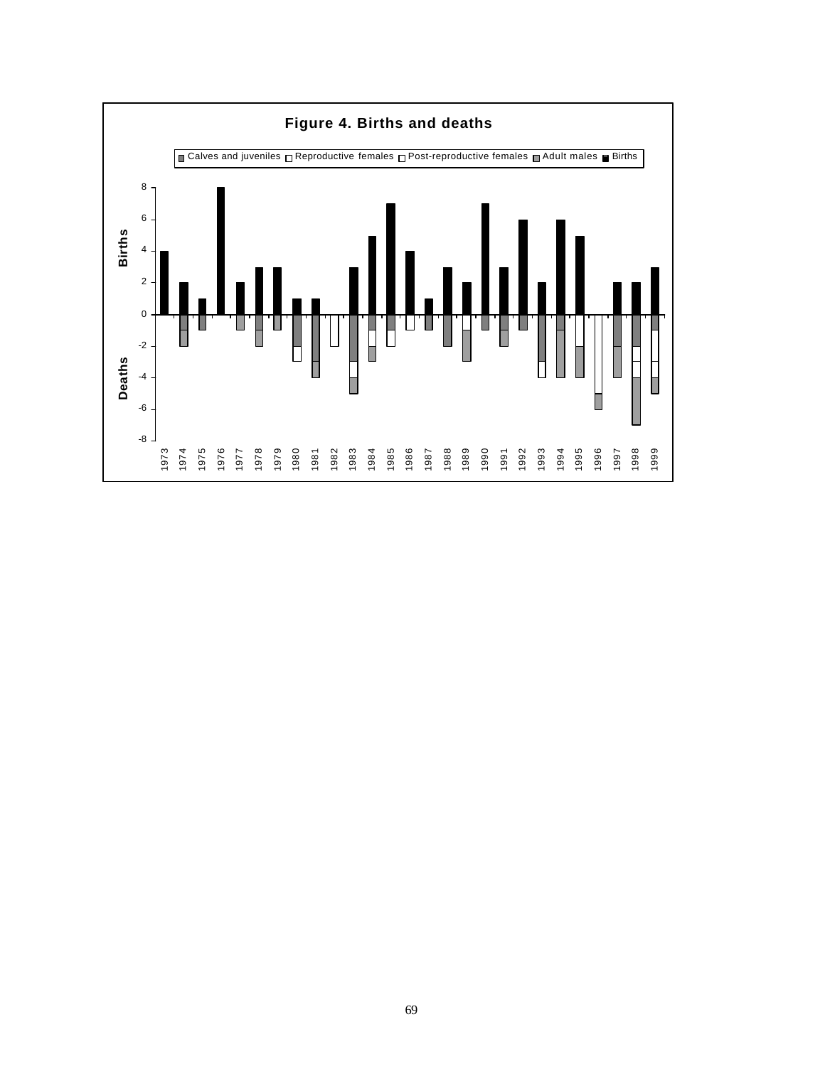**Figure 4. Births and deaths**

Calves and juveniles | Reproductive females | Post-reproductive females | Adult males | Births

Births / Deaths

1973 1974 1975 1976 1977 1978 1979 1980 1981 1982 1983 1984 1985 1986 1987 1988 1989 1990 1991 1992 1993 1994 1995 1996 1997 1998 1999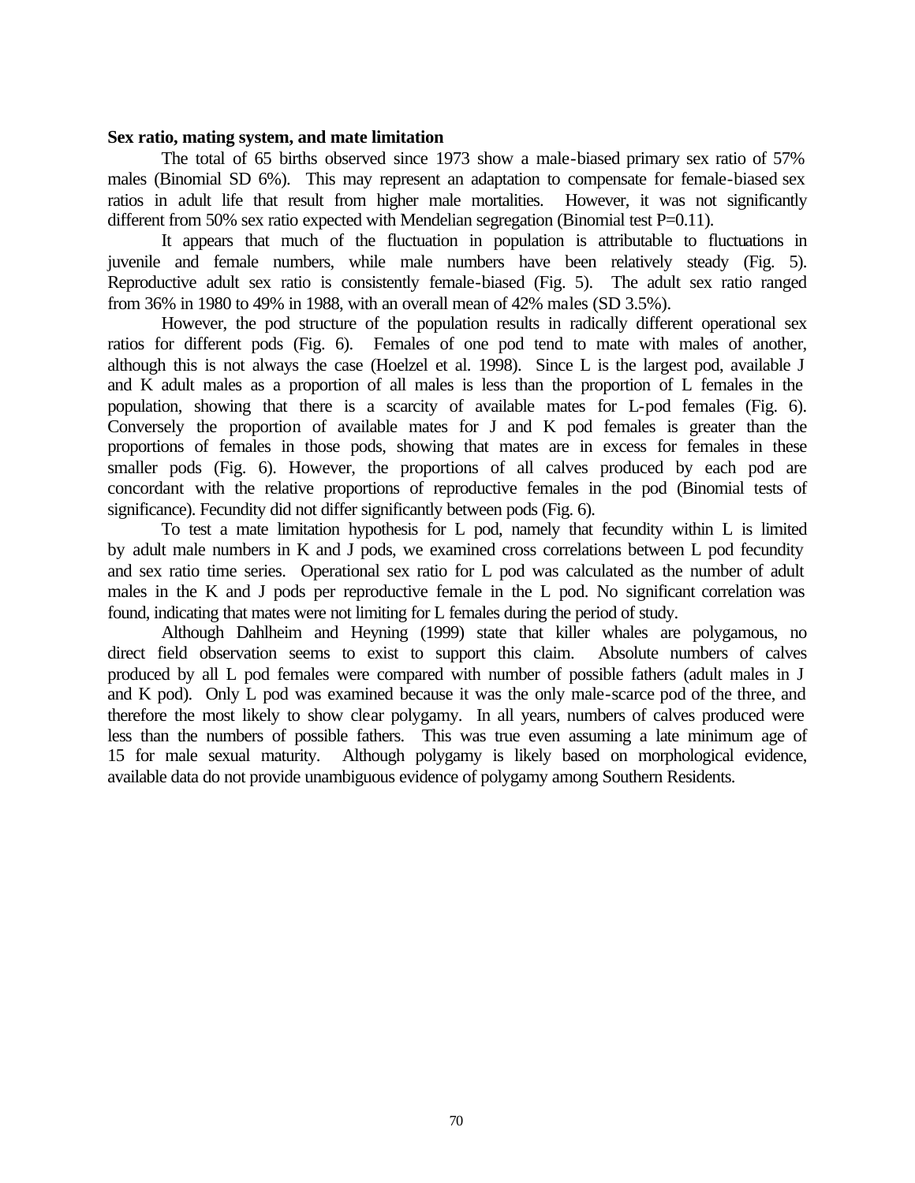**Sex ratio, mating system, and mate limitation**

The total of 65 births observed since 1973 show a male-biased primary sex ratio of 57% males (Binomial SD 6%). This may represent an adaptation to compensate for female-biased sex ratios in adult life that result from higher male mortalities. However, it was not significantly different from 50% sex ratio expected with Mendelian segregation (Binomial test P=0.11).

It appears that much of the fluctuation in population is attributable to fluctuations in juvenile and female numbers, while male numbers have been relatively steady (Fig. 5). Reproductive adult sex ratio is consistently female-biased (Fig. 5). The adult sex ratio ranged from 36% in 1980 to 49% in 1988, with an overall mean of 42% males (SD 3.5%).

However, the pod structure of the population results in radically different operational sex ratios for different pods (Fig. 6). Females of one pod tend to mate with males of another, although this is not always the case (Hoelzel et al. 1998). Since L is the largest pod, available J and K adult males as a proportion of all males is less than the proportion of L females in the population, showing that there is a scarcity of available mates for L-pod females (Fig. 6). Conversely the proportion of available mates for J and K pod females is greater than the proportions of females in those pods, showing that mates are in excess for females in these smaller pods (Fig. 6). However, the proportions of all calves produced by each pod are concordant with the relative proportions of reproductive females in the pod (Binomial tests of significance). Fecundity did not differ significantly between pods (Fig. 6).

To test a mate limitation hypothesis for L pod, namely that fecundity within L is limited by adult male numbers in K and J pods, we examined cross correlations between L pod fecundity and sex ratio time series. Operational sex ratio for L pod was calculated as the number of adult males in the K and J pods per reproductive female in the L pod. No significant correlation was found, indicating that mates were not limiting for L females during the period of study.

Although Dahlheim and Heyning (1999) state that killer whales are polygamous, no direct field observation seems to exist to support this claim. Absolute numbers of calves produced by all L pod females were compared with number of possible fathers (adult males in J and K pod). Only L pod was examined because it was the only male-scarce pod of the three, and therefore the most likely to show clear polygamy. In all years, numbers of calves produced were less than the numbers of possible fathers. This was true even assuming a late minimum age of 15 for male sexual maturity. Although polygamy is likely based on morphological evidence, available data do not provide unambiguous evidence of polygamy among Southern Residents.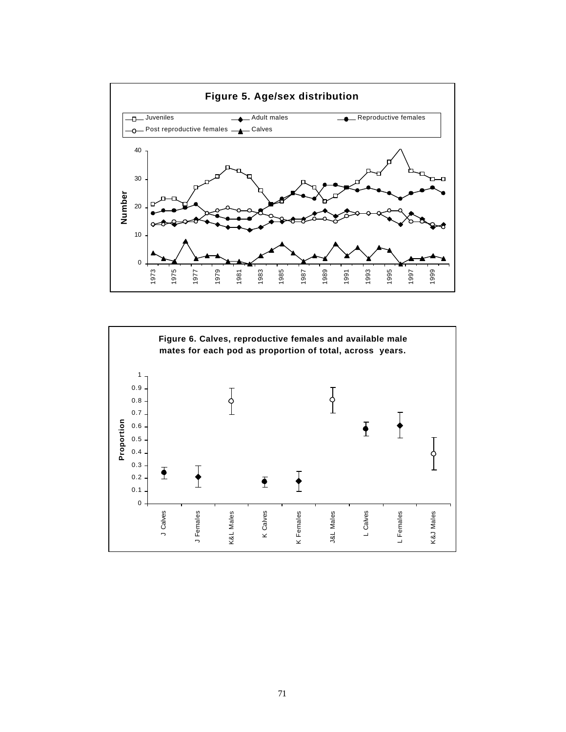**Figure 5. Age/sex distribution**

**Figure 6. Calves, reproductive females and available male mates for each pod as proportion of total, across years.**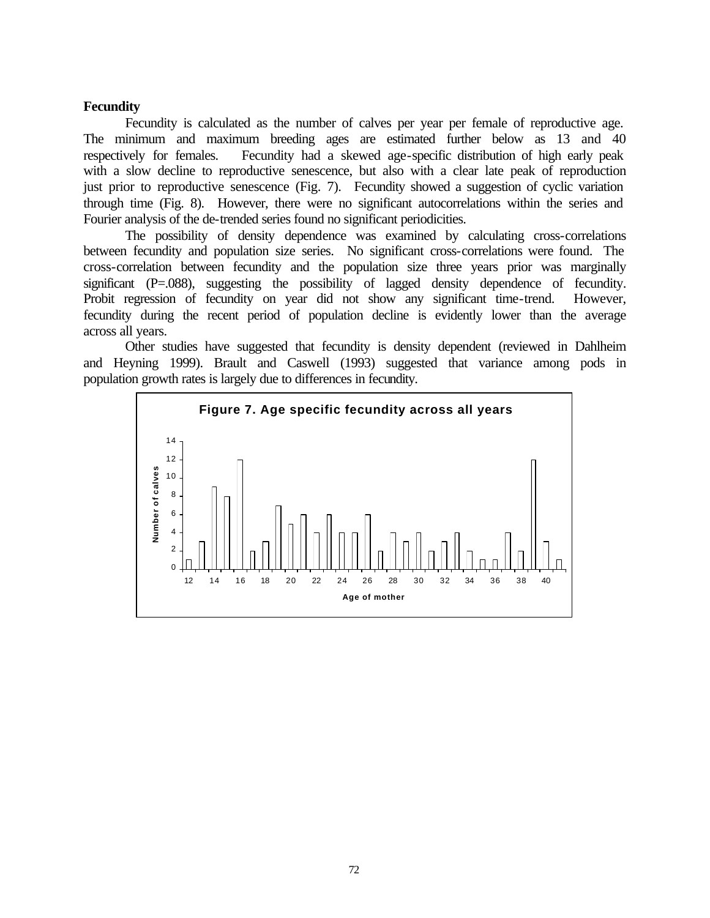### Fecundity

Fecundity is calculated as the number of calves per year per female of reproductive age. The minimum and maximum breeding ages are estimated further below as 13 and 40 respectively for females. Fecundity had a skewed age-specific distribution of high early peak with a slow decline to reproductive senescence, but also with a clear late peak of reproduction just prior to reproductive senescence (Fig. 7). Fecundity showed a suggestion of cyclic variation through time (Fig. 8). However, there were no significant autocorrelations within the series and Fourier analysis of the de-trended series found no significant periodicities.

The possibility of density dependence was examined by calculating cross-correlations between fecundity and population size series. No significant cross-correlations were found. The cross-correlation between fecundity and the population size three years prior was marginally significant (P=.088), suggesting the possibility of lagged density dependence of fecundity. Probit regression of fecundity on year did not show any significant time-trend. However, fecundity during the recent period of population decline is evidently lower than the average across all years.

Other studies have suggested that fecundity is density dependent (reviewed in Dahlheim and Heyning 1999). Brault and Caswell (1993) suggested that variance among pods in population growth rates is largely due to differences in fecundity.

**Figure 7. Age specific fecundity across all years**

| Age of mother | Number of calves |
|---|---|
| 12 | 1 |
| 13 | 3 |
| 14 | 9 |
| 15 | 8 |
| 16 | 12 |
| 17 | 2 |
| 18 | 3 |
| 19 | 7 |
| 20 | 5 |
| 21 | 6 |
| 22 | 4 |
| 23 | 6 |
| 24 | 4 |
| 25 | 4 |
| 26 | 6 |
| 27 | 2 |
| 28 | 4 |
| 29 | 3 |
| 30 | 4 |
| 31 | 2 |
| 32 | 3 |
| 33 | 4 |
| 34 | 2 |
| 35 | 1 |
| 36 | 1 |
| 37 | 4 |
| 38 | 2 |
| 39 | 12 |
| 40 | 3 |
| 41 | 1 |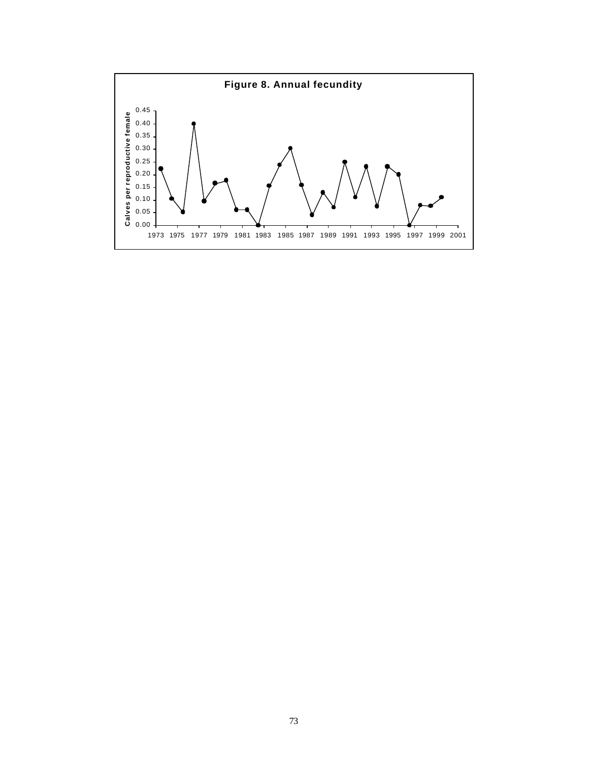**Figure 8. Annual fecundity**

Calves per reproductive female

0.45
0.40
0.35
0.30
0.25
0.20
0.15
0.10
0.05
0.00

1973 1975 1977 1979 1981 1983 1985 1987 1989 1991 1993 1995 1997 1999 2001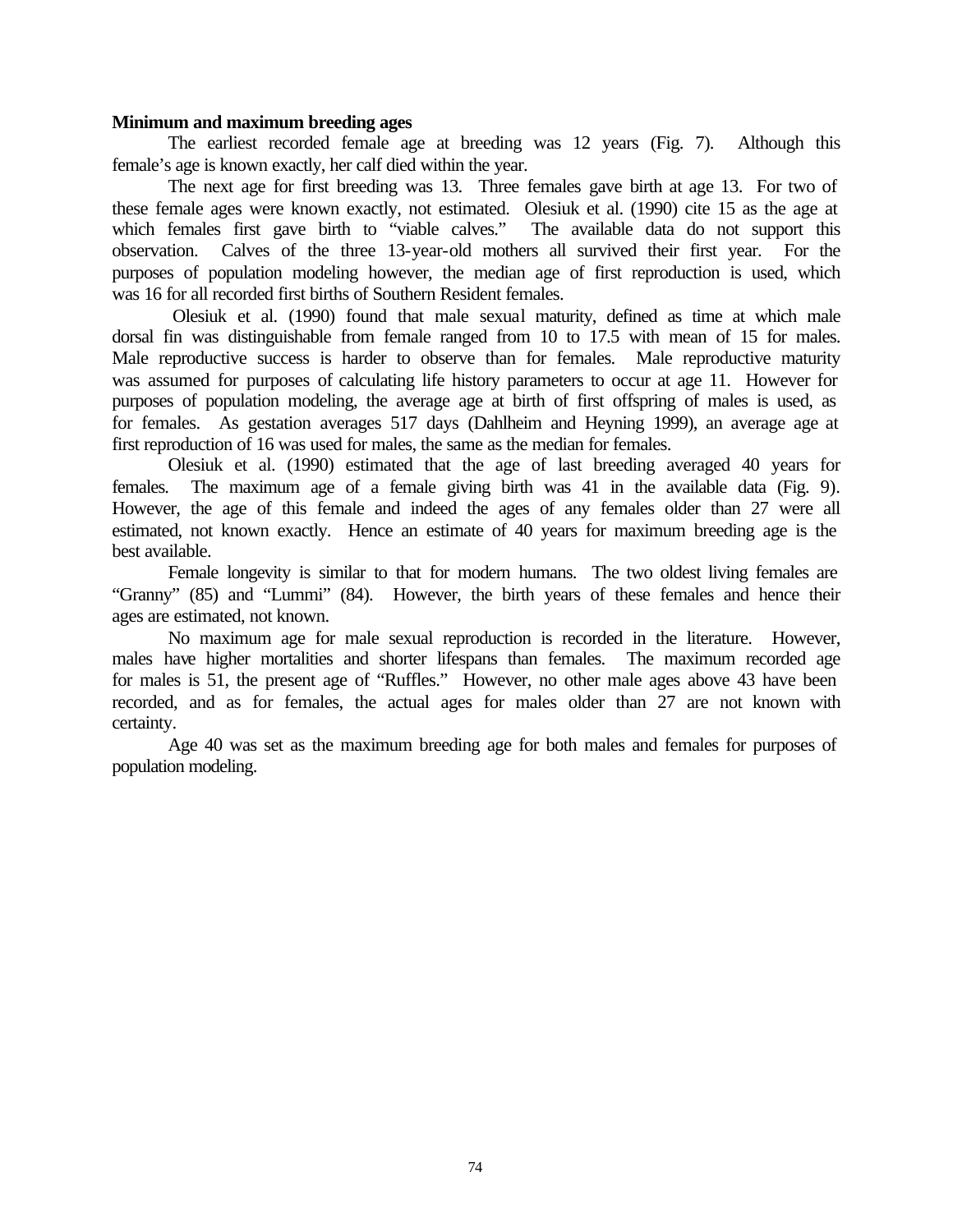**Minimum and maximum breeding ages**

The earliest recorded female age at breeding was 12 years (Fig. 7). Although this female's age is known exactly, her calf died within the year.

The next age for first breeding was 13. Three females gave birth at age 13. For two of these female ages were known exactly, not estimated. Olesiuk et al. (1990) cite 15 as the age at which females first gave birth to "viable calves." The available data do not support this observation. Calves of the three 13-year-old mothers all survived their first year. For the purposes of population modeling however, the median age of first reproduction is used, which was 16 for all recorded first births of Southern Resident females.

Olesiuk et al. (1990) found that male sexual maturity, defined as time at which male dorsal fin was distinguishable from female ranged from 10 to 17.5 with mean of 15 for males. Male reproductive success is harder to observe than for females. Male reproductive maturity was assumed for purposes of calculating life history parameters to occur at age 11. However for purposes of population modeling, the average age at birth of first offspring of males is used, as for females. As gestation averages 517 days (Dahlheim and Heyning 1999), an average age at first reproduction of 16 was used for males, the same as the median for females.

Olesiuk et al. (1990) estimated that the age of last breeding averaged 40 years for females. The maximum age of a female giving birth was 41 in the available data (Fig. 9). However, the age of this female and indeed the ages of any females older than 27 were all estimated, not known exactly. Hence an estimate of 40 years for maximum breeding age is the best available.

Female longevity is similar to that for modern humans. The two oldest living females are "Granny" (85) and "Lummi" (84). However, the birth years of these females and hence their ages are estimated, not known.

No maximum age for male sexual reproduction is recorded in the literature. However, males have higher mortalities and shorter lifespans than females. The maximum recorded age for males is 51, the present age of "Ruffles." However, no other male ages above 43 have been recorded, and as for females, the actual ages for males older than 27 are not known with certainty.

Age 40 was set as the maximum breeding age for both males and females for purposes of population modeling.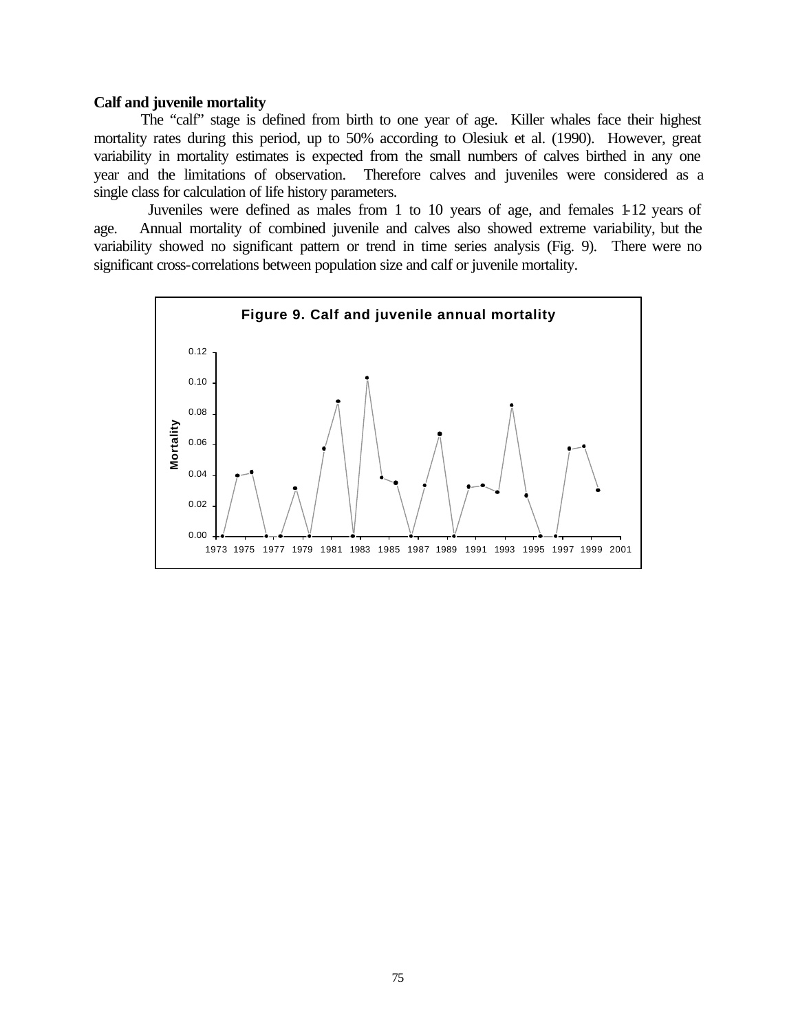**Calf and juvenile mortality**

The "calf" stage is defined from birth to one year of age. Killer whales face their highest mortality rates during this period, up to 50% according to Olesiuk et al. (1990). However, great variability in mortality estimates is expected from the small numbers of calves birthed in any one year and the limitations of observation. Therefore calves and juveniles were considered as a single class for calculation of life history parameters.

Juveniles were defined as males from 1 to 10 years of age, and females 1-12 years of age. Annual mortality of combined juvenile and calves also showed extreme variability, but the variability showed no significant pattern or trend in time series analysis (Fig. 9). There were no significant cross-correlations between population size and calf or juvenile mortality.

**Figure 9. Calf and juvenile annual mortality**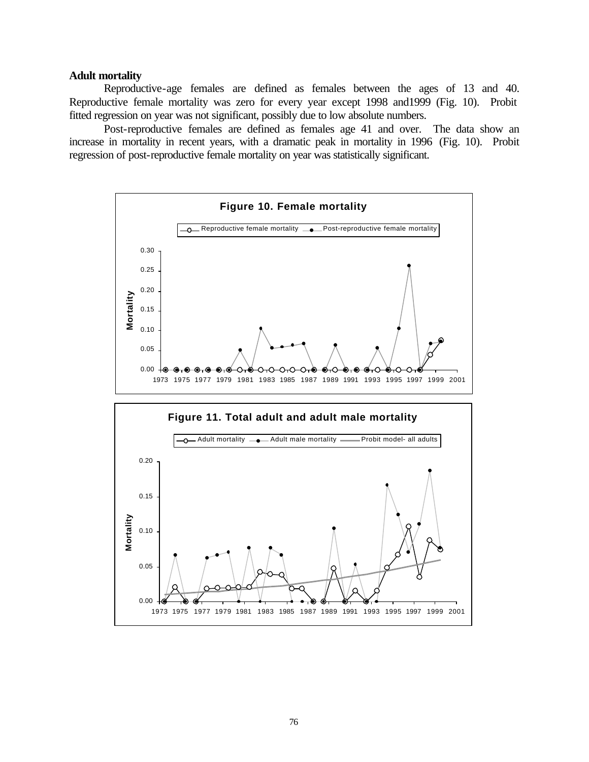### Adult mortality

Reproductive-age females are defined as females between the ages of 13 and 40. Reproductive female mortality was zero for every year except 1998 and1999 (Fig. 10). Probit fitted regression on year was not significant, possibly due to low absolute numbers.

Post-reproductive females are defined as females age 41 and over. The data show an increase in mortality in recent years, with a dramatic peak in mortality in 1996 (Fig. 10). Probit regression of post-reproductive female mortality on year was statistically significant.

**Figure 10. Female mortality**

**Figure 11. Total adult and adult male mortality**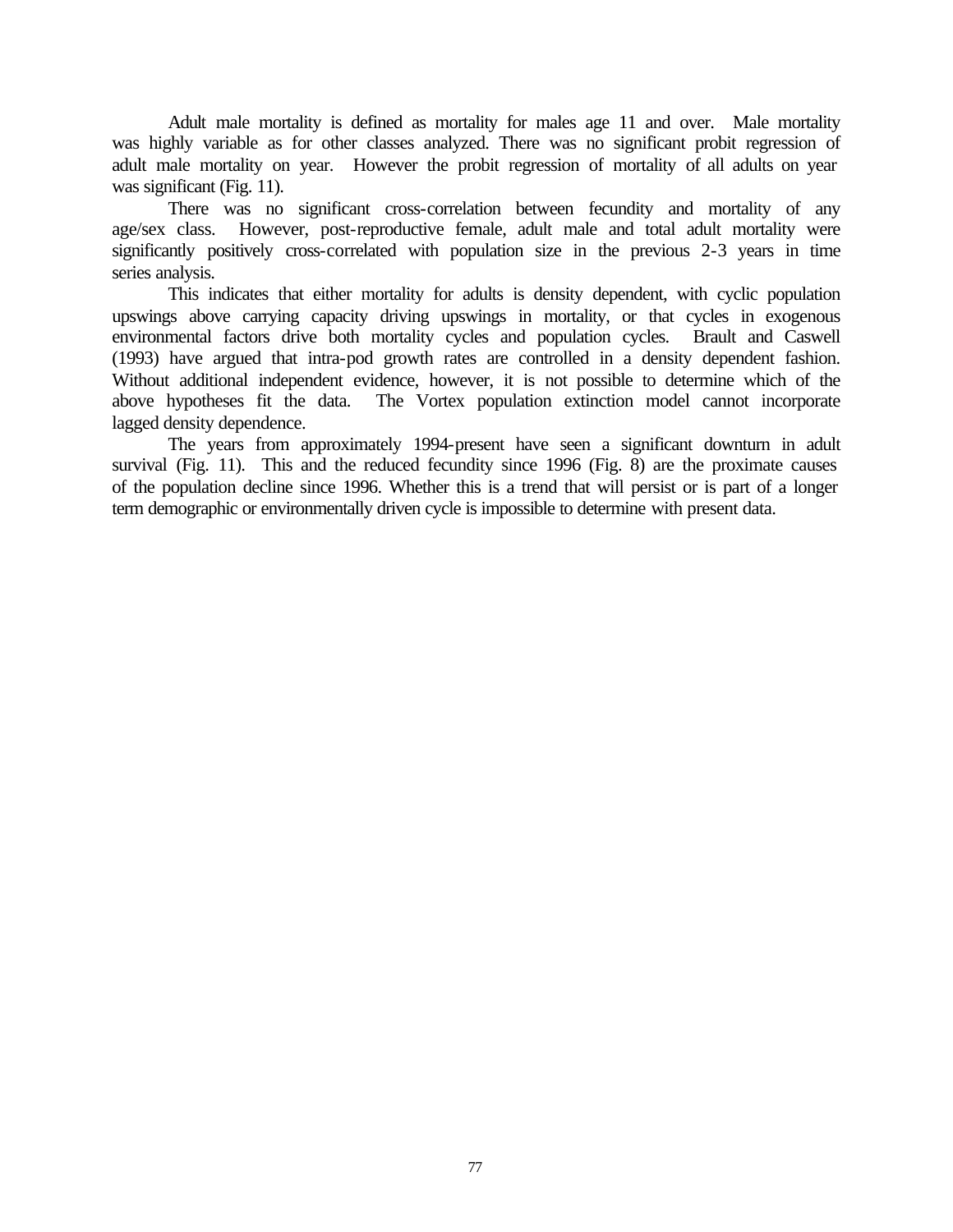Adult male mortality is defined as mortality for males age 11 and over. Male mortality was highly variable as for other classes analyzed. There was no significant probit regression of adult male mortality on year. However the probit regression of mortality of all adults on year was significant (Fig. 11).

There was no significant cross-correlation between fecundity and mortality of any age/sex class. However, post-reproductive female, adult male and total adult mortality were significantly positively cross-correlated with population size in the previous 2-3 years in time series analysis.

This indicates that either mortality for adults is density dependent, with cyclic population upswings above carrying capacity driving upswings in mortality, or that cycles in exogenous environmental factors drive both mortality cycles and population cycles. Brault and Caswell (1993) have argued that intra-pod growth rates are controlled in a density dependent fashion. Without additional independent evidence, however, it is not possible to determine which of the above hypotheses fit the data. The Vortex population extinction model cannot incorporate lagged density dependence.

The years from approximately 1994-present have seen a significant downturn in adult survival (Fig. 11). This and the reduced fecundity since 1996 (Fig. 8) are the proximate causes of the population decline since 1996. Whether this is a trend that will persist or is part of a longer term demographic or environmentally driven cycle is impossible to determine with present data.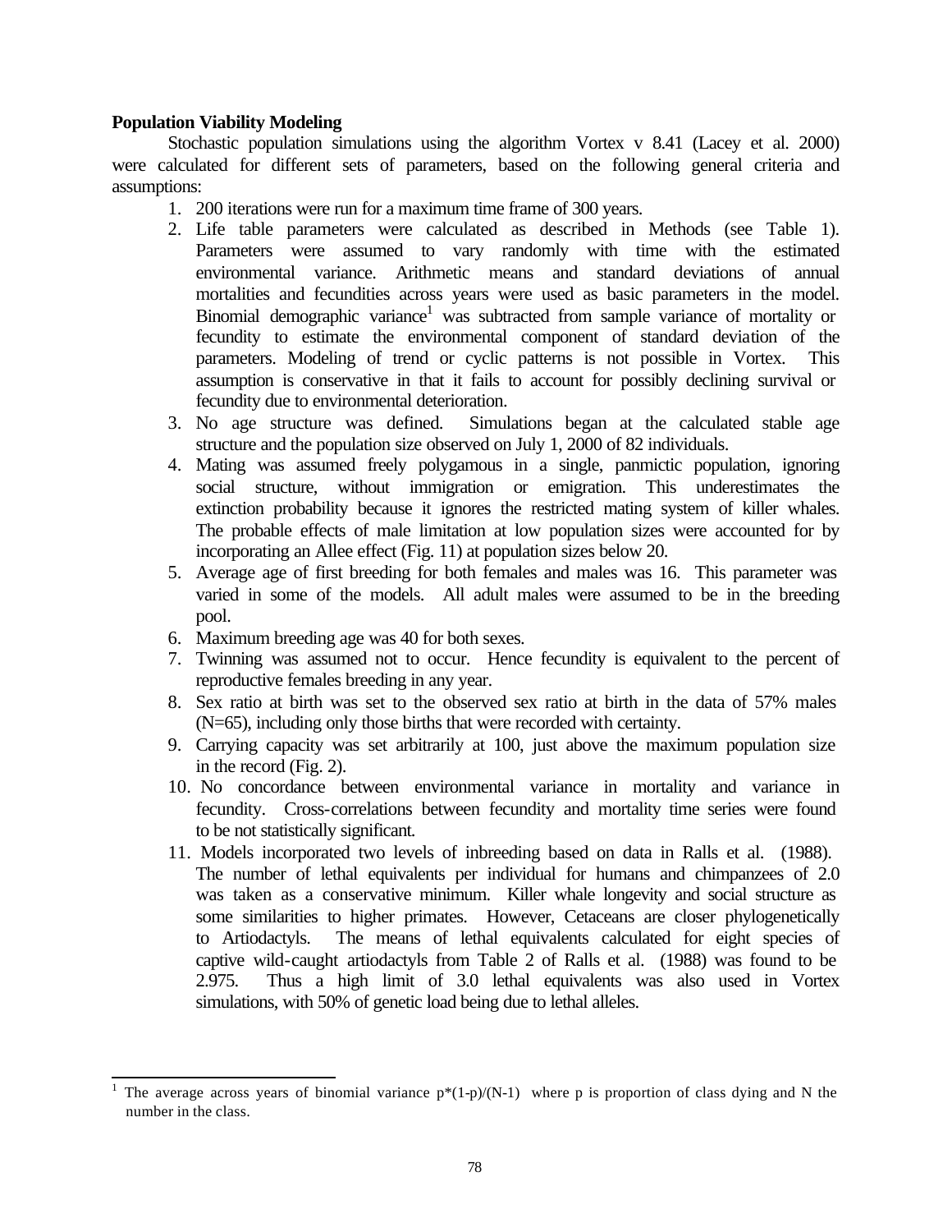**Population Viability Modeling**

Stochastic population simulations using the algorithm Vortex v 8.41 (Lacey et al. 2000) were calculated for different sets of parameters, based on the following general criteria and assumptions:

1. 200 iterations were run for a maximum time frame of 300 years.
2. Life table parameters were calculated as described in Methods (see Table 1). Parameters were assumed to vary randomly with time with the estimated environmental variance. Arithmetic means and standard deviations of annual mortalities and fecundities across years were used as basic parameters in the model. Binomial demographic variance[1] was subtracted from sample variance of mortality or fecundity to estimate the environmental component of standard deviation of the parameters. Modeling of trend or cyclic patterns is not possible in Vortex. This assumption is conservative in that it fails to account for possibly declining survival or fecundity due to environmental deterioration.
3. No age structure was defined. Simulations began at the calculated stable age structure and the population size observed on July 1, 2000 of 82 individuals.
4. Mating was assumed freely polygamous in a single, panmictic population, ignoring social structure, without immigration or emigration. This underestimates the extinction probability because it ignores the restricted mating system of killer whales. The probable effects of male limitation at low population sizes were accounted for by incorporating an Allee effect (Fig. 11) at population sizes below 20.
5. Average age of first breeding for both females and males was 16. This parameter was varied in some of the models. All adult males were assumed to be in the breeding pool.
6. Maximum breeding age was 40 for both sexes.
7. Twinning was assumed not to occur. Hence fecundity is equivalent to the percent of reproductive females breeding in any year.
8. Sex ratio at birth was set to the observed sex ratio at birth in the data of 57% males (N=65), including only those births that were recorded with certainty.
9. Carrying capacity was set arbitrarily at 100, just above the maximum population size in the record (Fig. 2).
10. No concordance between environmental variance in mortality and variance in fecundity. Cross-correlations between fecundity and mortality time series were found to be not statistically significant.
11. Models incorporated two levels of inbreeding based on data in Ralls et al. (1988). The number of lethal equivalents per individual for humans and chimpanzees of 2.0 was taken as a conservative minimum. Killer whale longevity and social structure as some similarities to higher primates. However, Cetaceans are closer phylogenetically to Artiodactyls. The means of lethal equivalents calculated for eight species of captive wild-caught artiodactyls from Table 2 of Ralls et al. (1988) was found to be 2.975. Thus a high limit of 3.0 lethal equivalents was also used in Vortex simulations, with 50% of genetic load being due to lethal alleles.

---

[1] The average across years of binomial variance $p*(1-p)/(N-1)$ where p is proportion of class dying and N the number in the class.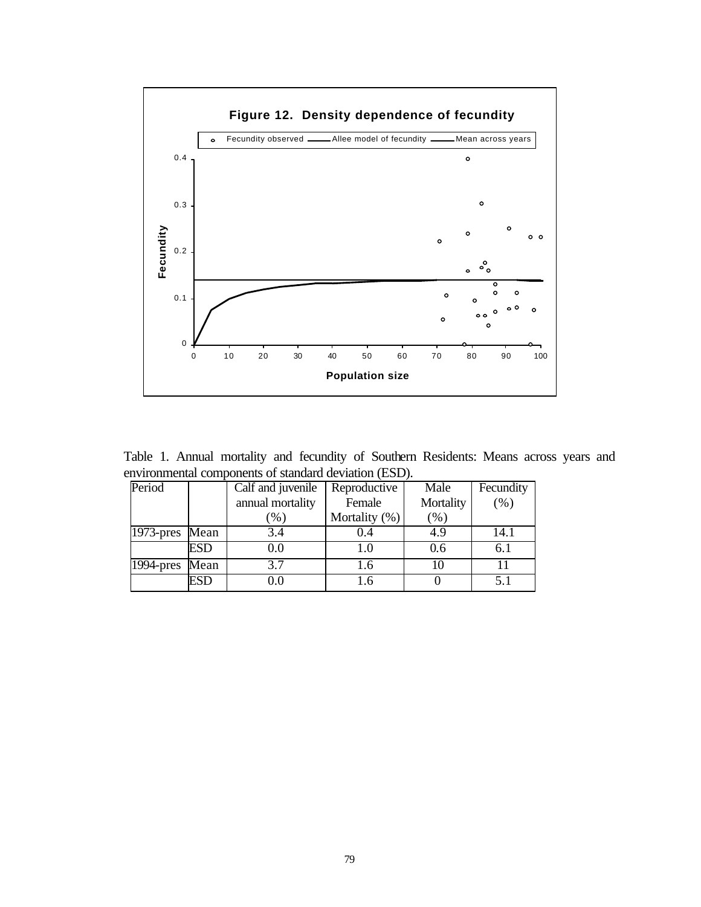**Figure 12. Density dependence of fecundity**

Table 1. Annual mortality and fecundity of Southern Residents: Means across years and environmental components of standard deviation (ESD).

| Period | | Calf and juvenile annual mortality (%) | Reproductive Female Mortality (%) | Male Mortality (%) | Fecundity (%) |
|---|---|---|---|---|---|
| 1973-pres | Mean | 3.4 | 0.4 | 4.9 | 14.1 |
| | ESD | 0.0 | 1.0 | 0.6 | 6.1 |
| 1994-pres | Mean | 3.7 | 1.6 | 10 | 11 |
| | ESD | 0.0 | 1.6 | 0 | 5.1 |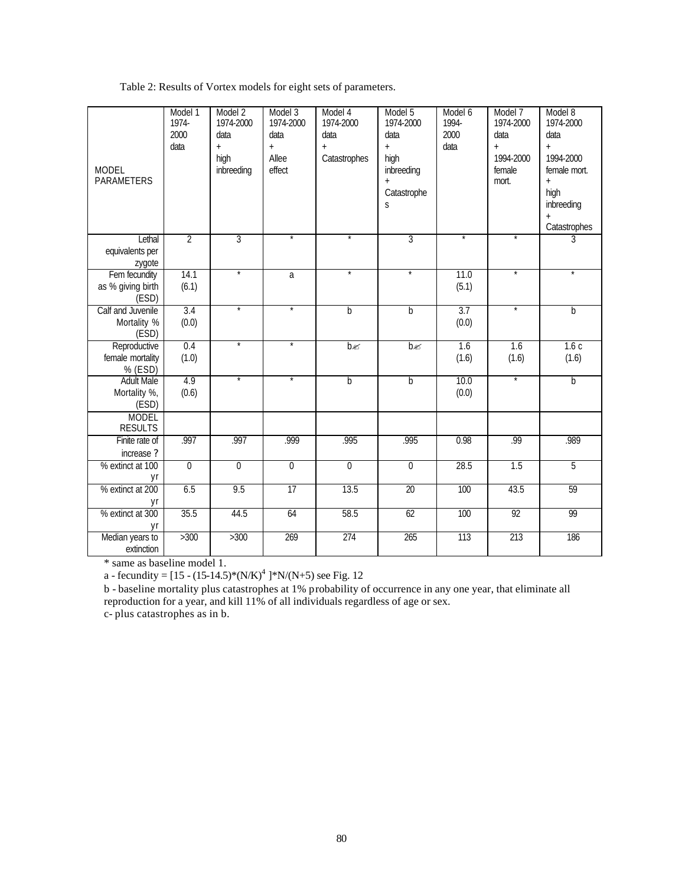Table 2: Results of Vortex models for eight sets of parameters.

| MODEL PARAMETERS | Model 1 1974-2000 data | Model 2 1974-2000 data + high inbreeding | Model 3 1974-2000 data + Allee effect | Model 4 1974-2000 data + Catastrophes | Model 5 1974-2000 data + high inbreeding + Catastrophes | Model 6 1994-2000 data | Model 7 1974-2000 data + 1994-2000 female mort. | Model 8 1974-2000 data + 1994-2000 female mort. + high inbreeding + Catastrophes |
|---|---|---|---|---|---|---|---|---|
| Lethal equivalents per zygote | 2 | 3 | * | * | 3 | * | * | 3 |
| Fem fecundity as % giving birth (ESD) | 14.1 (6.1) | * | a | * | * | 11.0 (5.1) | * | * |
| Calf and Juvenile Mortality % (ESD) | 3.4 (0.0) | * | * | b | b | 3.7 (0.0) | * | b |
| Reproductive female mortality % (ESD) | 0.4 (1.0) | * | * | b | b | 1.6 (1.6) | 1.6 (1.6) | 1.6 c (1.6) |
| Adult Male Mortality %, (ESD) | 4.9 (0.6) | * | * | b | b | 10.0 (0.0) | * | b |
| MODEL RESULTS | | | | | | | | |
| Finite rate of increase ? | .997 | .997 | .999 | .995 | .995 | 0.98 | .99 | .989 |
| % extinct at 100 yr | 0 | 0 | 0 | 0 | 0 | 28.5 | 1.5 | 5 |
| % extinct at 200 yr | 6.5 | 9.5 | 17 | 13.5 | 20 | 100 | 43.5 | 59 |
| % extinct at 300 yr | 35.5 | 44.5 | 64 | 58.5 | 62 | 100 | 92 | 99 |
| Median years to extinction | >300 | >300 | 269 | 274 | 265 | 113 | 213 | 186 |

* same as baseline model 1.

a - fecundity = $[15 - (15\text{-}14.5)*(N/K)^4\ ]*N/(N+5)$ see Fig. 12

b - baseline mortality plus catastrophes at 1% probability of occurrence in any one year, that eliminate all reproduction for a year, and kill 11% of all individuals regardless of age or sex.

c- plus catastrophes as in b.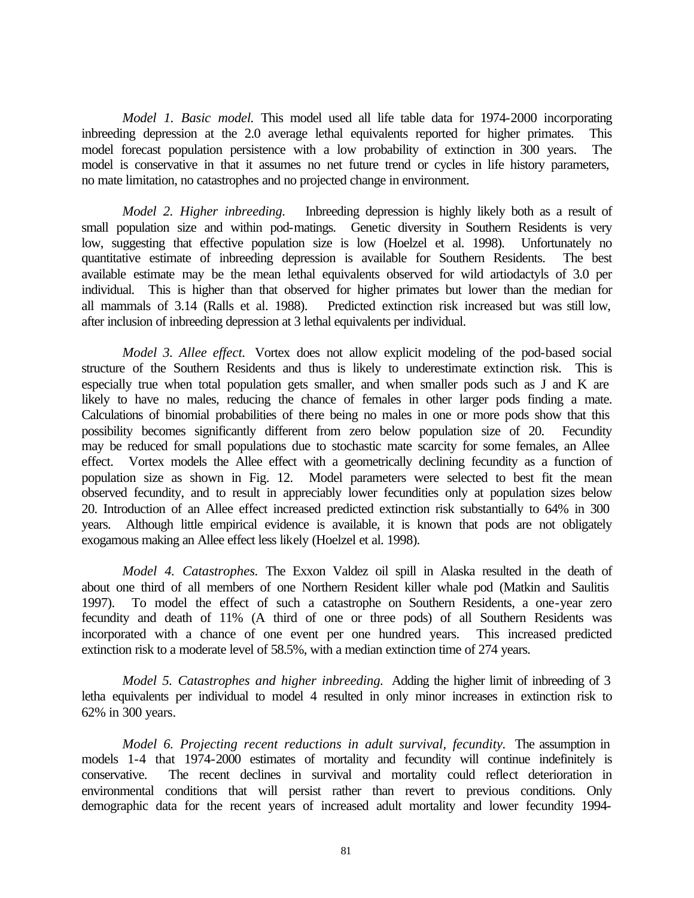*Model 1. Basic model.* This model used all life table data for 1974-2000 incorporating inbreeding depression at the 2.0 average lethal equivalents reported for higher primates. This model forecast population persistence with a low probability of extinction in 300 years. The model is conservative in that it assumes no net future trend or cycles in life history parameters, no mate limitation, no catastrophes and no projected change in environment.

*Model 2. Higher inbreeding.* Inbreeding depression is highly likely both as a result of small population size and within pod-matings. Genetic diversity in Southern Residents is very low, suggesting that effective population size is low (Hoelzel et al. 1998). Unfortunately no quantitative estimate of inbreeding depression is available for Southern Residents. The best available estimate may be the mean lethal equivalents observed for wild artiodactyls of 3.0 per individual. This is higher than that observed for higher primates but lower than the median for all mammals of 3.14 (Ralls et al. 1988). Predicted extinction risk increased but was still low, after inclusion of inbreeding depression at 3 lethal equivalents per individual.

*Model 3. Allee effect.* Vortex does not allow explicit modeling of the pod-based social structure of the Southern Residents and thus is likely to underestimate extinction risk. This is especially true when total population gets smaller, and when smaller pods such as J and K are likely to have no males, reducing the chance of females in other larger pods finding a mate. Calculations of binomial probabilities of there being no males in one or more pods show that this possibility becomes significantly different from zero below population size of 20. Fecundity may be reduced for small populations due to stochastic mate scarcity for some females, an Allee effect. Vortex models the Allee effect with a geometrically declining fecundity as a function of population size as shown in Fig. 12. Model parameters were selected to best fit the mean observed fecundity, and to result in appreciably lower fecundities only at population sizes below 20. Introduction of an Allee effect increased predicted extinction risk substantially to 64% in 300 years. Although little empirical evidence is available, it is known that pods are not obligately exogamous making an Allee effect less likely (Hoelzel et al. 1998).

*Model 4. Catastrophes.* The Exxon Valdez oil spill in Alaska resulted in the death of about one third of all members of one Northern Resident killer whale pod (Matkin and Saulitis 1997). To model the effect of such a catastrophe on Southern Residents, a one-year zero fecundity and death of 11% (A third of one or three pods) of all Southern Residents was incorporated with a chance of one event per one hundred years. This increased predicted extinction risk to a moderate level of 58.5%, with a median extinction time of 274 years.

*Model 5. Catastrophes and higher inbreeding.* Adding the higher limit of inbreeding of 3 letha equivalents per individual to model 4 resulted in only minor increases in extinction risk to 62% in 300 years.

*Model 6. Projecting recent reductions in adult survival, fecundity.* The assumption in models 1-4 that 1974-2000 estimates of mortality and fecundity will continue indefinitely is conservative. The recent declines in survival and mortality could reflect deterioration in environmental conditions that will persist rather than revert to previous conditions. Only demographic data for the recent years of increased adult mortality and lower fecundity 1994-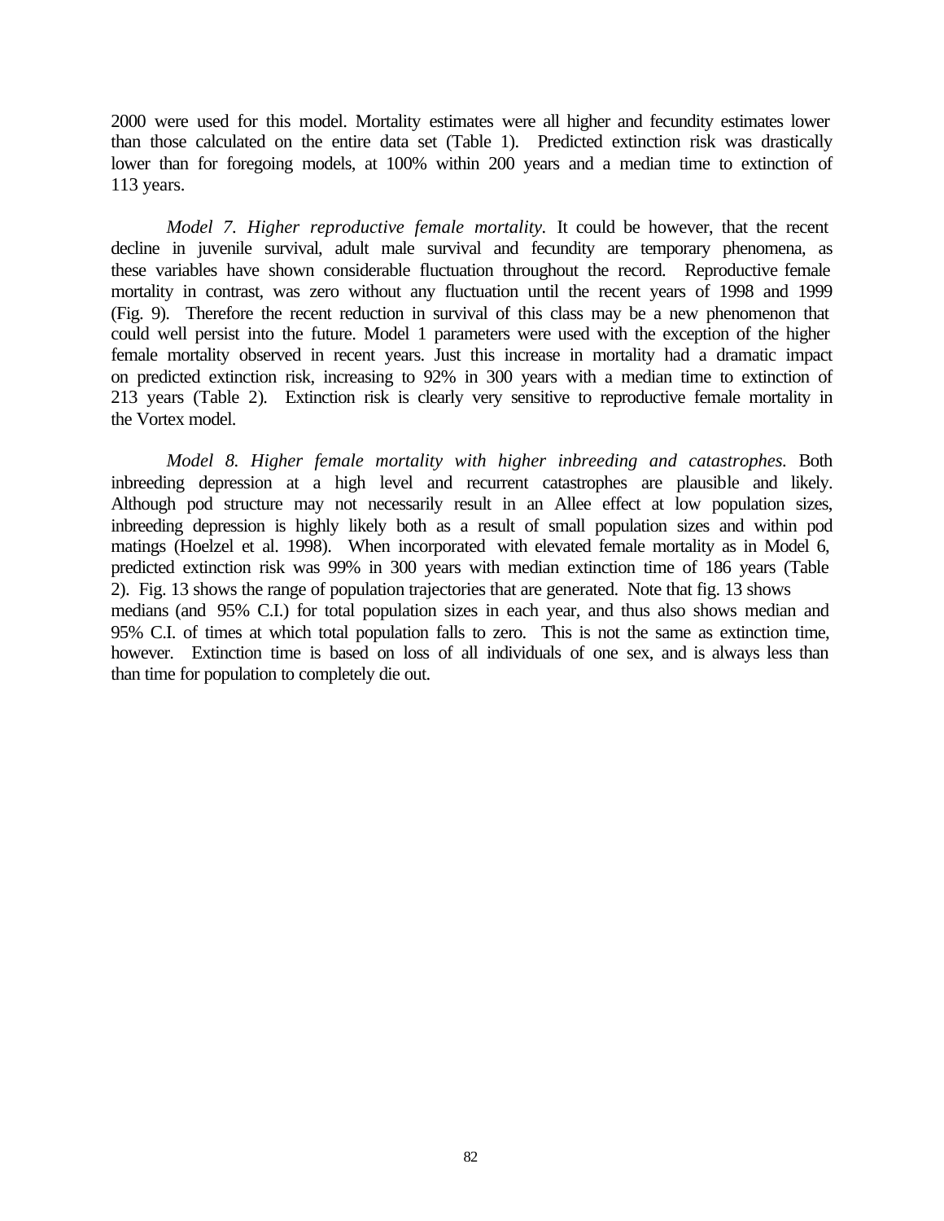2000 were used for this model. Mortality estimates were all higher and fecundity estimates lower than those calculated on the entire data set (Table 1). Predicted extinction risk was drastically lower than for foregoing models, at 100% within 200 years and a median time to extinction of 113 years.

*Model 7. Higher reproductive female mortality.* It could be however, that the recent decline in juvenile survival, adult male survival and fecundity are temporary phenomena, as these variables have shown considerable fluctuation throughout the record. Reproductive female mortality in contrast, was zero without any fluctuation until the recent years of 1998 and 1999 (Fig. 9). Therefore the recent reduction in survival of this class may be a new phenomenon that could well persist into the future. Model 1 parameters were used with the exception of the higher female mortality observed in recent years. Just this increase in mortality had a dramatic impact on predicted extinction risk, increasing to 92% in 300 years with a median time to extinction of 213 years (Table 2). Extinction risk is clearly very sensitive to reproductive female mortality in the Vortex model.

*Model 8. Higher female mortality with higher inbreeding and catastrophes.* Both inbreeding depression at a high level and recurrent catastrophes are plausible and likely. Although pod structure may not necessarily result in an Allee effect at low population sizes, inbreeding depression is highly likely both as a result of small population sizes and within pod matings (Hoelzel et al. 1998). When incorporated with elevated female mortality as in Model 6, predicted extinction risk was 99% in 300 years with median extinction time of 186 years (Table 2). Fig. 13 shows the range of population trajectories that are generated. Note that fig. 13 shows medians (and 95% C.I.) for total population sizes in each year, and thus also shows median and 95% C.I. of times at which total population falls to zero. This is not the same as extinction time, however. Extinction time is based on loss of all individuals of one sex, and is always less than than time for population to completely die out.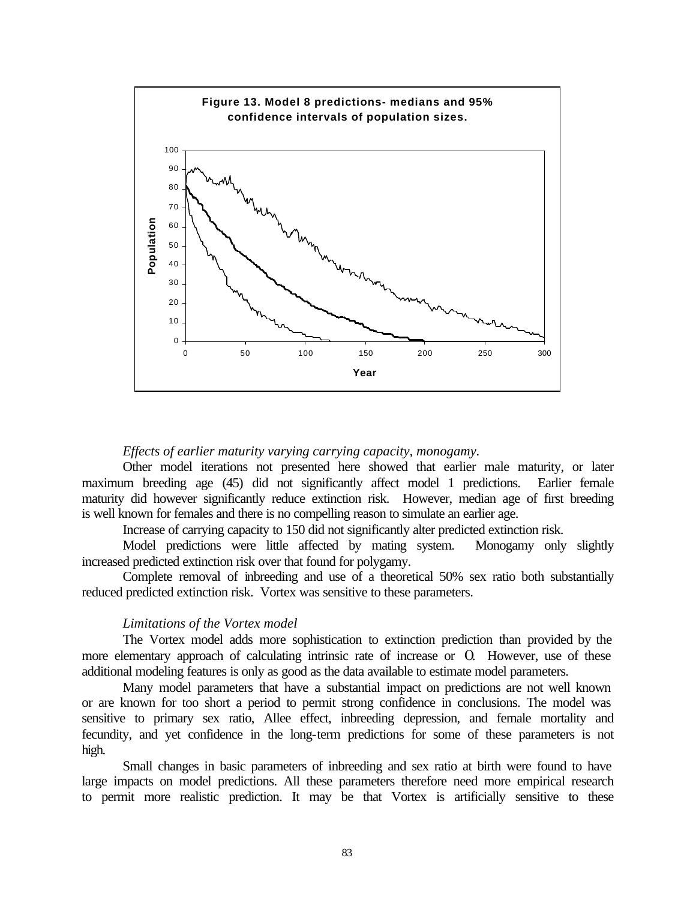**Figure 13. Model 8 predictions- medians and 95% confidence intervals of population sizes.**

*Effects of earlier maturity varying carrying capacity, monogamy.*

Other model iterations not presented here showed that earlier male maturity, or later maximum breeding age (45) did not significantly affect model 1 predictions. Earlier female maturity did however significantly reduce extinction risk. However, median age of first breeding is well known for females and there is no compelling reason to simulate an earlier age.

Increase of carrying capacity to 150 did not significantly alter predicted extinction risk.

Model predictions were little affected by mating system. Monogamy only slightly increased predicted extinction risk over that found for polygamy.

Complete removal of inbreeding and use of a theoretical 50% sex ratio both substantially reduced predicted extinction risk. Vortex was sensitive to these parameters.

*Limitations of the Vortex model*

The Vortex model adds more sophistication to extinction prediction than provided by the more elementary approach of calculating intrinsic rate of increase or $\lambda$. However, use of these additional modeling features is only as good as the data available to estimate model parameters.

Many model parameters that have a substantial impact on predictions are not well known or are known for too short a period to permit strong confidence in conclusions. The model was sensitive to primary sex ratio, Allee effect, inbreeding depression, and female mortality and fecundity, and yet confidence in the long-term predictions for some of these parameters is not high.

Small changes in basic parameters of inbreeding and sex ratio at birth were found to have large impacts on model predictions. All these parameters therefore need more empirical research to permit more realistic prediction. It may be that Vortex is artificially sensitive to these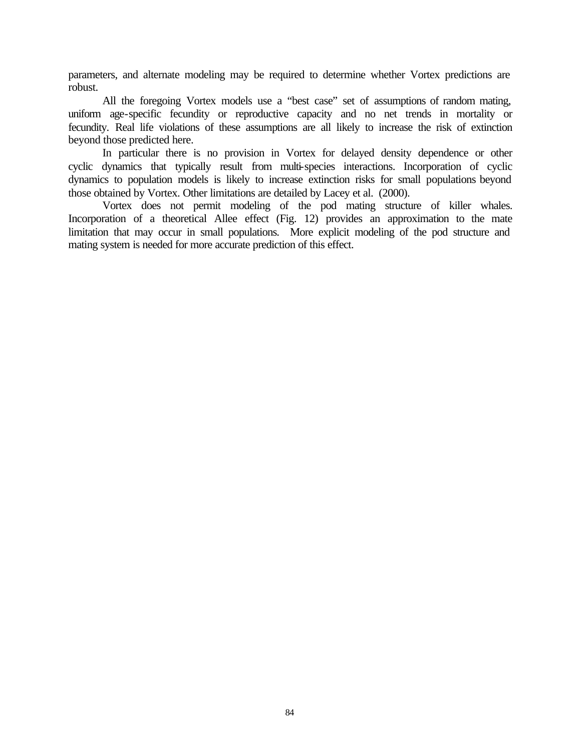parameters, and alternate modeling may be required to determine whether Vortex predictions are robust.

All the foregoing Vortex models use a “best case” set of assumptions of random mating, uniform age-specific fecundity or reproductive capacity and no net trends in mortality or fecundity. Real life violations of these assumptions are all likely to increase the risk of extinction beyond those predicted here.

In particular there is no provision in Vortex for delayed density dependence or other cyclic dynamics that typically result from multi-species interactions. Incorporation of cyclic dynamics to population models is likely to increase extinction risks for small populations beyond those obtained by Vortex. Other limitations are detailed by Lacey et al. (2000).

Vortex does not permit modeling of the pod mating structure of killer whales. Incorporation of a theoretical Allee effect (Fig. 12) provides an approximation to the mate limitation that may occur in small populations. More explicit modeling of the pod structure and mating system is needed for more accurate prediction of this effect.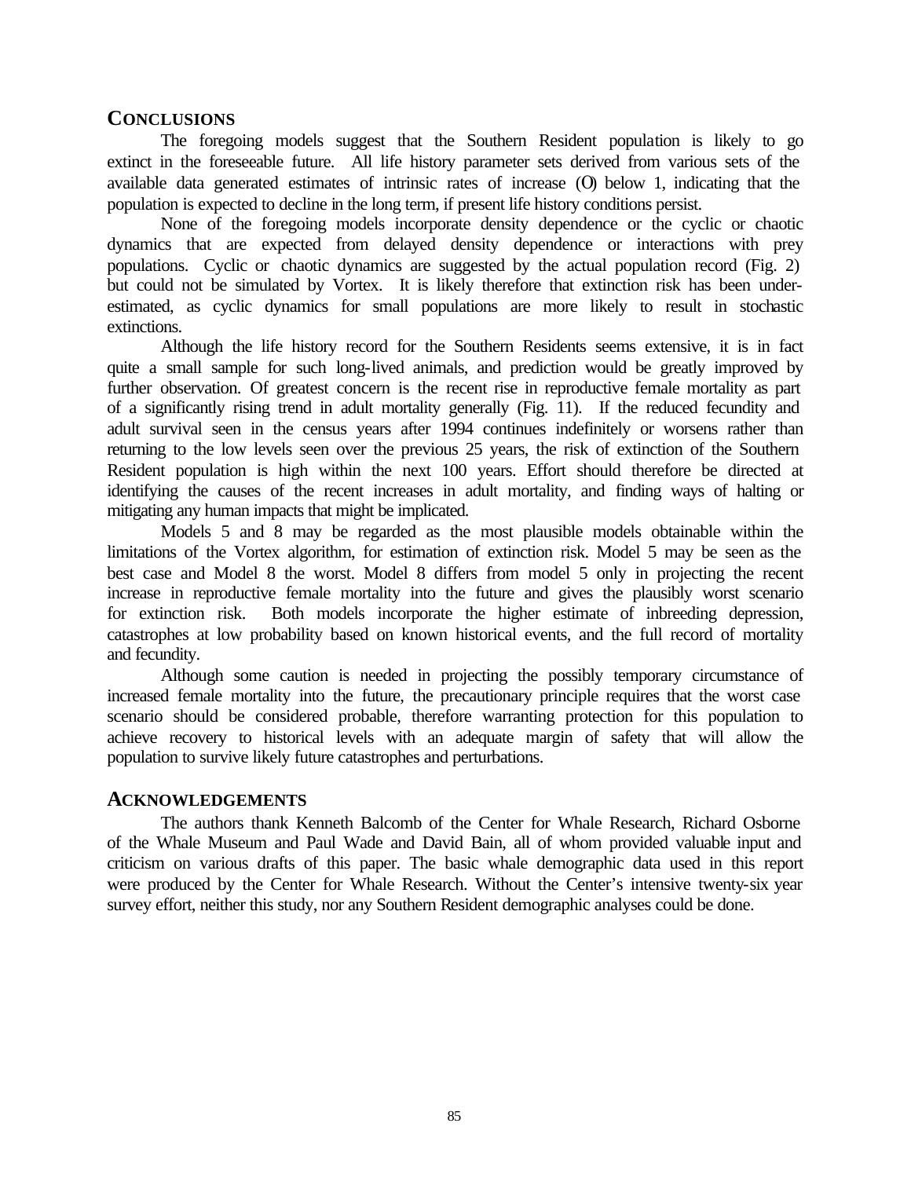## CONCLUSIONS

The foregoing models suggest that the Southern Resident population is likely to go extinct in the foreseeable future. All life history parameter sets derived from various sets of the available data generated estimates of intrinsic rates of increase (O) below 1, indicating that the population is expected to decline in the long term, if present life history conditions persist.

None of the foregoing models incorporate density dependence or the cyclic or chaotic dynamics that are expected from delayed density dependence or interactions with prey populations. Cyclic or chaotic dynamics are suggested by the actual population record (Fig. 2) but could not be simulated by Vortex. It is likely therefore that extinction risk has been under-estimated, as cyclic dynamics for small populations are more likely to result in stochastic extinctions.

Although the life history record for the Southern Residents seems extensive, it is in fact quite a small sample for such long-lived animals, and prediction would be greatly improved by further observation. Of greatest concern is the recent rise in reproductive female mortality as part of a significantly rising trend in adult mortality generally (Fig. 11). If the reduced fecundity and adult survival seen in the census years after 1994 continues indefinitely or worsens rather than returning to the low levels seen over the previous 25 years, the risk of extinction of the Southern Resident population is high within the next 100 years. Effort should therefore be directed at identifying the causes of the recent increases in adult mortality, and finding ways of halting or mitigating any human impacts that might be implicated.

Models 5 and 8 may be regarded as the most plausible models obtainable within the limitations of the Vortex algorithm, for estimation of extinction risk. Model 5 may be seen as the best case and Model 8 the worst. Model 8 differs from model 5 only in projecting the recent increase in reproductive female mortality into the future and gives the plausibly worst scenario for extinction risk. Both models incorporate the higher estimate of inbreeding depression, catastrophes at low probability based on known historical events, and the full record of mortality and fecundity.

Although some caution is needed in projecting the possibly temporary circumstance of increased female mortality into the future, the precautionary principle requires that the worst case scenario should be considered probable, therefore warranting protection for this population to achieve recovery to historical levels with an adequate margin of safety that will allow the population to survive likely future catastrophes and perturbations.

## ACKNOWLEDGEMENTS

The authors thank Kenneth Balcomb of the Center for Whale Research, Richard Osborne of the Whale Museum and Paul Wade and David Bain, all of whom provided valuable input and criticism on various drafts of this paper. The basic whale demographic data used in this report were produced by the Center for Whale Research. Without the Center's intensive twenty-six year survey effort, neither this study, nor any Southern Resident demographic analyses could be done.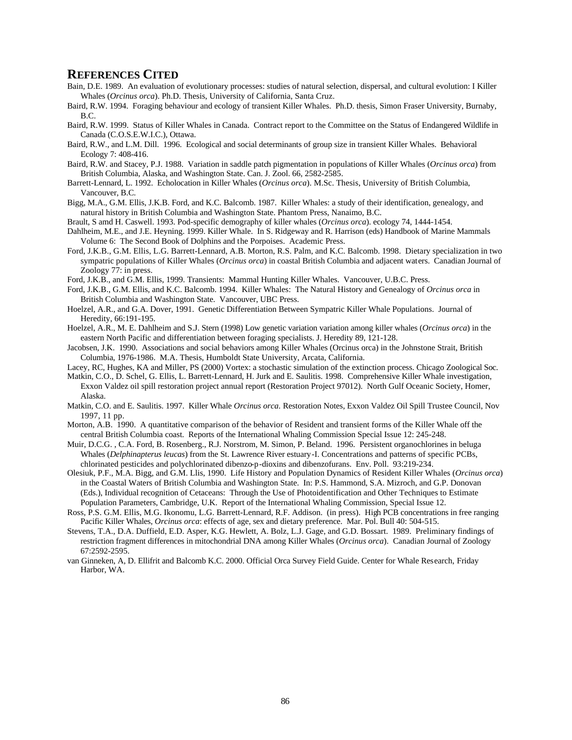## REFERENCES CITED

Bain, D.E. 1989. An evaluation of evolutionary processes: studies of natural selection, dispersal, and cultural evolution: I Killer Whales (*Orcinus orca*). Ph.D. Thesis, University of California, Santa Cruz.

Baird, R.W. 1994. Foraging behaviour and ecology of transient Killer Whales. Ph.D. thesis, Simon Fraser University, Burnaby, B.C.

Baird, R.W. 1999. Status of Killer Whales in Canada. Contract report to the Committee on the Status of Endangered Wildlife in Canada (C.O.S.E.W.I.C.), Ottawa.

Baird, R.W., and L.M. Dill. 1996. Ecological and social determinants of group size in transient Killer Whales. Behavioral Ecology 7: 408-416.

Baird, R.W. and Stacey, P.J. 1988. Variation in saddle patch pigmentation in populations of Killer Whales (*Orcinus orca*) from British Columbia, Alaska, and Washington State. Can. J. Zool. 66, 2582-2585.

Barrett-Lennard, L. 1992. Echolocation in Killer Whales (*Orcinus orca*). M.Sc. Thesis, University of British Columbia, Vancouver, B.C.

Bigg, M.A., G.M. Ellis, J.K.B. Ford, and K.C. Balcomb. 1987. Killer Whales: a study of their identification, genealogy, and natural history in British Columbia and Washington State. Phantom Press, Nanaimo, B.C.

Brault, S amd H. Caswell. 1993. Pod-specific demography of killer whales (*Orcinus orca*). ecology 74, 1444-1454.

Dahlheim, M.E., and J.E. Heyning. 1999. Killer Whale. In S. Ridgeway and R. Harrison (eds) Handbook of Marine Mammals Volume 6: The Second Book of Dolphins and the Porpoises. Academic Press.

Ford, J.K.B., G.M. Ellis, L.G. Barrett-Lennard, A.B. Morton, R.S. Palm, and K.C. Balcomb. 1998. Dietary specialization in two sympatric populations of Killer Whales (*Orcinus orca*) in coastal British Columbia and adjacent waters. Canadian Journal of Zoology 77: in press.

Ford, J.K.B., and G.M. Ellis, 1999. Transients: Mammal Hunting Killer Whales. Vancouver, U.B.C. Press.

Ford, J.K.B., G.M. Ellis, and K.C. Balcomb. 1994. Killer Whales: The Natural History and Genealogy of *Orcinus orca* in British Columbia and Washington State. Vancouver, UBC Press.

Hoelzel, A.R., and G.A. Dover, 1991. Genetic Differentiation Between Sympatric Killer Whale Populations. Journal of Heredity, 66:191-195.

Hoelzel, A.R., M. E. Dahlheim and S.J. Stern (1998) Low genetic variation variation among killer whales (*Orcinus orca*) in the eastern North Pacific and differentiation between foraging specialists. J. Heredity 89, 121-128.

Jacobsen, J.K. 1990. Associations and social behaviors among Killer Whales (Orcinus orca) in the Johnstone Strait, British Columbia, 1976-1986. M.A. Thesis, Humboldt State University, Arcata, California.

Lacey, RC, Hughes, KA and Miller, PS (2000) Vortex: a stochastic simulation of the extinction process. Chicago Zoological Soc.

Matkin, C.O., D. Schel, G. Ellis, L. Barrett-Lennard, H. Jurk and E. Saulitis. 1998. Comprehensive Killer Whale investigation, Exxon Valdez oil spill restoration project annual report (Restoration Project 97012). North Gulf Oceanic Society, Homer, Alaska.

Matkin, C.O. and E. Saulitis. 1997. Killer Whale *Orcinus orca*. Restoration Notes, Exxon Valdez Oil Spill Trustee Council, Nov 1997, 11 pp.

Morton, A.B. 1990. A quantitative comparison of the behavior of Resident and transient forms of the Killer Whale off the central British Columbia coast. Reports of the International Whaling Commission Special Issue 12: 245-248.

Muir, D.C.G. , C.A. Ford, B. Rosenberg., R.J. Norstrom, M. Simon, P. Beland. 1996. Persistent organochlorines in beluga Whales (*Delphinapterus leucas*) from the St. Lawrence River estuary-I. Concentrations and patterns of specific PCBs, chlorinated pesticides and polychlorinated dibenzo-p-dioxins and dibenzofurans. Env. Poll. 93:219-234.

Olesiuk, P.F., M.A. Bigg, and G.M. Llis, 1990. Life History and Population Dynamics of Resident Killer Whales (*Orcinus orca*) in the Coastal Waters of British Columbia and Washington State. In: P.S. Hammond, S.A. Mizroch, and G.P. Donovan (Eds.), Individual recognition of Cetaceans: Through the Use of Photoidentification and Other Techniques to Estimate Population Parameters, Cambridge, U.K. Report of the International Whaling Commission, Special Issue 12.

Ross, P.S. G.M. Ellis, M.G. Ikonomu, L.G. Barrett-Lennard, R.F. Addison. (in press). High PCB concentrations in free ranging Pacific Killer Whales, *Orcinus orca*: effects of age, sex and dietary preference. Mar. Pol. Bull 40: 504-515.

Stevens, T.A., D.A. Duffield, E.D. Asper, K.G. Hewlett, A. Bolz, L.J. Gage, and G.D. Bossart. 1989. Preliminary findings of restriction fragment differences in mitochondrial DNA among Killer Whales (*Orcinus orca*). Canadian Journal of Zoology 67:2592-2595.

van Ginneken, A, D. Ellifrit and Balcomb K.C. 2000. Official Orca Survey Field Guide. Center for Whale Research, Friday Harbor, WA.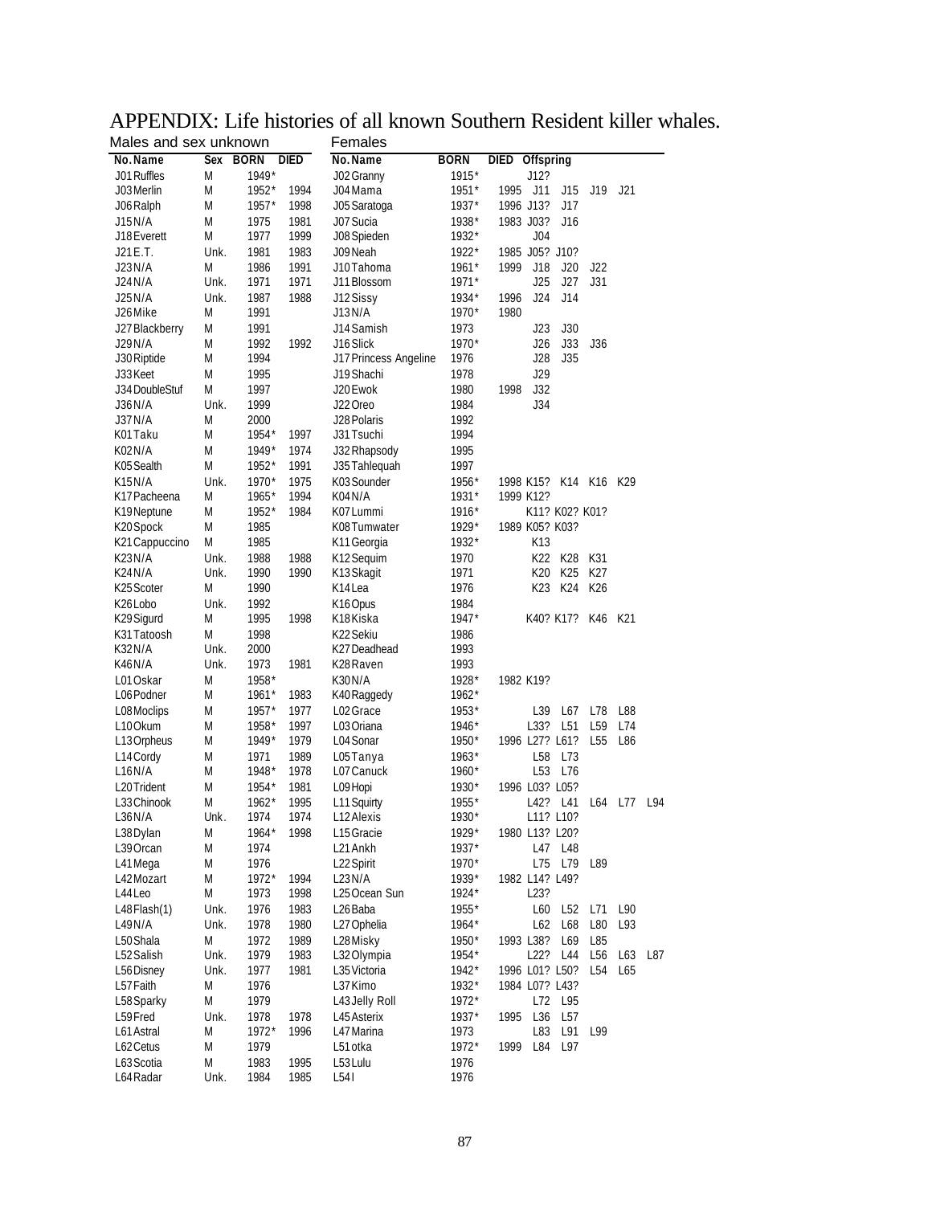# APPENDIX: Life histories of all known Southern Resident killer whales.

## Males and sex unknown

| No. Name | Sex | BORN | DIED |
|---|---|---|---|
| J01 Ruffles | M | 1949* | |
| J03 Merlin | M | 1952* | 1994 |
| J06 Ralph | M | 1957* | 1998 |
| J15 N/A | M | 1975 | 1981 |
| J18 Everett | M | 1977 | 1999 |
| J21 E.T. | Unk. | 1981 | 1983 |
| J23 N/A | M | 1986 | 1991 |
| J24 N/A | Unk. | 1971 | 1971 |
| J25 N/A | Unk. | 1987 | 1988 |
| J26 Mike | M | 1991 | |
| J27 Blackberry | M | 1991 | |
| J29 N/A | M | 1992 | 1992 |
| J30 Riptide | M | 1994 | |
| J33 Keet | M | 1995 | |
| J34 DoubleStuf | M | 1997 | |
| J36 N/A | Unk. | 1999 | |
| J37 N/A | M | 2000 | |
| K01 Taku | M | 1954* | 1997 |
| K02 N/A | M | 1949* | 1974 |
| K05 Sealth | M | 1952* | 1991 |
| K15 N/A | Unk. | 1970* | 1975 |
| K17 Pacheena | M | 1965* | 1994 |
| K19 Neptune | M | 1952* | 1984 |
| K20 Spock | M | 1985 | |
| K21 Cappuccino | M | 1985 | |
| K23 N/A | Unk. | 1988 | 1988 |
| K24 N/A | Unk. | 1990 | 1990 |
| K25 Scoter | M | 1990 | |
| K26 Lobo | Unk. | 1992 | |
| K29 Sigurd | M | 1995 | 1998 |
| K31 Tatoosh | M | 1998 | |
| K32 N/A | Unk. | 2000 | |
| K46 N/A | Unk. | 1973 | 1981 |
| L01 Oskar | M | 1958* | |
| L06 Podner | M | 1961* | 1983 |
| L08 Moclips | M | 1957* | 1977 |
| L10 Okum | M | 1958* | 1997 |
| L13 Orpheus | M | 1949* | 1979 |
| L14 Cordy | M | 1971 | 1989 |
| L16 N/A | M | 1948* | 1978 |
| L20 Trident | M | 1954* | 1981 |
| L33 Chinook | M | 1962* | 1995 |
| L36 N/A | Unk. | 1974 | 1974 |
| L38 Dylan | M | 1964* | 1998 |
| L39 Orcan | M | 1974 | |
| L41 Mega | M | 1976 | |
| L42 Mozart | M | 1972* | 1994 |
| L44 Leo | M | 1973 | 1998 |
| L48 Flash(1) | Unk. | 1976 | 1983 |
| L49 N/A | Unk. | 1978 | 1980 |
| L50 Shala | M | 1972 | 1989 |
| L52 Salish | Unk. | 1979 | 1983 |
| L56 Disney | Unk. | 1977 | 1981 |
| L57 Faith | M | 1976 | |
| L58 Sparky | M | 1979 | |
| L59 Fred | Unk. | 1978 | 1978 |
| L61 Astral | M | 1972* | 1996 |
| L62 Cetus | M | 1979 | |
| L63 Scotia | M | 1983 | 1995 |
| L64 Radar | Unk. | 1984 | 1985 |

## Females

| No. Name | BORN | DIED | Offspring | | | | |
|---|---|---|---|---|---|---|---|
| J02 Granny | 1915* | | J12? | | | | |
| J04 Mama | 1951* | 1995 | J11 | J15 | J19 | J21 | |
| J05 Saratoga | 1937* | 1996 | J13? | J17 | | | |
| J07 Sucia | 1938* | 1983 | J03? | J16 | | | |
| J08 Spieden | 1932* | | J04 | | | | |
| J09 Neah | 1922* | 1985 | J05? | J10? | | | |
| J10 Tahoma | 1961* | 1999 | J18 | J20 | J22 | | |
| J11 Blossom | 1971* | | J25 | J27 | J31 | | |
| J12 Sissy | 1934* | 1996 | J24 | J14 | | | |
| J13 N/A | 1970* | 1980 | | | | | |
| J14 Samish | 1973 | | J23 | J30 | | | |
| J16 Slick | 1970* | | J26 | J33 | J36 | | |
| J17 Princess Angeline | 1976 | | J28 | J35 | | | |
| J19 Shachi | 1978 | | J29 | | | | |
| J20 Ewok | 1980 | 1998 | J32 | | | | |
| J22 Oreo | 1984 | | J34 | | | | |
| J28 Polaris | 1992 | | | | | | |
| J31 Tsuchi | 1994 | | | | | | |
| J32 Rhapsody | 1995 | | | | | | |
| J35 Tahlequah | 1997 | | | | | | |
| K03 Sounder | 1956* | 1998 | K15? | K14 | K16 | K29 | |
| K04 N/A | 1931* | 1999 | K12? | | | | |
| K07 Lummi | 1916* | | K11? | K02? | K01? | | |
| K08 Tumwater | 1929* | 1989 | K05? | K03? | | | |
| K11 Georgia | 1932* | | K13 | | | | |
| K12 Sequim | 1970 | | K22 | K28 | K31 | | |
| K13 Skagit | 1971 | | K20 | K25 | K27 | | |
| K14 Lea | 1976 | | K23 | K24 | K26 | | |
| K16 Opus | 1984 | | | | | | |
| K18 Kiska | 1947* | | K40? | K17? | K46 | K21 | |
| K22 Sekiu | 1986 | | | | | | |
| K27 Deadhead | 1993 | | | | | | |
| K28 Raven | 1993 | | | | | | |
| K30 N/A | 1928* | 1982 | K19? | | | | |
| K40 Raggedy | 1962* | | | | | | |
| L02 Grace | 1953* | | L39 | L67 | L78 | L88 | |
| L03 Oriana | 1946* | | L33? | L51 | L59 | L74 | |
| L04 Sonar | 1950* | 1996 | L27? | L61? | L55 | L86 | |
| L05 Tanya | 1963* | | L58 | L73 | | | |
| L07 Canuck | 1960* | | L53 | L76 | | | |
| L09 Hopi | 1930* | 1996 | L03? | L05? | | | |
| L11 Squirty | 1955* | | L42? | L41 | L64 | L77 | L94 |
| L12 Alexis | 1930* | | L11? | L10? | | | |
| L15 Gracie | 1929* | 1980 | L13? | L20? | | | |
| L21 Ankh | 1937* | | L47 | L48 | | | |
| L22 Spirit | 1970* | | L75 | L79 | L89 | | |
| L23 N/A | 1939* | 1982 | L14? | L49? | | | |
| L25 Ocean Sun | 1924* | | L23? | | | | |
| L26 Baba | 1955* | | L60 | L52 | L71 | L90 | |
| L27 Ophelia | 1964* | | L62 | L68 | L80 | L93 | |
| L28 Misky | 1950* | 1993 | L38? | L69 | L85 | | |
| L32 Olympia | 1954* | | L22? | L44 | L56 | L63 | L87 |
| L35 Victoria | 1942* | 1996 | L01? | L50? | L54 | L65 | |
| L37 Kimo | 1932* | 1984 | L07? | L43? | | | |
| L43 Jelly Roll | 1972* | | L72 | L95 | | | |
| L45 Asterix | 1937* | 1995 | L36 | L57 | | | |
| L47 Marina | 1973 | | L83 | L91 | L99 | | |
| L51 otka | 1972* | 1999 | L84 | L97 | | | |
| L53 Lulu | 1976 | | | | | | |
| L54 I | 1976 | | | | | | |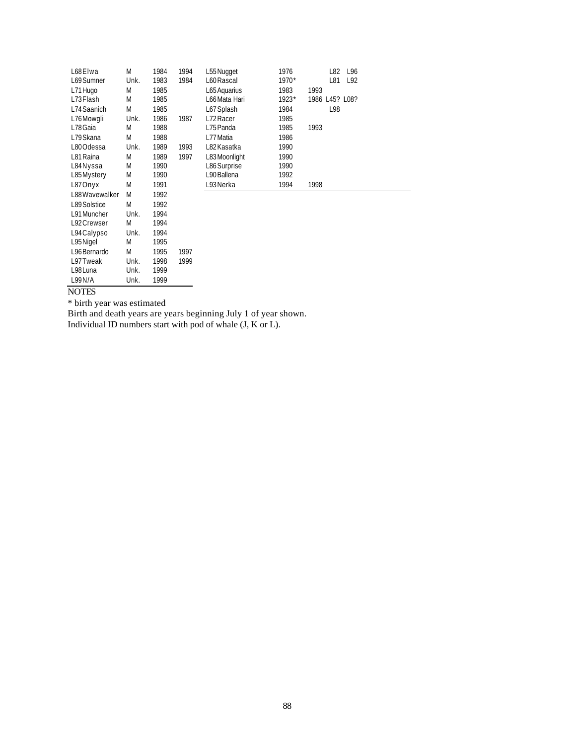| ID | Sex | Birth | Death |
|---|---|---|---|
| L68 Elwa | M | 1984 | 1994 |
| L69 Sumner | Unk. | 1983 | 1984 |
| L71 Hugo | M | 1985 | |
| L73 Flash | M | 1985 | |
| L74 Saanich | M | 1985 | |
| L76 Mowgli | Unk. | 1986 | 1987 |
| L78 Gaia | M | 1988 | |
| L79 Skana | M | 1988 | |
| L80 Odessa | Unk. | 1989 | 1993 |
| L81 Raina | M | 1989 | 1997 |
| L84 Nyssa | M | 1990 | |
| L85 Mystery | M | 1990 | |
| L87 Onyx | M | 1991 | |
| L88 Wavewalker | M | 1992 | |
| L89 Solstice | M | 1992 | |
| L91 Muncher | Unk. | 1994 | |
| L92 Crewser | M | 1994 | |
| L94 Calypso | Unk. | 1994 | |
| L95 Nigel | M | 1995 | |
| L96 Bernardo | M | 1995 | 1997 |
| L97 Tweak | Unk. | 1998 | 1999 |
| L98 Luna | Unk. | 1999 | |
| L99 N/A | Unk. | 1999 | |

| ID | Birth | Death | | |
|---|---|---|---|---|
| L55 Nugget | 1976 | | L82 | L96 |
| L60 Rascal | 1970* | | L81 | L92 |
| L65 Aquarius | 1983 | 1993 | | |
| L66 Mata Hari | 1923* | 1986 | L45? | L08? |
| L67 Splash | 1984 | | L98 | |
| L72 Racer | 1985 | | | |
| L75 Panda | 1985 | 1993 | | |
| L77 Matia | 1986 | | | |
| L82 Kasatka | 1990 | | | |
| L83 Moonlight | 1990 | | | |
| L86 Surprise | 1990 | | | |
| L90 Ballena | 1992 | | | |
| L93 Nerka | 1994 | 1998 | | |

NOTES

* birth year was estimated

Birth and death years are years beginning July 1 of year shown.

Individual ID numbers start with pod of whale (J, K or L).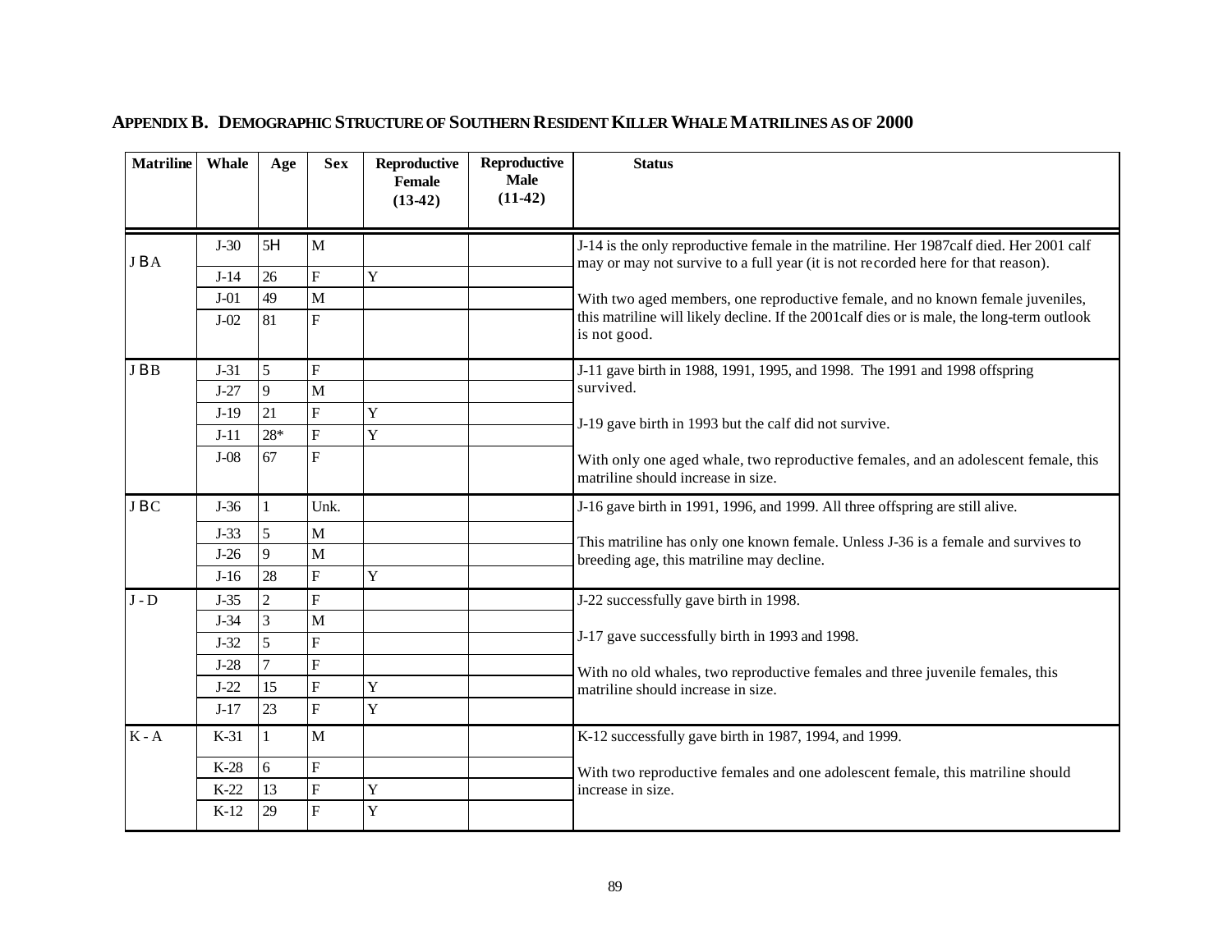## APPENDIX B. DEMOGRAPHIC STRUCTURE OF SOUTHERN RESIDENT KILLER WHALE MATRILINES AS OF 2000

| Matriline | Whale | Age | Sex | Reproductive Female (13-42) | Reproductive Male (11-42) | Status |
|---|---|---|---|---|---|---|
| J BA | J-30 | 5H | M | | | J-14 is the only reproductive female in the matriline. Her 1987calf died. Her 2001 calf may or may not survive to a full year (it is not recorded here for that reason). With two aged members, one reproductive female, and no known female juveniles, this matriline will likely decline. If the 2001calf dies or is male, the long-term outlook is not good. |
| | J-14 | 26 | F | Y | | |
| | J-01 | 49 | M | | | |
| | J-02 | 81 | F | | | |
| J BB | J-31 | 5 | F | | | J-11 gave birth in 1988, 1991, 1995, and 1998. The 1991 and 1998 offspring survived. J-19 gave birth in 1993 but the calf did not survive. With only one aged whale, two reproductive females, and an adolescent female, this matriline should increase in size. |
| | J-27 | 9 | M | | | |
| | J-19 | 21 | F | Y | | |
| | J-11 | 28* | F | Y | | |
| | J-08 | 67 | F | | | |
| J BC | J-36 | 1 | Unk. | | | J-16 gave birth in 1991, 1996, and 1999. All three offspring are still alive. This matriline has only one known female. Unless J-36 is a female and survives to breeding age, this matriline may decline. |
| | J-33 | 5 | M | | | |
| | J-26 | 9 | M | | | |
| | J-16 | 28 | F | Y | | |
| J - D | J-35 | 2 | F | | | J-22 successfully gave birth in 1998. J-17 gave successfully birth in 1993 and 1998. With no old whales, two reproductive females and three juvenile females, this matriline should increase in size. |
| | J-34 | 3 | M | | | |
| | J-32 | 5 | F | | | |
| | J-28 | 7 | F | | | |
| | J-22 | 15 | F | Y | | |
| | J-17 | 23 | F | Y | | |
| K - A | K-31 | 1 | M | | | K-12 successfully gave birth in 1987, 1994, and 1999. With two reproductive females and one adolescent female, this matriline should increase in size. |
| | K-28 | 6 | F | | | |
| | K-22 | 13 | F | Y | | |
| | K-12 | 29 | F | Y | | |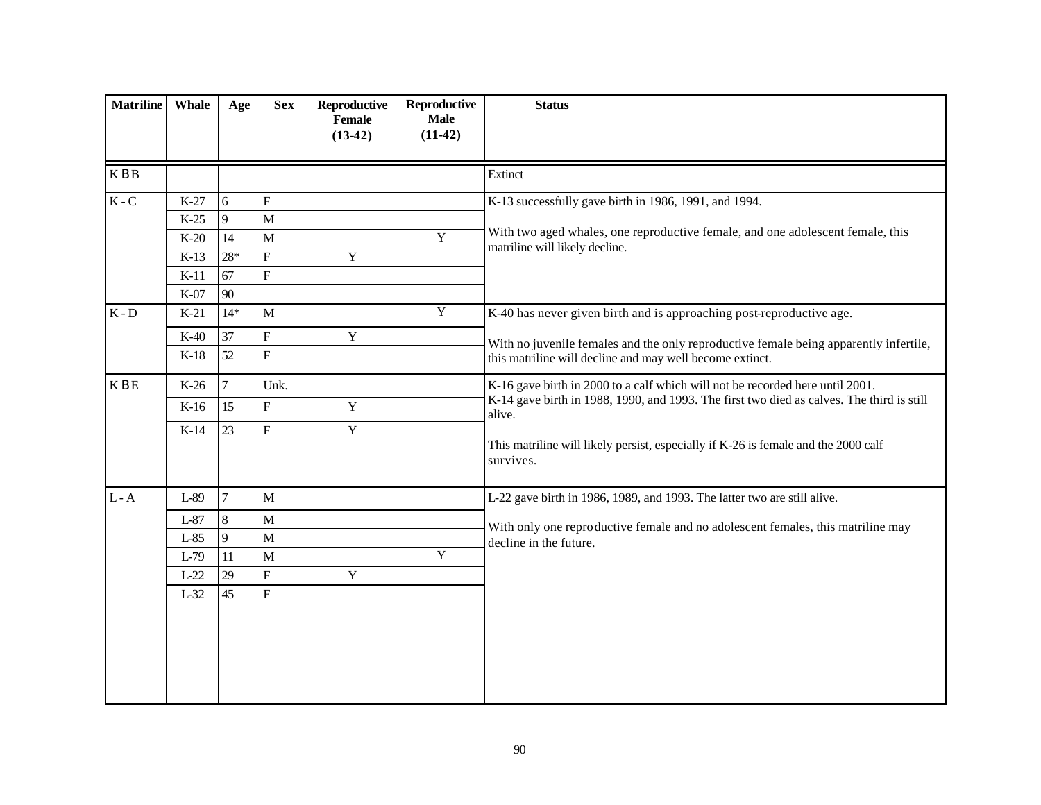| Matriline | Whale | Age | Sex | Reproductive Female (13-42) | Reproductive Male (11-42) | Status |
|---|---|---|---|---|---|---|
| K B B | | | | | | Extinct |
| K - C | K-27 | 6 | F | | | K-13 successfully gave birth in 1986, 1991, and 1994. With two aged whales, one reproductive female, and one adolescent female, this matriline will likely decline. |
| | K-25 | 9 | M | | | |
| | K-20 | 14 | M | | Y | |
| | K-13 | 28* | F | Y | | |
| | K-11 | 67 | F | | | |
| | K-07 | 90 | | | | |
| K - D | K-21 | 14* | M | | Y | K-40 has never given birth and is approaching post-reproductive age. With no juvenile females and the only reproductive female being apparently infertile, this matriline will decline and may well become extinct. |
| | K-40 | 37 | F | Y | | |
| | K-18 | 52 | F | | | |
| K B E | K-26 | 7 | Unk. | | | K-16 gave birth in 2000 to a calf which will not be recorded here until 2001. K-14 gave birth in 1988, 1990, and 1993. The first two died as calves. The third is still alive. This matriline will likely persist, especially if K-26 is female and the 2000 calf survives. |
| | K-16 | 15 | F | Y | | |
| | K-14 | 23 | F | Y | | |
| L - A | L-89 | 7 | M | | | L-22 gave birth in 1986, 1989, and 1993. The latter two are still alive. With only one reproductive female and no adolescent females, this matriline may decline in the future. |
| | L-87 | 8 | M | | | |
| | L-85 | 9 | M | | | |
| | L-79 | 11 | M | | Y | |
| | L-22 | 29 | F | Y | | |
| | L-32 | 45 | F | | | |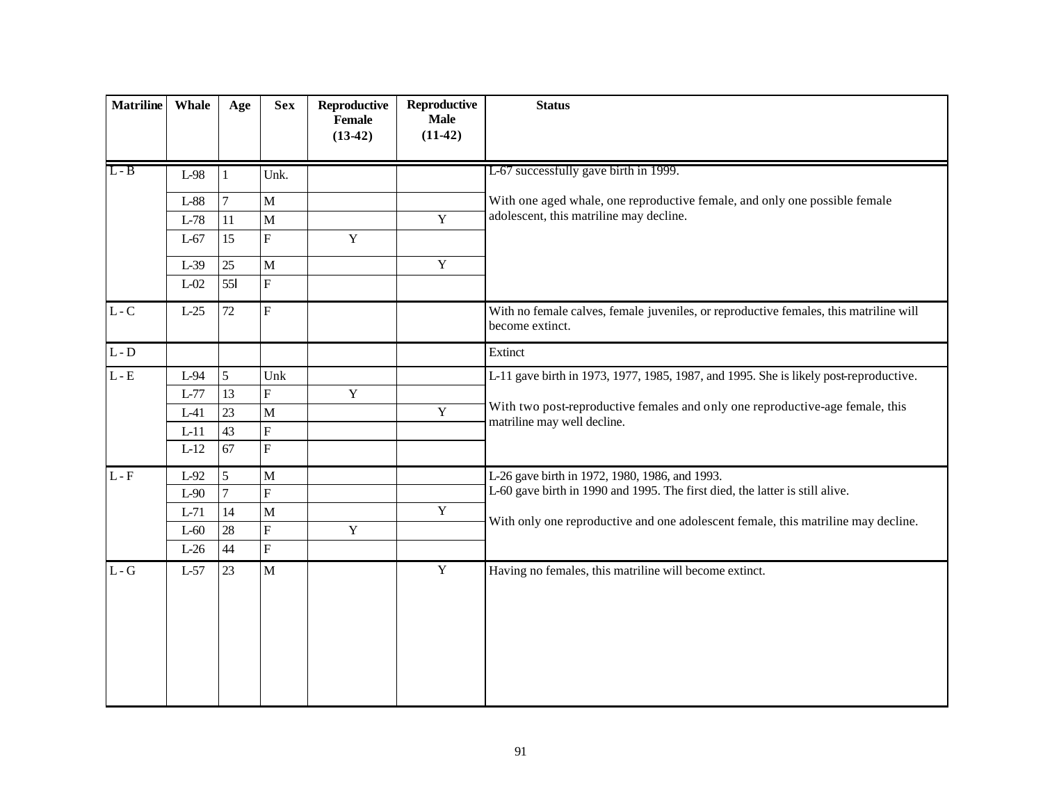| Matriline | Whale | Age | Sex | Reproductive Female (13-42) | Reproductive Male (11-42) | Status |
|---|---|---|---|---|---|---|
| L - B | L-98 | 1 | Unk. | | | L-67 successfully gave birth in 1999.<br><br>With one aged whale, one reproductive female, and only one possible female adolescent, this matriline may decline. |
| | L-88 | 7 | M | | | |
| | L-78 | 11 | M | | Y | |
| | L-67 | 15 | F | Y | | |
| | L-39 | 25 | M | | Y | |
| | L-02 | 55l | F | | | |
| L - C | L-25 | 72 | F | | | With no female calves, female juveniles, or reproductive females, this matriline will become extinct. |
| L - D | | | | | | Extinct |
| L - E | L-94 | 5 | Unk | | | L-11 gave birth in 1973, 1977, 1985, 1987, and 1995. She is likely post-reproductive.<br><br>With two post-reproductive females and only one reproductive-age female, this matriline may well decline. |
| | L-77 | 13 | F | Y | | |
| | L-41 | 23 | M | | Y | |
| | L-11 | 43 | F | | | |
| | L-12 | 67 | F | | | |
| L - F | L-92 | 5 | M | | | L-26 gave birth in 1972, 1980, 1986, and 1993.<br>L-60 gave birth in 1990 and 1995. The first died, the latter is still alive.<br><br>With only one reproductive and one adolescent female, this matriline may decline. |
| | L-90 | 7 | F | | | |
| | L-71 | 14 | M | | Y | |
| | L-60 | 28 | F | Y | | |
| | L-26 | 44 | F | | | |
| L - G | L-57 | 23 | M | | Y | Having no females, this matriline will become extinct. |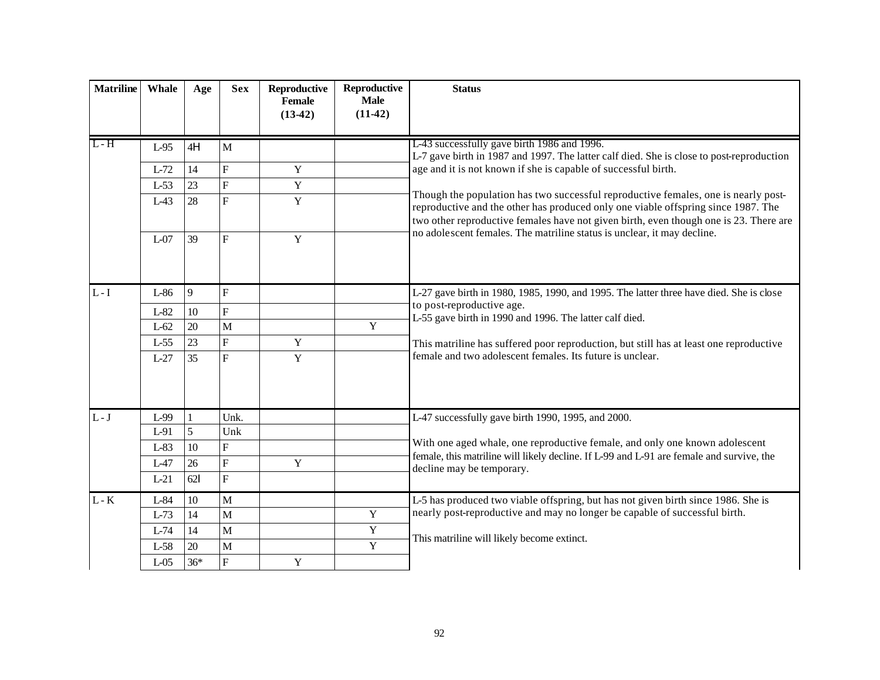| Matriline | Whale | Age | Sex | Reproductive Female (13-42) | Reproductive Male (11-42) | Status |
|---|---|---|---|---|---|---|
| L - H | L-95 | 4H | M | | | L-43 successfully gave birth 1986 and 1996.<br>L-7 gave birth in 1987 and 1997. The latter calf died. She is close to post-reproduction age and it is not known if she is capable of successful birth.<br><br>Though the population has two successful reproductive females, one is nearly post-reproductive and the other has produced only one viable offspring since 1987. The two other reproductive females have not given birth, even though one is 23. There are no adolescent females. The matriline status is unclear, it may decline. |
| | L-72 | 14 | F | Y | | |
| | L-53 | 23 | F | Y | | |
| | L-43 | 28 | F | Y | | |
| | L-07 | 39 | F | Y | | |
| L - I | L-86 | 9 | F | | | L-27 gave birth in 1980, 1985, 1990, and 1995. The latter three have died. She is close to post-reproductive age.<br>L-55 gave birth in 1990 and 1996. The latter calf died.<br><br>This matriline has suffered poor reproduction, but still has at least one reproductive female and two adolescent females. Its future is unclear. |
| | L-82 | 10 | F | | | |
| | L-62 | 20 | M | | Y | |
| | L-55 | 23 | F | Y | | |
| | L-27 | 35 | F | Y | | |
| L - J | L-99 | 1 | Unk. | | | L-47 successfully gave birth 1990, 1995, and 2000.<br><br>With one aged whale, one reproductive female, and only one known adolescent female, this matriline will likely decline. If L-99 and L-91 are female and survive, the decline may be temporary. |
| | L-91 | 5 | Unk | | | |
| | L-83 | 10 | F | | | |
| | L-47 | 26 | F | Y | | |
| | L-21 | 62l | F | | | |
| L - K | L-84 | 10 | M | | | L-5 has produced two viable offspring, but has not given birth since 1986. She is nearly post-reproductive and may no longer be capable of successful birth.<br><br>This matriline will likely become extinct. |
| | L-73 | 14 | M | | Y | |
| | L-74 | 14 | M | | Y | |
| | L-58 | 20 | M | | Y | |
| | L-05 | 36* | F | Y | | |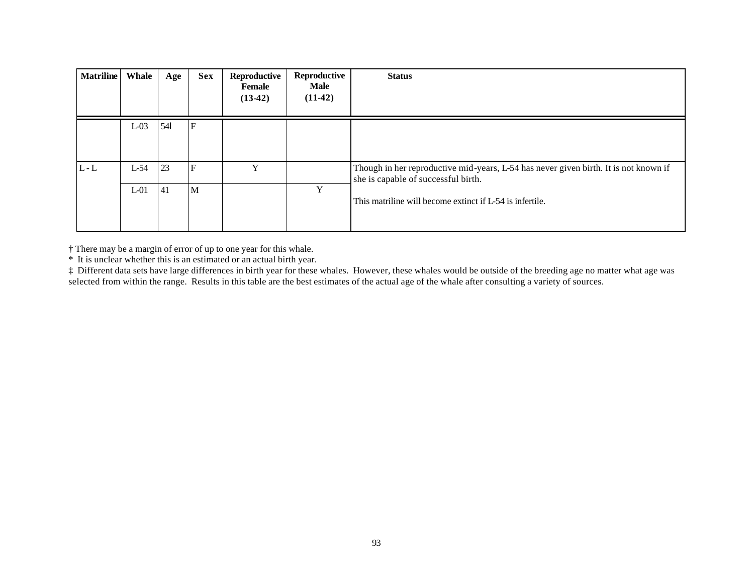| Matriline | Whale | Age | Sex | Reproductive Female (13-42) | Reproductive Male (11-42) | Status |
|---|---|---|---|---|---|---|
| | L-03 | 54‡ | F | | | |
| L - L | L-54 | 23 | F | Y | | Though in her reproductive mid-years, L-54 has never given birth. It is not known if she is capable of successful birth. |
| | L-01 | 41 | M | | Y | This matriline will become extinct if L-54 is infertile. |

† There may be a margin of error of up to one year for this whale.
\* It is unclear whether this is an estimated or an actual birth year.
‡ Different data sets have large differences in birth year for these whales. However, these whales would be outside of the breeding age no matter what age was selected from within the range. Results in this table are the best estimates of the actual age of the whale after consulting a variety of sources.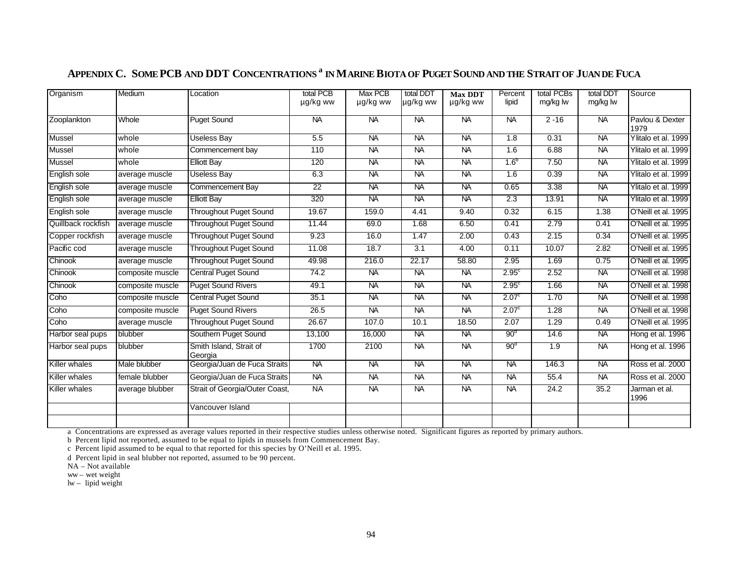# APPENDIX C. SOME PCB AND DDT CONCENTRATIONS [a] IN MARINE BIOTA OF PUGET SOUND AND THE STRAIT OF JUAN DE FUCA

| Organism | Medium | Location | total PCB µg/kg ww | Max PCB µg/kg ww | total DDT µg/kg ww | Max DDT µg/kg ww | Percent lipid | total PCBs mg/kg lw | total DDT mg/kg lw | Source |
|---|---|---|---|---|---|---|---|---|---|---|
| Zooplankton | Whole | Puget Sound | NA | NA | NA | NA | NA | 2 -16 | NA | Pavlou & Dexter 1979 |
| Mussel | whole | Useless Bay | 5.5 | NA | NA | NA | 1.8 | 0.31 | NA | Ylitalo et al. 1999 |
| Mussel | whole | Commencement bay | 110 | NA | NA | NA | 1.6 | 6.88 | NA | Ylitalo et al. 1999 |
| Mussel | whole | Elliott Bay | 120 | NA | NA | NA | 1.6[b] | 7.50 | NA | Ylitalo et al. 1999 |
| English sole | average muscle | Useless Bay | 6.3 | NA | NA | NA | 1.6 | 0.39 | NA | Ylitalo et al. 1999 |
| English sole | average muscle | Commencement Bay | 22 | NA | NA | NA | 0.65 | 3.38 | NA | Ylitalo et al. 1999 |
| English sole | average muscle | Elliott Bay | 320 | NA | NA | NA | 2.3 | 13.91 | NA | Ylitalo et al. 1999 |
| English sole | average muscle | Throughout Puget Sound | 19.67 | 159.0 | 4.41 | 9.40 | 0.32 | 6.15 | 1.38 | O'Neill et al. 1995 |
| Quillback rockfish | average muscle | Throughout Puget Sound | 11.44 | 69.0 | 1.68 | 6.50 | 0.41 | 2.79 | 0.41 | O'Neill et al. 1995 |
| Copper rockfish | average muscle | Throughout Puget Sound | 9.23 | 16.0 | 1.47 | 2.00 | 0.43 | 2.15 | 0.34 | O'Neill et al. 1995 |
| Pacific cod | average muscle | Throughout Puget Sound | 11.08 | 18.7 | 3.1 | 4.00 | 0.11 | 10.07 | 2.82 | O'Neill et al. 1995 |
| Chinook | average muscle | Throughout Puget Sound | 49.98 | 216.0 | 22.17 | 58.80 | 2.95 | 1.69 | 0.75 | O'Neill et al. 1995 |
| Chinook | composite muscle | Central Puget Sound | 74.2 | NA | NA | NA | 2.95[c] | 2.52 | NA | O'Neill et al. 1998 |
| Chinook | composite muscle | Puget Sound Rivers | 49.1 | NA | NA | NA | 2.95[c] | 1.66 | NA | O'Neill et al. 1998 |
| Coho | composite muscle | Central Puget Sound | 35.1 | NA | NA | NA | 2.07[c] | 1.70 | NA | O'Neill et al. 1998 |
| Coho | composite muscle | Puget Sound Rivers | 26.5 | NA | NA | NA | 2.07[c] | 1.28 | NA | O'Neill et al. 1998 |
| Coho | average muscle | Throughout Puget Sound | 26.67 | 107.0 | 10.1 | 18.50 | 2.07 | 1.29 | 0.49 | O'Neill et al. 1995 |
| Harbor seal pups | blubber | Southern Puget Sound | 13,100 | 16,000 | NA | NA | 90[d] | 14.6 | NA | Hong et al. 1996 |
| Harbor seal pups | blubber | Smith Island, Strait of Georgia | 1700 | 2100 | NA | NA | 90[d] | 1.9 | NA | Hong et al. 1996 |
| Killer whales | Male blubber | Georgia/Juan de Fuca Straits | NA | NA | NA | NA | NA | 146.3 | NA | Ross et al. 2000 |
| Killer whales | female blubber | Georgia/Juan de Fuca Straits | NA | NA | NA | NA | NA | 55.4 | NA | Ross et al. 2000 |
| Killer whales | average blubber | Strait of Georgia/Outer Coast, Vancouver Island | NA | NA | NA | NA | NA | 24.2 | 35.2 | Jarman et al. 1996 |

a Concentrations are expressed as average values reported in their respective studies unless otherwise noted. Significant figures as reported by primary authors.

b Percent lipid not reported, assumed to be equal to lipids in mussels from Commencement Bay.

c Percent lipid assumed to be equal to that reported for this species by O'Neill et al. 1995.

d Percent lipid in seal blubber not reported, assumed to be 90 percent.

NA – Not available

ww – wet weight

lw – lipid weight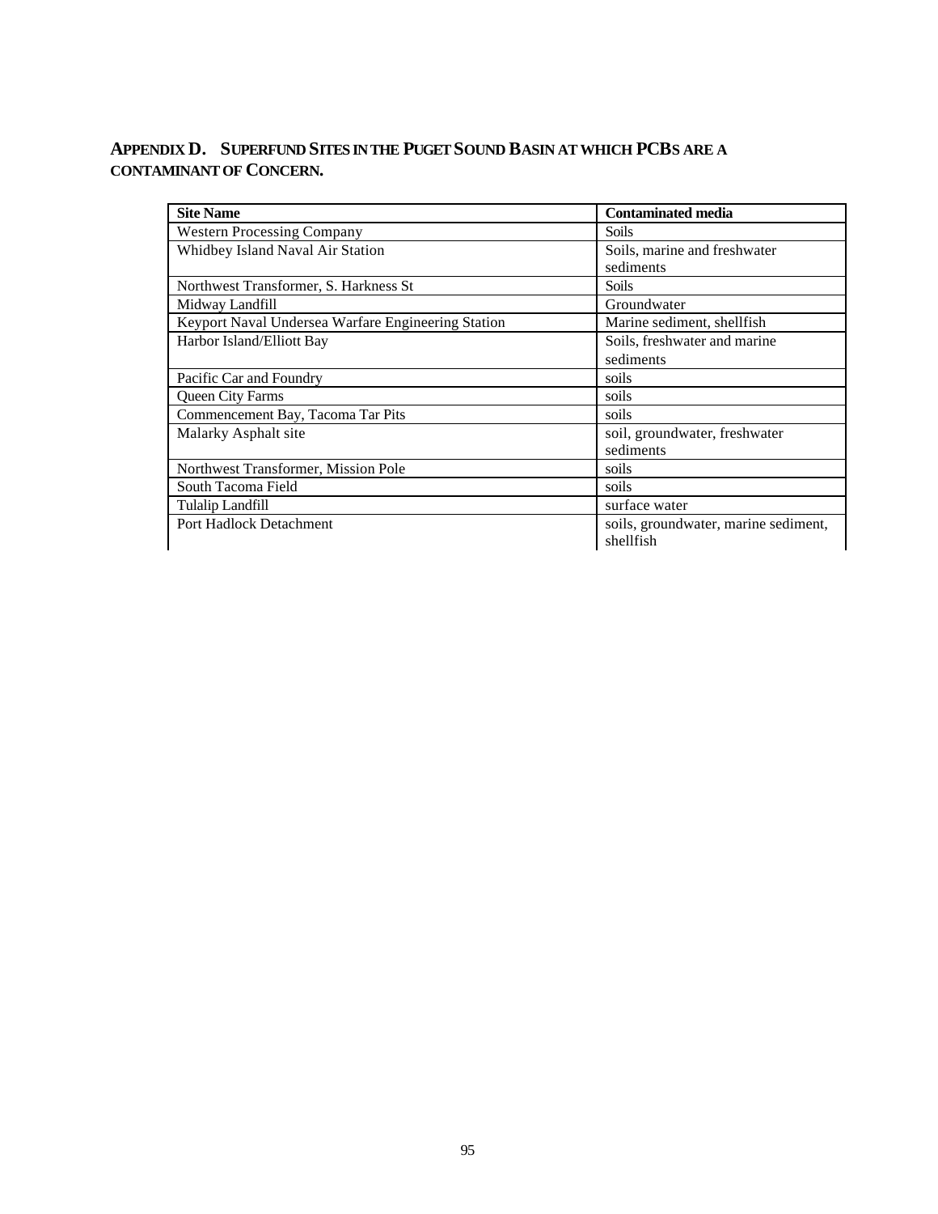## APPENDIX D. SUPERFUND SITES IN THE PUGET SOUND BASIN AT WHICH PCBS ARE A CONTAMINANT OF CONCERN.

| Site Name | Contaminated media |
|---|---|
| Western Processing Company | Soils |
| Whidbey Island Naval Air Station | Soils, marine and freshwater sediments |
| Northwest Transformer, S. Harkness St | Soils |
| Midway Landfill | Groundwater |
| Keyport Naval Undersea Warfare Engineering Station | Marine sediment, shellfish |
| Harbor Island/Elliott Bay | Soils, freshwater and marine sediments |
| Pacific Car and Foundry | soils |
| Queen City Farms | soils |
| Commencement Bay, Tacoma Tar Pits | soils |
| Malarky Asphalt site | soil, groundwater, freshwater sediments |
| Northwest Transformer, Mission Pole | soils |
| South Tacoma Field | soils |
| Tulalip Landfill | surface water |
| Port Hadlock Detachment | soils, groundwater, marine sediment, shellfish |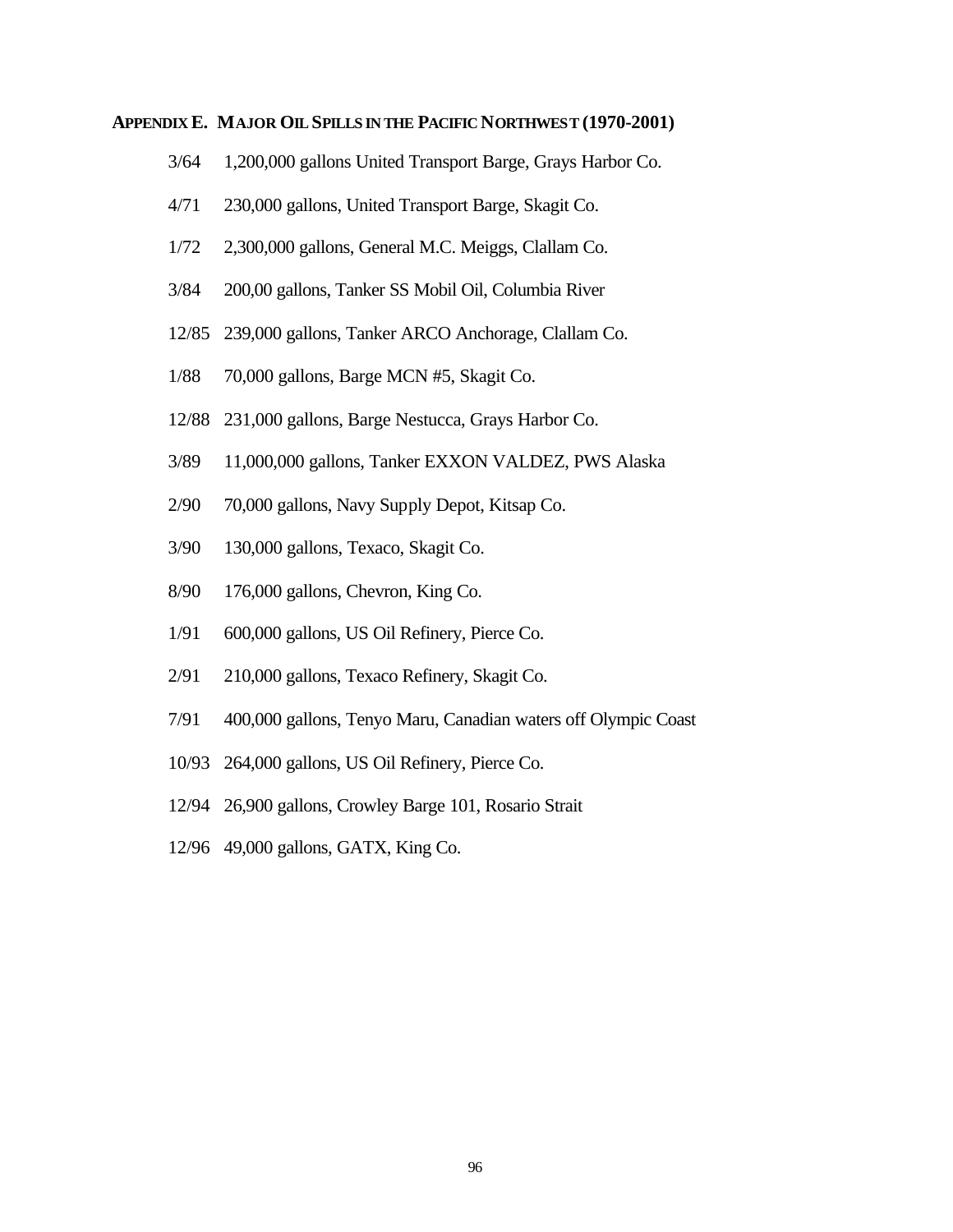## APPENDIX E. MAJOR OIL SPILLS IN THE PACIFIC NORTHWEST (1970-2001)

3/64 1,200,000 gallons United Transport Barge, Grays Harbor Co.

4/71 230,000 gallons, United Transport Barge, Skagit Co.

1/72 2,300,000 gallons, General M.C. Meiggs, Clallam Co.

3/84 200,00 gallons, Tanker SS Mobil Oil, Columbia River

12/85 239,000 gallons, Tanker ARCO Anchorage, Clallam Co.

1/88 70,000 gallons, Barge MCN #5, Skagit Co.

12/88 231,000 gallons, Barge Nestucca, Grays Harbor Co.

3/89 11,000,000 gallons, Tanker EXXON VALDEZ, PWS Alaska

2/90 70,000 gallons, Navy Supply Depot, Kitsap Co.

3/90 130,000 gallons, Texaco, Skagit Co.

8/90 176,000 gallons, Chevron, King Co.

1/91 600,000 gallons, US Oil Refinery, Pierce Co.

2/91 210,000 gallons, Texaco Refinery, Skagit Co.

7/91 400,000 gallons, Tenyo Maru, Canadian waters off Olympic Coast

10/93 264,000 gallons, US Oil Refinery, Pierce Co.

12/94 26,900 gallons, Crowley Barge 101, Rosario Strait

12/96 49,000 gallons, GATX, King Co.